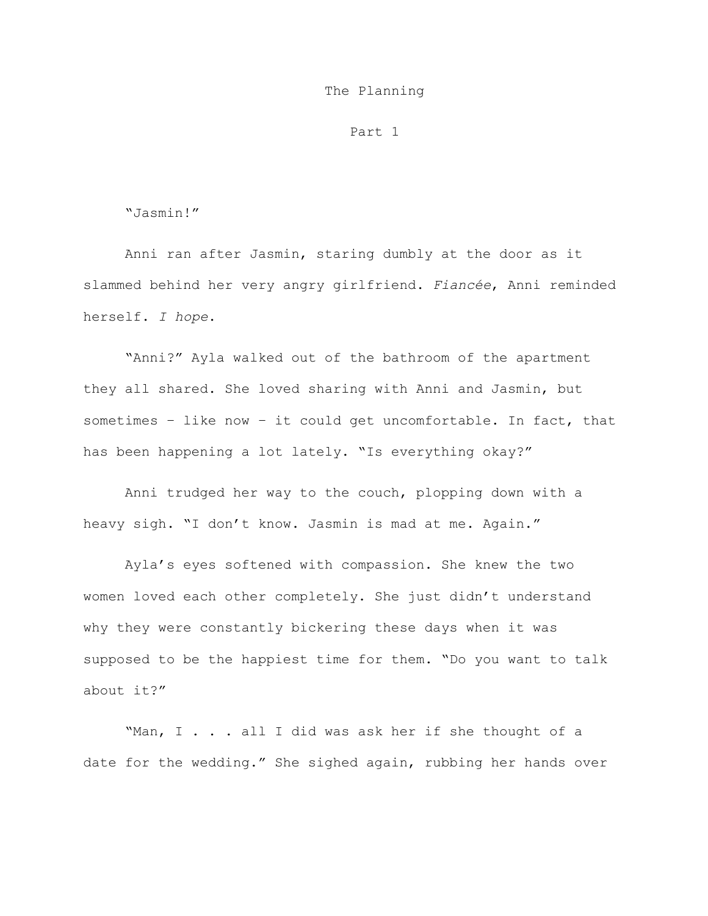# The Planning

## Part 1

"Jasmin!"

Anni ran after Jasmin, staring dumbly at the door as it slammed behind her very angry girlfriend. *Fiancée*, Anni reminded herself. *I hope*.

"Anni?" Ayla walked out of the bathroom of the apartment they all shared. She loved sharing with Anni and Jasmin, but sometimes – like now – it could get uncomfortable. In fact, that has been happening a lot lately. "Is everything okay?"

Anni trudged her way to the couch, plopping down with a heavy sigh. "I don't know. Jasmin is mad at me. Again."

Ayla's eyes softened with compassion. She knew the two women loved each other completely. She just didn't understand why they were constantly bickering these days when it was supposed to be the happiest time for them. "Do you want to talk about it?"

"Man, I . . . all I did was ask her if she thought of a date for the wedding." She sighed again, rubbing her hands over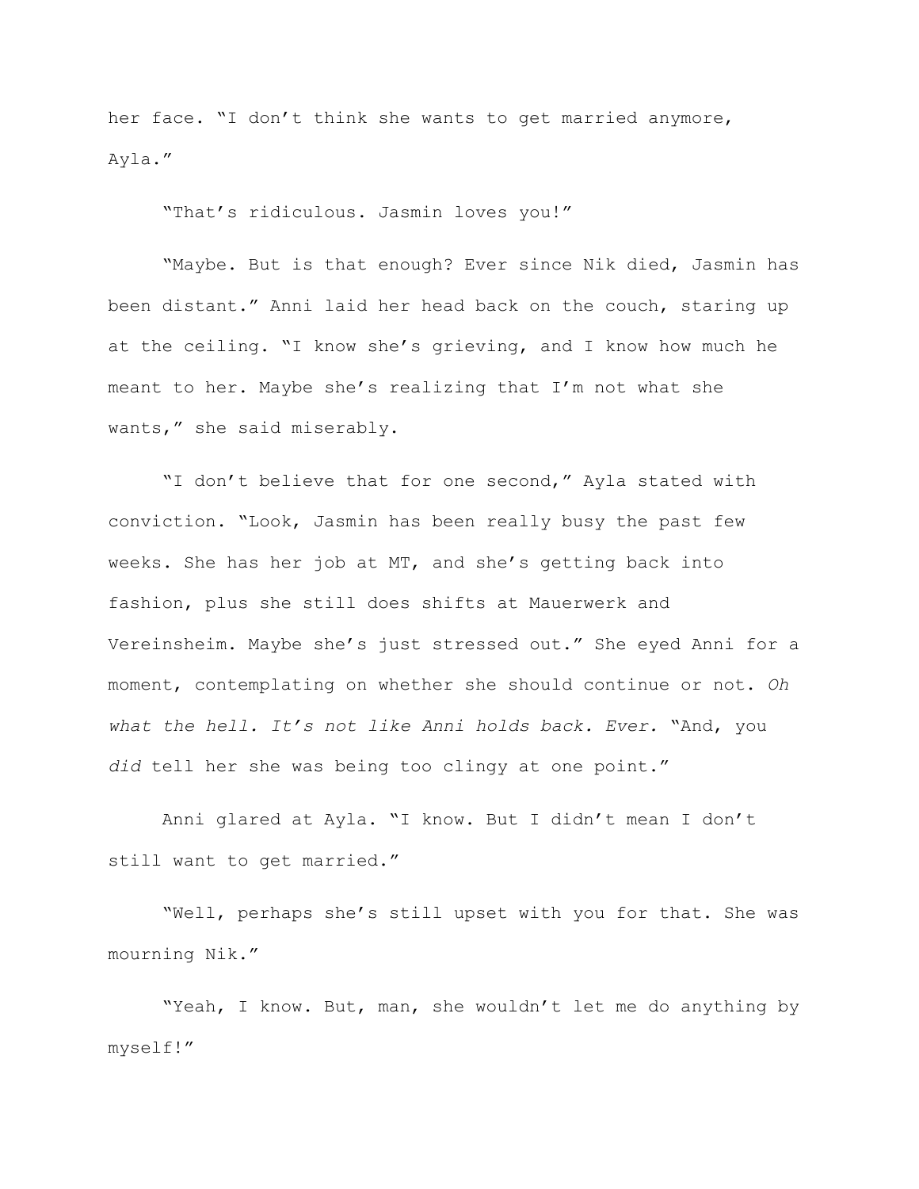her face. "I don't think she wants to get married anymore, Ayla."

"That's ridiculous. Jasmin loves you!"

"Maybe. But is that enough? Ever since Nik died, Jasmin has been distant." Anni laid her head back on the couch, staring up at the ceiling. "I know she's grieving, and I know how much he meant to her. Maybe she's realizing that I'm not what she wants," she said miserably.

"I don't believe that for one second," Ayla stated with conviction. "Look, Jasmin has been really busy the past few weeks. She has her job at MT, and she's getting back into fashion, plus she still does shifts at Mauerwerk and Vereinsheim. Maybe she's just stressed out." She eyed Anni for a moment, contemplating on whether she should continue or not. *Oh what the hell. It's not like Anni holds back. Ever.* "And, you *did* tell her she was being too clingy at one point."

Anni glared at Ayla. "I know. But I didn't mean I don't still want to get married."

"Well, perhaps she's still upset with you for that. She was mourning Nik."

"Yeah, I know. But, man, she wouldn't let me do anything by myself!"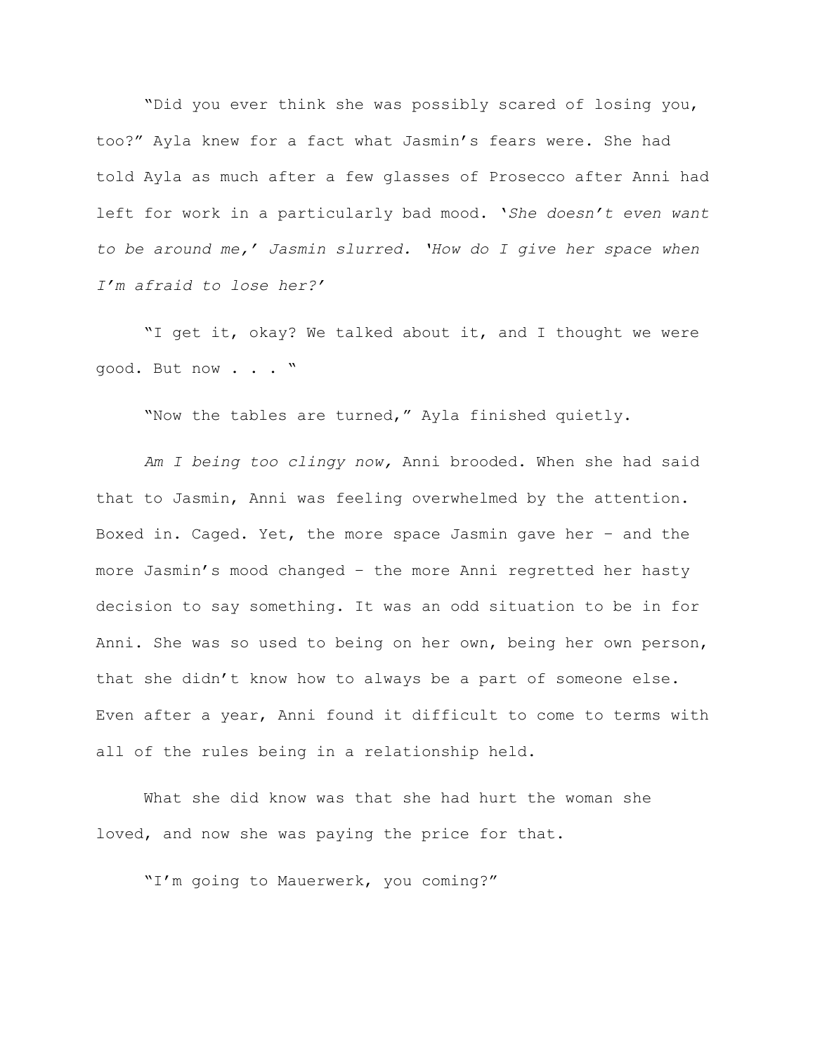"Did you ever think she was possibly scared of losing you, too?" Ayla knew for a fact what Jasmin's fears were. She had told Ayla as much after a few glasses of Prosecco after Anni had left for work in a particularly bad mood. '*She doesn't even want to be around me,' Jasmin slurred. 'How do I give her space when I'm afraid to lose her?*'

"I get it, okay? We talked about it, and I thought we were good. But now . . . "

"Now the tables are turned," Ayla finished quietly.

*Am I being too clingy now,* Anni brooded. When she had said that to Jasmin, Anni was feeling overwhelmed by the attention. Boxed in. Caged. Yet, the more space Jasmin gave her – and the more Jasmin's mood changed – the more Anni regretted her hasty decision to say something. It was an odd situation to be in for Anni. She was so used to being on her own, being her own person, that she didn't know how to always be a part of someone else. Even after a year, Anni found it difficult to come to terms with all of the rules being in a relationship held.

What she did know was that she had hurt the woman she loved, and now she was paying the price for that.

"I'm going to Mauerwerk, you coming?"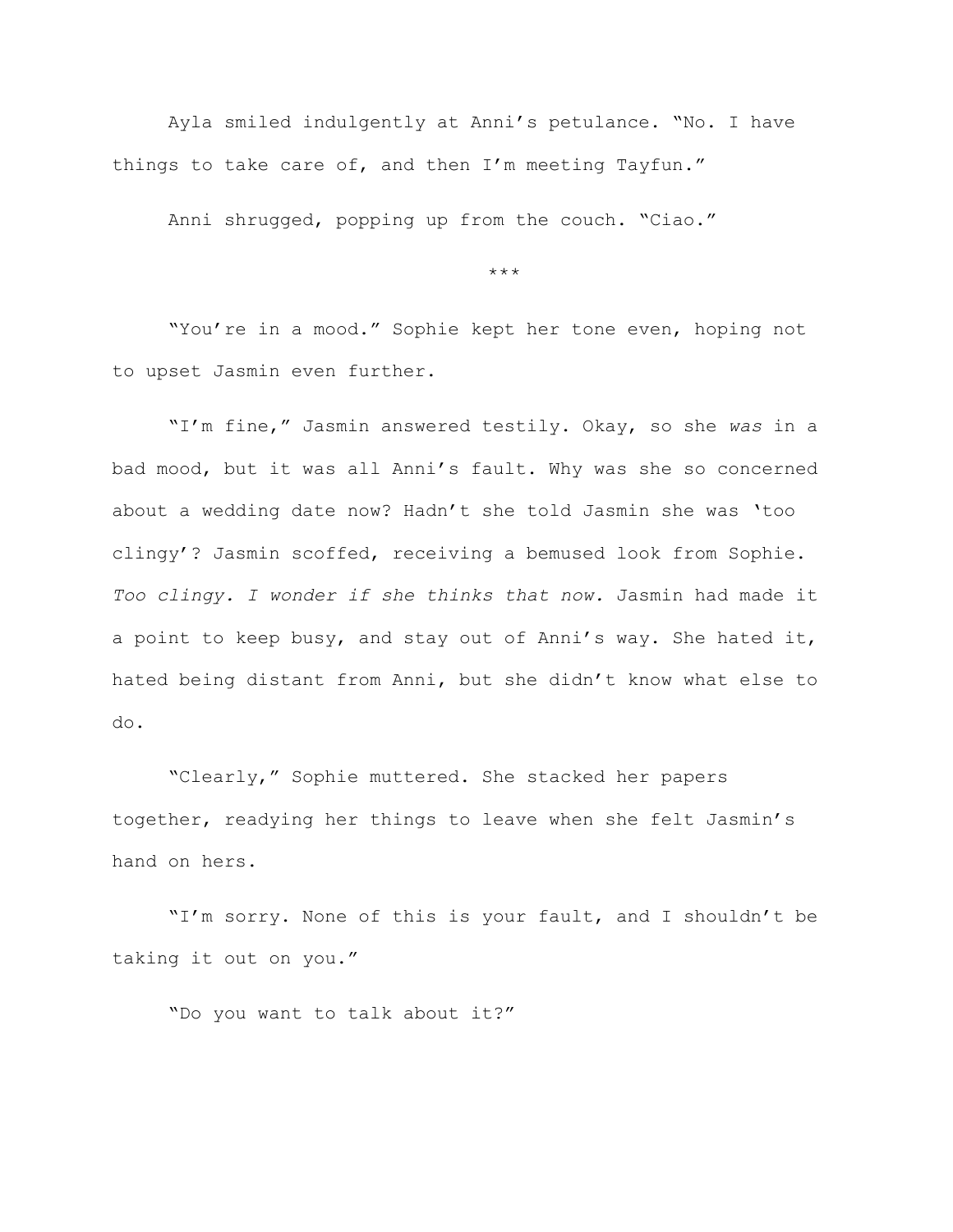Ayla smiled indulgently at Anni's petulance. "No. I have things to take care of, and then I'm meeting Tayfun."

Anni shrugged, popping up from the couch. "Ciao."

\*\*\*

"You're in a mood." Sophie kept her tone even, hoping not to upset Jasmin even further.

"I'm fine," Jasmin answered testily. Okay, so she *was* in a bad mood, but it was all Anni's fault. Why was she so concerned about a wedding date now? Hadn't she told Jasmin she was 'too clingy'? Jasmin scoffed, receiving a bemused look from Sophie. *Too clingy. I wonder if she thinks that now.* Jasmin had made it a point to keep busy, and stay out of Anni's way. She hated it, hated being distant from Anni, but she didn't know what else to do.

"Clearly," Sophie muttered. She stacked her papers together, readying her things to leave when she felt Jasmin's hand on hers.

"I'm sorry. None of this is your fault, and I shouldn't be taking it out on you."

"Do you want to talk about it?"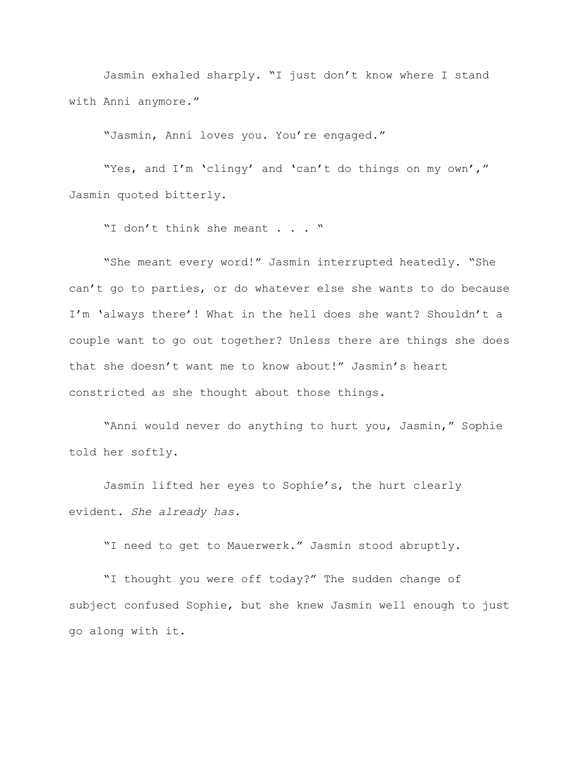Jasmin exhaled sharply. “I just don’t know where I stand with Anni anymore.”

“Jasmin, Anni loves you. You’re engaged.”

“Yes, and I’m ‘clingy’ and ‘can’t do things on my own’,” Jasmin quoted bitterly.

“I don’t think she meant . . . ”

“She meant every word!” Jasmin interrupted heatedly. “She can’t go to parties, or do whatever else she wants to do because I’m ‘always there’! What in the hell does she want? Shouldn’t a couple want to go out together? Unless there are things she does that she doesn’t want me to know about!” Jasmin’s heart constricted as she thought about those things.

“Anni would never do anything to hurt you, Jasmin,” Sophie told her softly.

Jasmin lifted her eyes to Sophie’s, the hurt clearly evident. *She already has*.

“I need to get to Mauerwerk.” Jasmin stood abruptly.

“I thought you were off today?” The sudden change of subject confused Sophie, but she knew Jasmin well enough to just go along with it.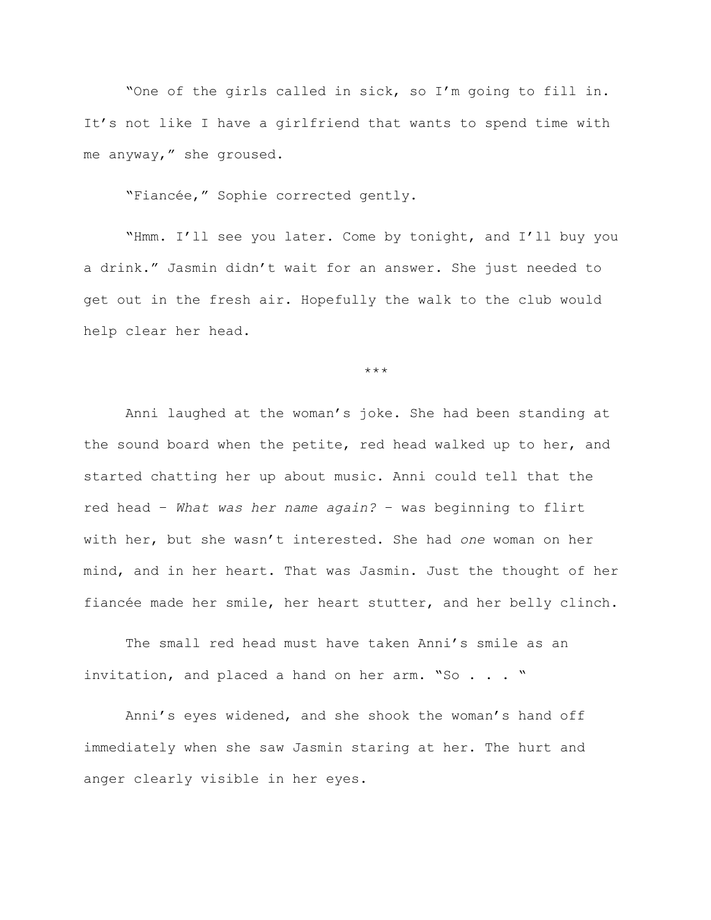"One of the girls called in sick, so I'm going to fill in. It's not like I have a girlfriend that wants to spend time with me anyway," she groused.

"Fiancée," Sophie corrected gently.

"Hmm. I'll see you later. Come by tonight, and I'll buy you a drink." Jasmin didn't wait for an answer. She just needed to get out in the fresh air. Hopefully the walk to the club would help clear her head.

\*\*\*

Anni laughed at the woman's joke. She had been standing at the sound board when the petite, red head walked up to her, and started chatting her up about music. Anni could tell that the red head – *What was her name again?* – was beginning to flirt with her, but she wasn't interested. She had *one* woman on her mind, and in her heart. That was Jasmin. Just the thought of her fiancée made her smile, her heart stutter, and her belly clinch.

The small red head must have taken Anni's smile as an invitation, and placed a hand on her arm. "So . . . "

Anni's eyes widened, and she shook the woman's hand off immediately when she saw Jasmin staring at her. The hurt and anger clearly visible in her eyes.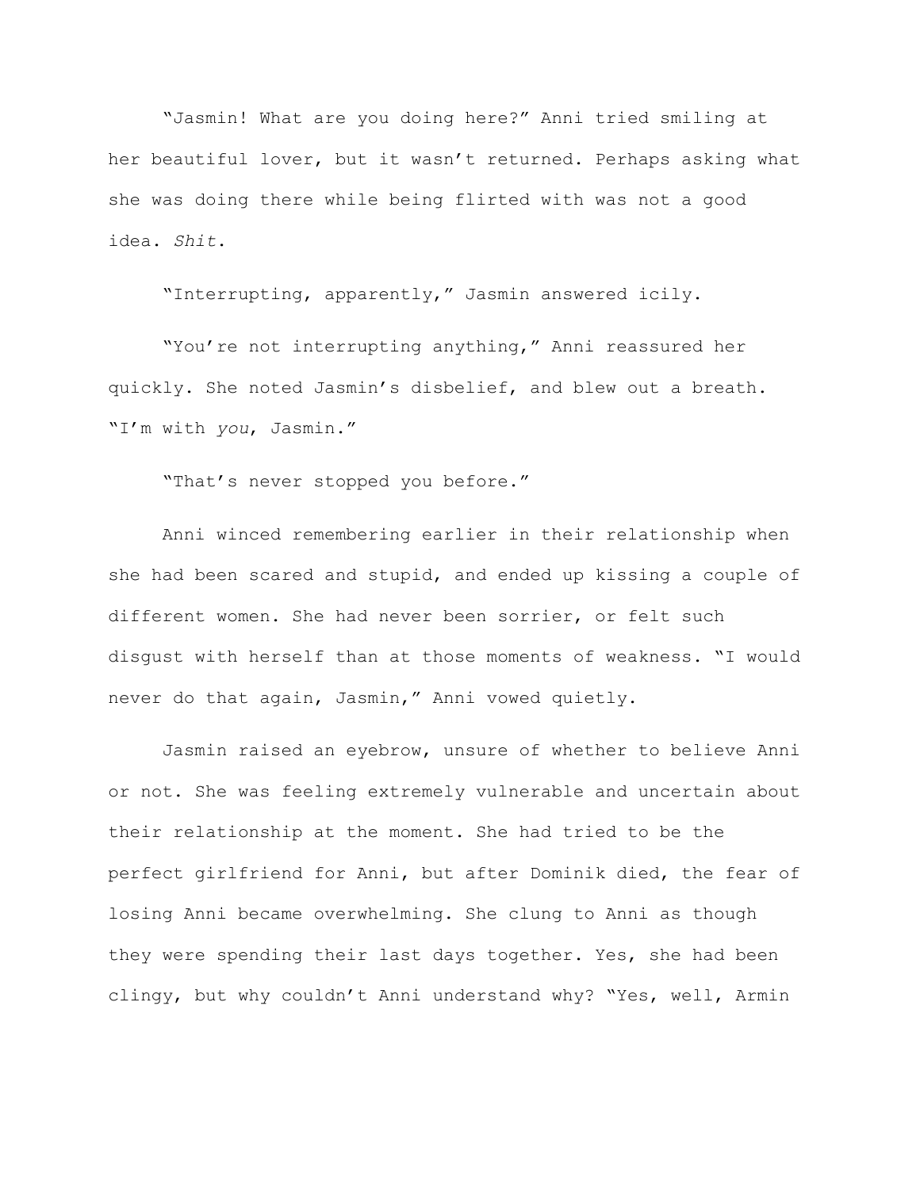"Jasmin! What are you doing here?" Anni tried smiling at her beautiful lover, but it wasn't returned. Perhaps asking what she was doing there while being flirted with was not a good idea. *Shit*.

"Interrupting, apparently," Jasmin answered icily.

"You're not interrupting anything," Anni reassured her quickly. She noted Jasmin's disbelief, and blew out a breath. "I'm with *you*, Jasmin."

"That's never stopped you before."

Anni winced remembering earlier in their relationship when she had been scared and stupid, and ended up kissing a couple of different women. She had never been sorrier, or felt such disgust with herself than at those moments of weakness. "I would never do that again, Jasmin," Anni vowed quietly.

Jasmin raised an eyebrow, unsure of whether to believe Anni or not. She was feeling extremely vulnerable and uncertain about their relationship at the moment. She had tried to be the perfect girlfriend for Anni, but after Dominik died, the fear of losing Anni became overwhelming. She clung to Anni as though they were spending their last days together. Yes, she had been clingy, but why couldn't Anni understand why? "Yes, well, Armin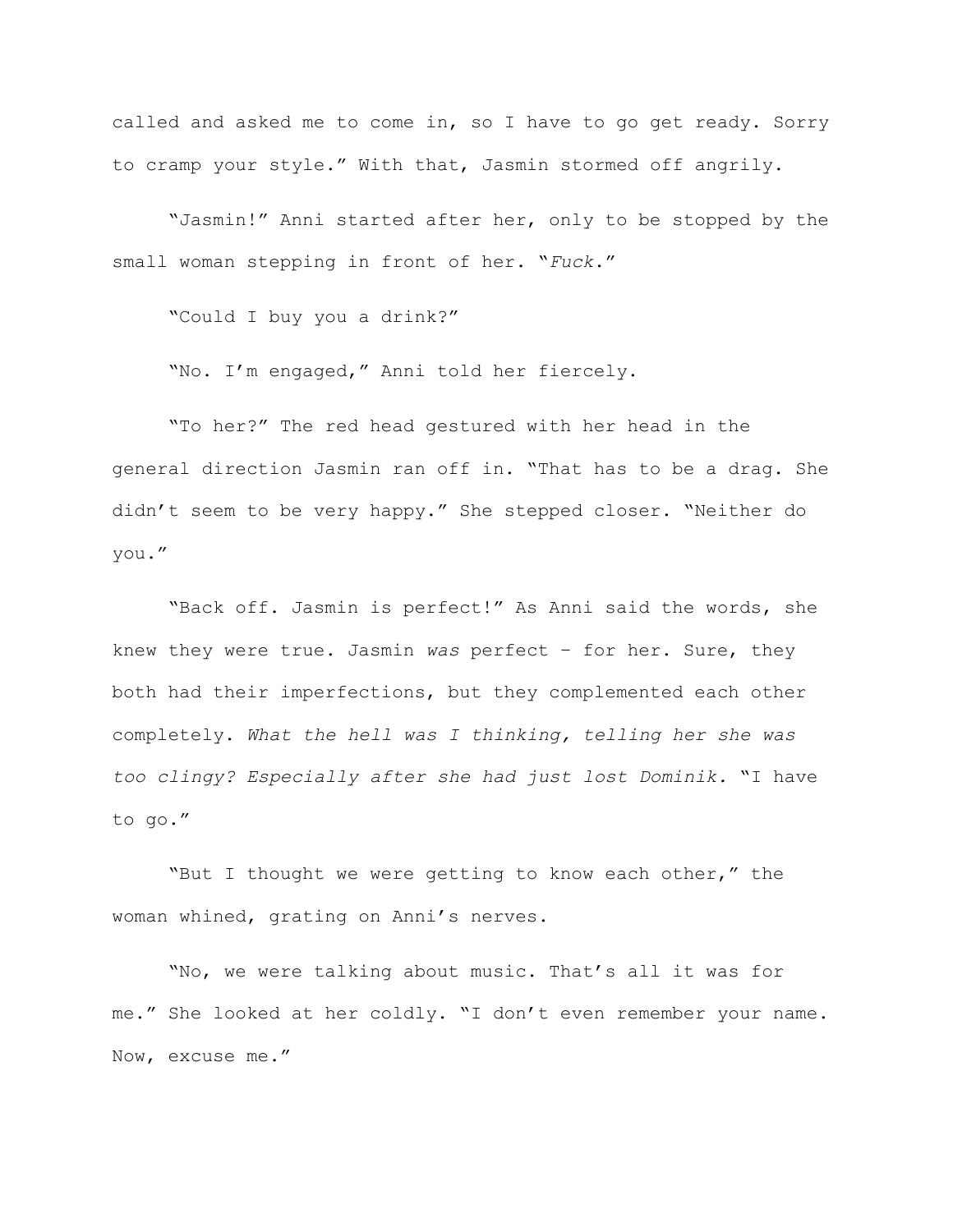called and asked me to come in, so I have to go get ready. Sorry to cramp your style." With that, Jasmin stormed off angrily.

"Jasmin!" Anni started after her, only to be stopped by the small woman stepping in front of her. "*Fuck*."

"Could I buy you a drink?"

"No. I'm engaged," Anni told her fiercely.

"To her?" The red head gestured with her head in the general direction Jasmin ran off in. "That has to be a drag. She didn't seem to be very happy." She stepped closer. "Neither do you."

"Back off. Jasmin is perfect!" As Anni said the words, she knew they were true. Jasmin *was* perfect – for her. Sure, they both had their imperfections, but they complemented each other completely. *What the hell was I thinking, telling her she was too clingy? Especially after she had just lost Dominik.* "I have to go."

"But I thought we were getting to know each other," the woman whined, grating on Anni's nerves.

"No, we were talking about music. That's all it was for me." She looked at her coldly. "I don't even remember your name. Now, excuse me."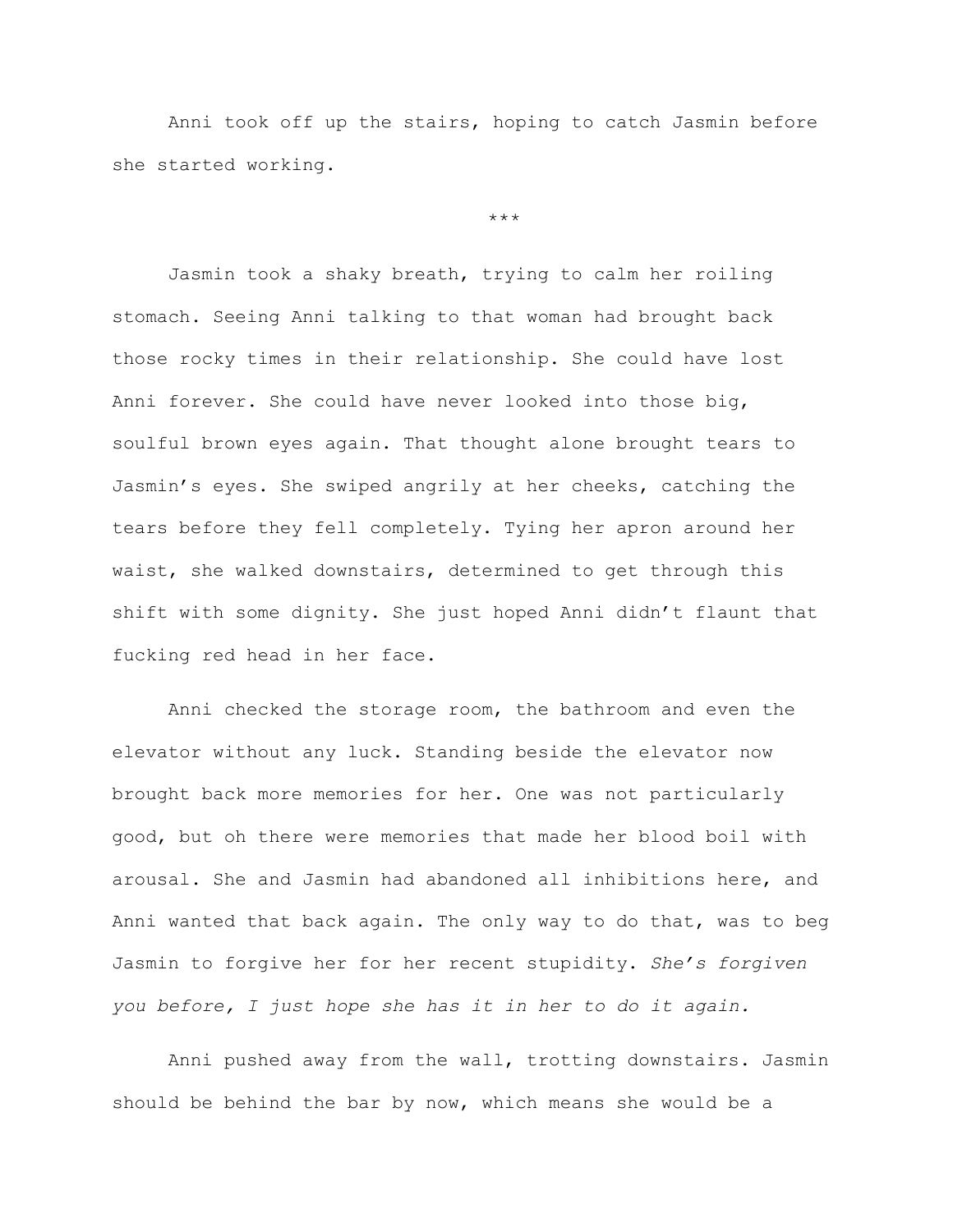Anni took off up the stairs, hoping to catch Jasmin before she started working.

***

Jasmin took a shaky breath, trying to calm her roiling stomach. Seeing Anni talking to that woman had brought back those rocky times in their relationship. She could have lost Anni forever. She could have never looked into those big, soulful brown eyes again. That thought alone brought tears to Jasmin's eyes. She swiped angrily at her cheeks, catching the tears before they fell completely. Tying her apron around her waist, she walked downstairs, determined to get through this shift with some dignity. She just hoped Anni didn't flaunt that fucking red head in her face.

Anni checked the storage room, the bathroom and even the elevator without any luck. Standing beside the elevator now brought back more memories for her. One was not particularly good, but oh there were memories that made her blood boil with arousal. She and Jasmin had abandoned all inhibitions here, and Anni wanted that back again. The only way to do that, was to beg Jasmin to forgive her for her recent stupidity. *She's forgiven you before, I just hope she has it in her to do it again.*

Anni pushed away from the wall, trotting downstairs. Jasmin should be behind the bar by now, which means she would be a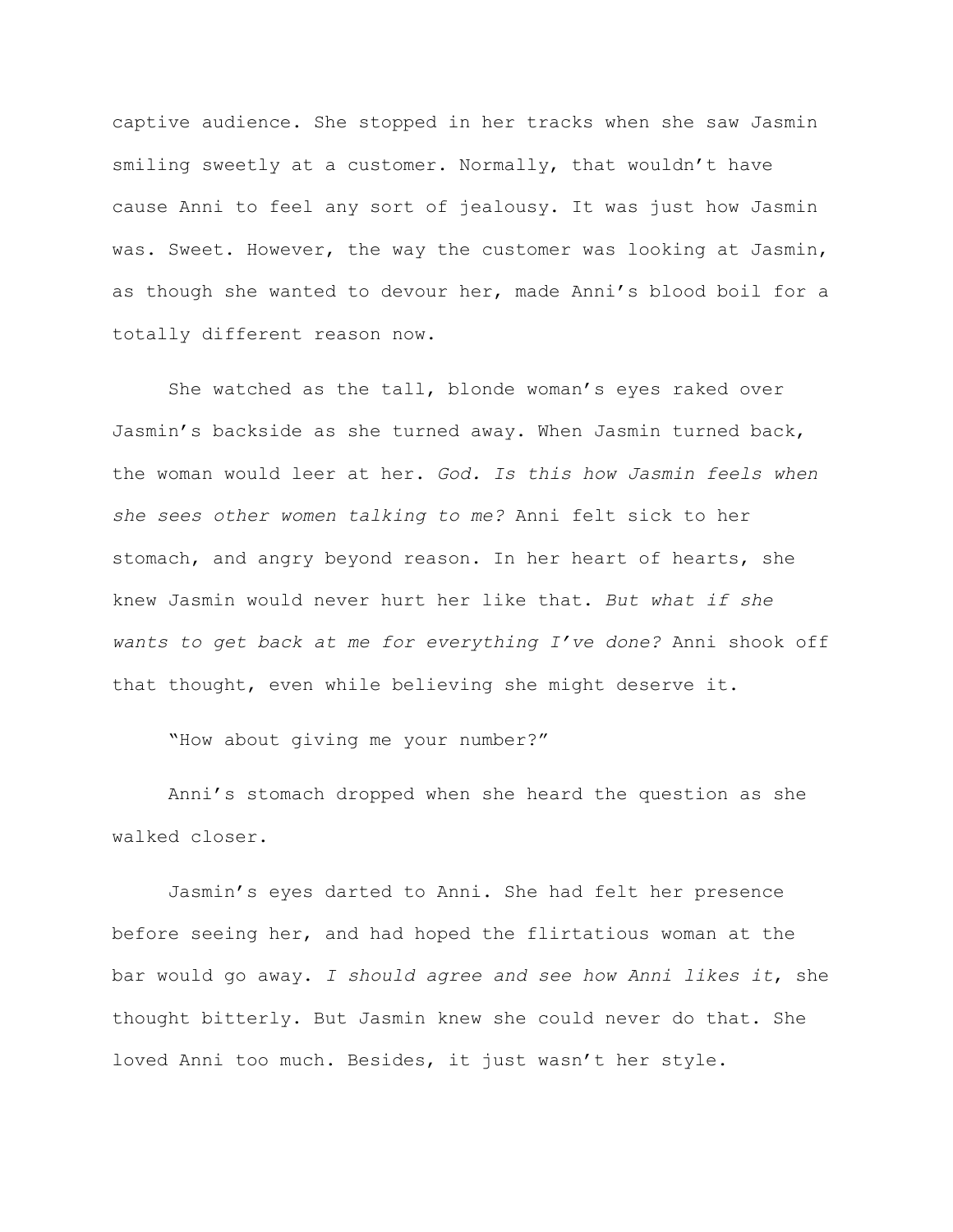captive audience. She stopped in her tracks when she saw Jasmin smiling sweetly at a customer. Normally, that wouldn't have cause Anni to feel any sort of jealousy. It was just how Jasmin was. Sweet. However, the way the customer was looking at Jasmin, as though she wanted to devour her, made Anni's blood boil for a totally different reason now.

She watched as the tall, blonde woman's eyes raked over Jasmin's backside as she turned away. When Jasmin turned back, the woman would leer at her. *God. Is this how Jasmin feels when she sees other women talking to me?* Anni felt sick to her stomach, and angry beyond reason. In her heart of hearts, she knew Jasmin would never hurt her like that. *But what if she wants to get back at me for everything I've done?* Anni shook off that thought, even while believing she might deserve it.

"How about giving me your number?"

Anni's stomach dropped when she heard the question as she walked closer.

Jasmin's eyes darted to Anni. She had felt her presence before seeing her, and had hoped the flirtatious woman at the bar would go away. *I should agree and see how Anni likes it*, she thought bitterly. But Jasmin knew she could never do that. She loved Anni too much. Besides, it just wasn't her style.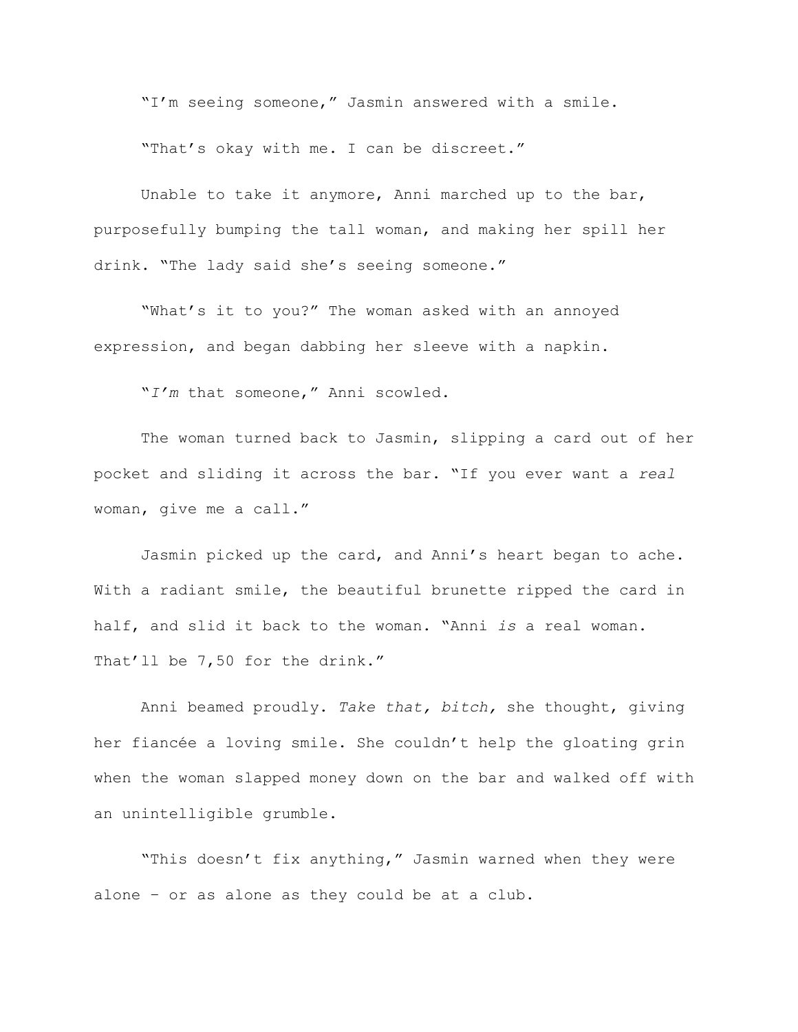"I'm seeing someone," Jasmin answered with a smile.

"That's okay with me. I can be discreet."

Unable to take it anymore, Anni marched up to the bar, purposefully bumping the tall woman, and making her spill her drink. "The lady said she's seeing someone."

"What's it to you?" The woman asked with an annoyed expression, and began dabbing her sleeve with a napkin.

"*I'm* that someone," Anni scowled.

The woman turned back to Jasmin, slipping a card out of her pocket and sliding it across the bar. "If you ever want a *real* woman, give me a call."

Jasmin picked up the card, and Anni's heart began to ache. With a radiant smile, the beautiful brunette ripped the card in half, and slid it back to the woman. "Anni *is* a real woman. That'll be 7,50 for the drink."

Anni beamed proudly. *Take that, bitch,* she thought, giving her fiancée a loving smile. She couldn't help the gloating grin when the woman slapped money down on the bar and walked off with an unintelligible grumble.

"This doesn't fix anything," Jasmin warned when they were alone – or as alone as they could be at a club.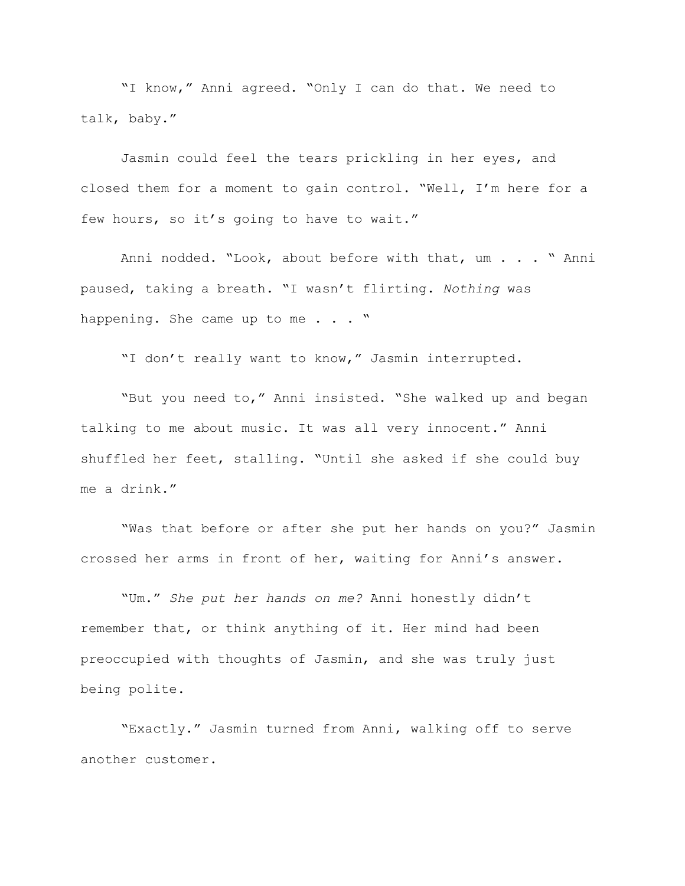"I know," Anni agreed. "Only I can do that. We need to talk, baby."

Jasmin could feel the tears prickling in her eyes, and closed them for a moment to gain control. "Well, I'm here for a few hours, so it's going to have to wait."

Anni nodded. "Look, about before with that, um . . . " Anni paused, taking a breath. "I wasn't flirting. *Nothing* was happening. She came up to me . . . "

"I don't really want to know," Jasmin interrupted.

"But you need to," Anni insisted. "She walked up and began talking to me about music. It was all very innocent." Anni shuffled her feet, stalling. "Until she asked if she could buy me a drink."

"Was that before or after she put her hands on you?" Jasmin crossed her arms in front of her, waiting for Anni's answer.

"Um." *She put her hands on me?* Anni honestly didn't remember that, or think anything of it. Her mind had been preoccupied with thoughts of Jasmin, and she was truly just being polite.

"Exactly." Jasmin turned from Anni, walking off to serve another customer.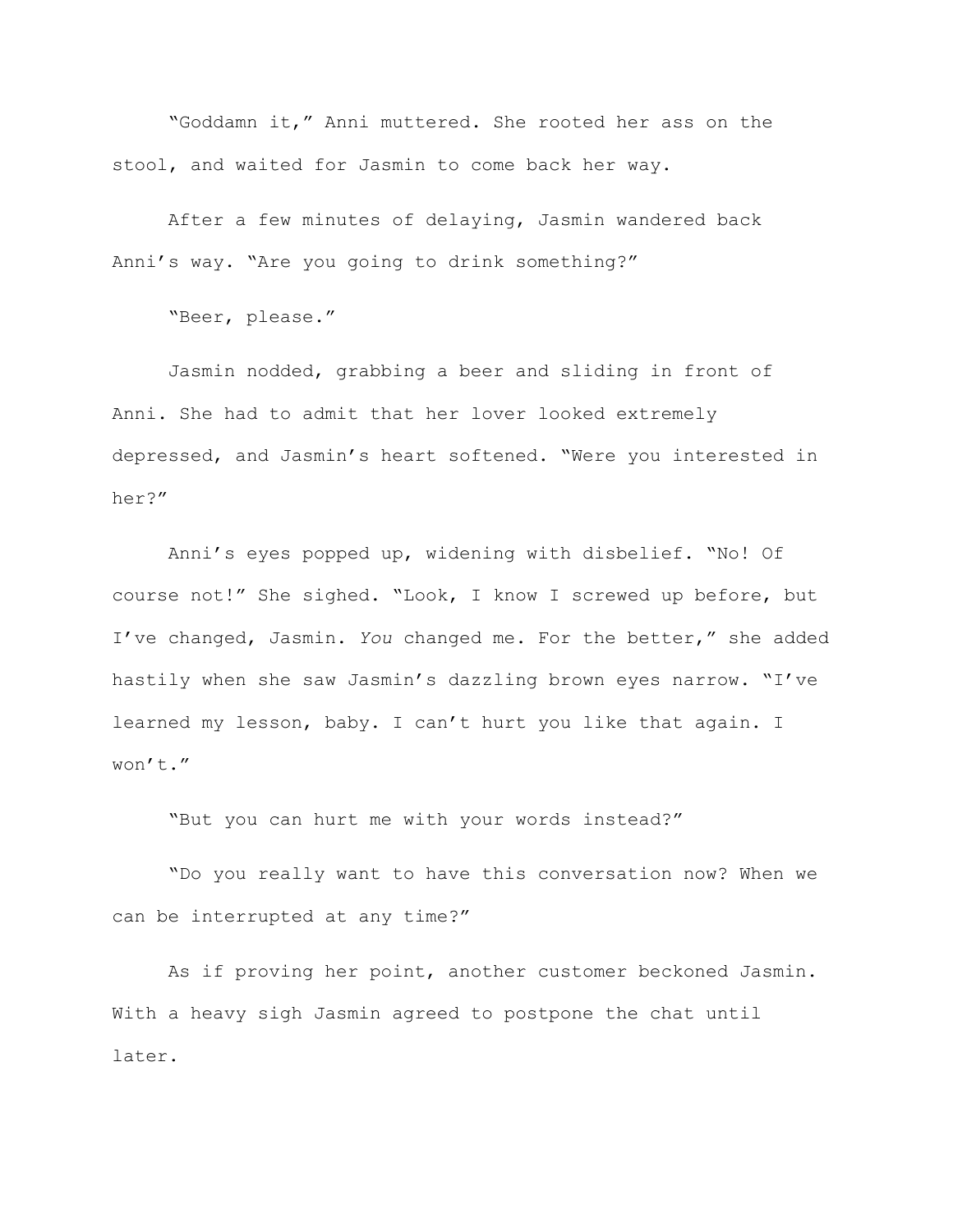“Goddamn it,” Anni muttered. She rooted her ass on the stool, and waited for Jasmin to come back her way.

After a few minutes of delaying, Jasmin wandered back Anni’s way. “Are you going to drink something?”

“Beer, please.”

Jasmin nodded, grabbing a beer and sliding in front of Anni. She had to admit that her lover looked extremely depressed, and Jasmin’s heart softened. “Were you interested in her?”

Anni’s eyes popped up, widening with disbelief. “No! Of course not!” She sighed. “Look, I know I screwed up before, but I’ve changed, Jasmin. *You* changed me. For the better,” she added hastily when she saw Jasmin’s dazzling brown eyes narrow. “I’ve learned my lesson, baby. I can’t hurt you like that again. I won’t.”

“But you can hurt me with your words instead?”

“Do you really want to have this conversation now? When we can be interrupted at any time?”

As if proving her point, another customer beckoned Jasmin. With a heavy sigh Jasmin agreed to postpone the chat until later.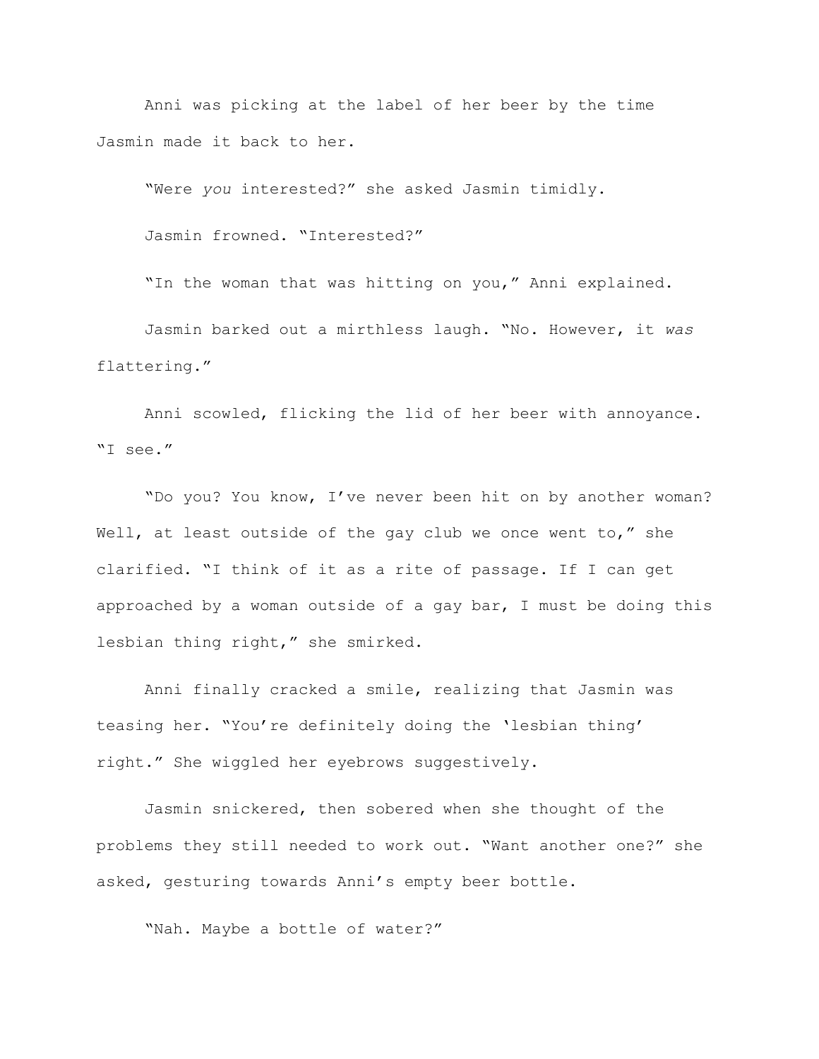Anni was picking at the label of her beer by the time Jasmin made it back to her.

"Were *you* interested?" she asked Jasmin timidly.

Jasmin frowned. "Interested?"

"In the woman that was hitting on you," Anni explained.

Jasmin barked out a mirthless laugh. "No. However, it *was* flattering."

Anni scowled, flicking the lid of her beer with annoyance. "I see."

"Do you? You know, I've never been hit on by another woman? Well, at least outside of the gay club we once went to," she clarified. "I think of it as a rite of passage. If I can get approached by a woman outside of a gay bar, I must be doing this lesbian thing right," she smirked.

Anni finally cracked a smile, realizing that Jasmin was teasing her. "You're definitely doing the 'lesbian thing' right." She wiggled her eyebrows suggestively.

Jasmin snickered, then sobered when she thought of the problems they still needed to work out. "Want another one?" she asked, gesturing towards Anni's empty beer bottle.

"Nah. Maybe a bottle of water?"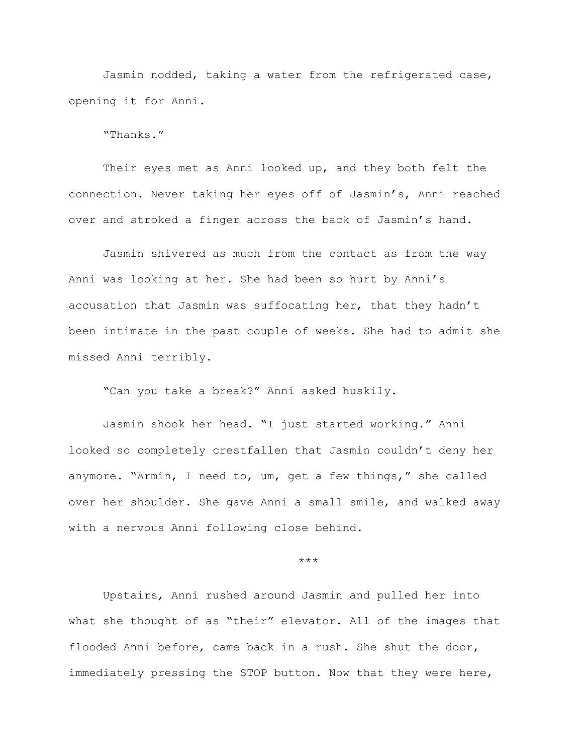Jasmin nodded, taking a water from the refrigerated case, opening it for Anni.

"Thanks."

Their eyes met as Anni looked up, and they both felt the connection. Never taking her eyes off of Jasmin's, Anni reached over and stroked a finger across the back of Jasmin's hand.

Jasmin shivered as much from the contact as from the way Anni was looking at her. She had been so hurt by Anni's accusation that Jasmin was suffocating her, that they hadn't been intimate in the past couple of weeks. She had to admit she missed Anni terribly.

"Can you take a break?" Anni asked huskily.

Jasmin shook her head. "I just started working." Anni looked so completely crestfallen that Jasmin couldn't deny her anymore. "Armin, I need to, um, get a few things," she called over her shoulder. She gave Anni a small smile, and walked away with a nervous Anni following close behind.

\*\*\*

Upstairs, Anni rushed around Jasmin and pulled her into what she thought of as "their" elevator. All of the images that flooded Anni before, came back in a rush. She shut the door, immediately pressing the STOP button. Now that they were here,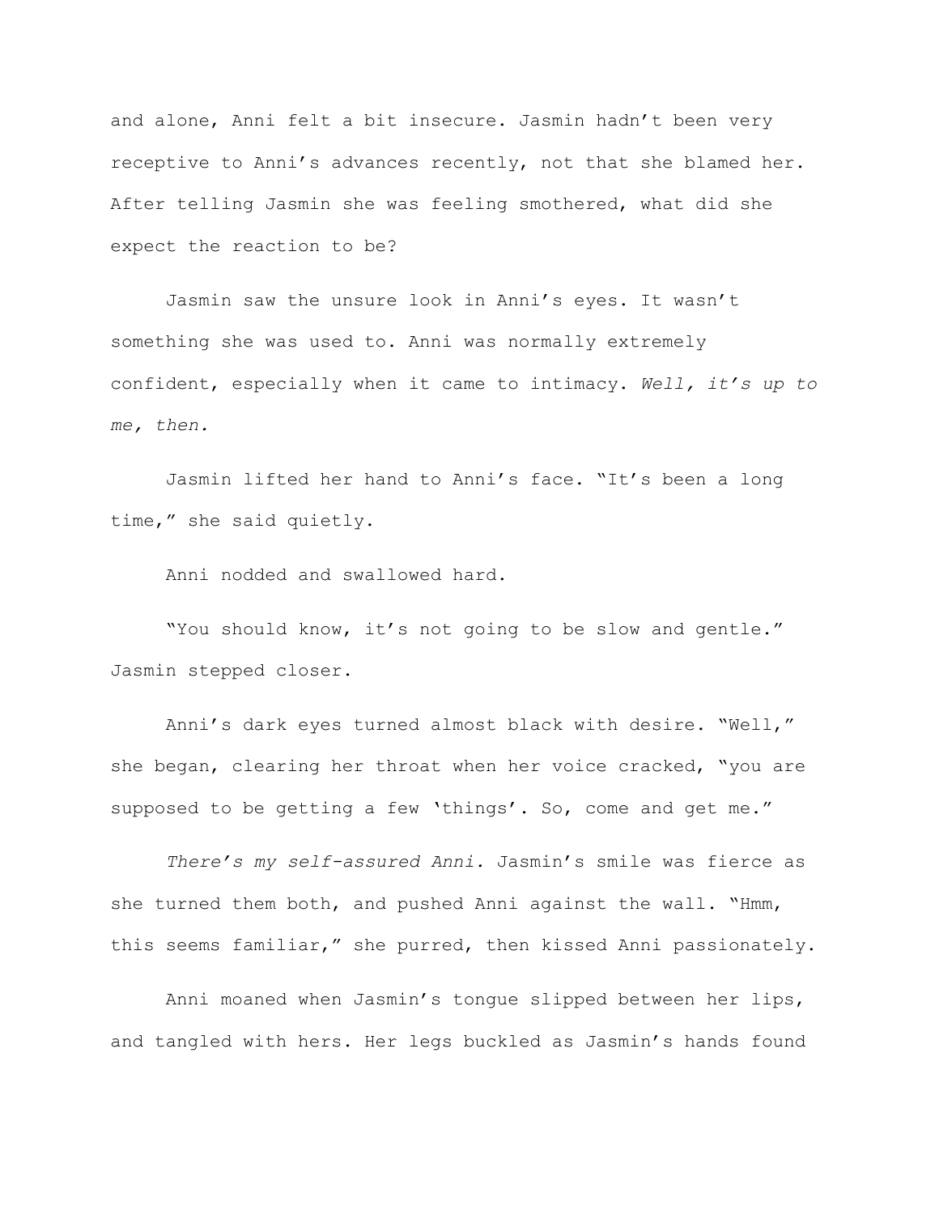and alone, Anni felt a bit insecure. Jasmin hadn't been very receptive to Anni's advances recently, not that she blamed her. After telling Jasmin she was feeling smothered, what did she expect the reaction to be?

Jasmin saw the unsure look in Anni's eyes. It wasn't something she was used to. Anni was normally extremely confident, especially when it came to intimacy. *Well, it's up to me, then.*

Jasmin lifted her hand to Anni's face. "It's been a long time," she said quietly.

Anni nodded and swallowed hard.

"You should know, it's not going to be slow and gentle." Jasmin stepped closer.

Anni's dark eyes turned almost black with desire. "Well," she began, clearing her throat when her voice cracked, "you are supposed to be getting a few 'things'. So, come and get me."

*There's my self-assured Anni.* Jasmin's smile was fierce as she turned them both, and pushed Anni against the wall. "Hmm, this seems familiar," she purred, then kissed Anni passionately.

Anni moaned when Jasmin's tongue slipped between her lips, and tangled with hers. Her legs buckled as Jasmin's hands found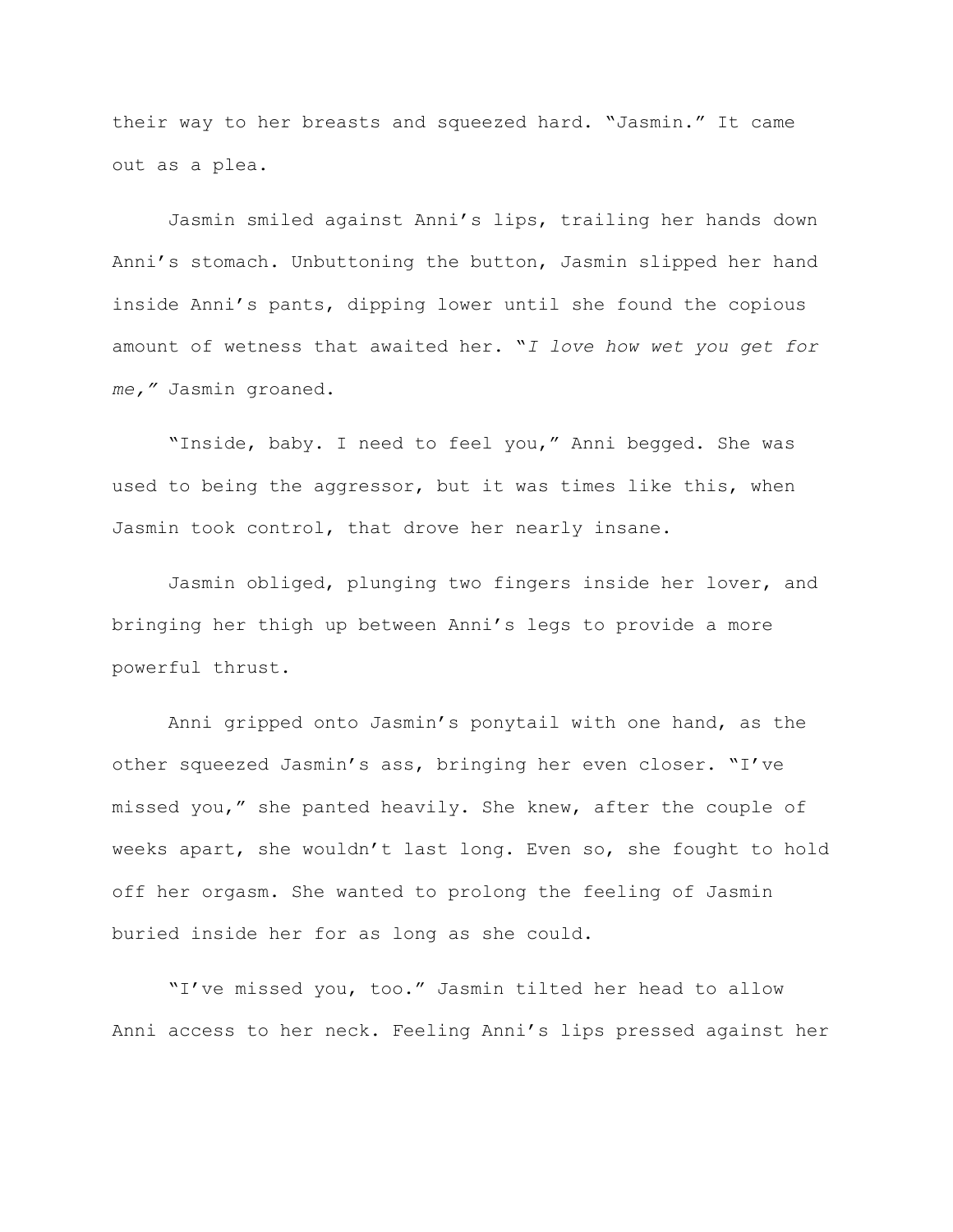their way to her breasts and squeezed hard. "Jasmin." It came out as a plea.

Jasmin smiled against Anni's lips, trailing her hands down Anni's stomach. Unbuttoning the button, Jasmin slipped her hand inside Anni's pants, dipping lower until she found the copious amount of wetness that awaited her. "*I love how wet you get for me,"* Jasmin groaned.

"Inside, baby. I need to feel you," Anni begged. She was used to being the aggressor, but it was times like this, when Jasmin took control, that drove her nearly insane.

Jasmin obliged, plunging two fingers inside her lover, and bringing her thigh up between Anni's legs to provide a more powerful thrust.

Anni gripped onto Jasmin's ponytail with one hand, as the other squeezed Jasmin's ass, bringing her even closer. "I've missed you," she panted heavily. She knew, after the couple of weeks apart, she wouldn't last long. Even so, she fought to hold off her orgasm. She wanted to prolong the feeling of Jasmin buried inside her for as long as she could.

"I've missed you, too." Jasmin tilted her head to allow Anni access to her neck. Feeling Anni's lips pressed against her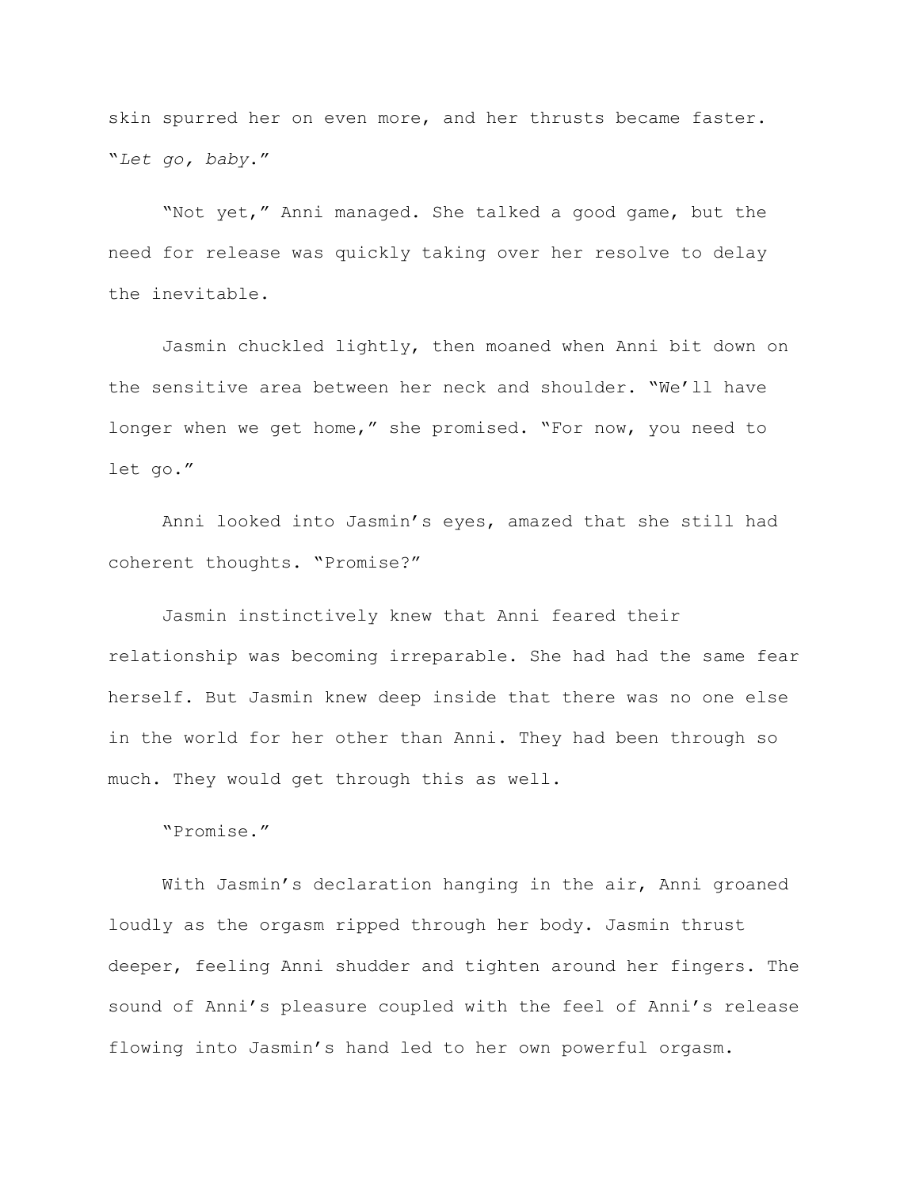skin spurred her on even more, and her thrusts became faster. "*Let go, baby.*"

"Not yet," Anni managed. She talked a good game, but the need for release was quickly taking over her resolve to delay the inevitable.

Jasmin chuckled lightly, then moaned when Anni bit down on the sensitive area between her neck and shoulder. "We'll have longer when we get home," she promised. "For now, you need to let go."

Anni looked into Jasmin's eyes, amazed that she still had coherent thoughts. "Promise?"

Jasmin instinctively knew that Anni feared their relationship was becoming irreparable. She had had the same fear herself. But Jasmin knew deep inside that there was no one else in the world for her other than Anni. They had been through so much. They would get through this as well.

"Promise."

With Jasmin's declaration hanging in the air, Anni groaned loudly as the orgasm ripped through her body. Jasmin thrust deeper, feeling Anni shudder and tighten around her fingers. The sound of Anni's pleasure coupled with the feel of Anni's release flowing into Jasmin's hand led to her own powerful orgasm.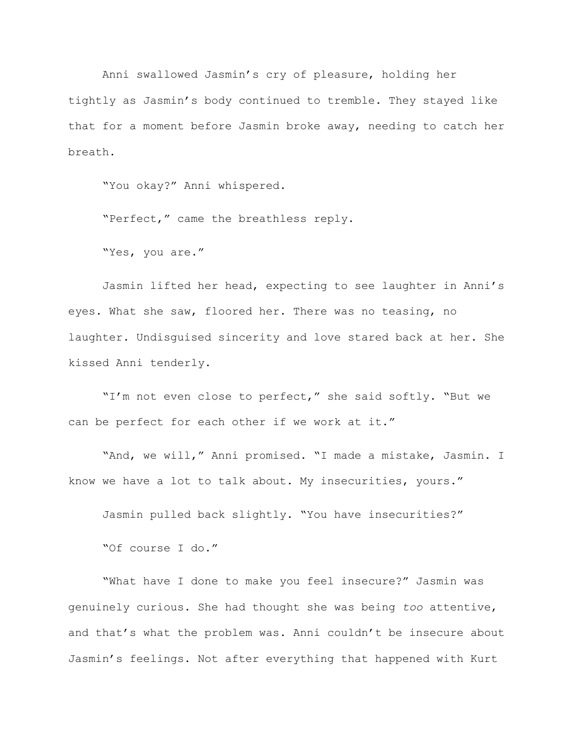Anni swallowed Jasmin's cry of pleasure, holding her tightly as Jasmin's body continued to tremble. They stayed like that for a moment before Jasmin broke away, needing to catch her breath.

"You okay?" Anni whispered.

"Perfect," came the breathless reply.

"Yes, you are."

Jasmin lifted her head, expecting to see laughter in Anni's eyes. What she saw, floored her. There was no teasing, no laughter. Undisguised sincerity and love stared back at her. She kissed Anni tenderly.

"I'm not even close to perfect," she said softly. "But we can be perfect for each other if we work at it."

"And, we will," Anni promised. "I made a mistake, Jasmin. I know we have a lot to talk about. My insecurities, yours."

Jasmin pulled back slightly. "You have insecurities?"

"Of course I do."

"What have I done to make you feel insecure?" Jasmin was genuinely curious. She had thought she was being *too* attentive, and that's what the problem was. Anni couldn't be insecure about Jasmin's feelings. Not after everything that happened with Kurt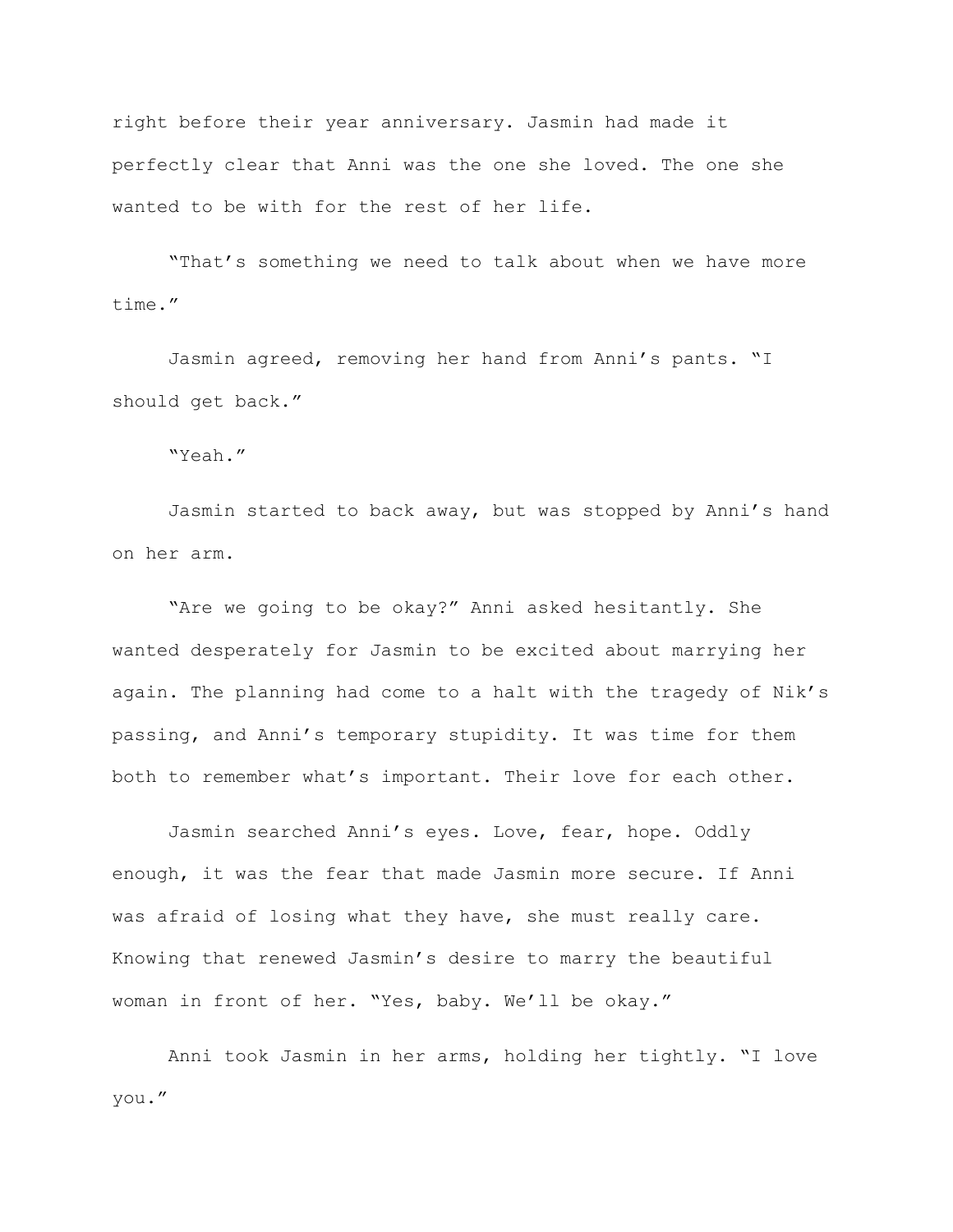right before their year anniversary. Jasmin had made it perfectly clear that Anni was the one she loved. The one she wanted to be with for the rest of her life.

"That's something we need to talk about when we have more time."

Jasmin agreed, removing her hand from Anni's pants. "I should get back."

"Yeah."

Jasmin started to back away, but was stopped by Anni's hand on her arm.

"Are we going to be okay?" Anni asked hesitantly. She wanted desperately for Jasmin to be excited about marrying her again. The planning had come to a halt with the tragedy of Nik's passing, and Anni's temporary stupidity. It was time for them both to remember what's important. Their love for each other.

Jasmin searched Anni's eyes. Love, fear, hope. Oddly enough, it was the fear that made Jasmin more secure. If Anni was afraid of losing what they have, she must really care. Knowing that renewed Jasmin's desire to marry the beautiful woman in front of her. "Yes, baby. We'll be okay."

Anni took Jasmin in her arms, holding her tightly. "I love you."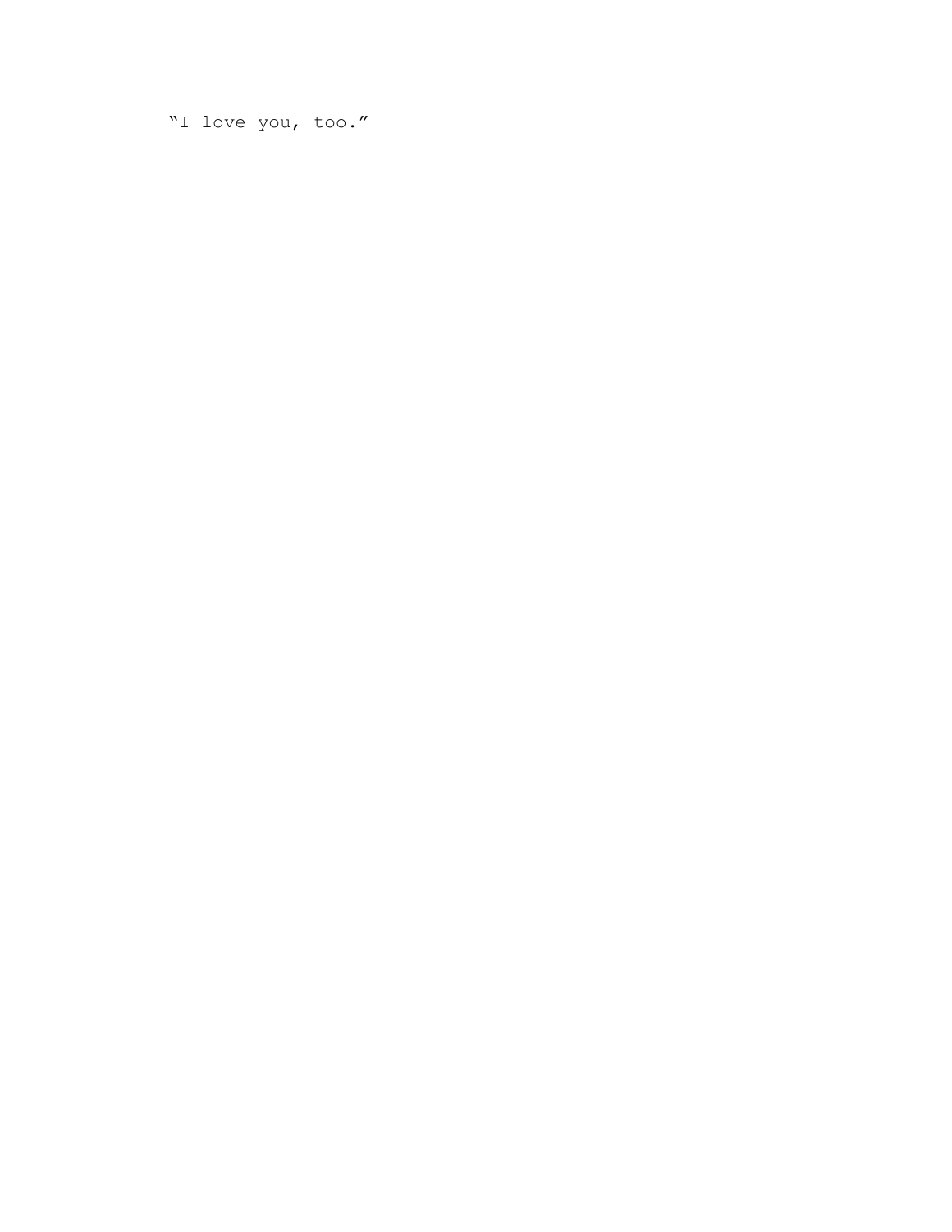“I love you, too.”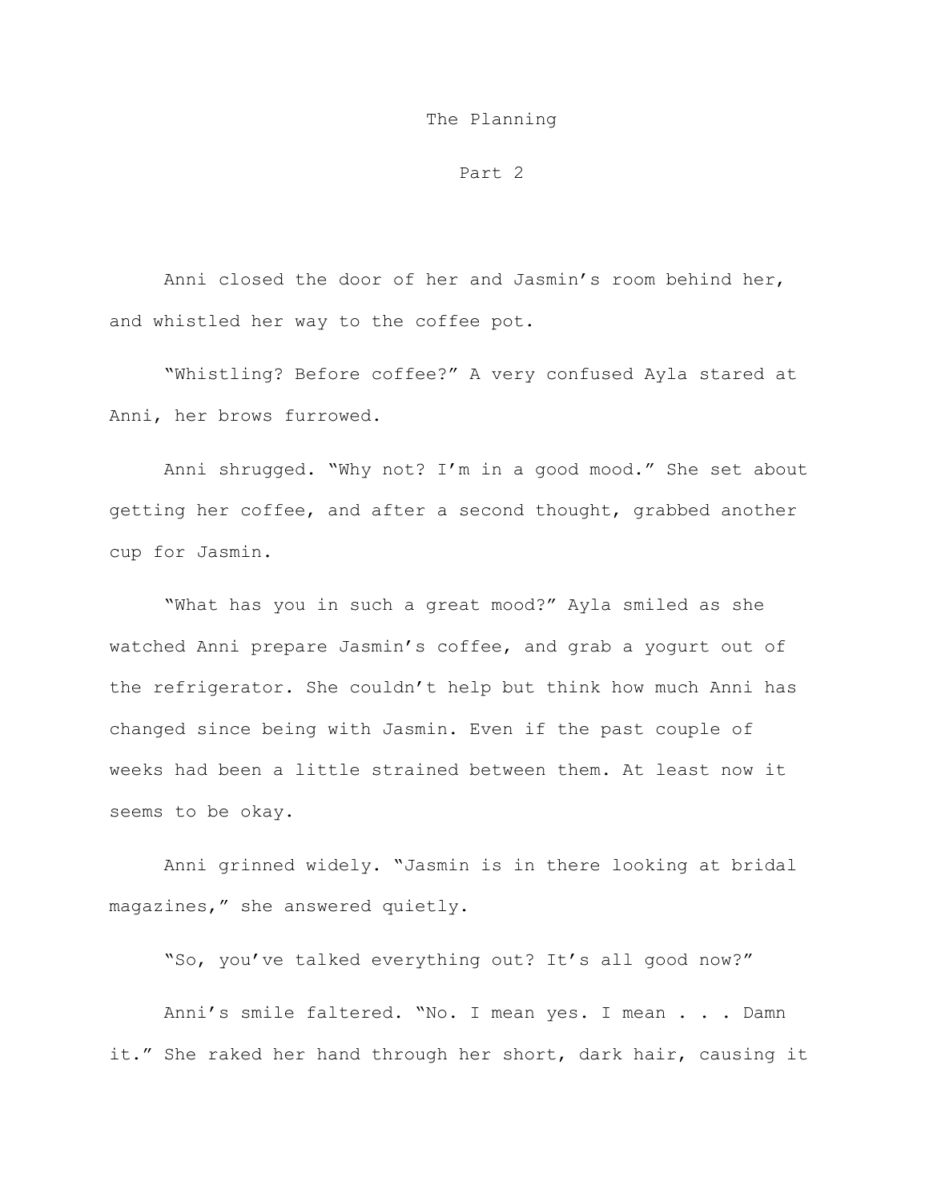# The Planning

## Part 2

Anni closed the door of her and Jasmin's room behind her, and whistled her way to the coffee pot.

"Whistling? Before coffee?" A very confused Ayla stared at Anni, her brows furrowed.

Anni shrugged. "Why not? I'm in a good mood." She set about getting her coffee, and after a second thought, grabbed another cup for Jasmin.

"What has you in such a great mood?" Ayla smiled as she watched Anni prepare Jasmin's coffee, and grab a yogurt out of the refrigerator. She couldn't help but think how much Anni has changed since being with Jasmin. Even if the past couple of weeks had been a little strained between them. At least now it seems to be okay.

Anni grinned widely. "Jasmin is in there looking at bridal magazines," she answered quietly.

"So, you've talked everything out? It's all good now?"

Anni's smile faltered. "No. I mean yes. I mean . . . Damn it." She raked her hand through her short, dark hair, causing it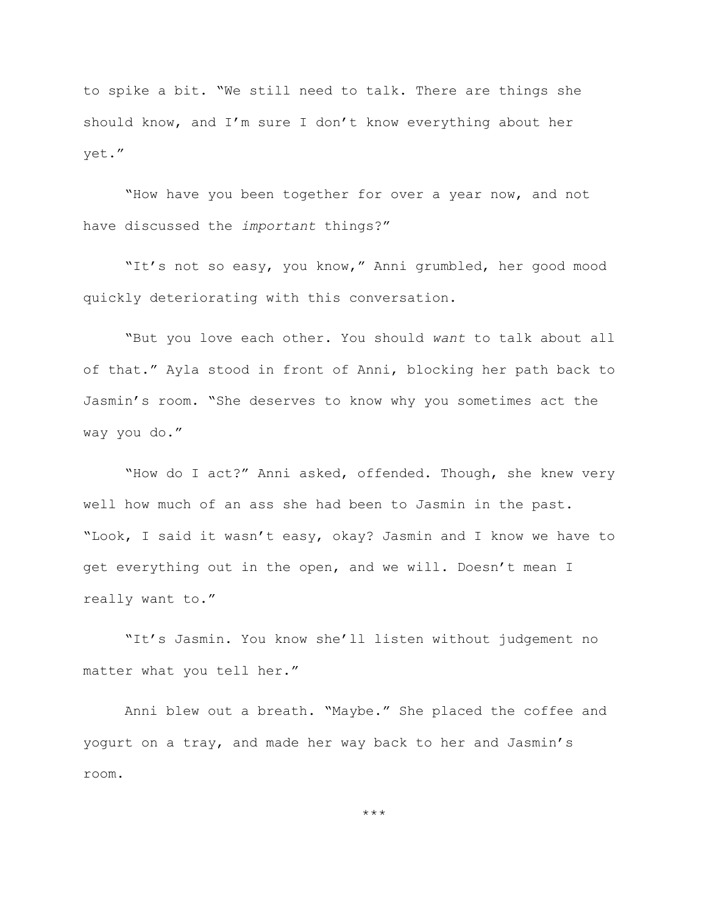to spike a bit. "We still need to talk. There are things she should know, and I'm sure I don't know everything about her yet."

"How have you been together for over a year now, and not have discussed the *important* things?"

"It's not so easy, you know," Anni grumbled, her good mood quickly deteriorating with this conversation.

"But you love each other. You should *want* to talk about all of that." Ayla stood in front of Anni, blocking her path back to Jasmin's room. "She deserves to know why you sometimes act the way you do."

"How do I act?" Anni asked, offended. Though, she knew very well how much of an ass she had been to Jasmin in the past. "Look, I said it wasn't easy, okay? Jasmin and I know we have to get everything out in the open, and we will. Doesn't mean I really want to."

"It's Jasmin. You know she'll listen without judgement no matter what you tell her."

Anni blew out a breath. "Maybe." She placed the coffee and yogurt on a tray, and made her way back to her and Jasmin's room.

***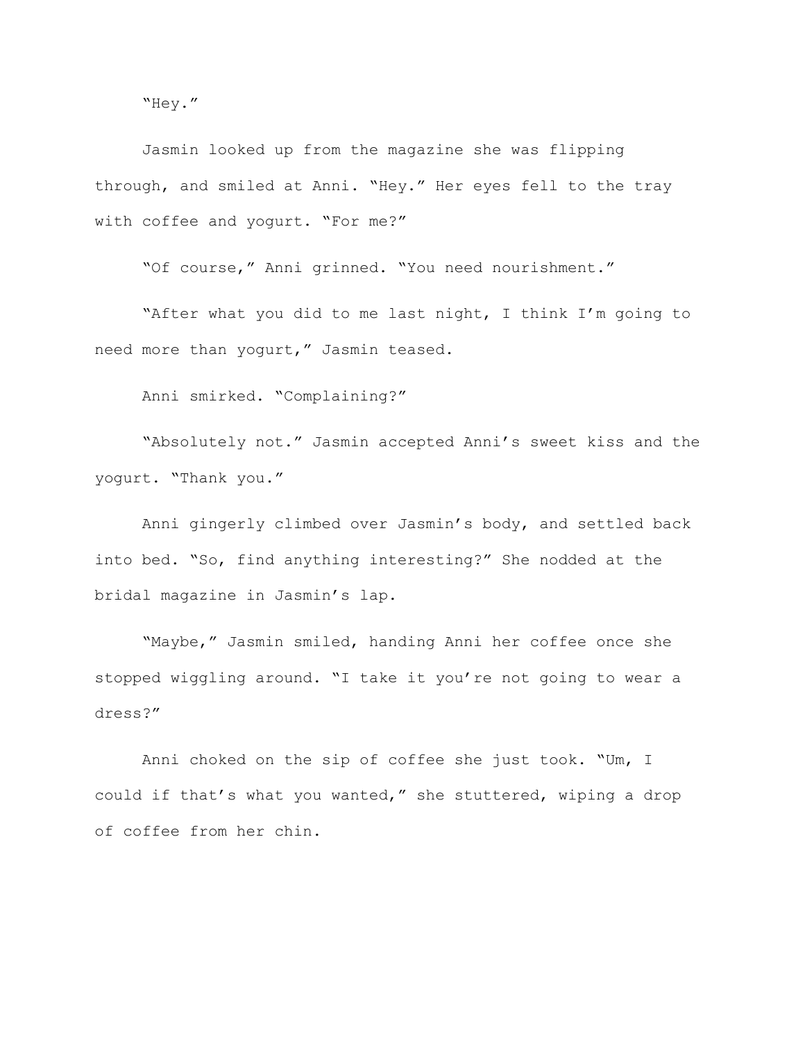"Hey."

Jasmin looked up from the magazine she was flipping through, and smiled at Anni. "Hey." Her eyes fell to the tray with coffee and yogurt. "For me?"

"Of course," Anni grinned. "You need nourishment."

"After what you did to me last night, I think I'm going to need more than yogurt," Jasmin teased.

Anni smirked. "Complaining?"

"Absolutely not." Jasmin accepted Anni's sweet kiss and the yogurt. "Thank you."

Anni gingerly climbed over Jasmin's body, and settled back into bed. "So, find anything interesting?" She nodded at the bridal magazine in Jasmin's lap.

"Maybe," Jasmin smiled, handing Anni her coffee once she stopped wiggling around. "I take it you're not going to wear a dress?"

Anni choked on the sip of coffee she just took. "Um, I could if that's what you wanted," she stuttered, wiping a drop of coffee from her chin.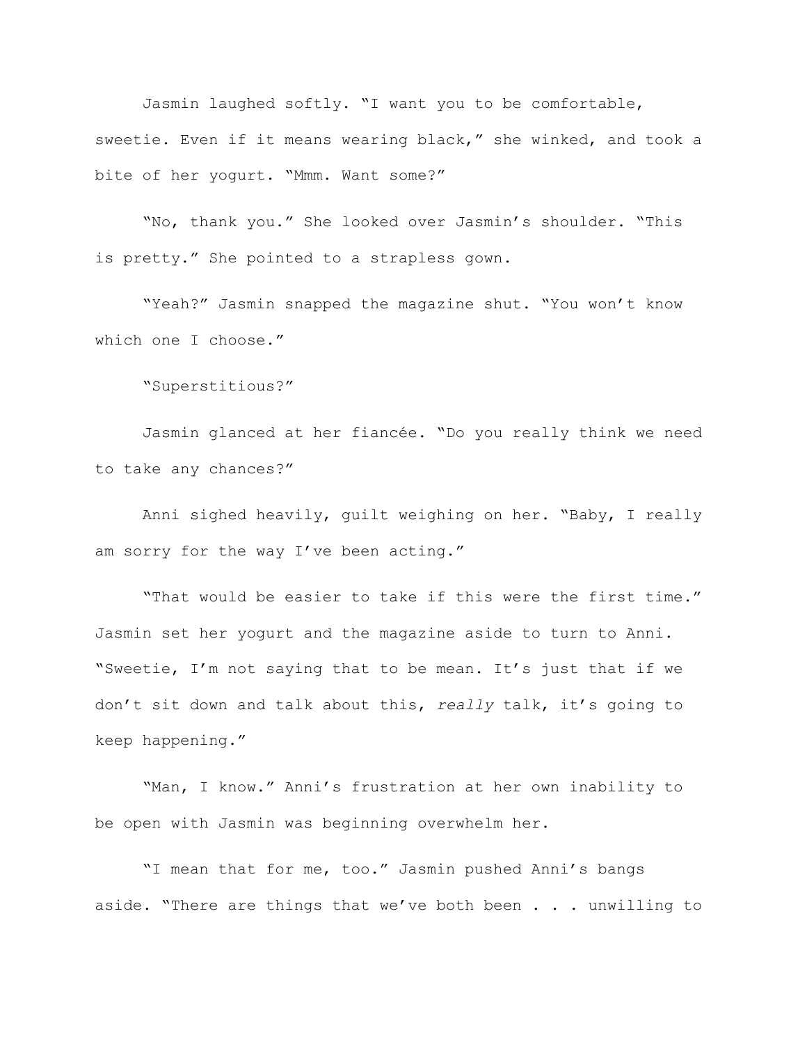Jasmin laughed softly. "I want you to be comfortable, sweetie. Even if it means wearing black," she winked, and took a bite of her yogurt. "Mmm. Want some?"

"No, thank you." She looked over Jasmin's shoulder. "This is pretty." She pointed to a strapless gown.

"Yeah?" Jasmin snapped the magazine shut. "You won't know which one I choose."

"Superstitious?"

Jasmin glanced at her fiancée. "Do you really think we need to take any chances?"

Anni sighed heavily, guilt weighing on her. "Baby, I really am sorry for the way I've been acting."

"That would be easier to take if this were the first time." Jasmin set her yogurt and the magazine aside to turn to Anni. "Sweetie, I'm not saying that to be mean. It's just that if we don't sit down and talk about this, *really* talk, it's going to keep happening."

"Man, I know." Anni's frustration at her own inability to be open with Jasmin was beginning overwhelm her.

"I mean that for me, too." Jasmin pushed Anni's bangs aside. "There are things that we've both been . . . unwilling to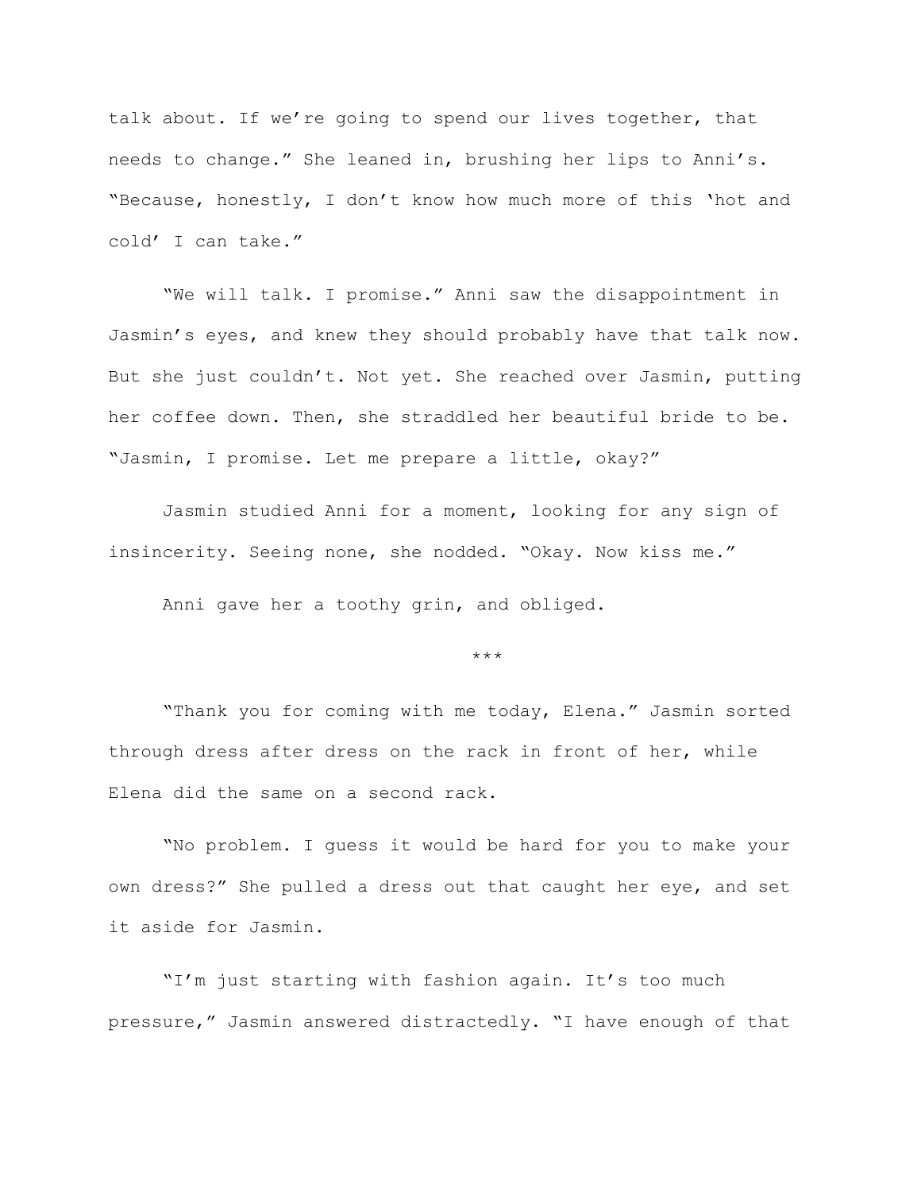talk about. If we're going to spend our lives together, that needs to change." She leaned in, brushing her lips to Anni's. "Because, honestly, I don't know how much more of this 'hot and cold' I can take."

"We will talk. I promise." Anni saw the disappointment in Jasmin's eyes, and knew they should probably have that talk now. But she just couldn't. Not yet. She reached over Jasmin, putting her coffee down. Then, she straddled her beautiful bride to be. "Jasmin, I promise. Let me prepare a little, okay?"

Jasmin studied Anni for a moment, looking for any sign of insincerity. Seeing none, she nodded. "Okay. Now kiss me."

Anni gave her a toothy grin, and obliged.

***

"Thank you for coming with me today, Elena." Jasmin sorted through dress after dress on the rack in front of her, while Elena did the same on a second rack.

"No problem. I guess it would be hard for you to make your own dress?" She pulled a dress out that caught her eye, and set it aside for Jasmin.

"I'm just starting with fashion again. It's too much pressure," Jasmin answered distractedly. "I have enough of that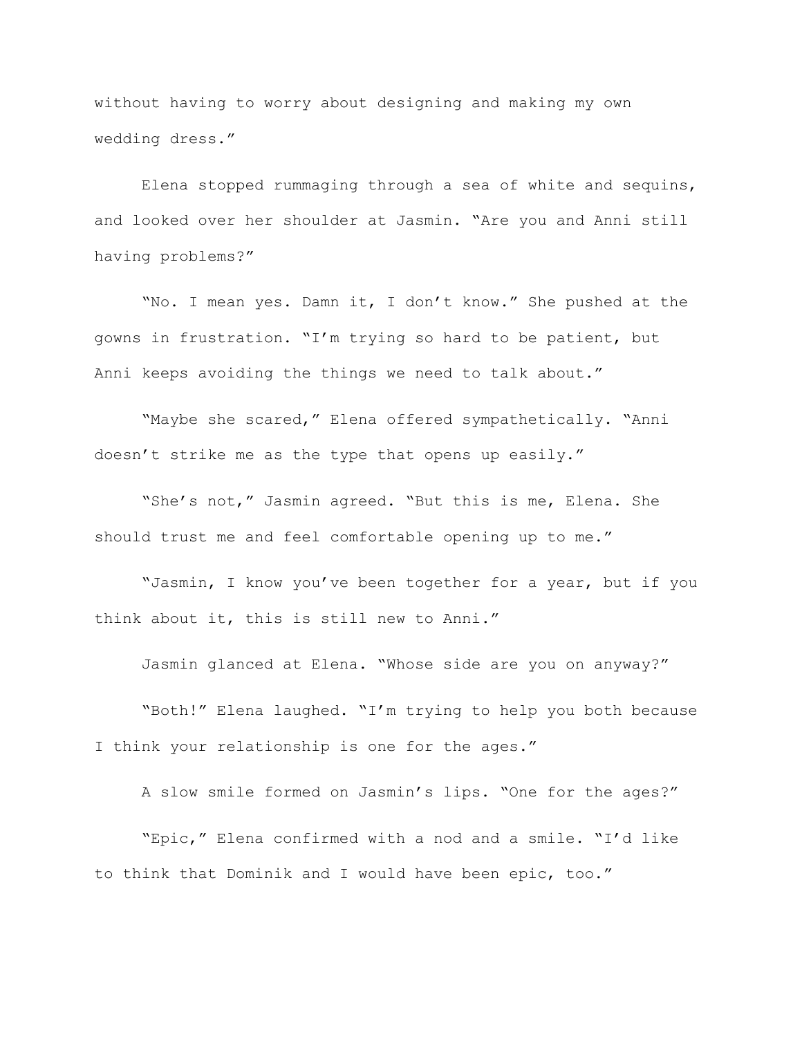without having to worry about designing and making my own wedding dress."

Elena stopped rummaging through a sea of white and sequins, and looked over her shoulder at Jasmin. "Are you and Anni still having problems?"

"No. I mean yes. Damn it, I don't know." She pushed at the gowns in frustration. "I'm trying so hard to be patient, but Anni keeps avoiding the things we need to talk about."

"Maybe she scared," Elena offered sympathetically. "Anni doesn't strike me as the type that opens up easily."

"She's not," Jasmin agreed. "But this is me, Elena. She should trust me and feel comfortable opening up to me."

"Jasmin, I know you've been together for a year, but if you think about it, this is still new to Anni."

Jasmin glanced at Elena. "Whose side are you on anyway?"

"Both!" Elena laughed. "I'm trying to help you both because I think your relationship is one for the ages."

A slow smile formed on Jasmin's lips. "One for the ages?"

"Epic," Elena confirmed with a nod and a smile. "I'd like to think that Dominik and I would have been epic, too."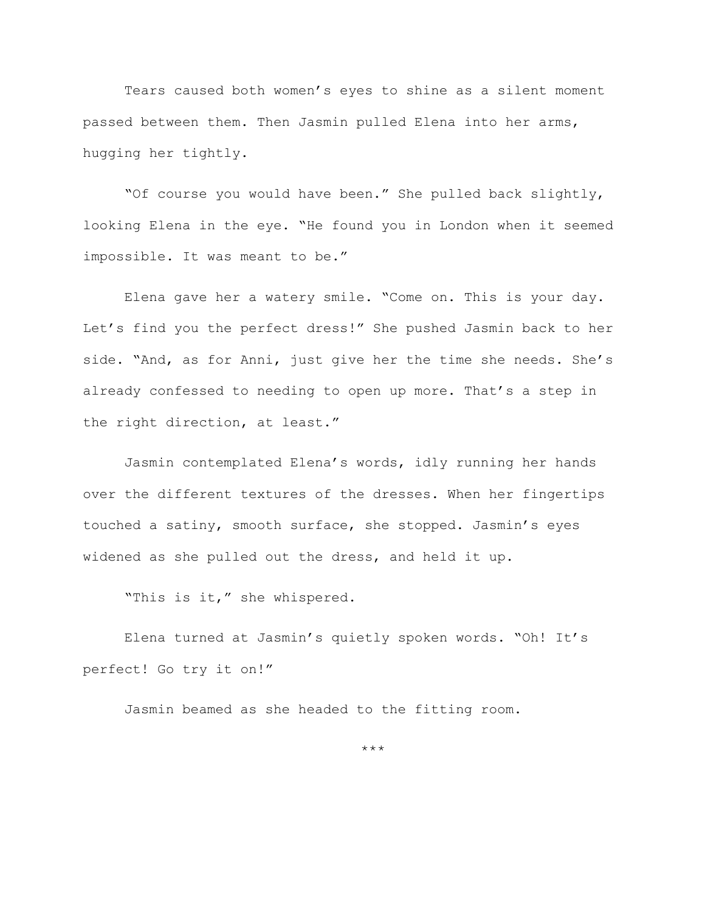Tears caused both women's eyes to shine as a silent moment passed between them. Then Jasmin pulled Elena into her arms, hugging her tightly.

"Of course you would have been." She pulled back slightly, looking Elena in the eye. "He found you in London when it seemed impossible. It was meant to be."

Elena gave her a watery smile. "Come on. This is your day. Let's find you the perfect dress!" She pushed Jasmin back to her side. "And, as for Anni, just give her the time she needs. She's already confessed to needing to open up more. That's a step in the right direction, at least."

Jasmin contemplated Elena's words, idly running her hands over the different textures of the dresses. When her fingertips touched a satiny, smooth surface, she stopped. Jasmin's eyes widened as she pulled out the dress, and held it up.

"This is it," she whispered.

Elena turned at Jasmin's quietly spoken words. "Oh! It's perfect! Go try it on!"

Jasmin beamed as she headed to the fitting room.

***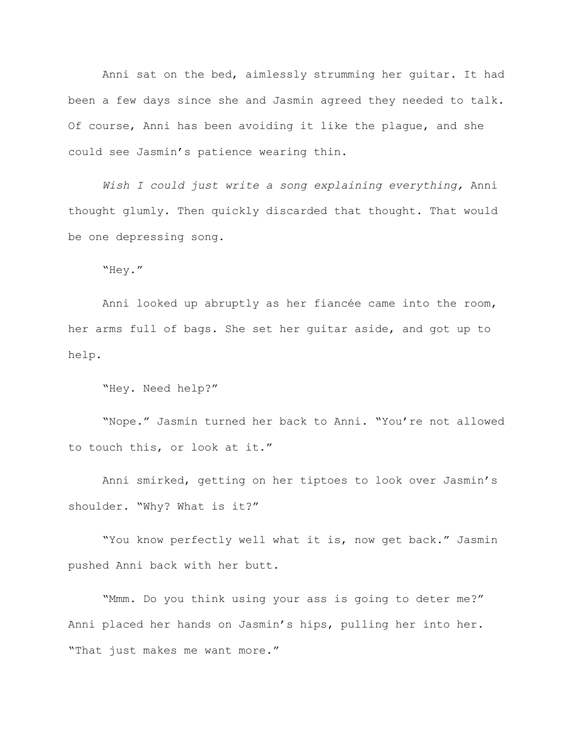Anni sat on the bed, aimlessly strumming her guitar. It had been a few days since she and Jasmin agreed they needed to talk. Of course, Anni has been avoiding it like the plague, and she could see Jasmin's patience wearing thin.

*Wish I could just write a song explaining everything,* Anni thought glumly. Then quickly discarded that thought. That would be one depressing song.

"Hey."

Anni looked up abruptly as her fiancée came into the room, her arms full of bags. She set her guitar aside, and got up to help.

"Hey. Need help?"

"Nope." Jasmin turned her back to Anni. "You're not allowed to touch this, or look at it."

Anni smirked, getting on her tiptoes to look over Jasmin's shoulder. "Why? What is it?"

"You know perfectly well what it is, now get back." Jasmin pushed Anni back with her butt.

"Mmm. Do you think using your ass is going to deter me?" Anni placed her hands on Jasmin's hips, pulling her into her. "That just makes me want more."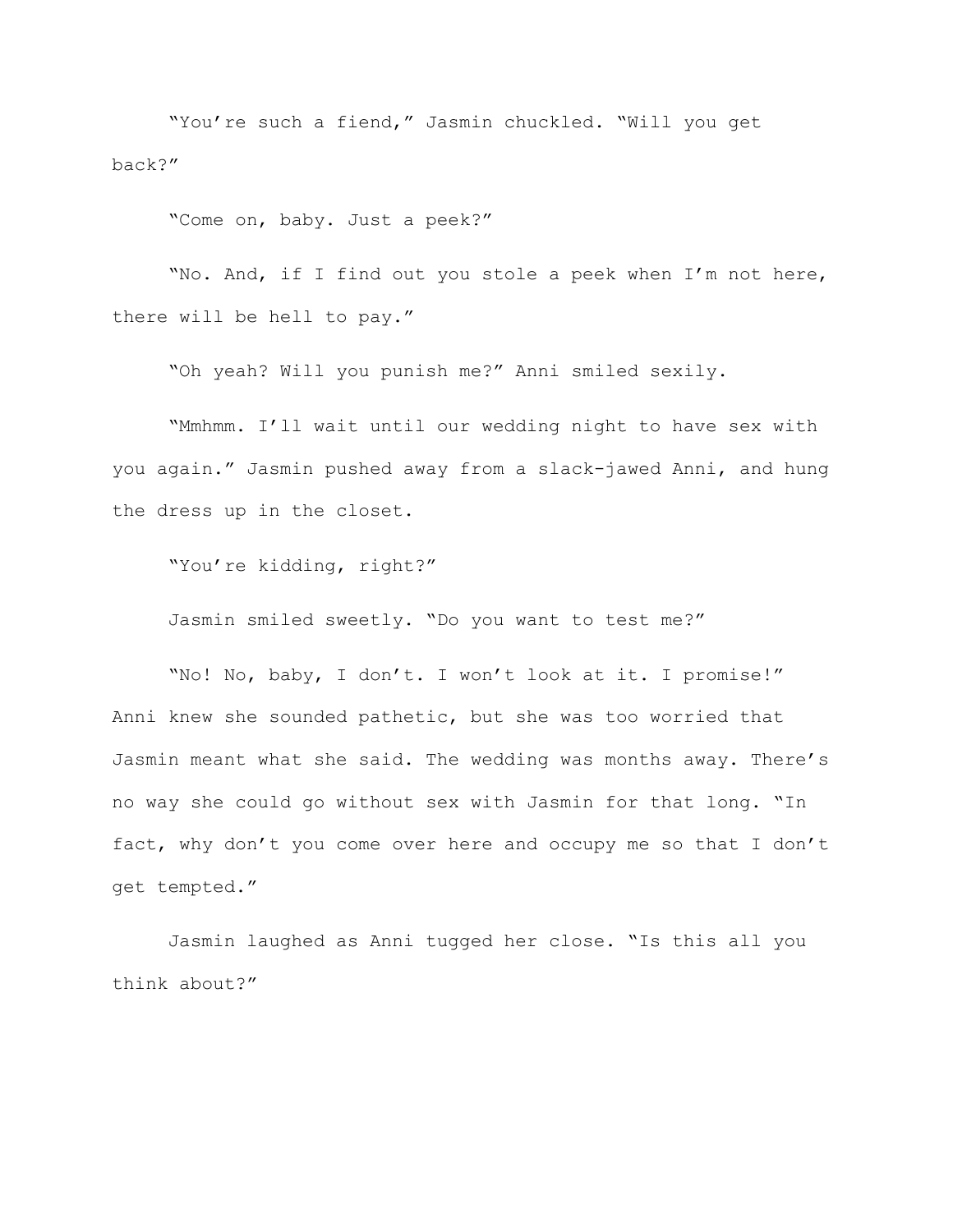"You're such a fiend," Jasmin chuckled. "Will you get back?"

"Come on, baby. Just a peek?"

"No. And, if I find out you stole a peek when I'm not here, there will be hell to pay."

"Oh yeah? Will you punish me?" Anni smiled sexily.

"Mmhmm. I'll wait until our wedding night to have sex with you again." Jasmin pushed away from a slack-jawed Anni, and hung the dress up in the closet.

"You're kidding, right?"

Jasmin smiled sweetly. "Do you want to test me?"

"No! No, baby, I don't. I won't look at it. I promise!" Anni knew she sounded pathetic, but she was too worried that Jasmin meant what she said. The wedding was months away. There's no way she could go without sex with Jasmin for that long. "In fact, why don't you come over here and occupy me so that I don't get tempted."

Jasmin laughed as Anni tugged her close. "Is this all you think about?"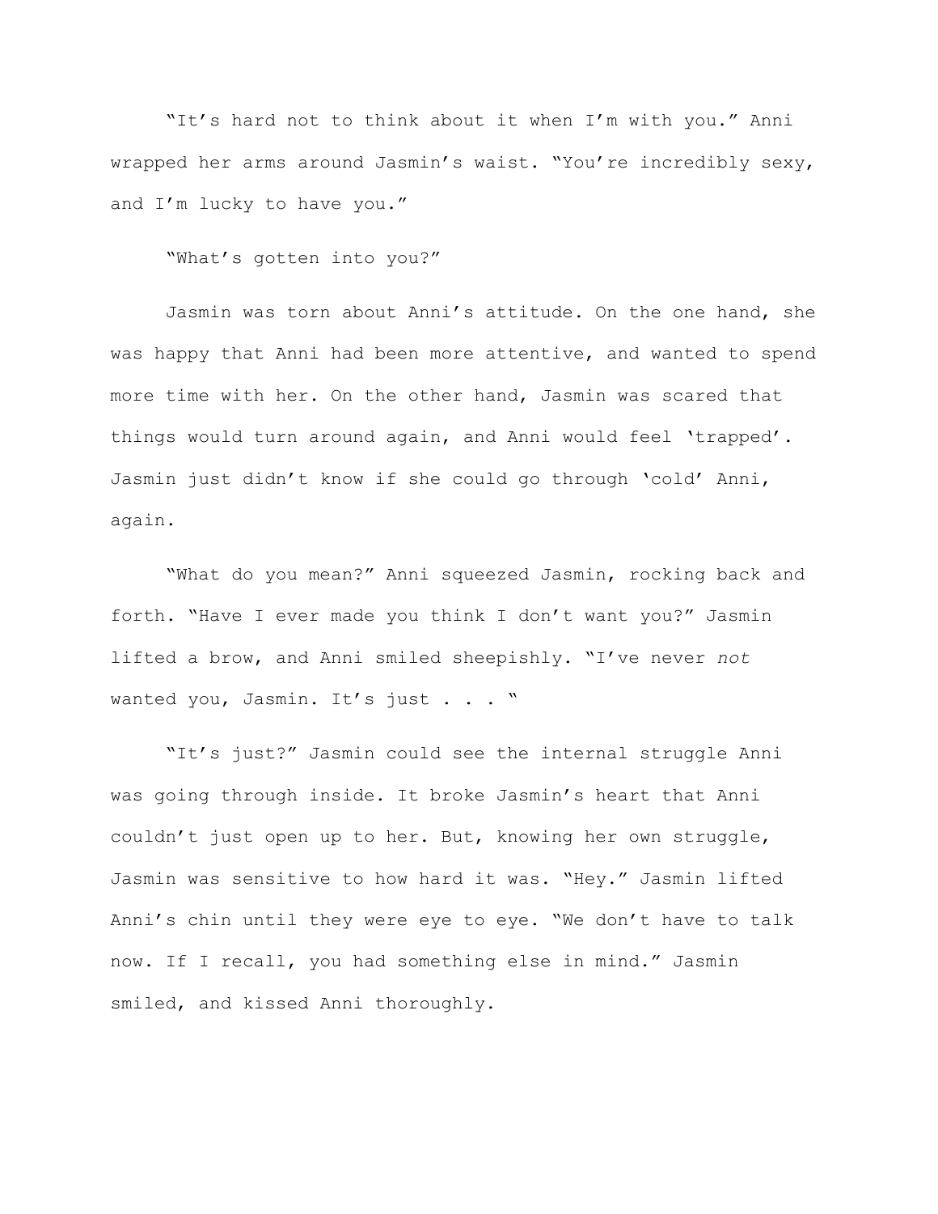"It's hard not to think about it when I'm with you." Anni wrapped her arms around Jasmin's waist. "You're incredibly sexy, and I'm lucky to have you."

"What's gotten into you?"

Jasmin was torn about Anni's attitude. On the one hand, she was happy that Anni had been more attentive, and wanted to spend more time with her. On the other hand, Jasmin was scared that things would turn around again, and Anni would feel 'trapped'. Jasmin just didn't know if she could go through 'cold' Anni, again.

"What do you mean?" Anni squeezed Jasmin, rocking back and forth. "Have I ever made you think I don't want you?" Jasmin lifted a brow, and Anni smiled sheepishly. "I've never *not* wanted you, Jasmin. It's just . . . "

"It's just?" Jasmin could see the internal struggle Anni was going through inside. It broke Jasmin's heart that Anni couldn't just open up to her. But, knowing her own struggle, Jasmin was sensitive to how hard it was. "Hey." Jasmin lifted Anni's chin until they were eye to eye. "We don't have to talk now. If I recall, you had something else in mind." Jasmin smiled, and kissed Anni thoroughly.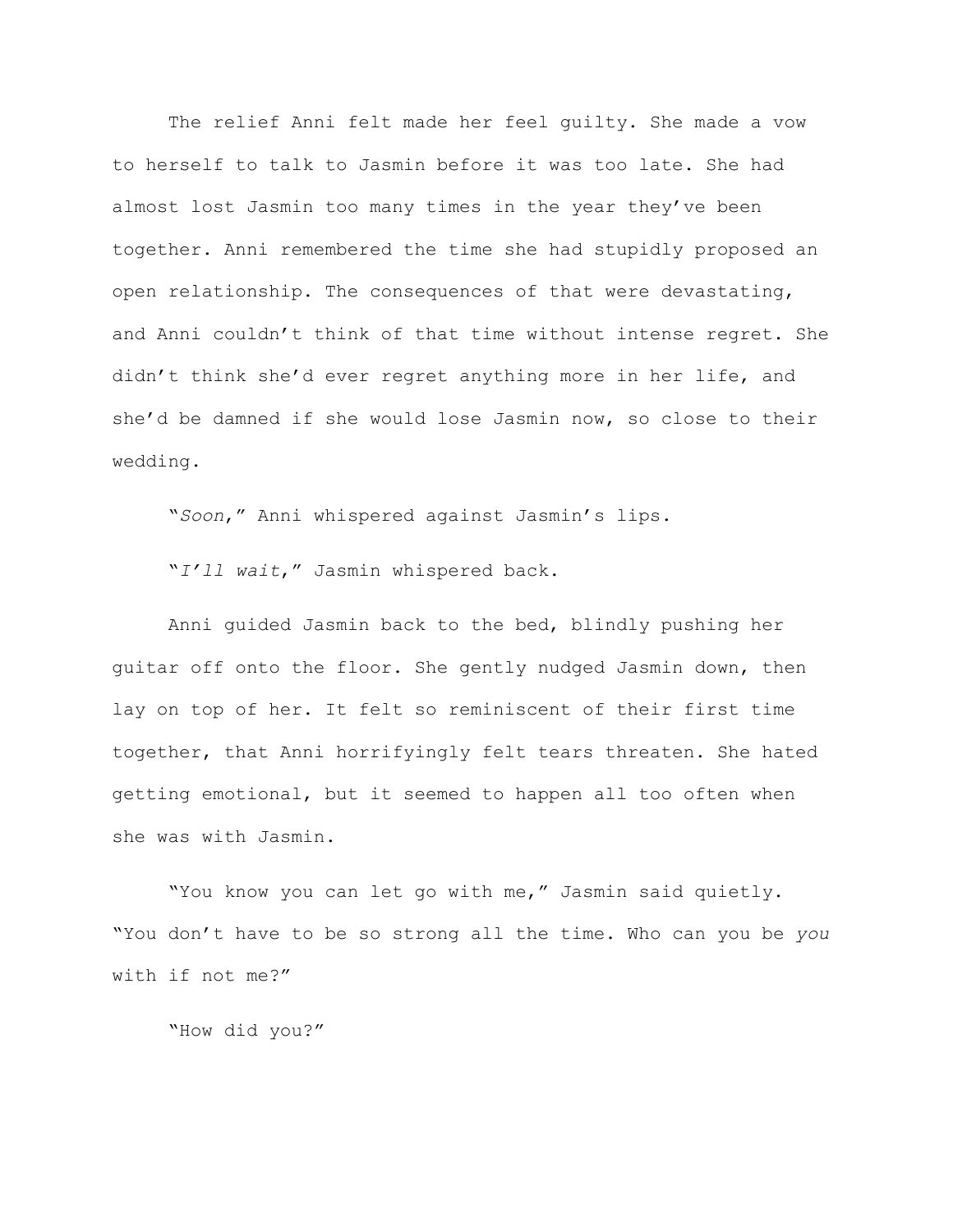The relief Anni felt made her feel guilty. She made a vow to herself to talk to Jasmin before it was too late. She had almost lost Jasmin too many times in the year they've been together. Anni remembered the time she had stupidly proposed an open relationship. The consequences of that were devastating, and Anni couldn't think of that time without intense regret. She didn't think she'd ever regret anything more in her life, and she'd be damned if she would lose Jasmin now, so close to their wedding.

"*Soon*," Anni whispered against Jasmin's lips.

"*I'll wait*," Jasmin whispered back.

Anni guided Jasmin back to the bed, blindly pushing her guitar off onto the floor. She gently nudged Jasmin down, then lay on top of her. It felt so reminiscent of their first time together, that Anni horrifyingly felt tears threaten. She hated getting emotional, but it seemed to happen all too often when she was with Jasmin.

"You know you can let go with me," Jasmin said quietly. "You don't have to be so strong all the time. Who can you be *you* with if not me?"

"How did you?"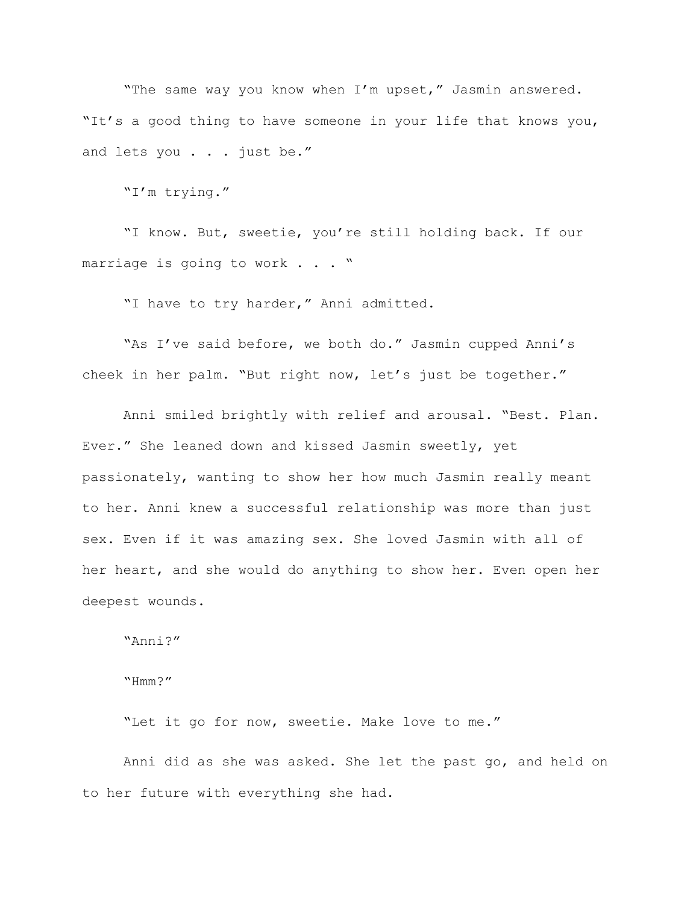"The same way you know when I'm upset," Jasmin answered. "It's a good thing to have someone in your life that knows you, and lets you . . . just be."

"I'm trying."

"I know. But, sweetie, you're still holding back. If our marriage is going to work . . . "

"I have to try harder," Anni admitted.

"As I've said before, we both do." Jasmin cupped Anni's cheek in her palm. "But right now, let's just be together."

Anni smiled brightly with relief and arousal. "Best. Plan. Ever." She leaned down and kissed Jasmin sweetly, yet passionately, wanting to show her how much Jasmin really meant to her. Anni knew a successful relationship was more than just sex. Even if it was amazing sex. She loved Jasmin with all of her heart, and she would do anything to show her. Even open her deepest wounds.

"Anni?"

"Hmm?"

"Let it go for now, sweetie. Make love to me."

Anni did as she was asked. She let the past go, and held on to her future with everything she had.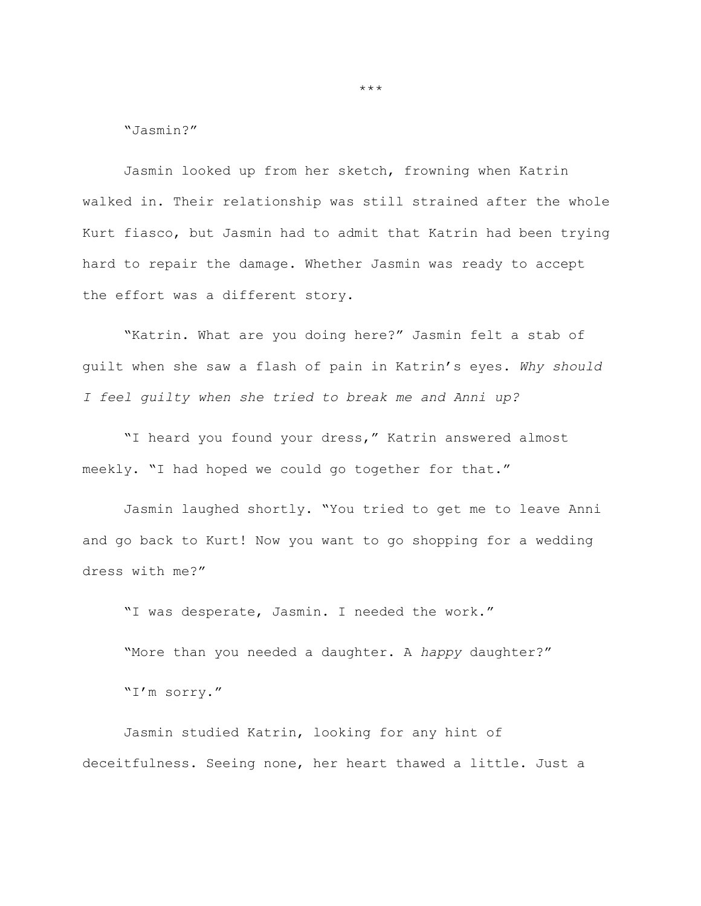\*\*\*

"Jasmin?"

Jasmin looked up from her sketch, frowning when Katrin walked in. Their relationship was still strained after the whole Kurt fiasco, but Jasmin had to admit that Katrin had been trying hard to repair the damage. Whether Jasmin was ready to accept the effort was a different story.

"Katrin. What are you doing here?" Jasmin felt a stab of guilt when she saw a flash of pain in Katrin's eyes. *Why should I feel guilty when she tried to break me and Anni up?*

"I heard you found your dress," Katrin answered almost meekly. "I had hoped we could go together for that."

Jasmin laughed shortly. "You tried to get me to leave Anni and go back to Kurt! Now you want to go shopping for a wedding dress with me?"

"I was desperate, Jasmin. I needed the work."

"More than you needed a daughter. A *happy* daughter?"

"I'm sorry."

Jasmin studied Katrin, looking for any hint of deceitfulness. Seeing none, her heart thawed a little. Just a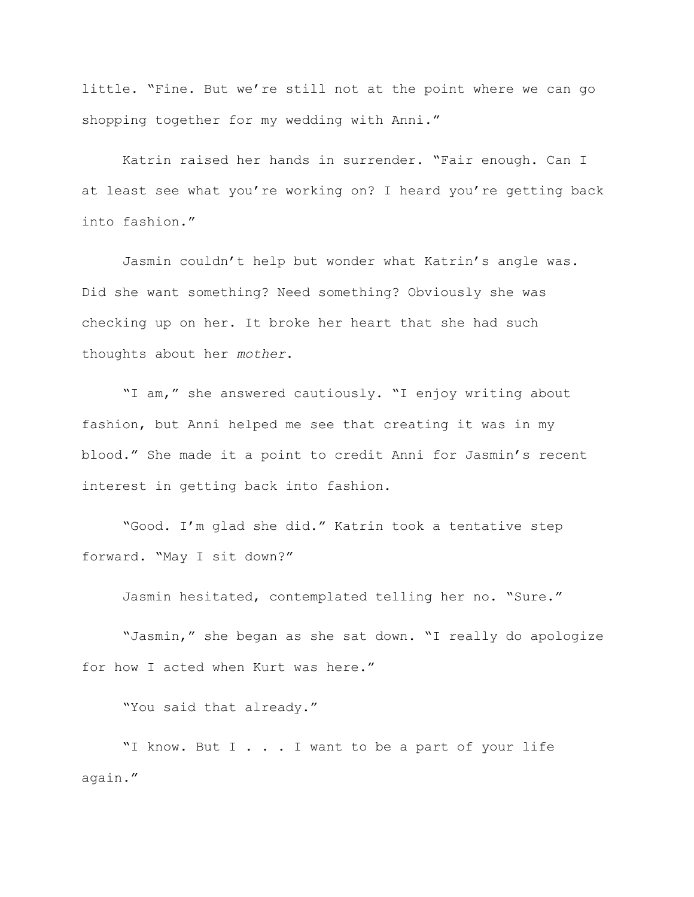little. "Fine. But we're still not at the point where we can go shopping together for my wedding with Anni."

Katrin raised her hands in surrender. "Fair enough. Can I at least see what you're working on? I heard you're getting back into fashion."

Jasmin couldn't help but wonder what Katrin's angle was. Did she want something? Need something? Obviously she was checking up on her. It broke her heart that she had such thoughts about her *mother*.

"I am," she answered cautiously. "I enjoy writing about fashion, but Anni helped me see that creating it was in my blood." She made it a point to credit Anni for Jasmin's recent interest in getting back into fashion.

"Good. I'm glad she did." Katrin took a tentative step forward. "May I sit down?"

Jasmin hesitated, contemplated telling her no. "Sure."

"Jasmin," she began as she sat down. "I really do apologize for how I acted when Kurt was here."

"You said that already."

"I know. But I . . . I want to be a part of your life again."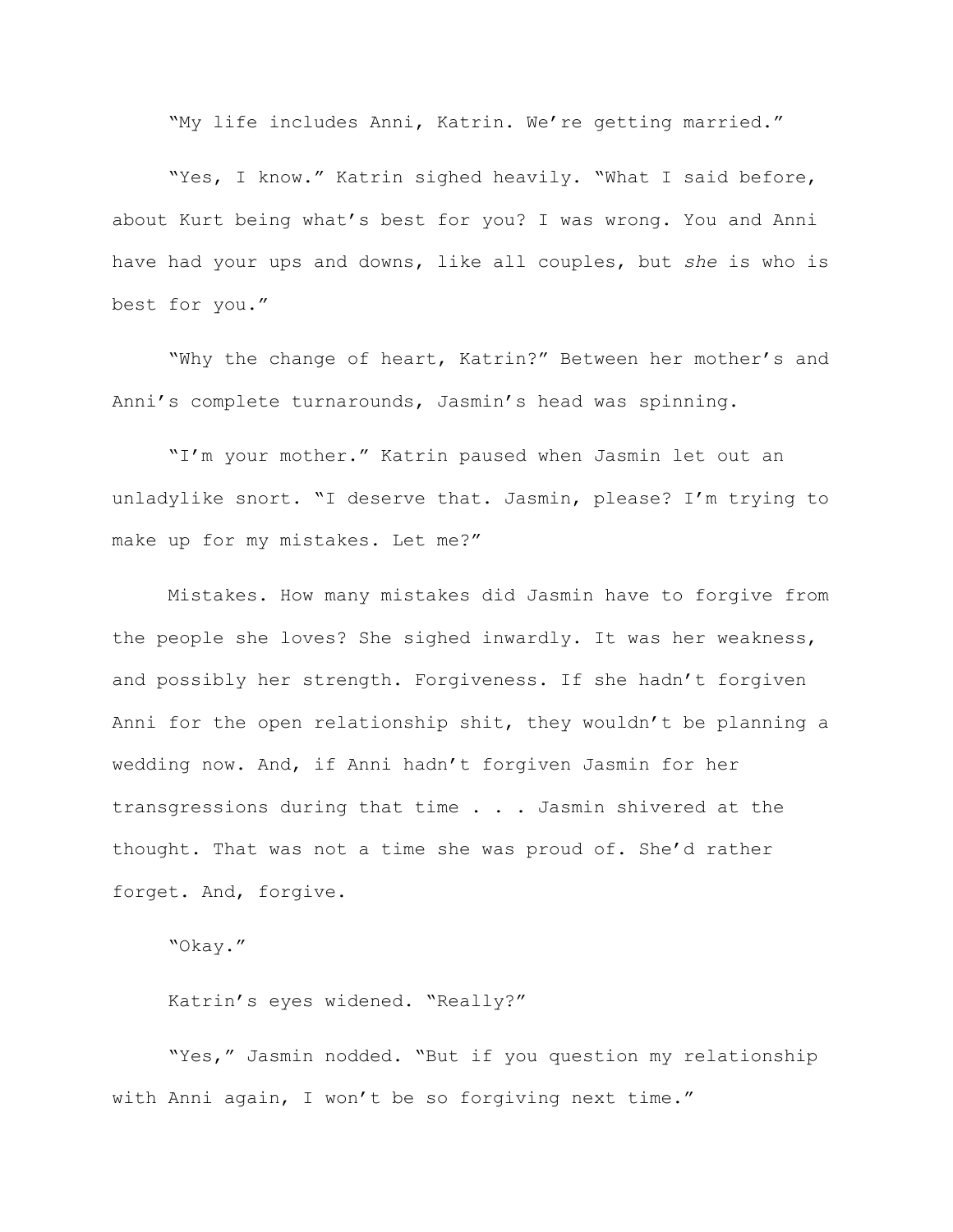"My life includes Anni, Katrin. We're getting married."

"Yes, I know." Katrin sighed heavily. "What I said before, about Kurt being what's best for you? I was wrong. You and Anni have had your ups and downs, like all couples, but *she* is who is best for you."

"Why the change of heart, Katrin?" Between her mother's and Anni's complete turnarounds, Jasmin's head was spinning.

"I'm your mother." Katrin paused when Jasmin let out an unladylike snort. "I deserve that. Jasmin, please? I'm trying to make up for my mistakes. Let me?"

Mistakes. How many mistakes did Jasmin have to forgive from the people she loves? She sighed inwardly. It was her weakness, and possibly her strength. Forgiveness. If she hadn't forgiven Anni for the open relationship shit, they wouldn't be planning a wedding now. And, if Anni hadn't forgiven Jasmin for her transgressions during that time . . . Jasmin shivered at the thought. That was not a time she was proud of. She'd rather forget. And, forgive.

"Okay."

Katrin's eyes widened. "Really?"

"Yes," Jasmin nodded. "But if you question my relationship with Anni again, I won't be so forgiving next time."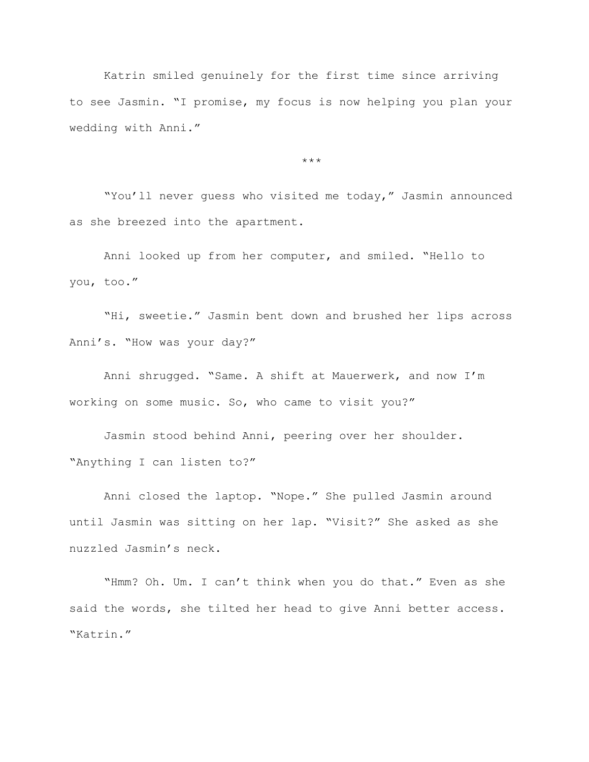Katrin smiled genuinely for the first time since arriving to see Jasmin. "I promise, my focus is now helping you plan your wedding with Anni."

***

"You'll never guess who visited me today," Jasmin announced as she breezed into the apartment.

Anni looked up from her computer, and smiled. "Hello to you, too."

"Hi, sweetie." Jasmin bent down and brushed her lips across Anni's. "How was your day?"

Anni shrugged. "Same. A shift at Mauerwerk, and now I'm working on some music. So, who came to visit you?"

Jasmin stood behind Anni, peering over her shoulder. "Anything I can listen to?"

Anni closed the laptop. "Nope." She pulled Jasmin around until Jasmin was sitting on her lap. "Visit?" She asked as she nuzzled Jasmin's neck.

"Hmm? Oh. Um. I can't think when you do that." Even as she said the words, she tilted her head to give Anni better access. "Katrin."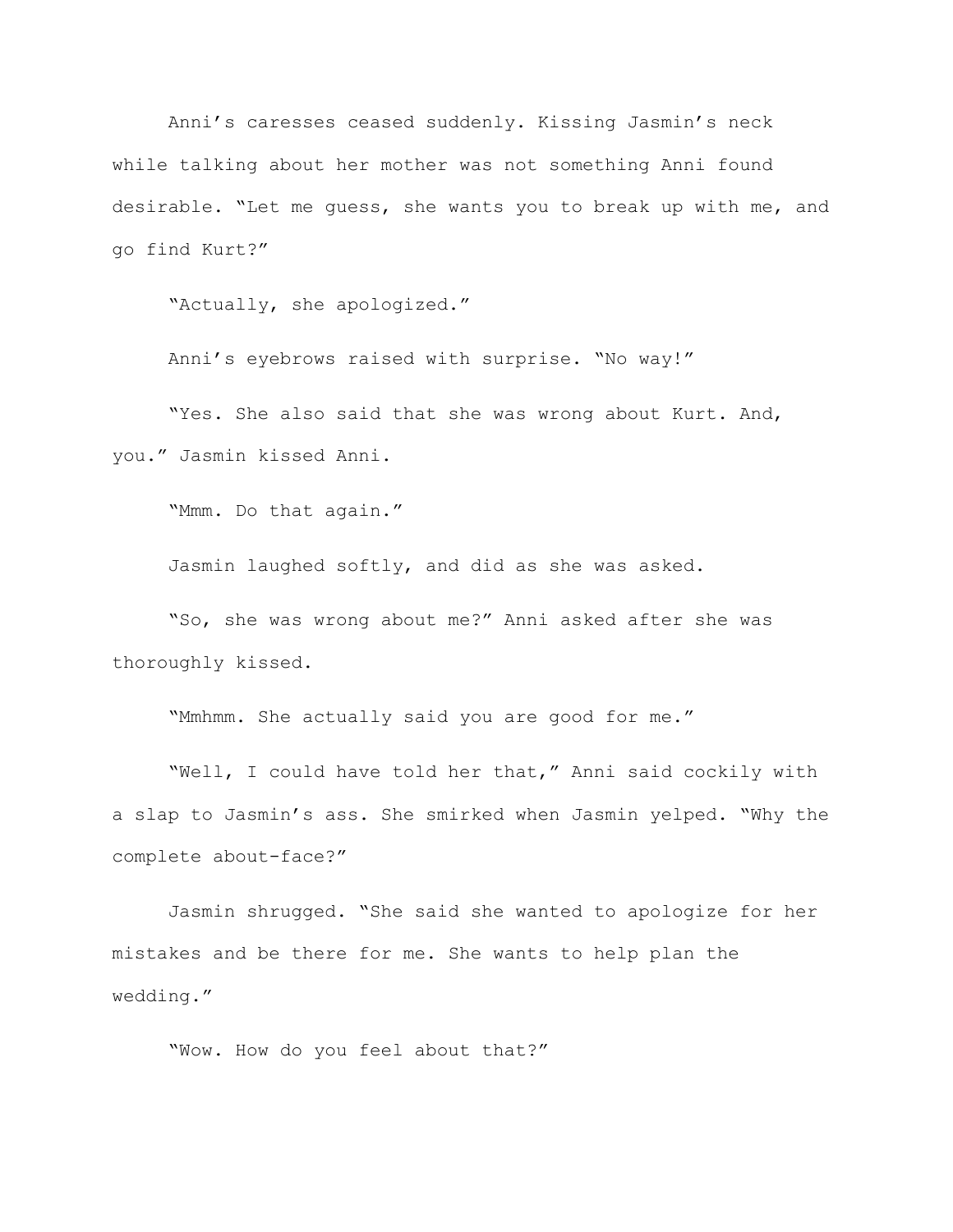Anni’s caresses ceased suddenly. Kissing Jasmin’s neck while talking about her mother was not something Anni found desirable. “Let me guess, she wants you to break up with me, and go find Kurt?”

“Actually, she apologized.”

Anni’s eyebrows raised with surprise. “No way!”

“Yes. She also said that she was wrong about Kurt. And, you.” Jasmin kissed Anni.

“Mmm. Do that again.”

Jasmin laughed softly, and did as she was asked.

“So, she was wrong about me?” Anni asked after she was thoroughly kissed.

“Mmhmm. She actually said you are good for me.”

“Well, I could have told her that,” Anni said cockily with a slap to Jasmin’s ass. She smirked when Jasmin yelped. “Why the complete about-face?”

Jasmin shrugged. “She said she wanted to apologize for her mistakes and be there for me. She wants to help plan the wedding.”

“Wow. How do you feel about that?”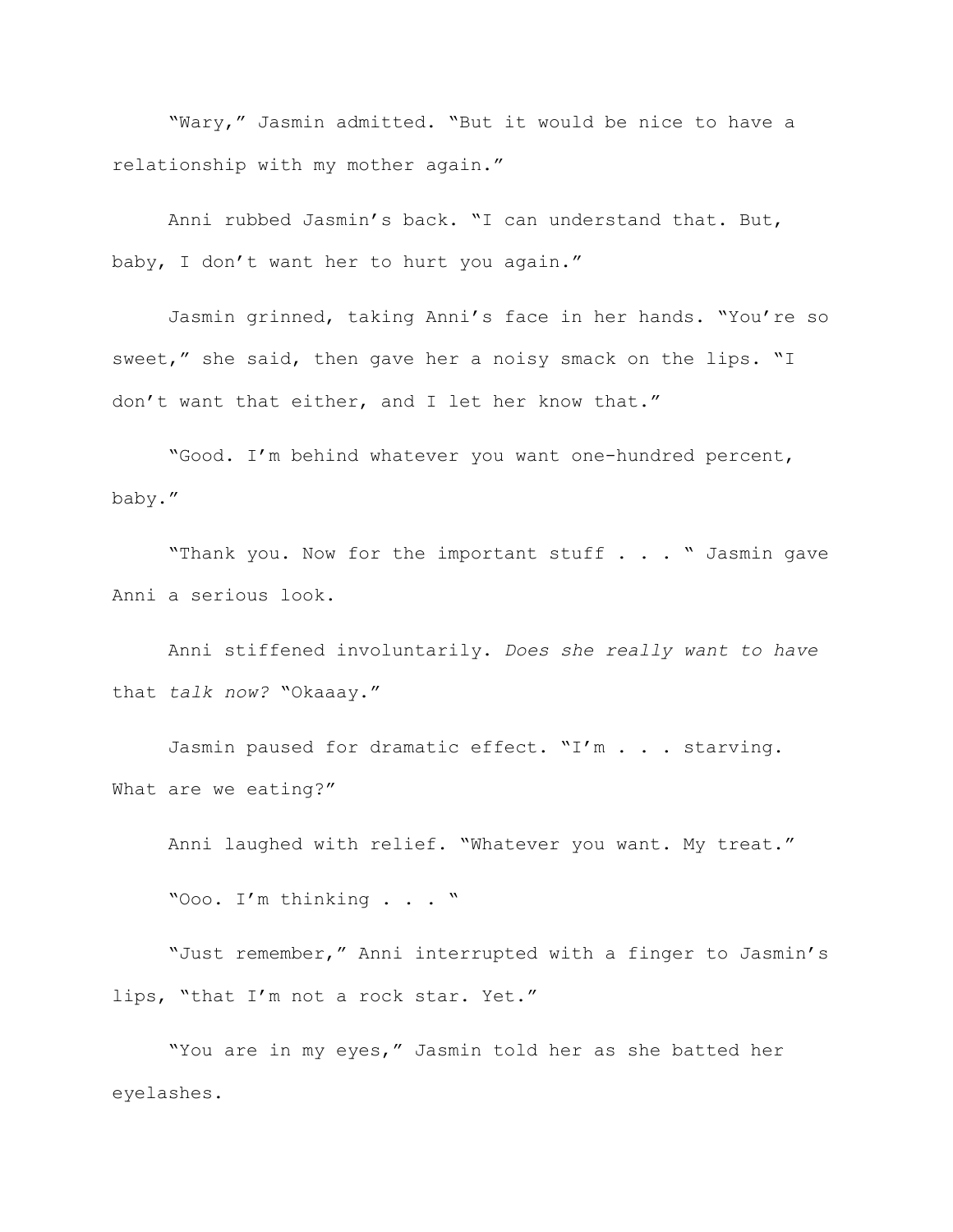"Wary," Jasmin admitted. "But it would be nice to have a relationship with my mother again."

Anni rubbed Jasmin's back. "I can understand that. But, baby, I don't want her to hurt you again."

Jasmin grinned, taking Anni's face in her hands. "You're so sweet," she said, then gave her a noisy smack on the lips. "I don't want that either, and I let her know that."

"Good. I'm behind whatever you want one-hundred percent, baby."

"Thank you. Now for the important stuff . . . " Jasmin gave Anni a serious look.

Anni stiffened involuntarily. *Does she really want to have* that *talk now?* "Okaaay."

Jasmin paused for dramatic effect. "I'm . . . starving. What are we eating?"

Anni laughed with relief. "Whatever you want. My treat."

"Ooo. I'm thinking . . . "

"Just remember," Anni interrupted with a finger to Jasmin's lips, "that I'm not a rock star. Yet."

"You are in my eyes," Jasmin told her as she batted her eyelashes.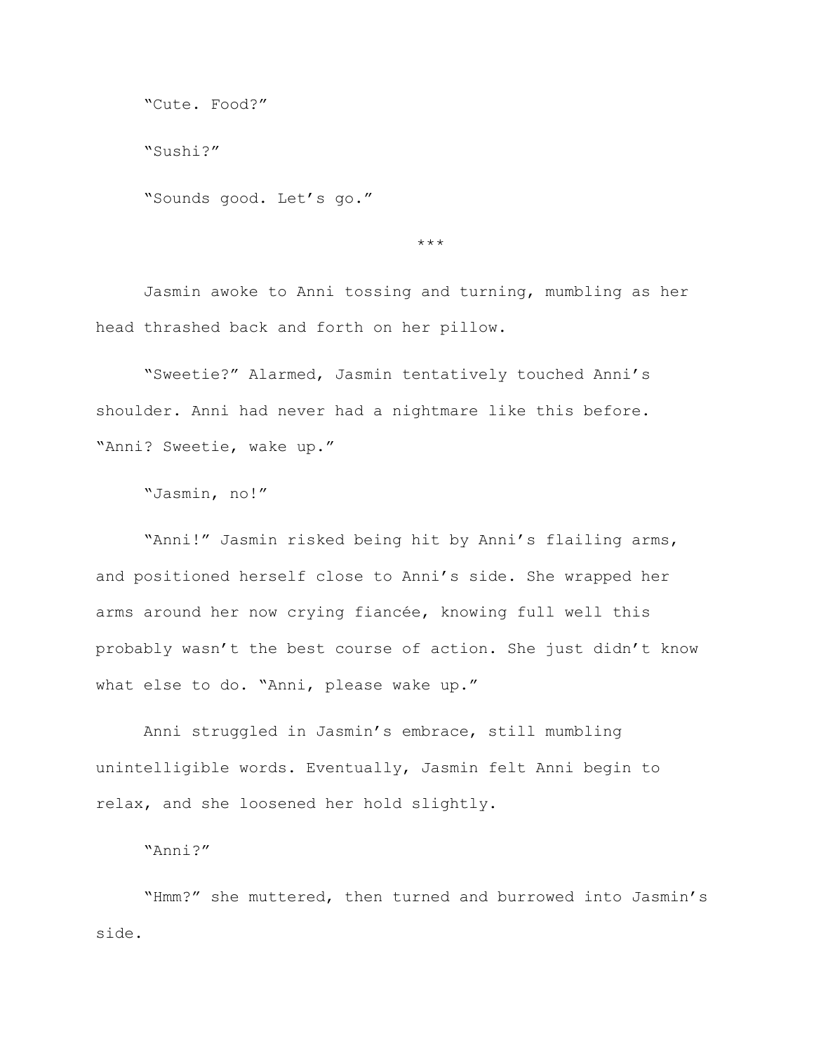“Cute. Food?”

“Sushi?”

“Sounds good. Let’s go.”

***

Jasmin awoke to Anni tossing and turning, mumbling as her head thrashed back and forth on her pillow.

“Sweetie?” Alarmed, Jasmin tentatively touched Anni’s shoulder. Anni had never had a nightmare like this before. “Anni? Sweetie, wake up.”

“Jasmin, no!”

“Anni!” Jasmin risked being hit by Anni’s flailing arms, and positioned herself close to Anni’s side. She wrapped her arms around her now crying fiancée, knowing full well this probably wasn’t the best course of action. She just didn’t know what else to do. “Anni, please wake up.”

Anni struggled in Jasmin’s embrace, still mumbling unintelligible words. Eventually, Jasmin felt Anni begin to relax, and she loosened her hold slightly.

“Anni?”

“Hmm?” she muttered, then turned and burrowed into Jasmin’s side.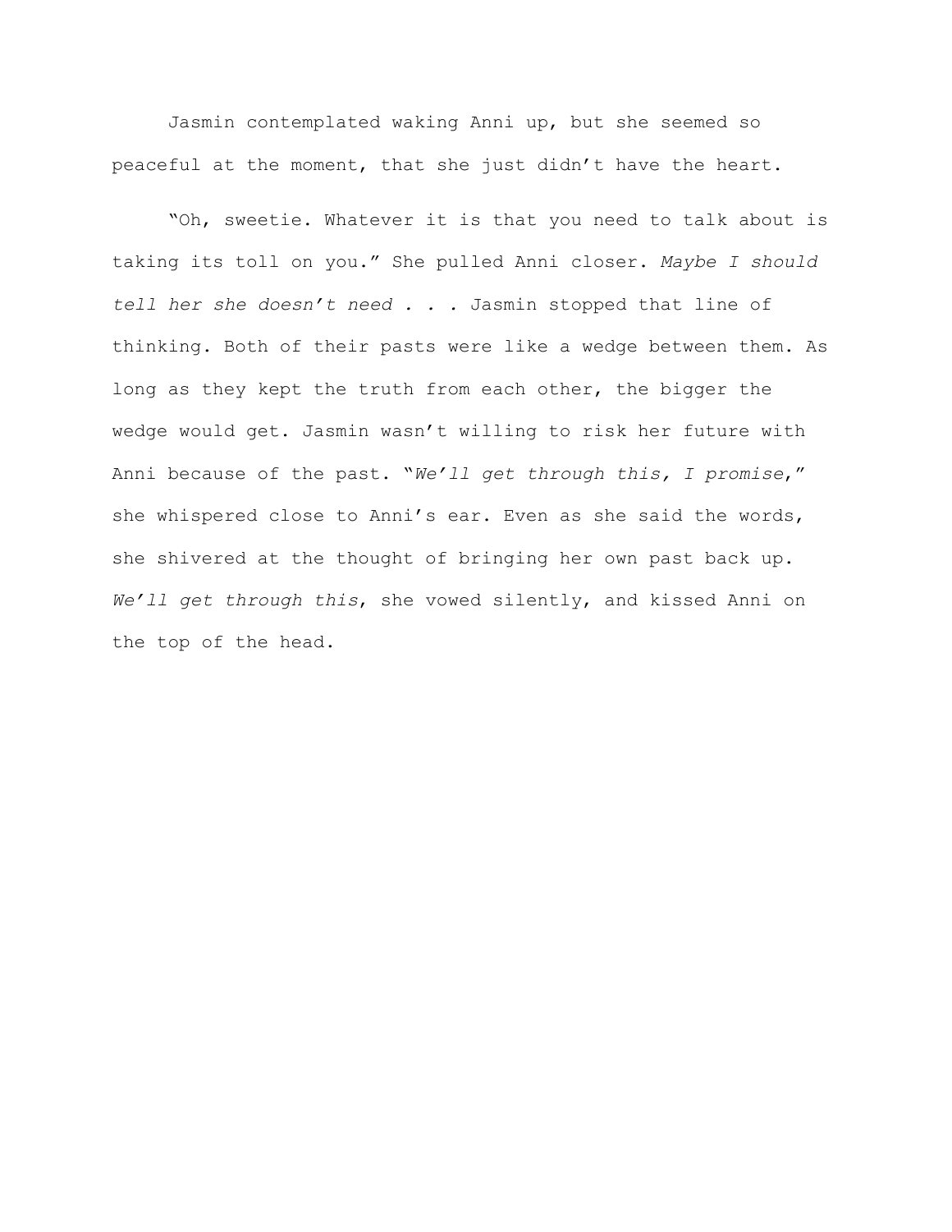Jasmin contemplated waking Anni up, but she seemed so peaceful at the moment, that she just didn't have the heart.

"Oh, sweetie. Whatever it is that you need to talk about is taking its toll on you." She pulled Anni closer. *Maybe I should tell her she doesn't need . . .* Jasmin stopped that line of thinking. Both of their pasts were like a wedge between them. As long as they kept the truth from each other, the bigger the wedge would get. Jasmin wasn't willing to risk her future with Anni because of the past. "*We'll get through this, I promise*," she whispered close to Anni's ear. Even as she said the words, she shivered at the thought of bringing her own past back up. *We'll get through this*, she vowed silently, and kissed Anni on the top of the head.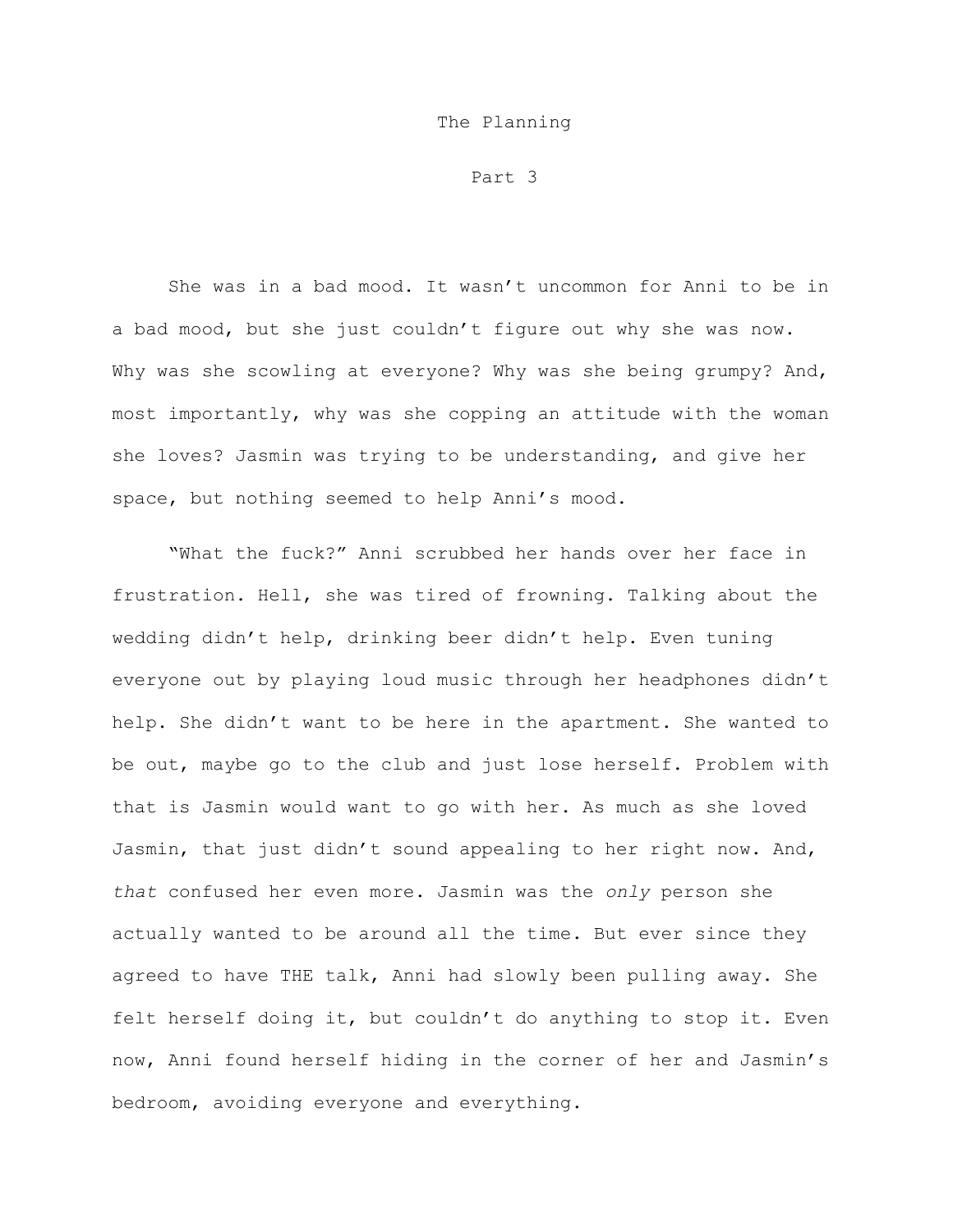# The Planning

## Part 3

She was in a bad mood. It wasn't uncommon for Anni to be in a bad mood, but she just couldn't figure out why she was now. Why was she scowling at everyone? Why was she being grumpy? And, most importantly, why was she copping an attitude with the woman she loves? Jasmin was trying to be understanding, and give her space, but nothing seemed to help Anni's mood.

"What the fuck?" Anni scrubbed her hands over her face in frustration. Hell, she was tired of frowning. Talking about the wedding didn't help, drinking beer didn't help. Even tuning everyone out by playing loud music through her headphones didn't help. She didn't want to be here in the apartment. She wanted to be out, maybe go to the club and just lose herself. Problem with that is Jasmin would want to go with her. As much as she loved Jasmin, that just didn't sound appealing to her right now. And, *that* confused her even more. Jasmin was the *only* person she actually wanted to be around all the time. But ever since they agreed to have THE talk, Anni had slowly been pulling away. She felt herself doing it, but couldn't do anything to stop it. Even now, Anni found herself hiding in the corner of her and Jasmin's bedroom, avoiding everyone and everything.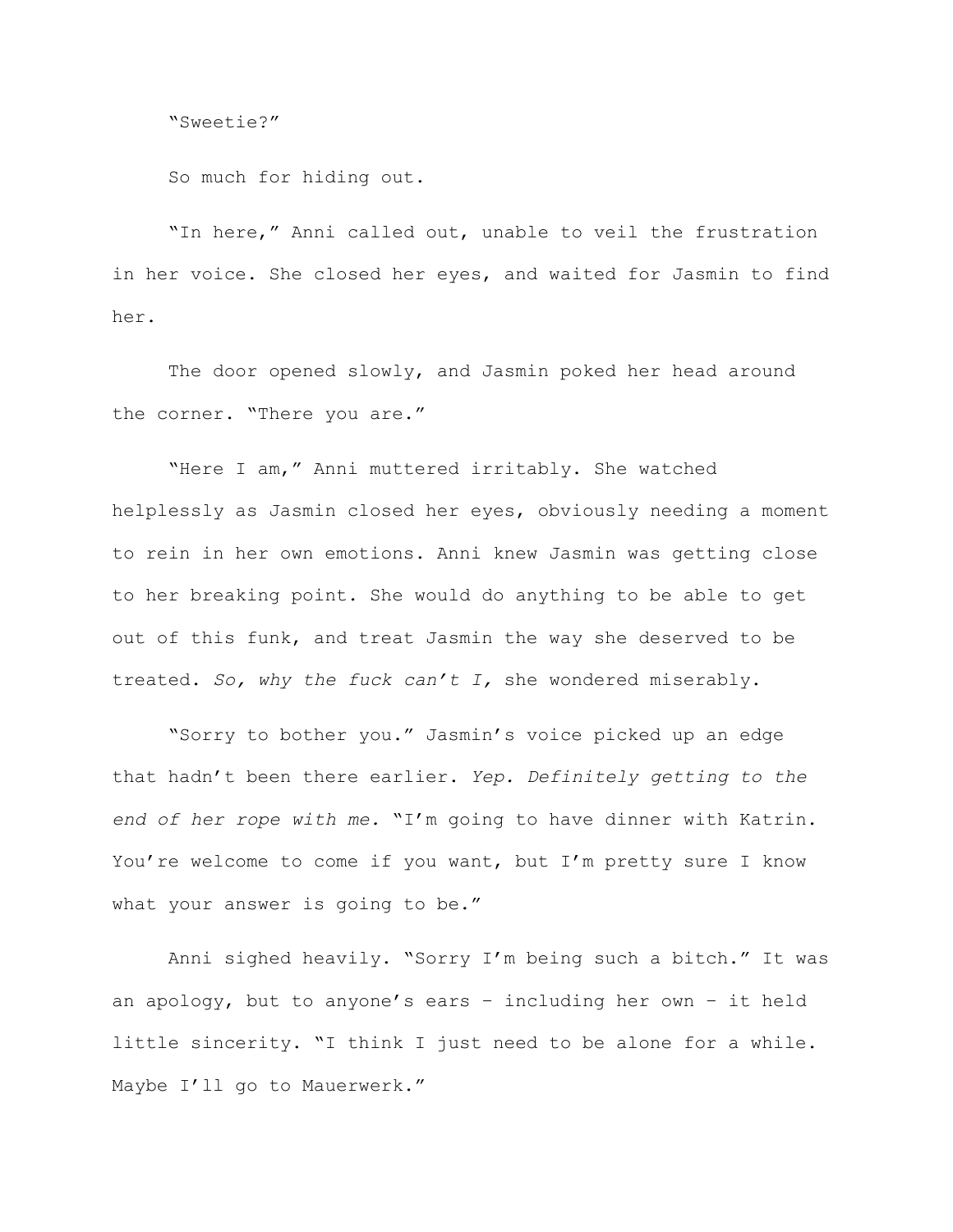"Sweetie?"

So much for hiding out.

"In here," Anni called out, unable to veil the frustration in her voice. She closed her eyes, and waited for Jasmin to find her.

The door opened slowly, and Jasmin poked her head around the corner. "There you are."

"Here I am," Anni muttered irritably. She watched helplessly as Jasmin closed her eyes, obviously needing a moment to rein in her own emotions. Anni knew Jasmin was getting close to her breaking point. She would do anything to be able to get out of this funk, and treat Jasmin the way she deserved to be treated. *So, why the fuck can't I,* she wondered miserably.

"Sorry to bother you." Jasmin's voice picked up an edge that hadn't been there earlier. *Yep. Definitely getting to the end of her rope with me.* "I'm going to have dinner with Katrin. You're welcome to come if you want, but I'm pretty sure I know what your answer is going to be."

Anni sighed heavily. "Sorry I'm being such a bitch." It was an apology, but to anyone's ears – including her own – it held little sincerity. "I think I just need to be alone for a while. Maybe I'll go to Mauerwerk."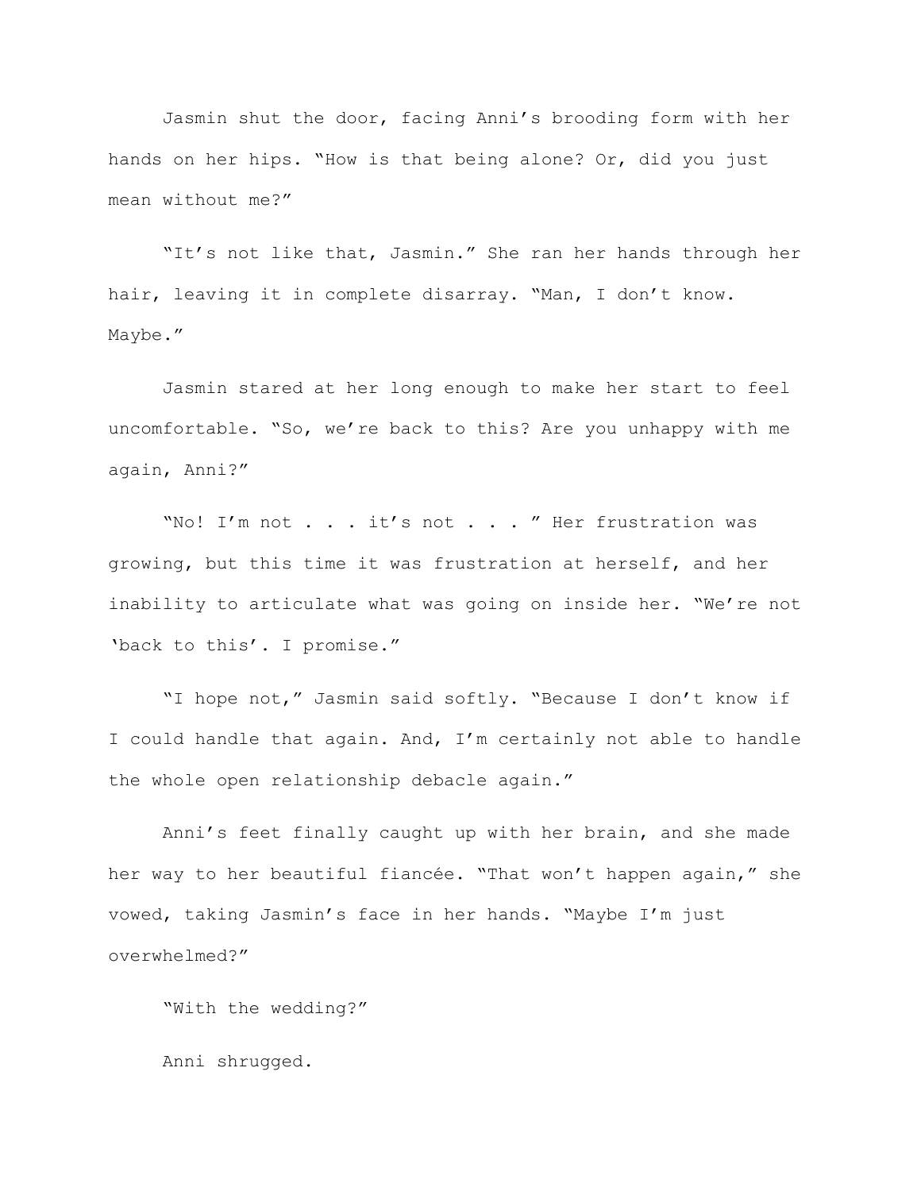Jasmin shut the door, facing Anni's brooding form with her hands on her hips. "How is that being alone? Or, did you just mean without me?"

"It's not like that, Jasmin." She ran her hands through her hair, leaving it in complete disarray. "Man, I don't know. Maybe."

Jasmin stared at her long enough to make her start to feel uncomfortable. "So, we're back to this? Are you unhappy with me again, Anni?"

"No! I'm not . . . it's not . . . " Her frustration was growing, but this time it was frustration at herself, and her inability to articulate what was going on inside her. "We're not 'back to this'. I promise."

"I hope not," Jasmin said softly. "Because I don't know if I could handle that again. And, I'm certainly not able to handle the whole open relationship debacle again."

Anni's feet finally caught up with her brain, and she made her way to her beautiful fiancée. "That won't happen again," she vowed, taking Jasmin's face in her hands. "Maybe I'm just overwhelmed?"

"With the wedding?"

Anni shrugged.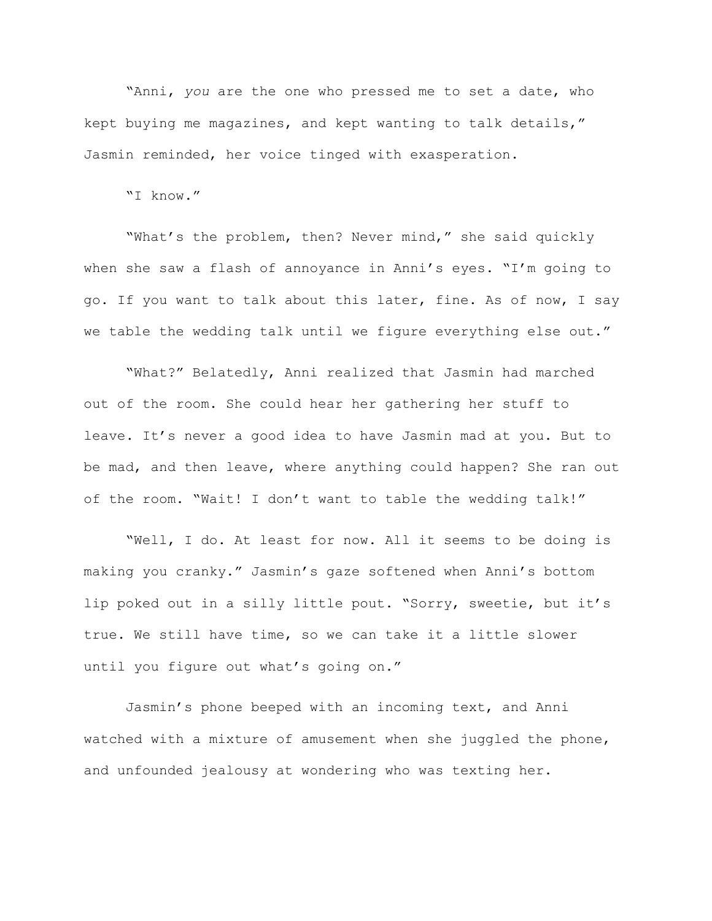"Anni, *you* are the one who pressed me to set a date, who kept buying me magazines, and kept wanting to talk details," Jasmin reminded, her voice tinged with exasperation.

"I know."

"What's the problem, then? Never mind," she said quickly when she saw a flash of annoyance in Anni's eyes. "I'm going to go. If you want to talk about this later, fine. As of now, I say we table the wedding talk until we figure everything else out."

"What?" Belatedly, Anni realized that Jasmin had marched out of the room. She could hear her gathering her stuff to leave. It's never a good idea to have Jasmin mad at you. But to be mad, and then leave, where anything could happen? She ran out of the room. "Wait! I don't want to table the wedding talk!"

"Well, I do. At least for now. All it seems to be doing is making you cranky." Jasmin's gaze softened when Anni's bottom lip poked out in a silly little pout. "Sorry, sweetie, but it's true. We still have time, so we can take it a little slower until you figure out what's going on."

Jasmin's phone beeped with an incoming text, and Anni watched with a mixture of amusement when she juggled the phone, and unfounded jealousy at wondering who was texting her.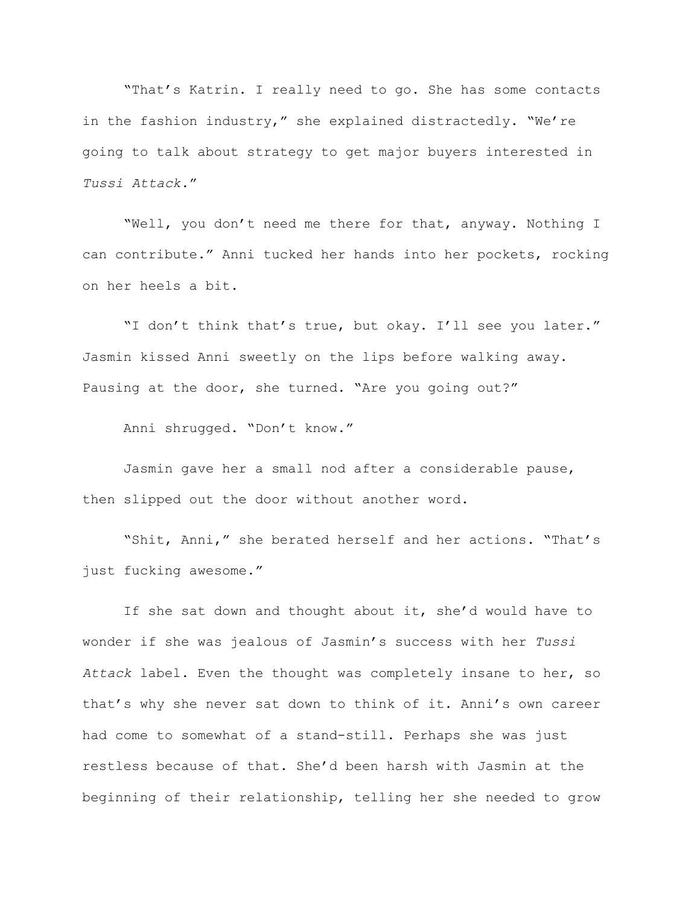"That's Katrin. I really need to go. She has some contacts in the fashion industry," she explained distractedly. "We're going to talk about strategy to get major buyers interested in *Tussi Attack*."

"Well, you don't need me there for that, anyway. Nothing I can contribute." Anni tucked her hands into her pockets, rocking on her heels a bit.

"I don't think that's true, but okay. I'll see you later." Jasmin kissed Anni sweetly on the lips before walking away. Pausing at the door, she turned. "Are you going out?"

Anni shrugged. "Don't know."

Jasmin gave her a small nod after a considerable pause, then slipped out the door without another word.

"Shit, Anni," she berated herself and her actions. "That's just fucking awesome."

If she sat down and thought about it, she'd would have to wonder if she was jealous of Jasmin's success with her *Tussi Attack* label. Even the thought was completely insane to her, so that's why she never sat down to think of it. Anni's own career had come to somewhat of a stand-still. Perhaps she was just restless because of that. She'd been harsh with Jasmin at the beginning of their relationship, telling her she needed to grow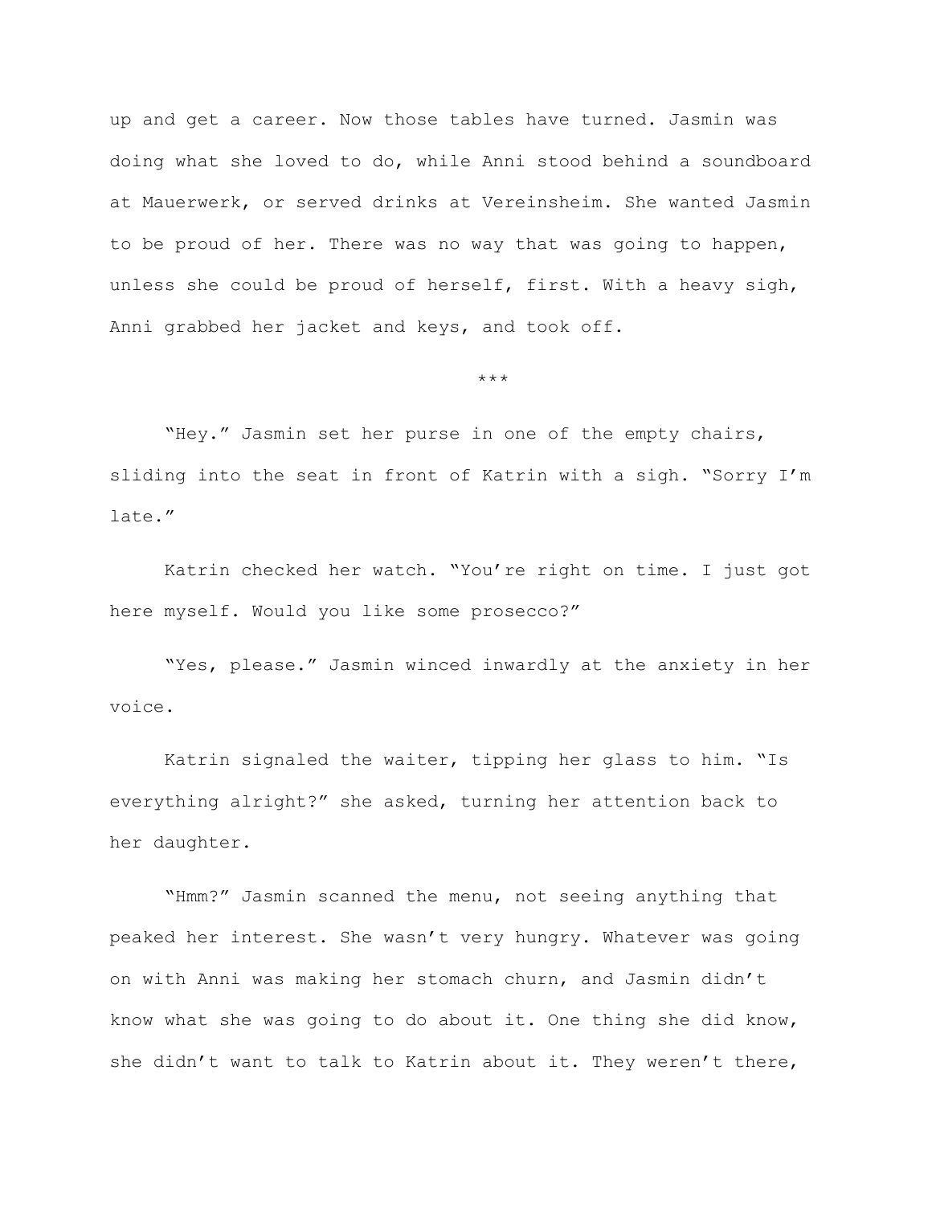up and get a career. Now those tables have turned. Jasmin was doing what she loved to do, while Anni stood behind a soundboard at Mauerwerk, or served drinks at Vereinsheim. She wanted Jasmin to be proud of her. There was no way that was going to happen, unless she could be proud of herself, first. With a heavy sigh, Anni grabbed her jacket and keys, and took off.

\*\*\*

"Hey." Jasmin set her purse in one of the empty chairs, sliding into the seat in front of Katrin with a sigh. "Sorry I'm late."

Katrin checked her watch. "You're right on time. I just got here myself. Would you like some prosecco?"

"Yes, please." Jasmin winced inwardly at the anxiety in her voice.

Katrin signaled the waiter, tipping her glass to him. "Is everything alright?" she asked, turning her attention back to her daughter.

"Hmm?" Jasmin scanned the menu, not seeing anything that peaked her interest. She wasn't very hungry. Whatever was going on with Anni was making her stomach churn, and Jasmin didn't know what she was going to do about it. One thing she did know, she didn't want to talk to Katrin about it. They weren't there,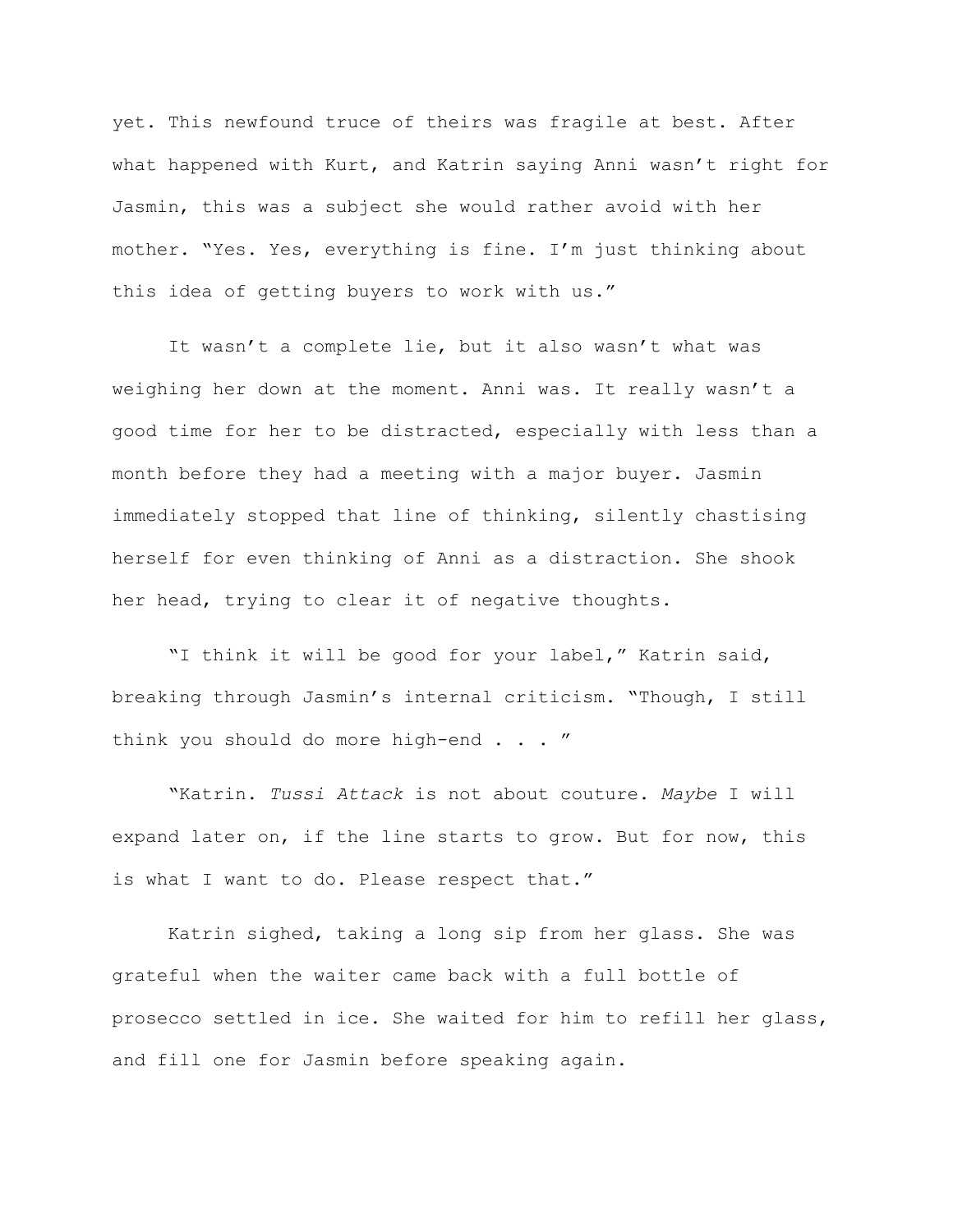yet. This newfound truce of theirs was fragile at best. After what happened with Kurt, and Katrin saying Anni wasn't right for Jasmin, this was a subject she would rather avoid with her mother. "Yes. Yes, everything is fine. I'm just thinking about this idea of getting buyers to work with us."

It wasn't a complete lie, but it also wasn't what was weighing her down at the moment. Anni was. It really wasn't a good time for her to be distracted, especially with less than a month before they had a meeting with a major buyer. Jasmin immediately stopped that line of thinking, silently chastising herself for even thinking of Anni as a distraction. She shook her head, trying to clear it of negative thoughts.

"I think it will be good for your label," Katrin said, breaking through Jasmin's internal criticism. "Though, I still think you should do more high-end . . . "

"Katrin. *Tussi Attack* is not about couture. *Maybe* I will expand later on, if the line starts to grow. But for now, this is what I want to do. Please respect that."

Katrin sighed, taking a long sip from her glass. She was grateful when the waiter came back with a full bottle of prosecco settled in ice. She waited for him to refill her glass, and fill one for Jasmin before speaking again.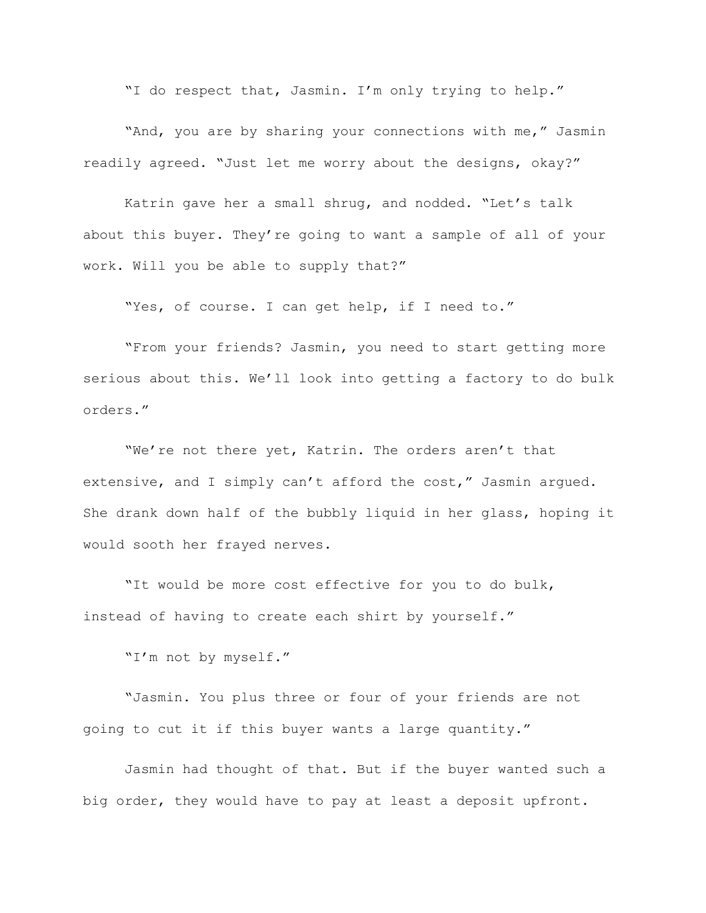"I do respect that, Jasmin. I'm only trying to help."

"And, you are by sharing your connections with me," Jasmin readily agreed. "Just let me worry about the designs, okay?"

Katrin gave her a small shrug, and nodded. "Let's talk about this buyer. They're going to want a sample of all of your work. Will you be able to supply that?"

"Yes, of course. I can get help, if I need to."

"From your friends? Jasmin, you need to start getting more serious about this. We'll look into getting a factory to do bulk orders."

"We're not there yet, Katrin. The orders aren't that extensive, and I simply can't afford the cost," Jasmin argued. She drank down half of the bubbly liquid in her glass, hoping it would sooth her frayed nerves.

"It would be more cost effective for you to do bulk, instead of having to create each shirt by yourself."

"I'm not by myself."

"Jasmin. You plus three or four of your friends are not going to cut it if this buyer wants a large quantity."

Jasmin had thought of that. But if the buyer wanted such a big order, they would have to pay at least a deposit upfront.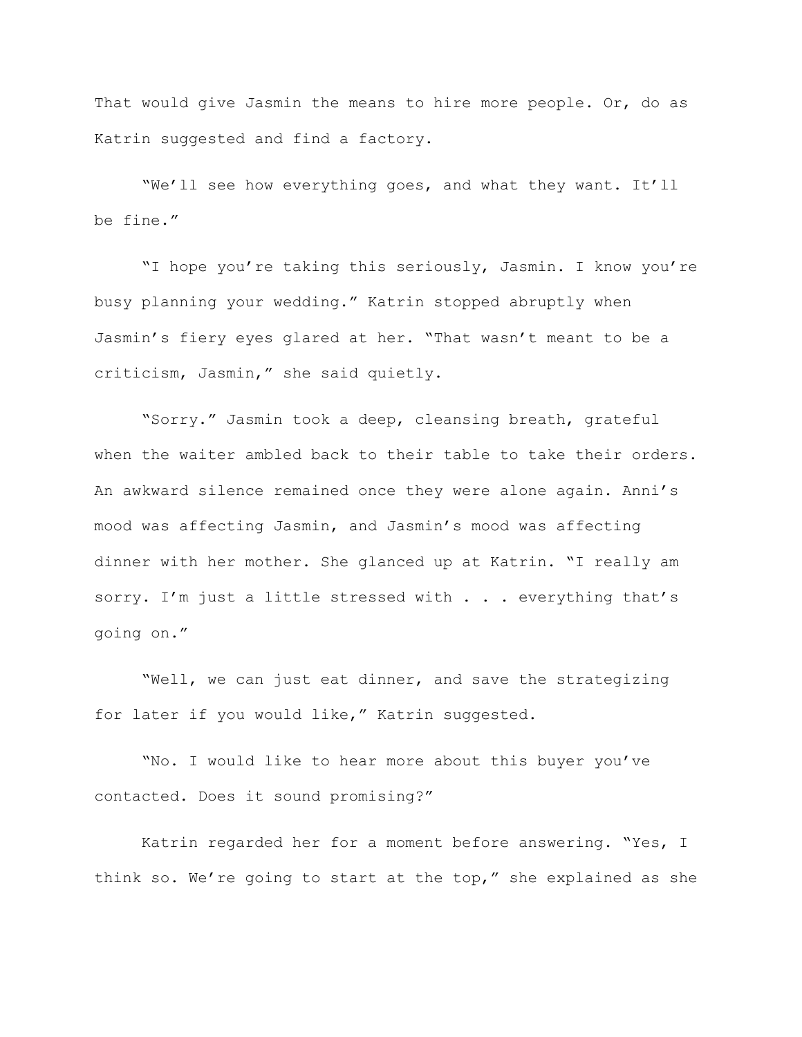That would give Jasmin the means to hire more people. Or, do as Katrin suggested and find a factory.

"We'll see how everything goes, and what they want. It'll be fine."

"I hope you're taking this seriously, Jasmin. I know you're busy planning your wedding." Katrin stopped abruptly when Jasmin's fiery eyes glared at her. "That wasn't meant to be a criticism, Jasmin," she said quietly.

"Sorry." Jasmin took a deep, cleansing breath, grateful when the waiter ambled back to their table to take their orders. An awkward silence remained once they were alone again. Anni's mood was affecting Jasmin, and Jasmin's mood was affecting dinner with her mother. She glanced up at Katrin. "I really am sorry. I'm just a little stressed with . . . everything that's going on."

"Well, we can just eat dinner, and save the strategizing for later if you would like," Katrin suggested.

"No. I would like to hear more about this buyer you've contacted. Does it sound promising?"

Katrin regarded her for a moment before answering. "Yes, I think so. We're going to start at the top," she explained as she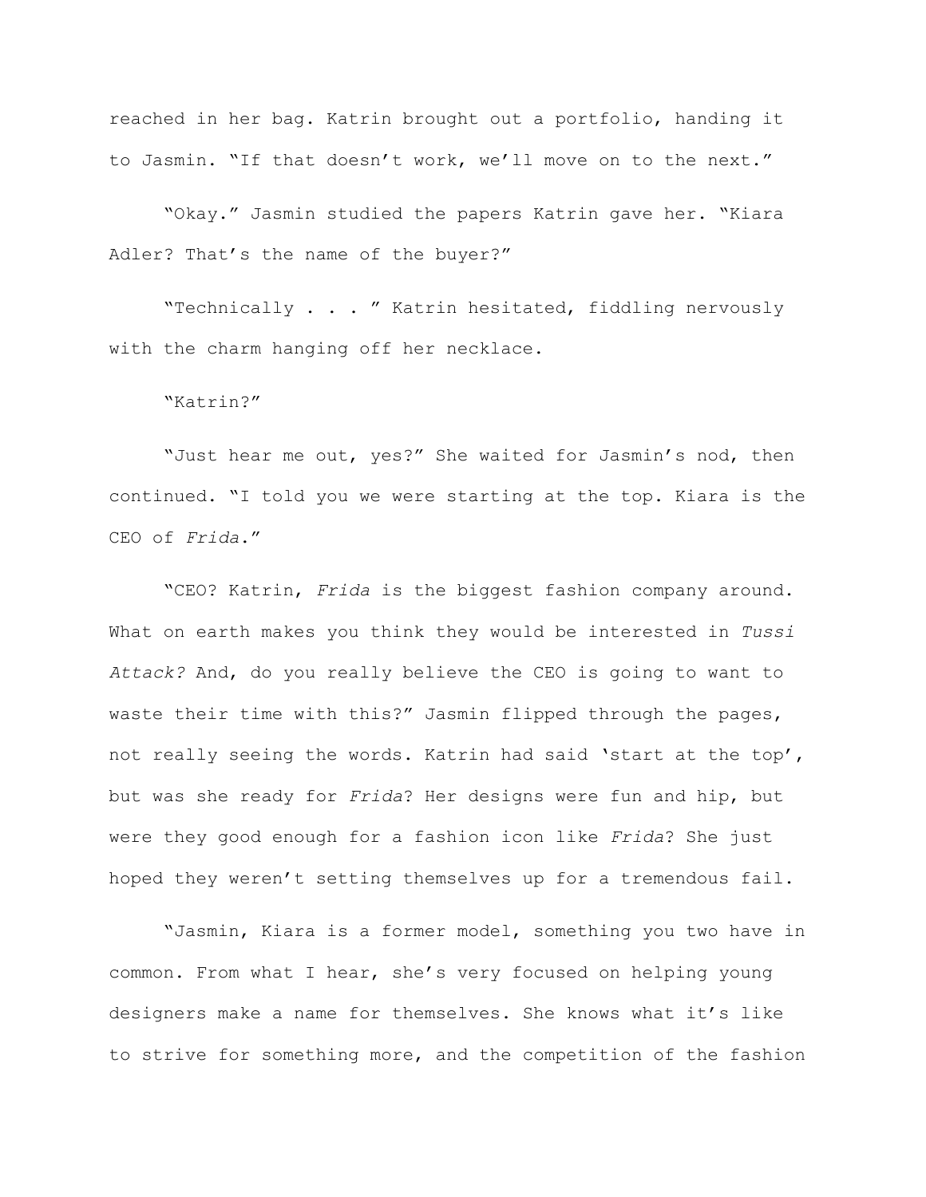reached in her bag. Katrin brought out a portfolio, handing it to Jasmin. "If that doesn't work, we'll move on to the next."

"Okay." Jasmin studied the papers Katrin gave her. "Kiara Adler? That's the name of the buyer?"

"Technically . . . " Katrin hesitated, fiddling nervously with the charm hanging off her necklace.

"Katrin?"

"Just hear me out, yes?" She waited for Jasmin's nod, then continued. "I told you we were starting at the top. Kiara is the CEO of *Frida*."

"CEO? Katrin, *Frida* is the biggest fashion company around. What on earth makes you think they would be interested in *Tussi Attack?* And, do you really believe the CEO is going to want to waste their time with this?" Jasmin flipped through the pages, not really seeing the words. Katrin had said 'start at the top', but was she ready for *Frida*? Her designs were fun and hip, but were they good enough for a fashion icon like *Frida*? She just hoped they weren't setting themselves up for a tremendous fail.

"Jasmin, Kiara is a former model, something you two have in common. From what I hear, she's very focused on helping young designers make a name for themselves. She knows what it's like to strive for something more, and the competition of the fashion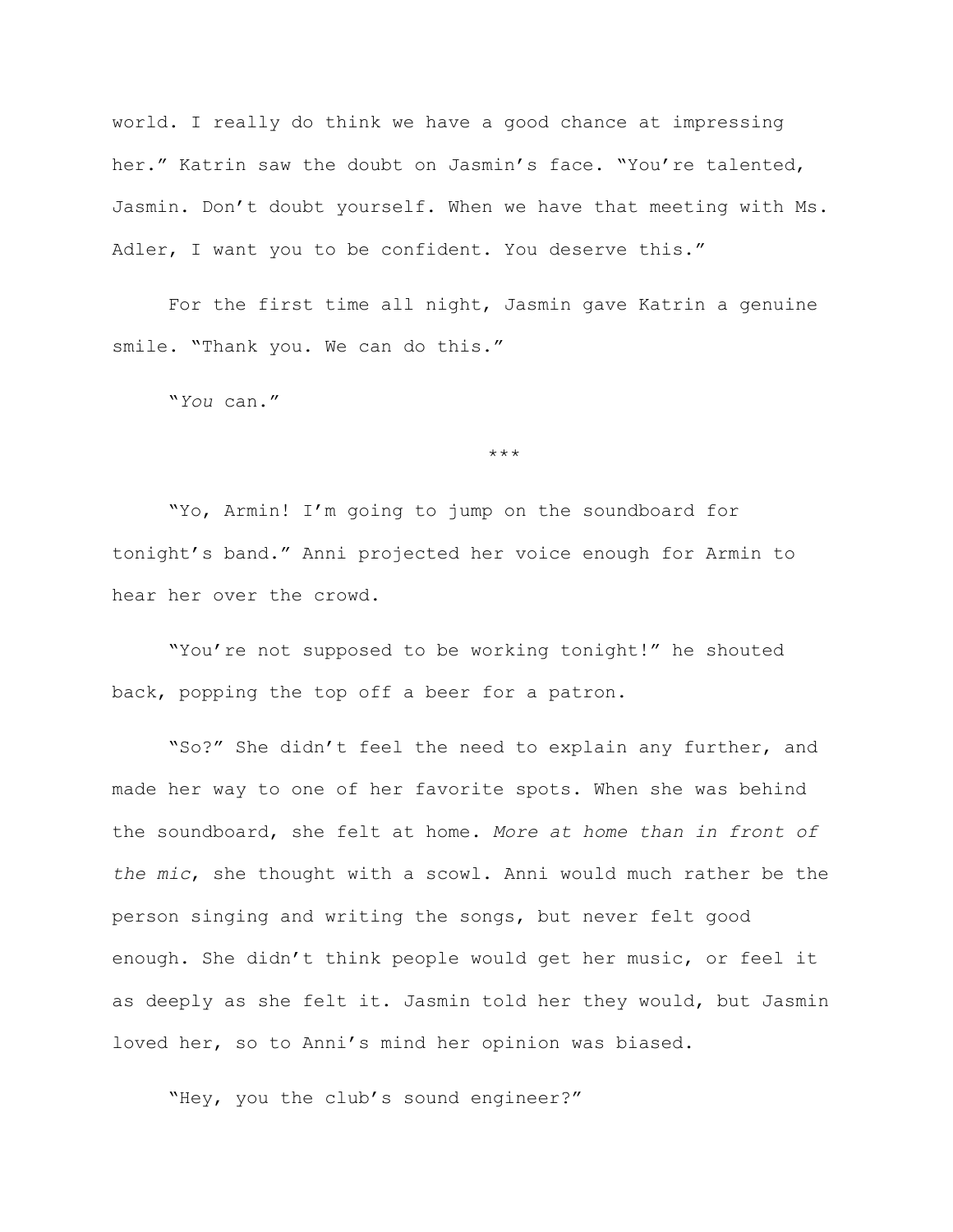world. I really do think we have a good chance at impressing her." Katrin saw the doubt on Jasmin's face. "You're talented, Jasmin. Don't doubt yourself. When we have that meeting with Ms. Adler, I want you to be confident. You deserve this."

For the first time all night, Jasmin gave Katrin a genuine smile. "Thank you. We can do this."

"*You* can."

***

"Yo, Armin! I'm going to jump on the soundboard for tonight's band." Anni projected her voice enough for Armin to hear her over the crowd.

"You're not supposed to be working tonight!" he shouted back, popping the top off a beer for a patron.

"So?" She didn't feel the need to explain any further, and made her way to one of her favorite spots. When she was behind the soundboard, she felt at home. *More at home than in front of the mic*, she thought with a scowl. Anni would much rather be the person singing and writing the songs, but never felt good enough. She didn't think people would get her music, or feel it as deeply as she felt it. Jasmin told her they would, but Jasmin loved her, so to Anni's mind her opinion was biased.

"Hey, you the club's sound engineer?"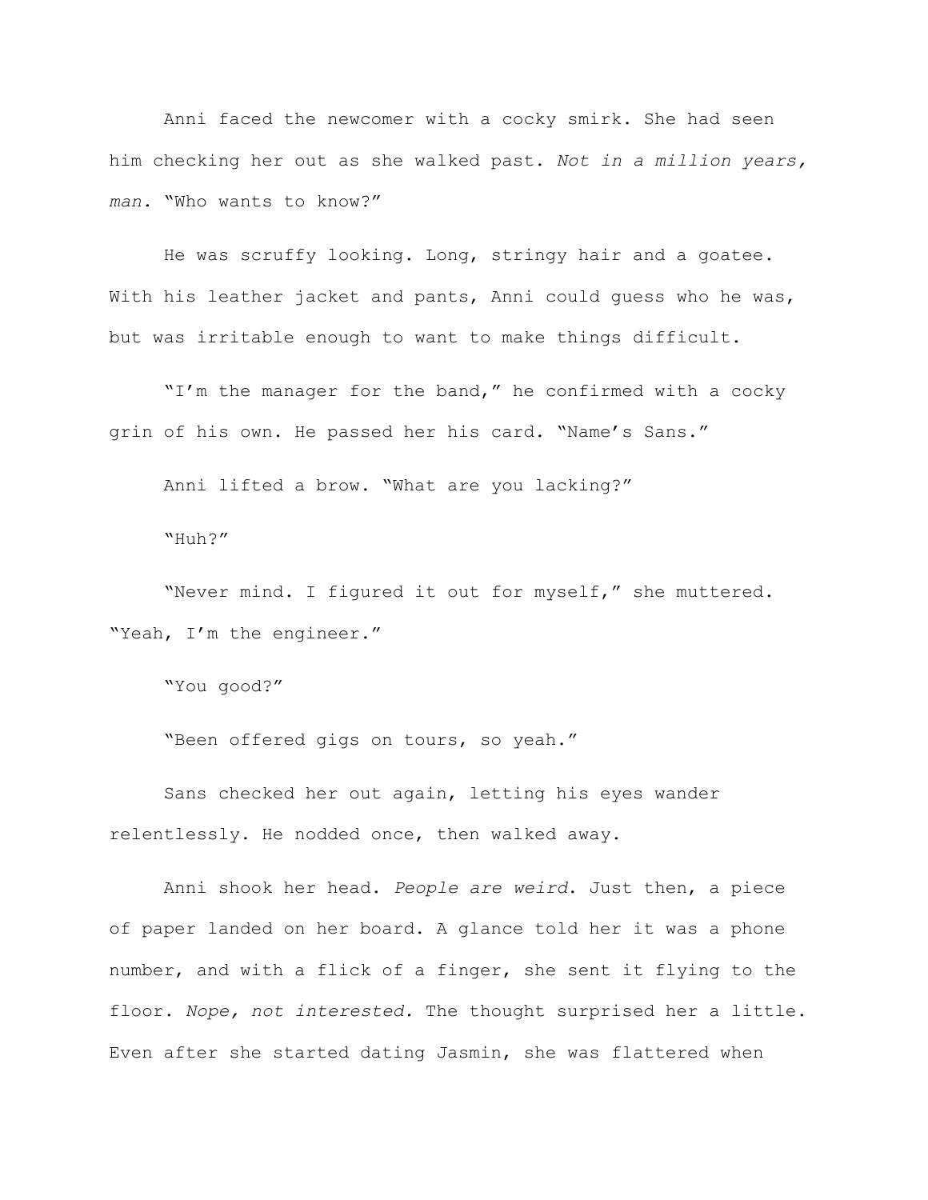Anni faced the newcomer with a cocky smirk. She had seen him checking her out as she walked past. *Not in a million years, man.* "Who wants to know?"

He was scruffy looking. Long, stringy hair and a goatee. With his leather jacket and pants, Anni could guess who he was, but was irritable enough to want to make things difficult.

"I'm the manager for the band," he confirmed with a cocky grin of his own. He passed her his card. "Name's Sans."

Anni lifted a brow. "What are you lacking?"

"Huh?"

"Never mind. I figured it out for myself," she muttered. "Yeah, I'm the engineer."

"You good?"

"Been offered gigs on tours, so yeah."

Sans checked her out again, letting his eyes wander relentlessly. He nodded once, then walked away.

Anni shook her head. *People are weird.* Just then, a piece of paper landed on her board. A glance told her it was a phone number, and with a flick of a finger, she sent it flying to the floor. *Nope, not interested.* The thought surprised her a little. Even after she started dating Jasmin, she was flattered when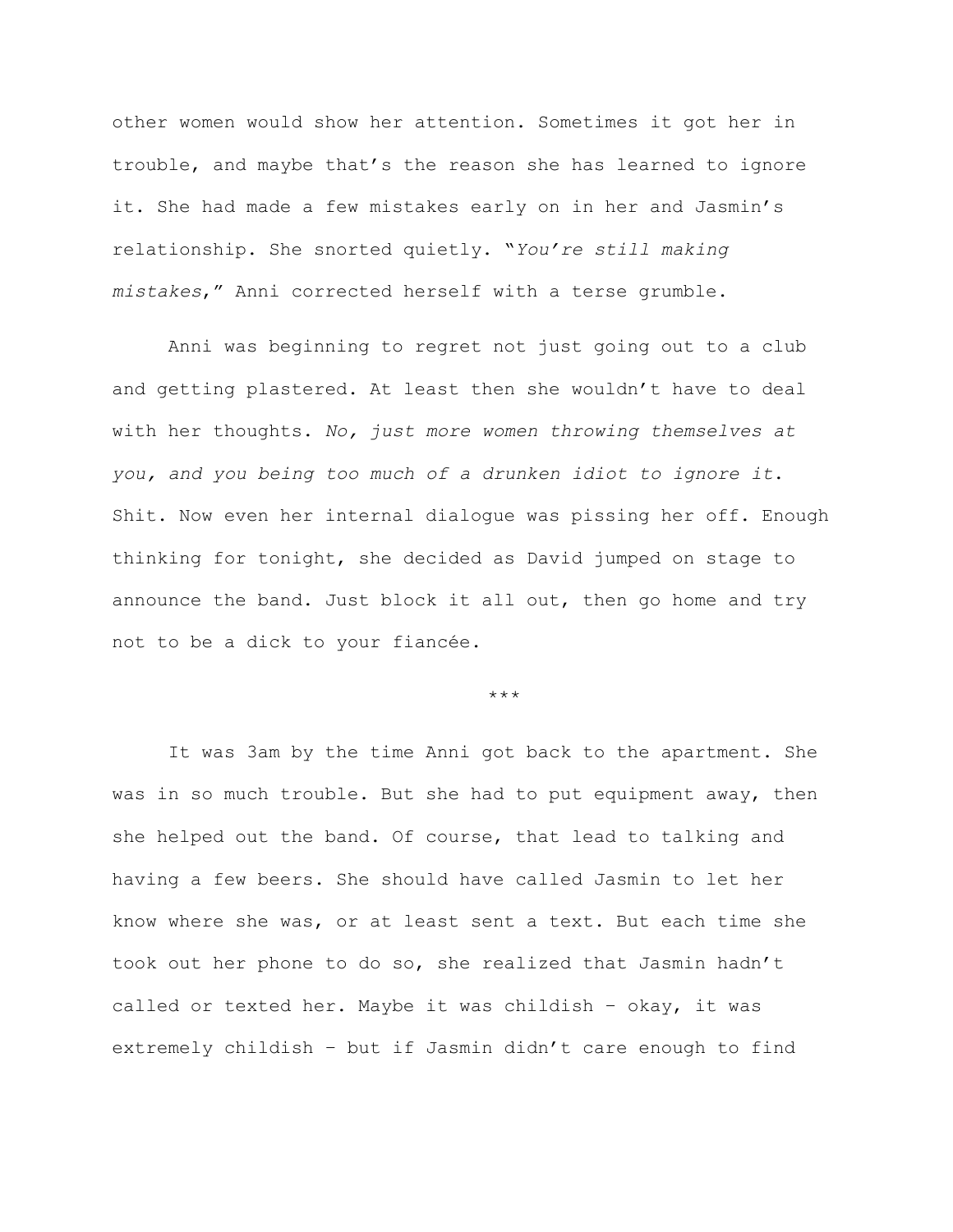other women would show her attention. Sometimes it got her in trouble, and maybe that's the reason she has learned to ignore it. She had made a few mistakes early on in her and Jasmin's relationship. She snorted quietly. "*You're still making mistakes*," Anni corrected herself with a terse grumble.

Anni was beginning to regret not just going out to a club and getting plastered. At least then she wouldn't have to deal with her thoughts. *No, just more women throwing themselves at you, and you being too much of a drunken idiot to ignore it*. Shit. Now even her internal dialogue was pissing her off. Enough thinking for tonight, she decided as David jumped on stage to announce the band. Just block it all out, then go home and try not to be a dick to your fiancée.

\*\*\*

It was 3am by the time Anni got back to the apartment. She was in so much trouble. But she had to put equipment away, then she helped out the band. Of course, that lead to talking and having a few beers. She should have called Jasmin to let her know where she was, or at least sent a text. But each time she took out her phone to do so, she realized that Jasmin hadn't called or texted her. Maybe it was childish – okay, it was extremely childish – but if Jasmin didn't care enough to find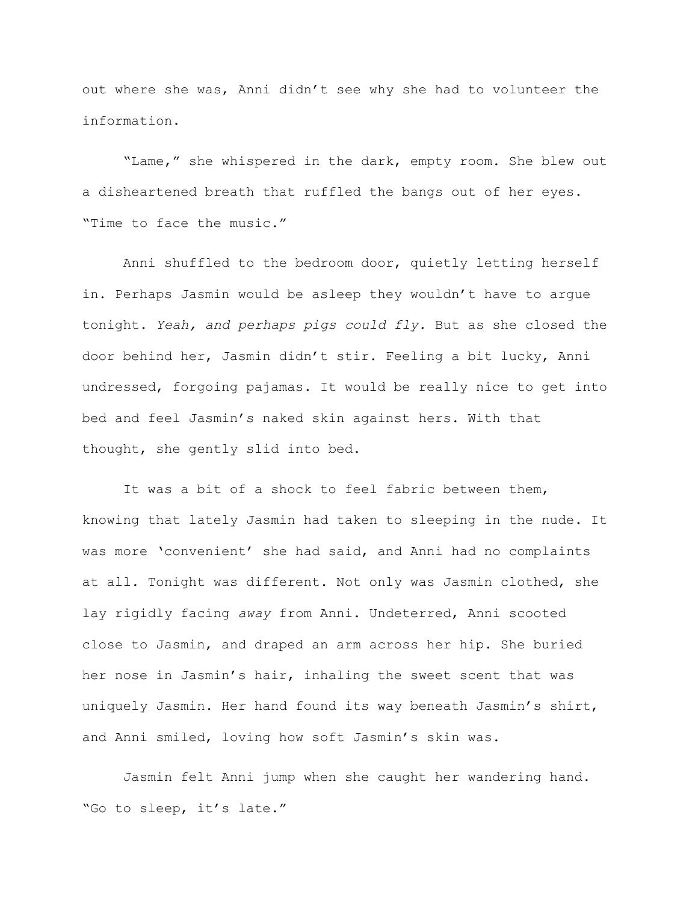out where she was, Anni didn't see why she had to volunteer the information.

"Lame," she whispered in the dark, empty room. She blew out a disheartened breath that ruffled the bangs out of her eyes. "Time to face the music."

Anni shuffled to the bedroom door, quietly letting herself in. Perhaps Jasmin would be asleep they wouldn't have to argue tonight. *Yeah, and perhaps pigs could fly.* But as she closed the door behind her, Jasmin didn't stir. Feeling a bit lucky, Anni undressed, forgoing pajamas. It would be really nice to get into bed and feel Jasmin's naked skin against hers. With that thought, she gently slid into bed.

It was a bit of a shock to feel fabric between them, knowing that lately Jasmin had taken to sleeping in the nude. It was more 'convenient' she had said, and Anni had no complaints at all. Tonight was different. Not only was Jasmin clothed, she lay rigidly facing *away* from Anni. Undeterred, Anni scooted close to Jasmin, and draped an arm across her hip. She buried her nose in Jasmin's hair, inhaling the sweet scent that was uniquely Jasmin. Her hand found its way beneath Jasmin's shirt, and Anni smiled, loving how soft Jasmin's skin was.

Jasmin felt Anni jump when she caught her wandering hand. "Go to sleep, it's late."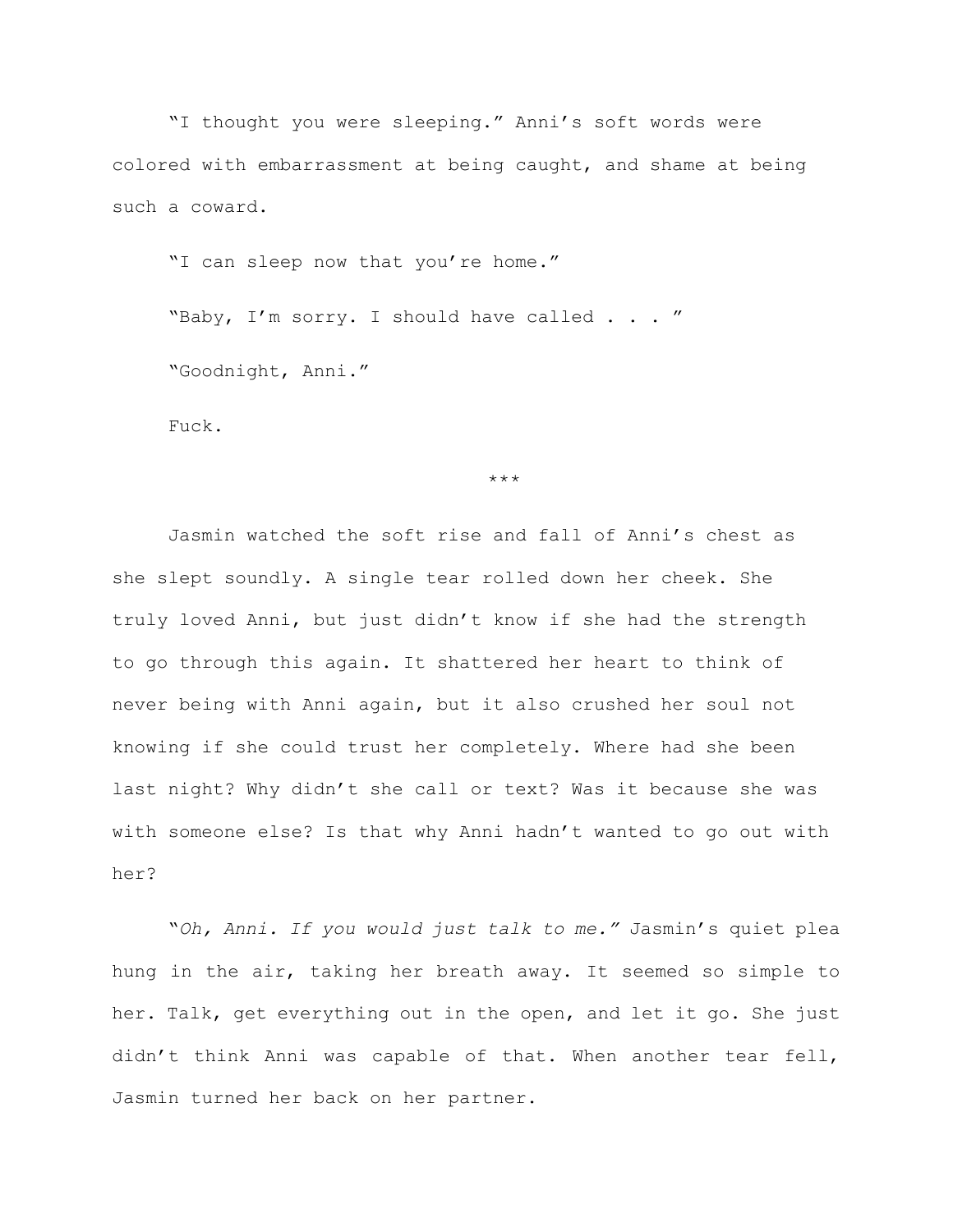"I thought you were sleeping." Anni's soft words were colored with embarrassment at being caught, and shame at being such a coward.

"I can sleep now that you're home."

"Baby, I'm sorry. I should have called . . . "

"Goodnight, Anni."

Fuck.

***

Jasmin watched the soft rise and fall of Anni's chest as she slept soundly. A single tear rolled down her cheek. She truly loved Anni, but just didn't know if she had the strength to go through this again. It shattered her heart to think of never being with Anni again, but it also crushed her soul not knowing if she could trust her completely. Where had she been last night? Why didn't she call or text? Was it because she was with someone else? Is that why Anni hadn't wanted to go out with her?

"*Oh, Anni. If you would just talk to me.*" Jasmin's quiet plea hung in the air, taking her breath away. It seemed so simple to her. Talk, get everything out in the open, and let it go. She just didn't think Anni was capable of that. When another tear fell, Jasmin turned her back on her partner.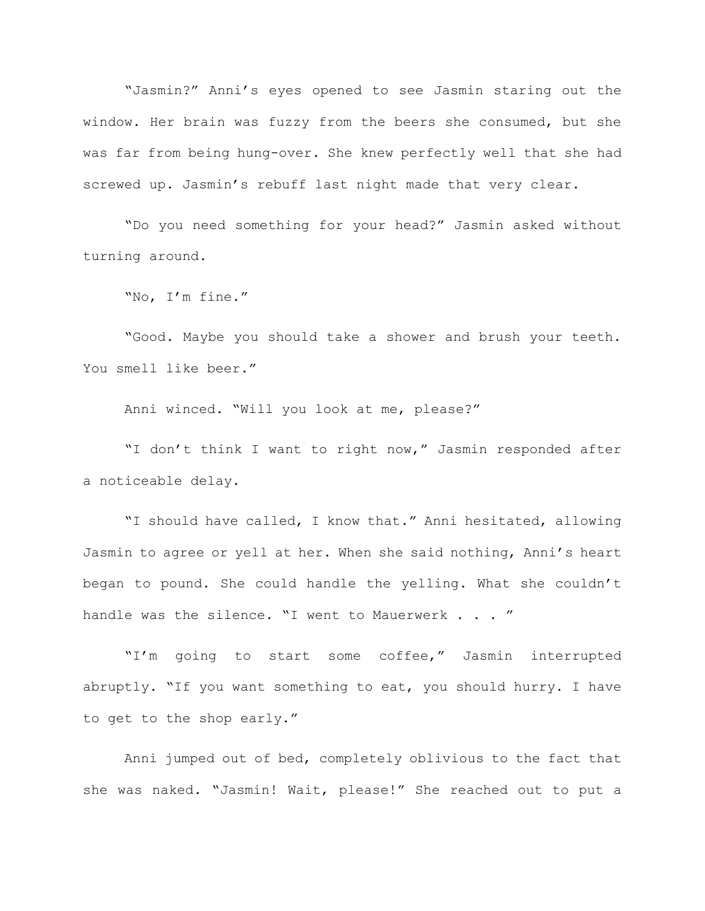"Jasmin?" Anni's eyes opened to see Jasmin staring out the window. Her brain was fuzzy from the beers she consumed, but she was far from being hung-over. She knew perfectly well that she had screwed up. Jasmin's rebuff last night made that very clear.

"Do you need something for your head?" Jasmin asked without turning around.

"No, I'm fine."

"Good. Maybe you should take a shower and brush your teeth. You smell like beer."

Anni winced. "Will you look at me, please?"

"I don't think I want to right now," Jasmin responded after a noticeable delay.

"I should have called, I know that." Anni hesitated, allowing Jasmin to agree or yell at her. When she said nothing, Anni's heart began to pound. She could handle the yelling. What she couldn't handle was the silence. "I went to Mauerwerk . . . "

"I'm going to start some coffee," Jasmin interrupted abruptly. "If you want something to eat, you should hurry. I have to get to the shop early."

Anni jumped out of bed, completely oblivious to the fact that she was naked. "Jasmin! Wait, please!" She reached out to put a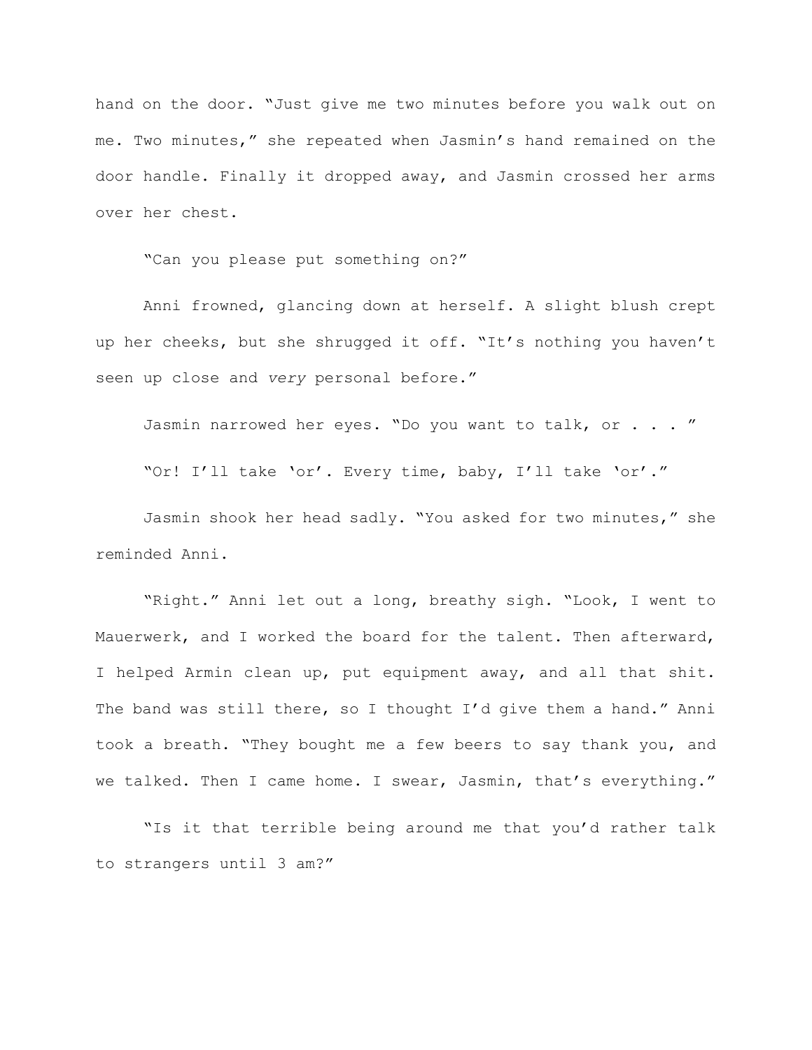hand on the door. "Just give me two minutes before you walk out on me. Two minutes," she repeated when Jasmin's hand remained on the door handle. Finally it dropped away, and Jasmin crossed her arms over her chest.

"Can you please put something on?"

Anni frowned, glancing down at herself. A slight blush crept up her cheeks, but she shrugged it off. "It's nothing you haven't seen up close and *very* personal before."

Jasmin narrowed her eyes. "Do you want to talk, or . . . "

"Or! I'll take 'or'. Every time, baby, I'll take 'or'."

Jasmin shook her head sadly. "You asked for two minutes," she reminded Anni.

"Right." Anni let out a long, breathy sigh. "Look, I went to Mauerwerk, and I worked the board for the talent. Then afterward, I helped Armin clean up, put equipment away, and all that shit. The band was still there, so I thought I'd give them a hand." Anni took a breath. "They bought me a few beers to say thank you, and we talked. Then I came home. I swear, Jasmin, that's everything."

"Is it that terrible being around me that you'd rather talk to strangers until 3 am?"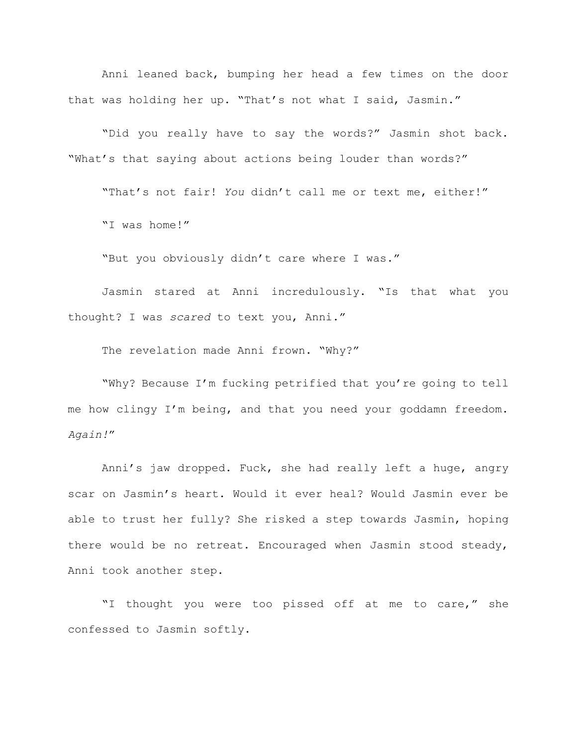Anni leaned back, bumping her head a few times on the door that was holding her up. “That’s not what I said, Jasmin.”

“Did you really have to say the words?” Jasmin shot back. “What’s that saying about actions being louder than words?”

“That’s not fair! *You* didn’t call me or text me, either!”

“I was home!”

“But you obviously didn’t care where I was.”

Jasmin stared at Anni incredulously. “Is that what you thought? I was *scared* to text you, Anni.”

The revelation made Anni frown. “Why?”

“Why? Because I’m fucking petrified that you’re going to tell me how clingy I’m being, and that you need your goddamn freedom. *Again!*”

Anni’s jaw dropped. Fuck, she had really left a huge, angry scar on Jasmin’s heart. Would it ever heal? Would Jasmin ever be able to trust her fully? She risked a step towards Jasmin, hoping there would be no retreat. Encouraged when Jasmin stood steady, Anni took another step.

“I thought you were too pissed off at me to care,” she confessed to Jasmin softly.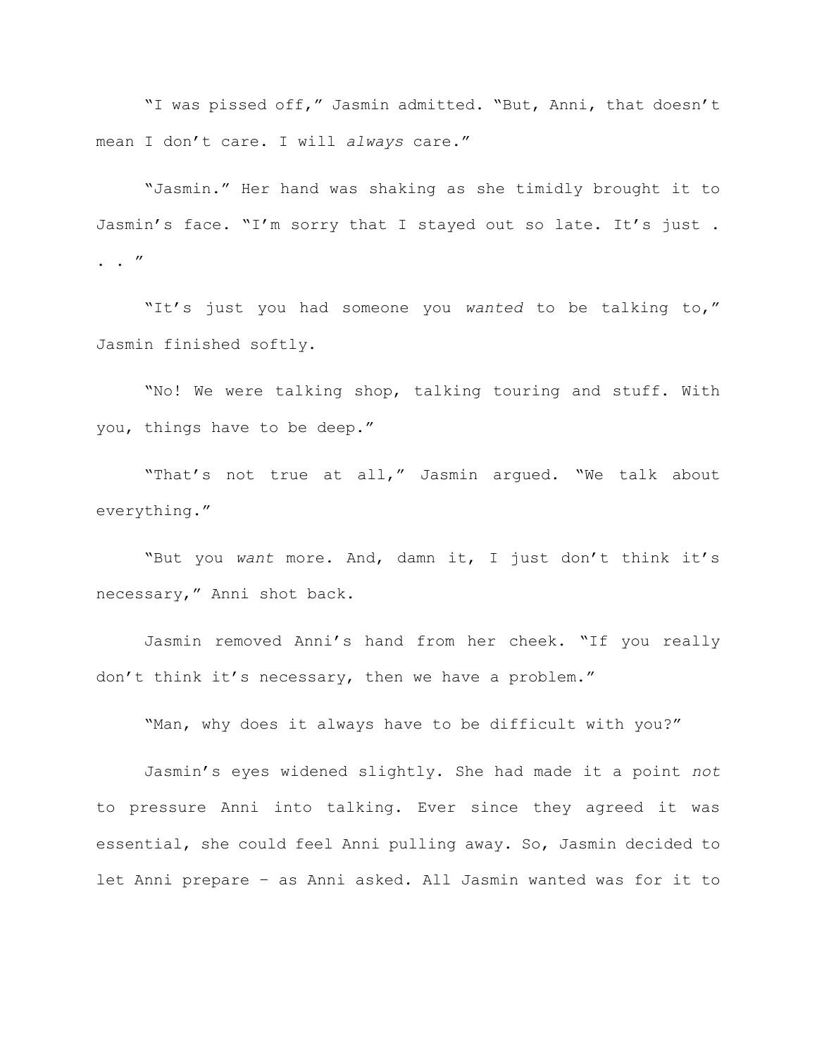"I was pissed off," Jasmin admitted. "But, Anni, that doesn't mean I don't care. I will *always* care."

"Jasmin." Her hand was shaking as she timidly brought it to Jasmin's face. "I'm sorry that I stayed out so late. It's just . . . "

"It's just you had someone you *wanted* to be talking to," Jasmin finished softly.

"No! We were talking shop, talking touring and stuff. With you, things have to be deep."

"That's not true at all," Jasmin argued. "We talk about everything."

"But you *want* more. And, damn it, I just don't think it's necessary," Anni shot back.

Jasmin removed Anni's hand from her cheek. "If you really don't think it's necessary, then we have a problem."

"Man, why does it always have to be difficult with you?"

Jasmin's eyes widened slightly. She had made it a point *not* to pressure Anni into talking. Ever since they agreed it was essential, she could feel Anni pulling away. So, Jasmin decided to let Anni prepare – as Anni asked. All Jasmin wanted was for it to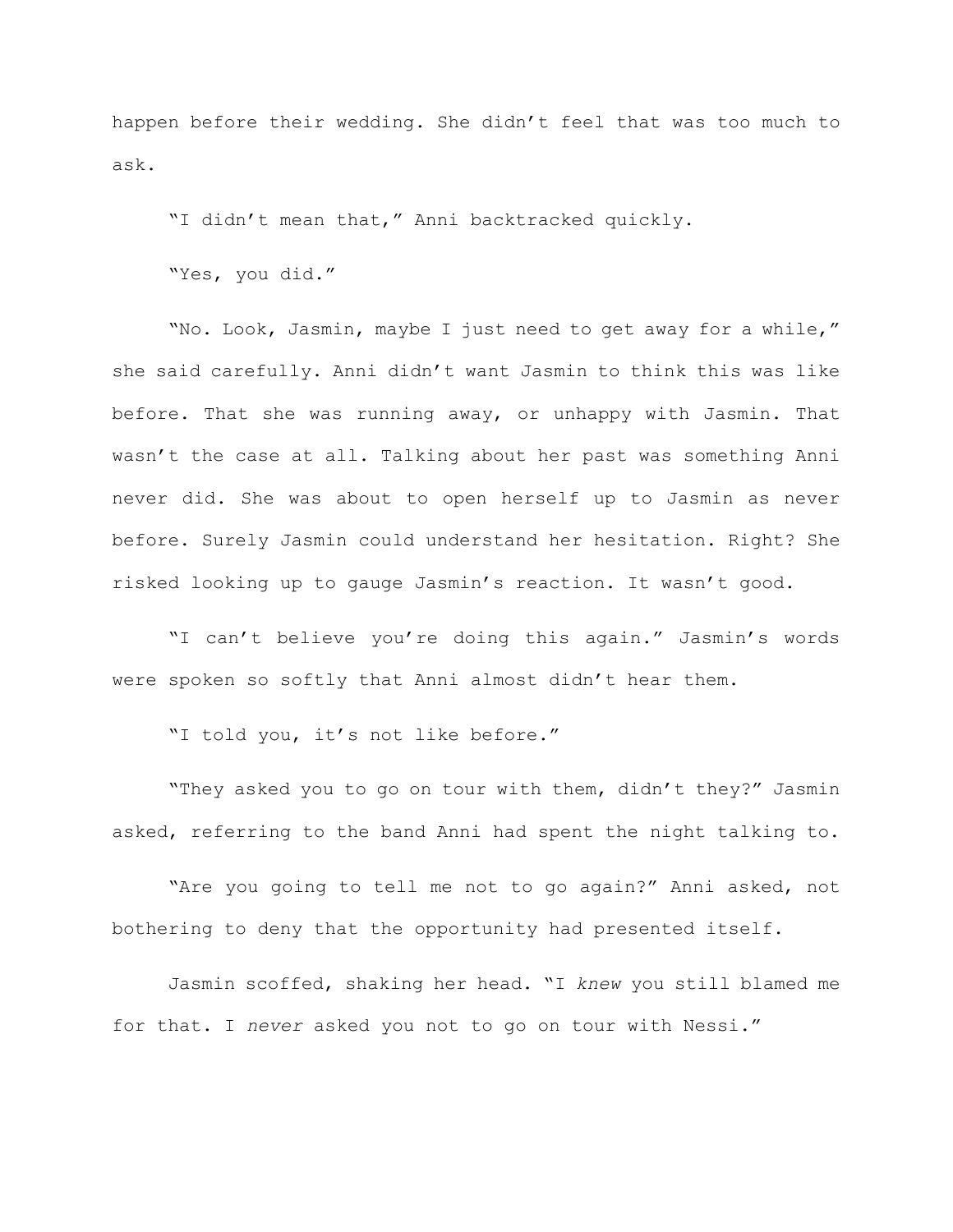happen before their wedding. She didn't feel that was too much to ask.

"I didn't mean that," Anni backtracked quickly.

"Yes, you did."

"No. Look, Jasmin, maybe I just need to get away for a while," she said carefully. Anni didn't want Jasmin to think this was like before. That she was running away, or unhappy with Jasmin. That wasn't the case at all. Talking about her past was something Anni never did. She was about to open herself up to Jasmin as never before. Surely Jasmin could understand her hesitation. Right? She risked looking up to gauge Jasmin's reaction. It wasn't good.

"I can't believe you're doing this again." Jasmin's words were spoken so softly that Anni almost didn't hear them.

"I told you, it's not like before."

"They asked you to go on tour with them, didn't they?" Jasmin asked, referring to the band Anni had spent the night talking to.

"Are you going to tell me not to go again?" Anni asked, not bothering to deny that the opportunity had presented itself.

Jasmin scoffed, shaking her head. "I *knew* you still blamed me for that. I *never* asked you not to go on tour with Nessi."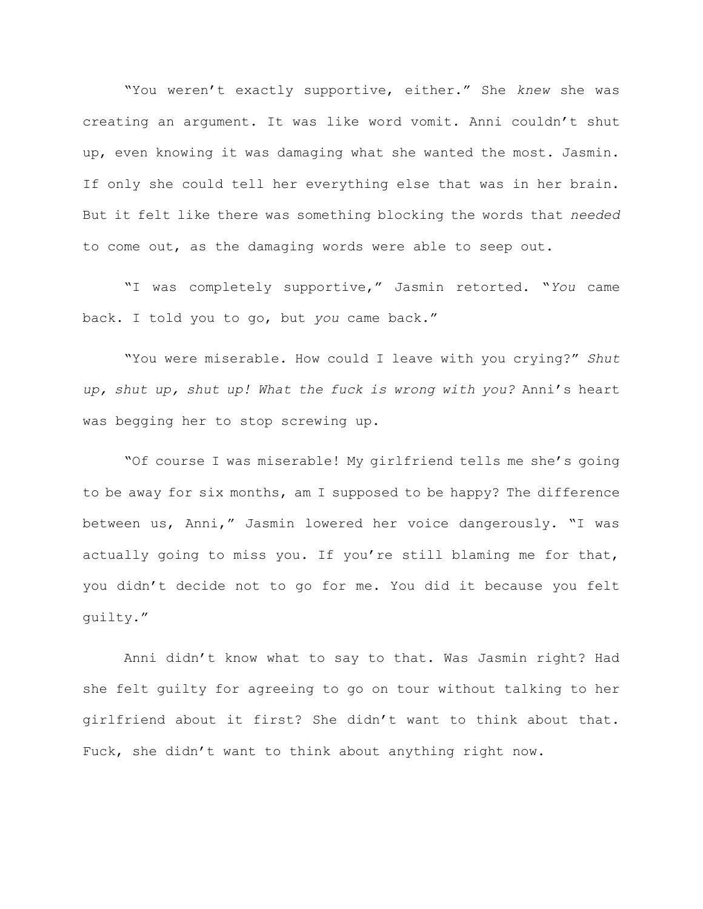"You weren't exactly supportive, either." She *knew* she was creating an argument. It was like word vomit. Anni couldn't shut up, even knowing it was damaging what she wanted the most. Jasmin. If only she could tell her everything else that was in her brain. But it felt like there was something blocking the words that *needed* to come out, as the damaging words were able to seep out.

"I was completely supportive," Jasmin retorted. "*You* came back. I told you to go, but *you* came back."

"You were miserable. How could I leave with you crying?" *Shut up, shut up, shut up! What the fuck is wrong with you?* Anni's heart was begging her to stop screwing up.

"Of course I was miserable! My girlfriend tells me she's going to be away for six months, am I supposed to be happy? The difference between us, Anni," Jasmin lowered her voice dangerously. "I was actually going to miss you. If you're still blaming me for that, you didn't decide not to go for me. You did it because you felt guilty."

Anni didn't know what to say to that. Was Jasmin right? Had she felt guilty for agreeing to go on tour without talking to her girlfriend about it first? She didn't want to think about that. Fuck, she didn't want to think about anything right now.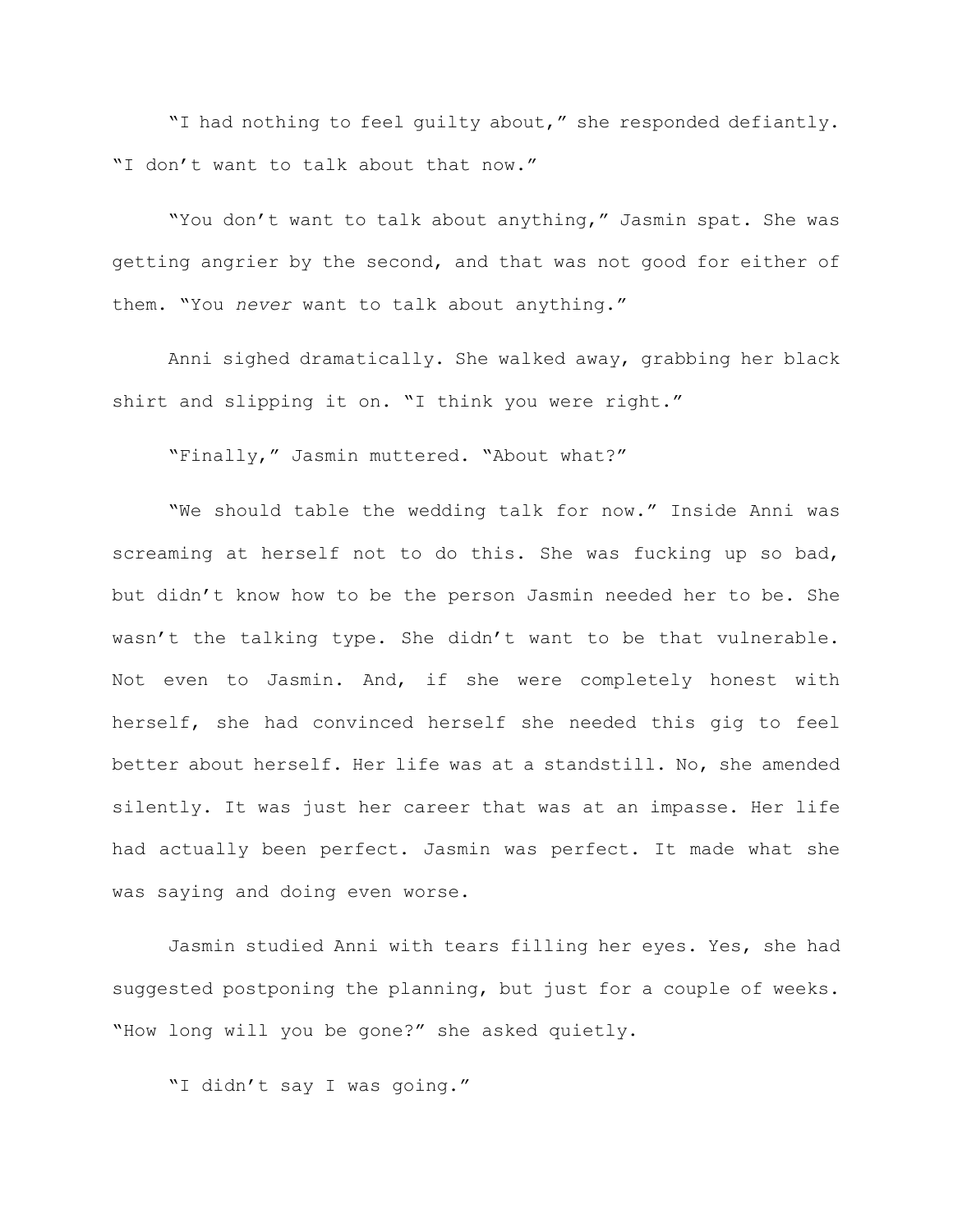"I had nothing to feel guilty about," she responded defiantly. "I don't want to talk about that now."

"You don't want to talk about anything," Jasmin spat. She was getting angrier by the second, and that was not good for either of them. "You *never* want to talk about anything."

Anni sighed dramatically. She walked away, grabbing her black shirt and slipping it on. "I think you were right."

"Finally," Jasmin muttered. "About what?"

"We should table the wedding talk for now." Inside Anni was screaming at herself not to do this. She was fucking up so bad, but didn't know how to be the person Jasmin needed her to be. She wasn't the talking type. She didn't want to be that vulnerable. Not even to Jasmin. And, if she were completely honest with herself, she had convinced herself she needed this gig to feel better about herself. Her life was at a standstill. No, she amended silently. It was just her career that was at an impasse. Her life had actually been perfect. Jasmin was perfect. It made what she was saying and doing even worse.

Jasmin studied Anni with tears filling her eyes. Yes, she had suggested postponing the planning, but just for a couple of weeks. "How long will you be gone?" she asked quietly.

"I didn't say I was going."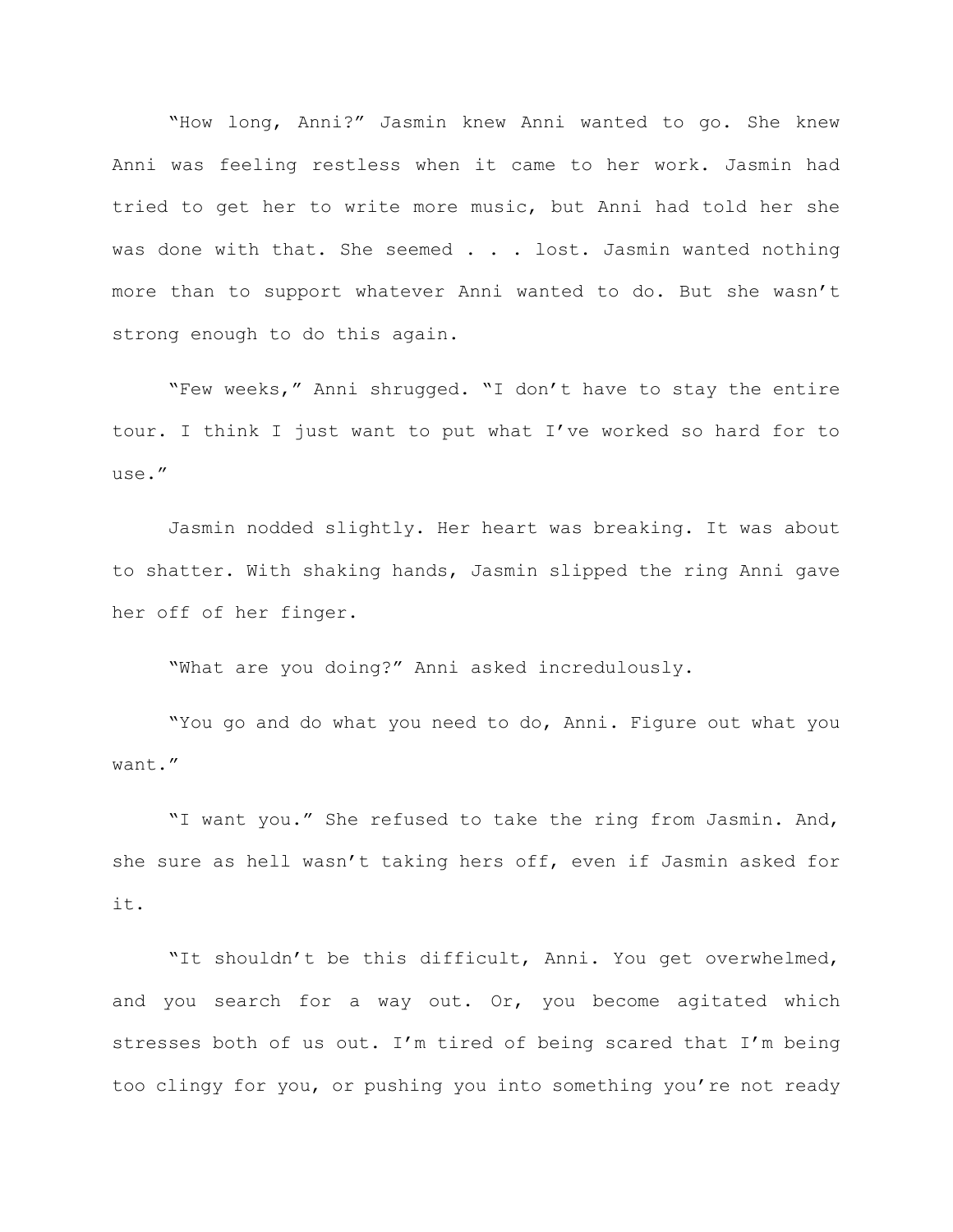"How long, Anni?" Jasmin knew Anni wanted to go. She knew Anni was feeling restless when it came to her work. Jasmin had tried to get her to write more music, but Anni had told her she was done with that. She seemed . . . lost. Jasmin wanted nothing more than to support whatever Anni wanted to do. But she wasn't strong enough to do this again.

"Few weeks," Anni shrugged. "I don't have to stay the entire tour. I think I just want to put what I've worked so hard for to use."

Jasmin nodded slightly. Her heart was breaking. It was about to shatter. With shaking hands, Jasmin slipped the ring Anni gave her off of her finger.

"What are you doing?" Anni asked incredulously.

"You go and do what you need to do, Anni. Figure out what you want."

"I want you." She refused to take the ring from Jasmin. And, she sure as hell wasn't taking hers off, even if Jasmin asked for it.

"It shouldn't be this difficult, Anni. You get overwhelmed, and you search for a way out. Or, you become agitated which stresses both of us out. I'm tired of being scared that I'm being too clingy for you, or pushing you into something you're not ready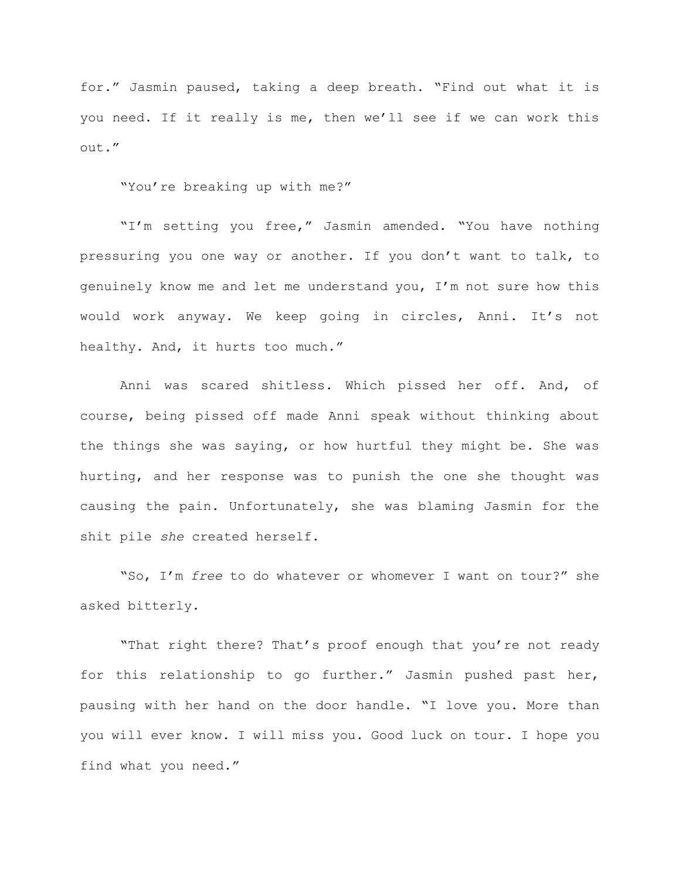for." Jasmin paused, taking a deep breath. "Find out what it is you need. If it really is me, then we'll see if we can work this out."

"You're breaking up with me?"

"I'm setting you free," Jasmin amended. "You have nothing pressuring you one way or another. If you don't want to talk, to genuinely know me and let me understand you, I'm not sure how this would work anyway. We keep going in circles, Anni. It's not healthy. And, it hurts too much."

Anni was scared shitless. Which pissed her off. And, of course, being pissed off made Anni speak without thinking about the things she was saying, or how hurtful they might be. She was hurting, and her response was to punish the one she thought was causing the pain. Unfortunately, she was blaming Jasmin for the shit pile *she* created herself.

"So, I'm *free* to do whatever or whomever I want on tour?" she asked bitterly.

"That right there? That's proof enough that you're not ready for this relationship to go further." Jasmin pushed past her, pausing with her hand on the door handle. "I love you. More than you will ever know. I will miss you. Good luck on tour. I hope you find what you need."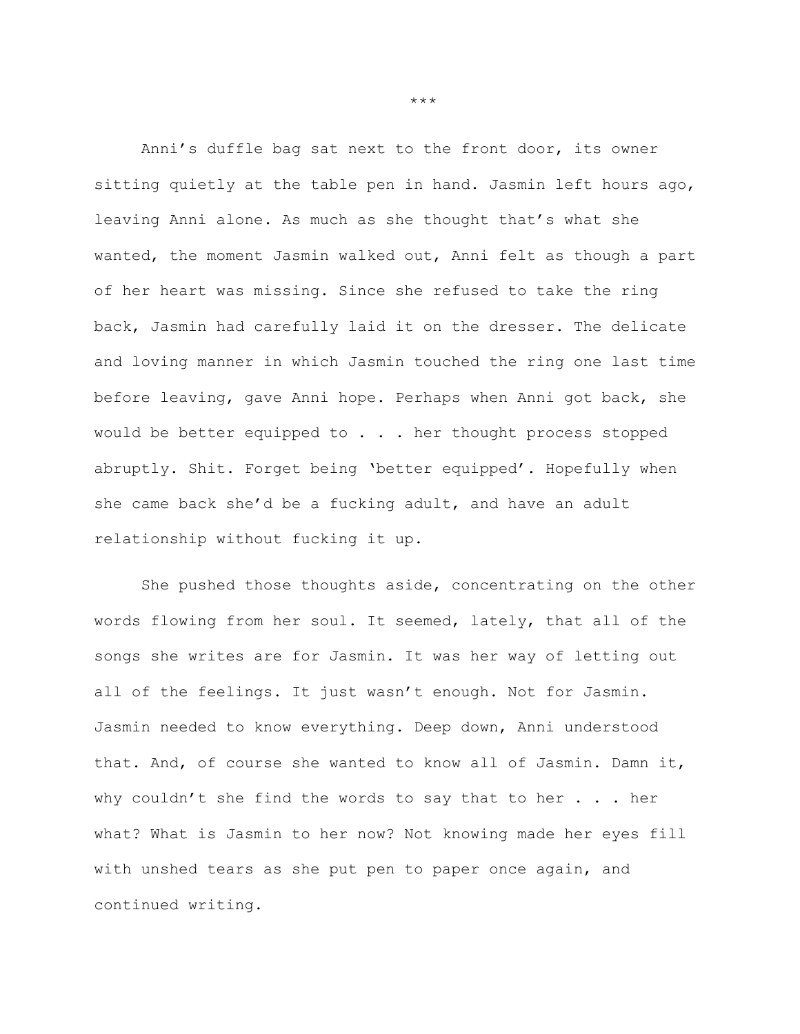***

Anni’s duffle bag sat next to the front door, its owner sitting quietly at the table pen in hand. Jasmin left hours ago, leaving Anni alone. As much as she thought that’s what she wanted, the moment Jasmin walked out, Anni felt as though a part of her heart was missing. Since she refused to take the ring back, Jasmin had carefully laid it on the dresser. The delicate and loving manner in which Jasmin touched the ring one last time before leaving, gave Anni hope. Perhaps when Anni got back, she would be better equipped to . . . her thought process stopped abruptly. Shit. Forget being ‘better equipped’. Hopefully when she came back she’d be a fucking adult, and have an adult relationship without fucking it up.

She pushed those thoughts aside, concentrating on the other words flowing from her soul. It seemed, lately, that all of the songs she writes are for Jasmin. It was her way of letting out all of the feelings. It just wasn’t enough. Not for Jasmin. Jasmin needed to know everything. Deep down, Anni understood that. And, of course she wanted to know all of Jasmin. Damn it, why couldn’t she find the words to say that to her . . . her what? What is Jasmin to her now? Not knowing made her eyes fill with unshed tears as she put pen to paper once again, and continued writing.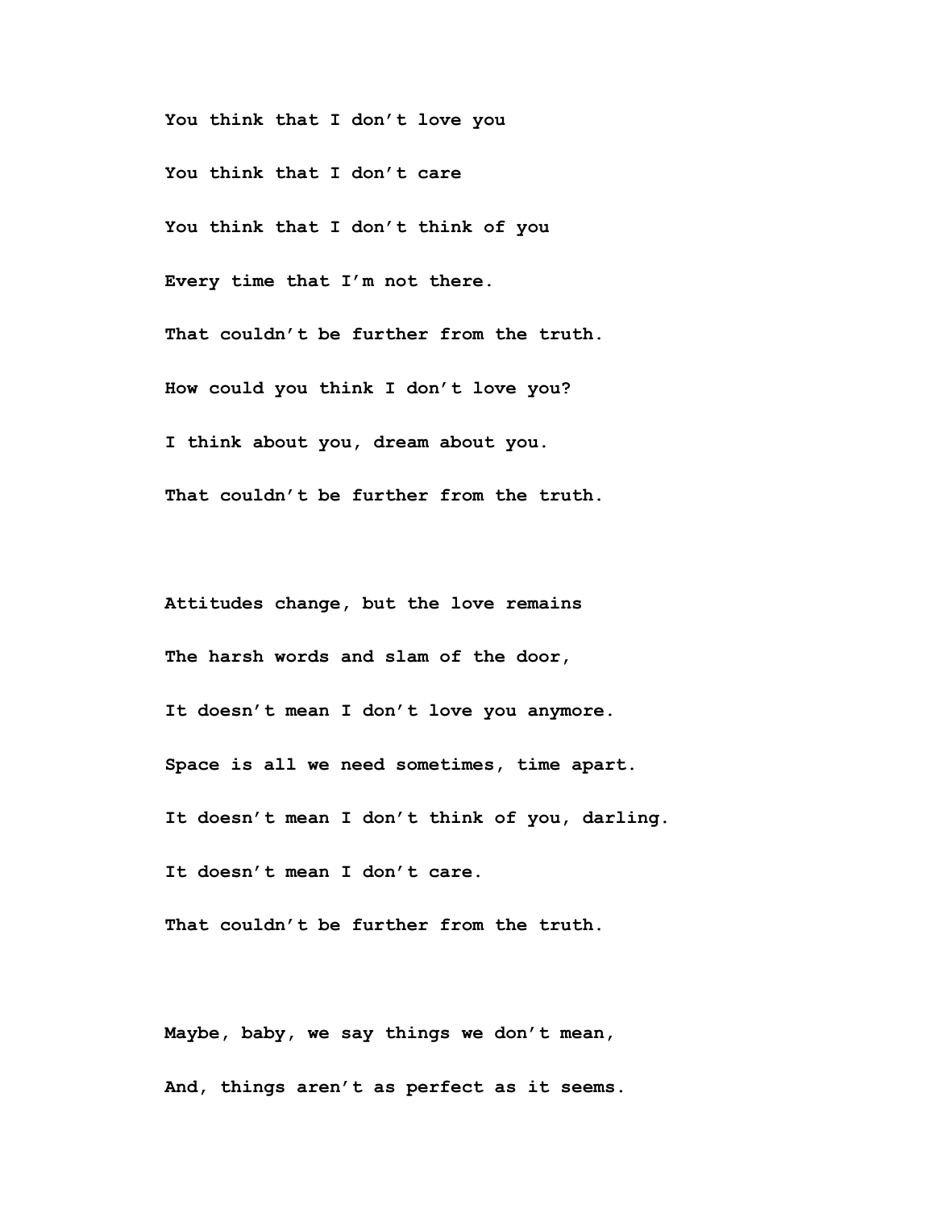**You think that I don't love you**

**You think that I don't care**

**You think that I don't think of you**

**Every time that I'm not there.**

**That couldn't be further from the truth.**

**How could you think I don't love you?**

**I think about you, dream about you.**

**That couldn't be further from the truth.**

**Attitudes change, but the love remains**

**The harsh words and slam of the door,**

**It doesn't mean I don't love you anymore.**

**Space is all we need sometimes, time apart.**

**It doesn't mean I don't think of you, darling.**

**It doesn't mean I don't care.**

**That couldn't be further from the truth.**

**Maybe, baby, we say things we don't mean,**

**And, things aren't as perfect as it seems.**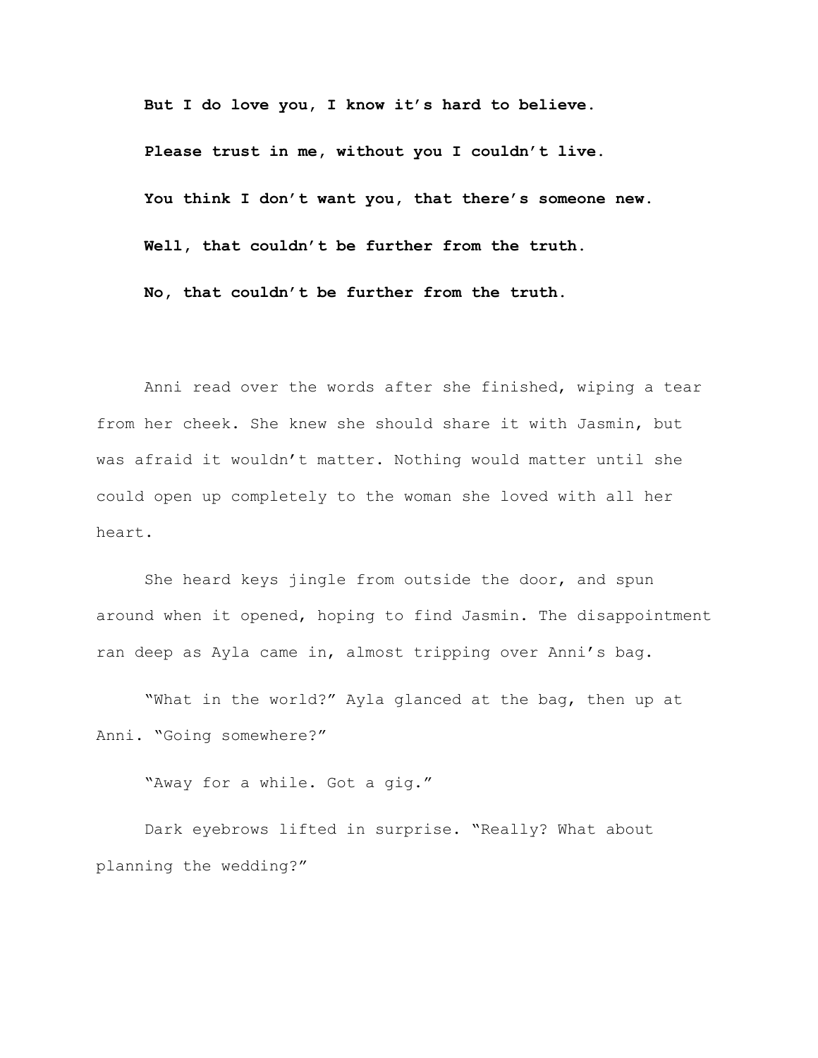**But I do love you, I know it's hard to believe.**

**Please trust in me, without you I couldn't live.**

**You think I don't want you, that there's someone new.**

**Well, that couldn't be further from the truth.**

**No, that couldn't be further from the truth.**

Anni read over the words after she finished, wiping a tear from her cheek. She knew she should share it with Jasmin, but was afraid it wouldn't matter. Nothing would matter until she could open up completely to the woman she loved with all her heart.

She heard keys jingle from outside the door, and spun around when it opened, hoping to find Jasmin. The disappointment ran deep as Ayla came in, almost tripping over Anni's bag.

"What in the world?" Ayla glanced at the bag, then up at Anni. "Going somewhere?"

"Away for a while. Got a gig."

Dark eyebrows lifted in surprise. "Really? What about planning the wedding?"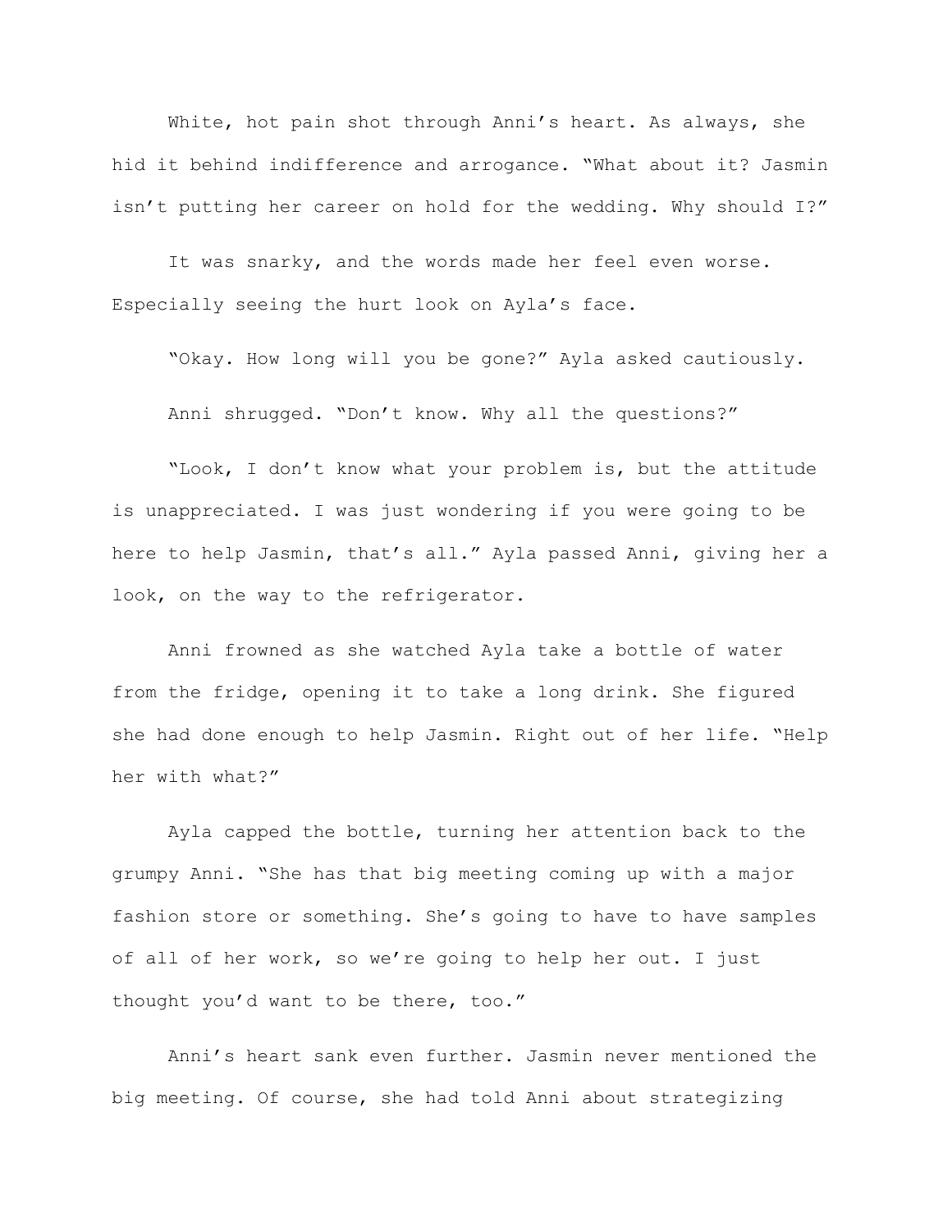White, hot pain shot through Anni's heart. As always, she hid it behind indifference and arrogance. "What about it? Jasmin isn't putting her career on hold for the wedding. Why should I?"

It was snarky, and the words made her feel even worse. Especially seeing the hurt look on Ayla's face.

"Okay. How long will you be gone?" Ayla asked cautiously.

Anni shrugged. "Don't know. Why all the questions?"

"Look, I don't know what your problem is, but the attitude is unappreciated. I was just wondering if you were going to be here to help Jasmin, that's all." Ayla passed Anni, giving her a look, on the way to the refrigerator.

Anni frowned as she watched Ayla take a bottle of water from the fridge, opening it to take a long drink. She figured she had done enough to help Jasmin. Right out of her life. "Help her with what?"

Ayla capped the bottle, turning her attention back to the grumpy Anni. "She has that big meeting coming up with a major fashion store or something. She's going to have to have samples of all of her work, so we're going to help her out. I just thought you'd want to be there, too."

Anni's heart sank even further. Jasmin never mentioned the big meeting. Of course, she had told Anni about strategizing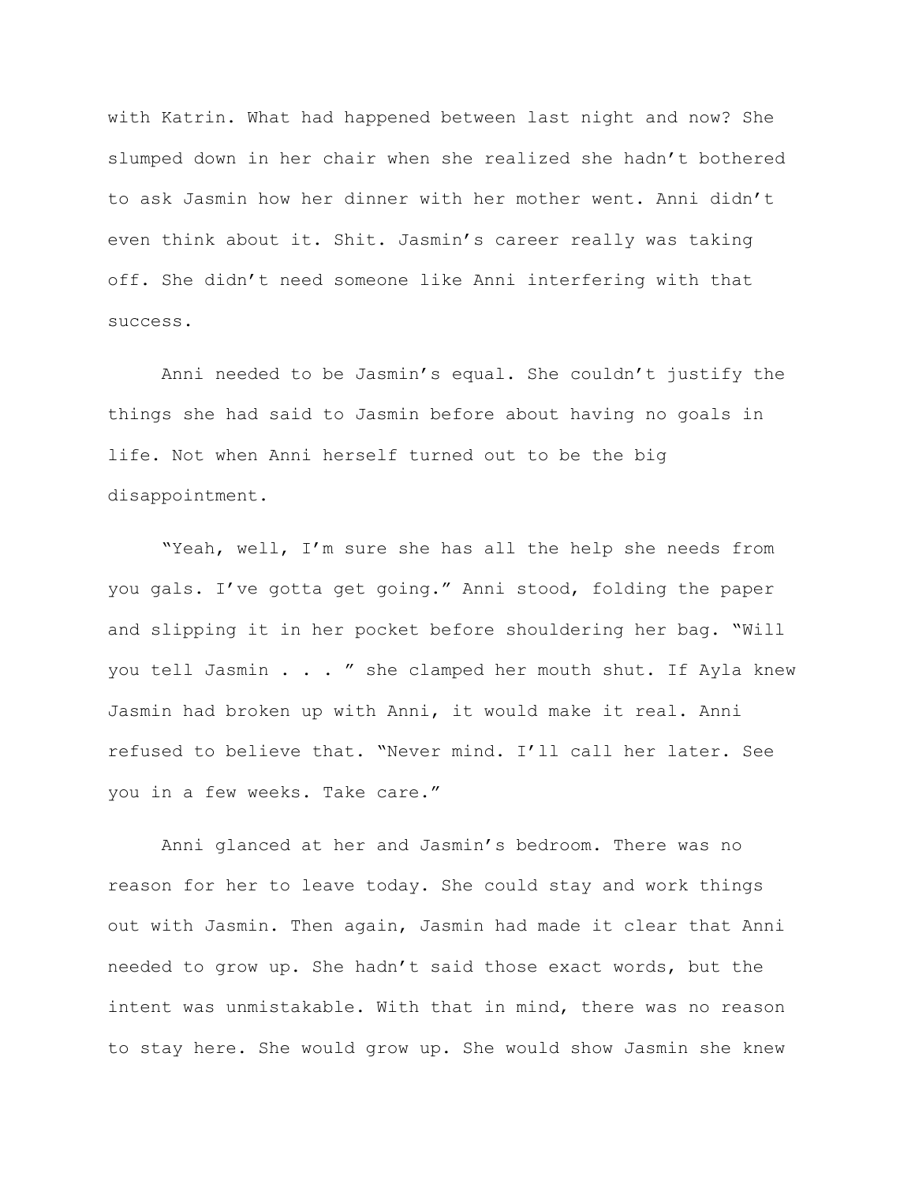with Katrin. What had happened between last night and now? She slumped down in her chair when she realized she hadn't bothered to ask Jasmin how her dinner with her mother went. Anni didn't even think about it. Shit. Jasmin's career really was taking off. She didn't need someone like Anni interfering with that success.

Anni needed to be Jasmin's equal. She couldn't justify the things she had said to Jasmin before about having no goals in life. Not when Anni herself turned out to be the big disappointment.

"Yeah, well, I'm sure she has all the help she needs from you gals. I've gotta get going." Anni stood, folding the paper and slipping it in her pocket before shouldering her bag. "Will you tell Jasmin . . . " she clamped her mouth shut. If Ayla knew Jasmin had broken up with Anni, it would make it real. Anni refused to believe that. "Never mind. I'll call her later. See you in a few weeks. Take care."

Anni glanced at her and Jasmin's bedroom. There was no reason for her to leave today. She could stay and work things out with Jasmin. Then again, Jasmin had made it clear that Anni needed to grow up. She hadn't said those exact words, but the intent was unmistakable. With that in mind, there was no reason to stay here. She would grow up. She would show Jasmin she knew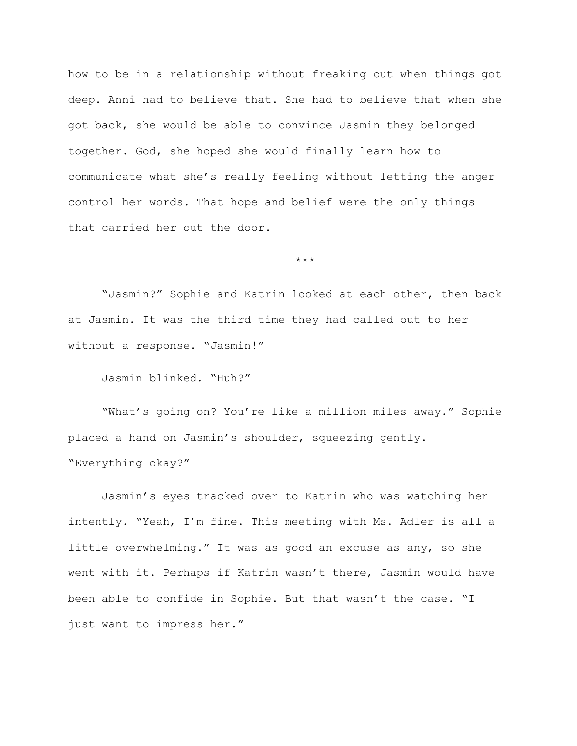how to be in a relationship without freaking out when things got deep. Anni had to believe that. She had to believe that when she got back, she would be able to convince Jasmin they belonged together. God, she hoped she would finally learn how to communicate what she's really feeling without letting the anger control her words. That hope and belief were the only things that carried her out the door.

***

"Jasmin?" Sophie and Katrin looked at each other, then back at Jasmin. It was the third time they had called out to her without a response. "Jasmin!"

Jasmin blinked. "Huh?"

"What's going on? You're like a million miles away." Sophie placed a hand on Jasmin's shoulder, squeezing gently. "Everything okay?"

Jasmin's eyes tracked over to Katrin who was watching her intently. "Yeah, I'm fine. This meeting with Ms. Adler is all a little overwhelming." It was as good an excuse as any, so she went with it. Perhaps if Katrin wasn't there, Jasmin would have been able to confide in Sophie. But that wasn't the case. "I just want to impress her."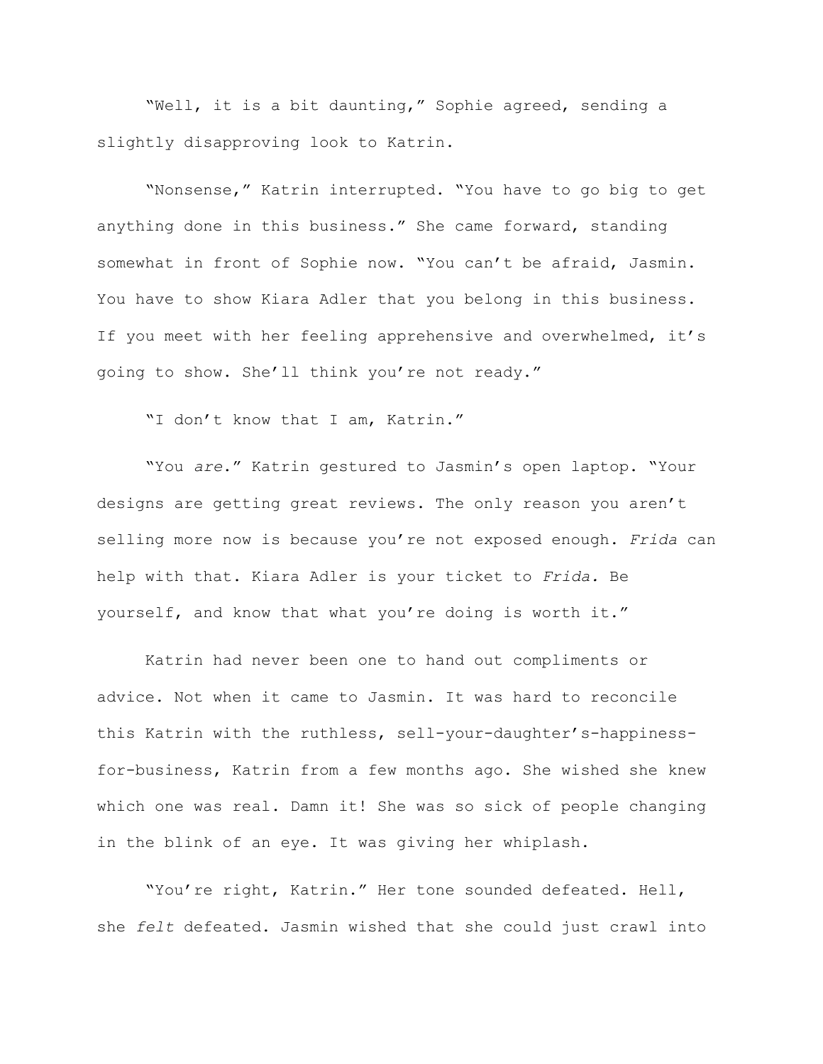"Well, it is a bit daunting," Sophie agreed, sending a slightly disapproving look to Katrin.

"Nonsense," Katrin interrupted. "You have to go big to get anything done in this business." She came forward, standing somewhat in front of Sophie now. "You can't be afraid, Jasmin. You have to show Kiara Adler that you belong in this business. If you meet with her feeling apprehensive and overwhelmed, it's going to show. She'll think you're not ready."

"I don't know that I am, Katrin."

"You *are*." Katrin gestured to Jasmin's open laptop. "Your designs are getting great reviews. The only reason you aren't selling more now is because you're not exposed enough. *Frida* can help with that. Kiara Adler is your ticket to *Frida.* Be yourself, and know that what you're doing is worth it."

Katrin had never been one to hand out compliments or advice. Not when it came to Jasmin. It was hard to reconcile this Katrin with the ruthless, sell-your-daughter's-happiness-for-business, Katrin from a few months ago. She wished she knew which one was real. Damn it! She was so sick of people changing in the blink of an eye. It was giving her whiplash.

"You're right, Katrin." Her tone sounded defeated. Hell, she *felt* defeated. Jasmin wished that she could just crawl into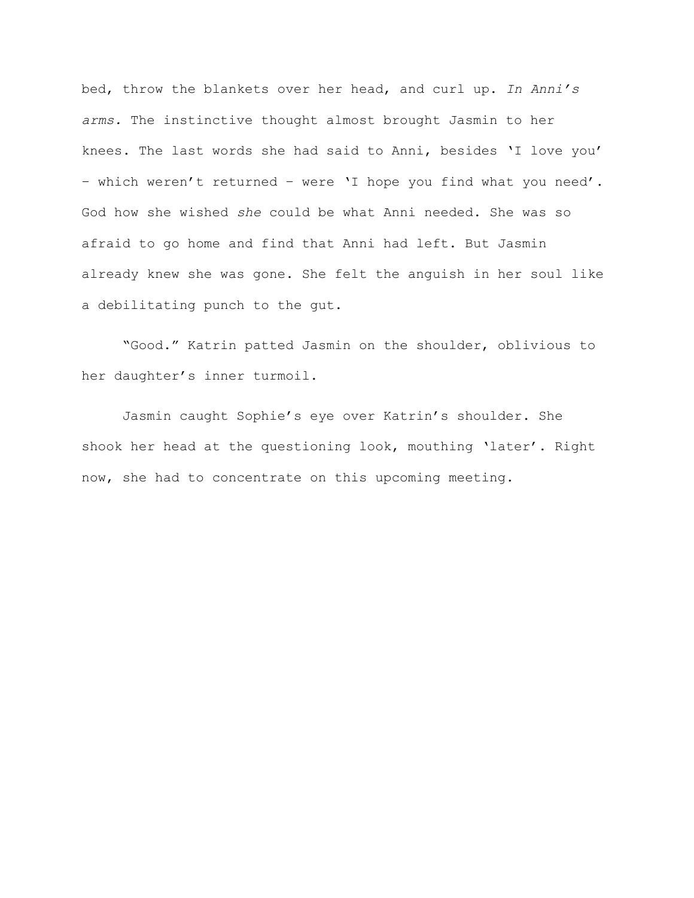bed, throw the blankets over her head, and curl up. *In Anni's arms.* The instinctive thought almost brought Jasmin to her knees. The last words she had said to Anni, besides 'I love you' – which weren't returned – were 'I hope you find what you need'. God how she wished *she* could be what Anni needed. She was so afraid to go home and find that Anni had left. But Jasmin already knew she was gone. She felt the anguish in her soul like a debilitating punch to the gut.

"Good." Katrin patted Jasmin on the shoulder, oblivious to her daughter's inner turmoil.

Jasmin caught Sophie's eye over Katrin's shoulder. She shook her head at the questioning look, mouthing 'later'. Right now, she had to concentrate on this upcoming meeting.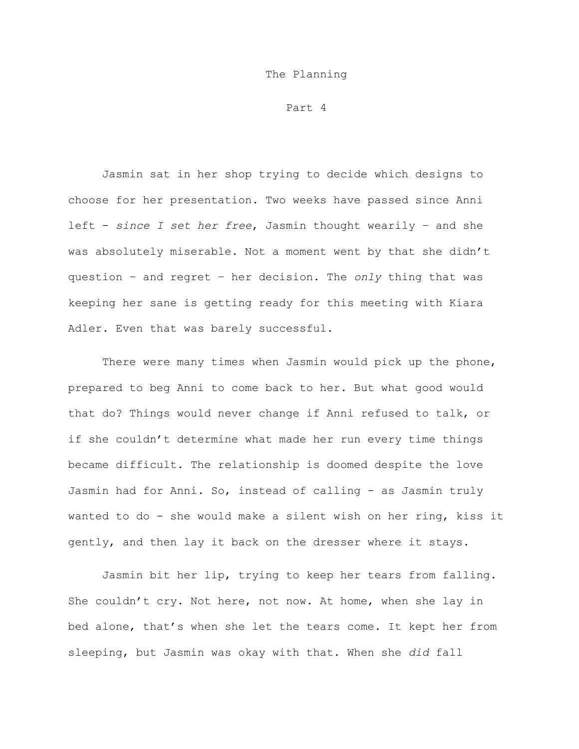# The Planning

## Part 4

Jasmin sat in her shop trying to decide which designs to choose for her presentation. Two weeks have passed since Anni left - *since I set her free*, Jasmin thought wearily – and she was absolutely miserable. Not a moment went by that she didn't question – and regret – her decision. The *only* thing that was keeping her sane is getting ready for this meeting with Kiara Adler. Even that was barely successful.

There were many times when Jasmin would pick up the phone, prepared to beg Anni to come back to her. But what good would that do? Things would never change if Anni refused to talk, or if she couldn't determine what made her run every time things became difficult. The relationship is doomed despite the love Jasmin had for Anni. So, instead of calling - as Jasmin truly wanted to do - she would make a silent wish on her ring, kiss it gently, and then lay it back on the dresser where it stays.

Jasmin bit her lip, trying to keep her tears from falling. She couldn't cry. Not here, not now. At home, when she lay in bed alone, that's when she let the tears come. It kept her from sleeping, but Jasmin was okay with that. When she *did* fall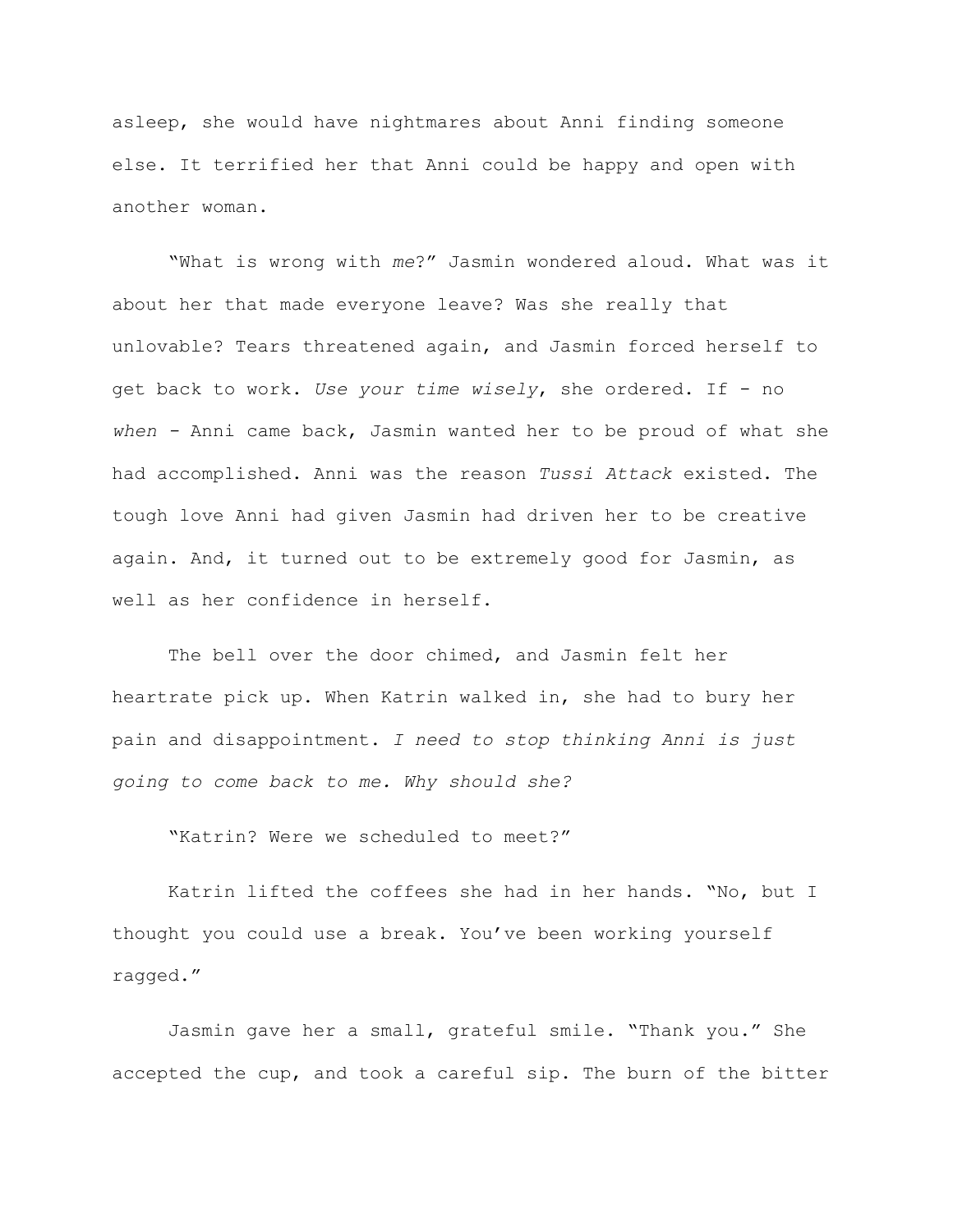asleep, she would have nightmares about Anni finding someone else. It terrified her that Anni could be happy and open with another woman.

"What is wrong with *me*?" Jasmin wondered aloud. What was it about her that made everyone leave? Was she really that unlovable? Tears threatened again, and Jasmin forced herself to get back to work. *Use your time wisely*, she ordered. If - no *when* - Anni came back, Jasmin wanted her to be proud of what she had accomplished. Anni was the reason *Tussi Attack* existed. The tough love Anni had given Jasmin had driven her to be creative again. And, it turned out to be extremely good for Jasmin, as well as her confidence in herself.

The bell over the door chimed, and Jasmin felt her heartrate pick up. When Katrin walked in, she had to bury her pain and disappointment. *I need to stop thinking Anni is just going to come back to me. Why should she?*

"Katrin? Were we scheduled to meet?"

Katrin lifted the coffees she had in her hands. "No, but I thought you could use a break. You've been working yourself ragged."

Jasmin gave her a small, grateful smile. "Thank you." She accepted the cup, and took a careful sip. The burn of the bitter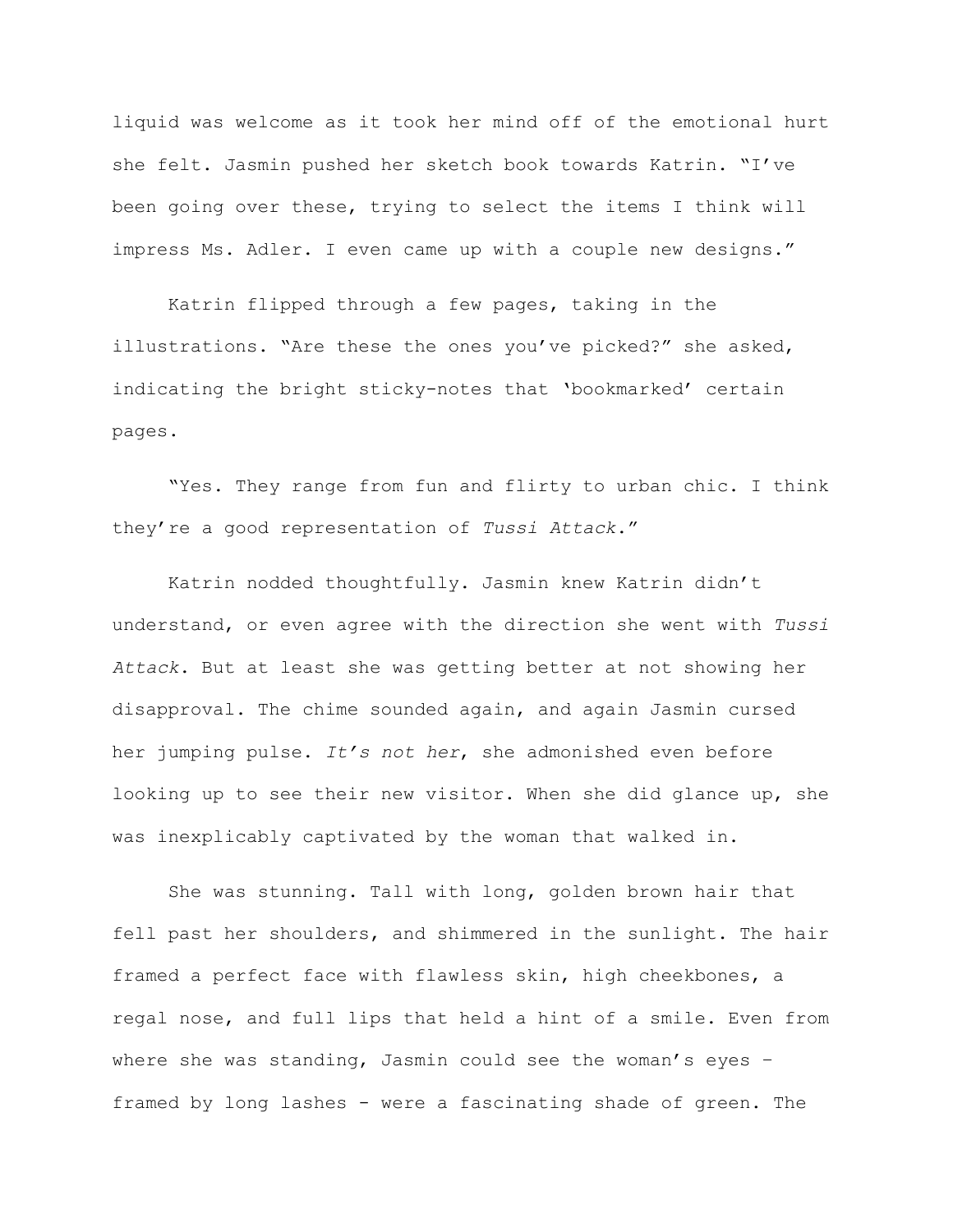liquid was welcome as it took her mind off of the emotional hurt she felt. Jasmin pushed her sketch book towards Katrin. "I've been going over these, trying to select the items I think will impress Ms. Adler. I even came up with a couple new designs."

Katrin flipped through a few pages, taking in the illustrations. "Are these the ones you've picked?" she asked, indicating the bright sticky-notes that 'bookmarked' certain pages.

"Yes. They range from fun and flirty to urban chic. I think they're a good representation of *Tussi Attack*."

Katrin nodded thoughtfully. Jasmin knew Katrin didn't understand, or even agree with the direction she went with *Tussi Attack*. But at least she was getting better at not showing her disapproval. The chime sounded again, and again Jasmin cursed her jumping pulse. *It's not her*, she admonished even before looking up to see their new visitor. When she did glance up, she was inexplicably captivated by the woman that walked in.

She was stunning. Tall with long, golden brown hair that fell past her shoulders, and shimmered in the sunlight. The hair framed a perfect face with flawless skin, high cheekbones, a regal nose, and full lips that held a hint of a smile. Even from where she was standing, Jasmin could see the woman's eyes – framed by long lashes - were a fascinating shade of green. The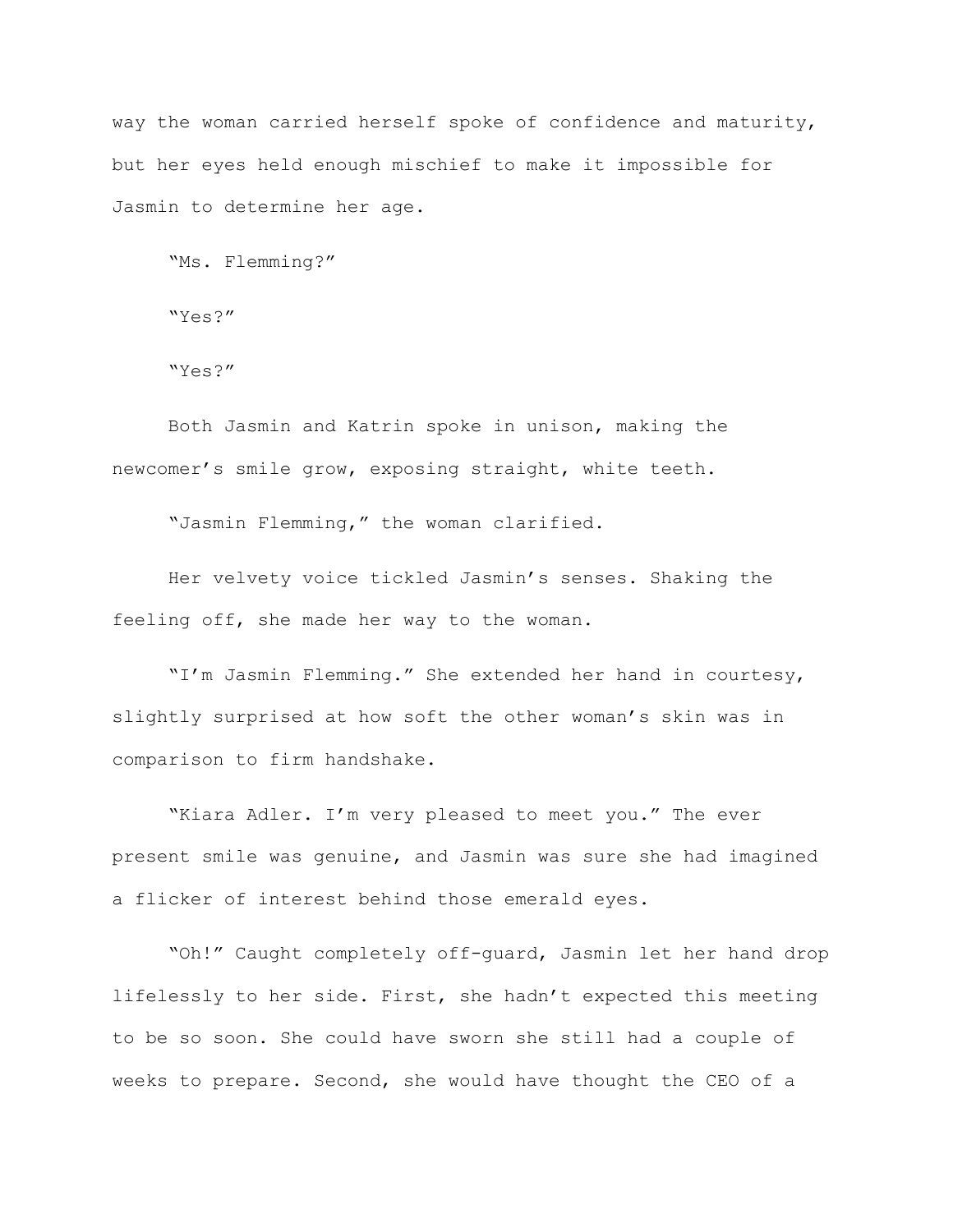way the woman carried herself spoke of confidence and maturity, but her eyes held enough mischief to make it impossible for Jasmin to determine her age.

"Ms. Flemming?"

"Yes?"

"Yes?"

Both Jasmin and Katrin spoke in unison, making the newcomer's smile grow, exposing straight, white teeth.

"Jasmin Flemming," the woman clarified.

Her velvety voice tickled Jasmin's senses. Shaking the feeling off, she made her way to the woman.

"I'm Jasmin Flemming." She extended her hand in courtesy, slightly surprised at how soft the other woman's skin was in comparison to firm handshake.

"Kiara Adler. I'm very pleased to meet you." The ever present smile was genuine, and Jasmin was sure she had imagined a flicker of interest behind those emerald eyes.

"Oh!" Caught completely off-guard, Jasmin let her hand drop lifelessly to her side. First, she hadn't expected this meeting to be so soon. She could have sworn she still had a couple of weeks to prepare. Second, she would have thought the CEO of a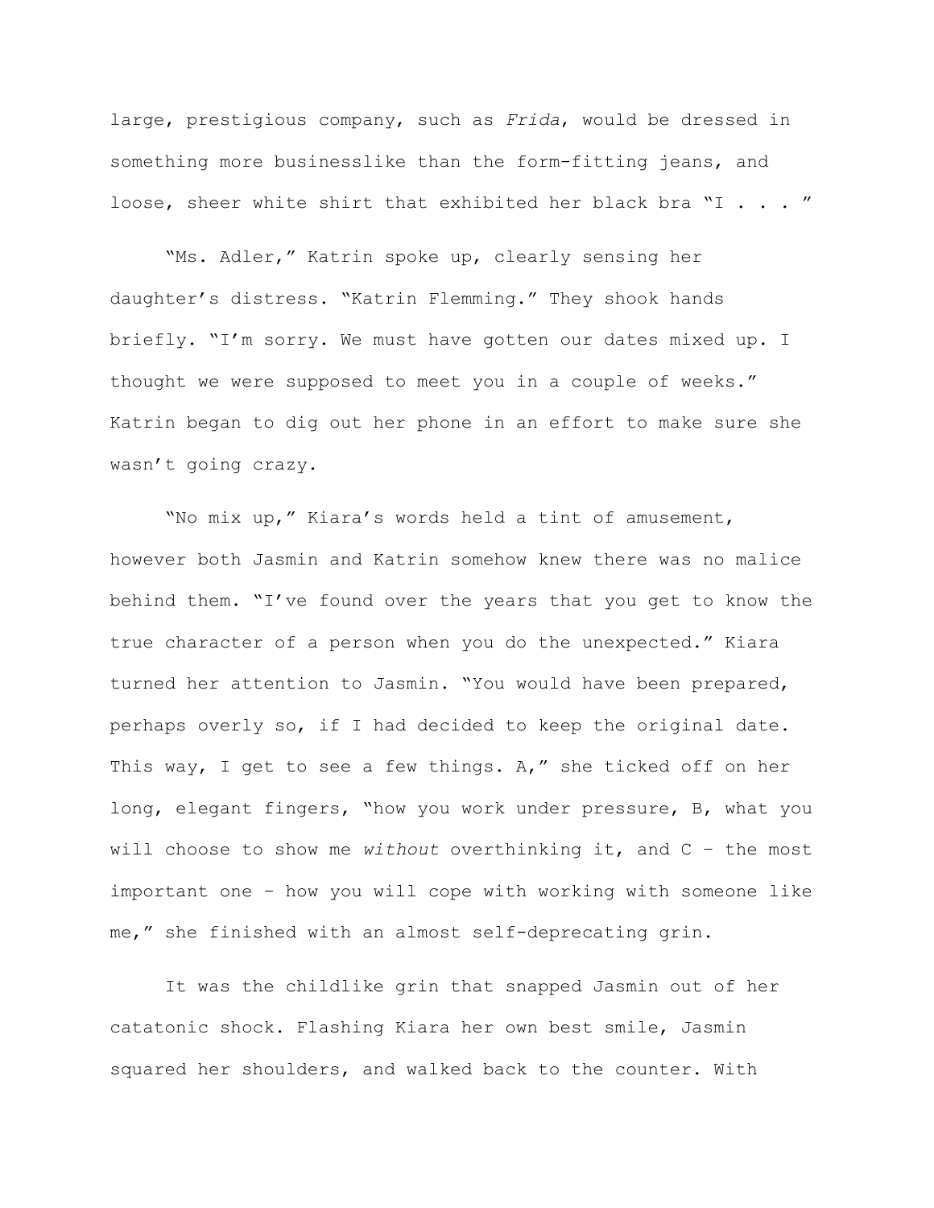large, prestigious company, such as *Frida*, would be dressed in something more businesslike than the form-fitting jeans, and loose, sheer white shirt that exhibited her black bra "I . . . "

"Ms. Adler," Katrin spoke up, clearly sensing her daughter's distress. "Katrin Flemming." They shook hands briefly. "I'm sorry. We must have gotten our dates mixed up. I thought we were supposed to meet you in a couple of weeks." Katrin began to dig out her phone in an effort to make sure she wasn't going crazy.

"No mix up," Kiara's words held a tint of amusement, however both Jasmin and Katrin somehow knew there was no malice behind them. "I've found over the years that you get to know the true character of a person when you do the unexpected." Kiara turned her attention to Jasmin. "You would have been prepared, perhaps overly so, if I had decided to keep the original date. This way, I get to see a few things. A," she ticked off on her long, elegant fingers, "how you work under pressure, B, what you will choose to show me *without* overthinking it, and C – the most important one – how you will cope with working with someone like me," she finished with an almost self-deprecating grin.

It was the childlike grin that snapped Jasmin out of her catatonic shock. Flashing Kiara her own best smile, Jasmin squared her shoulders, and walked back to the counter. With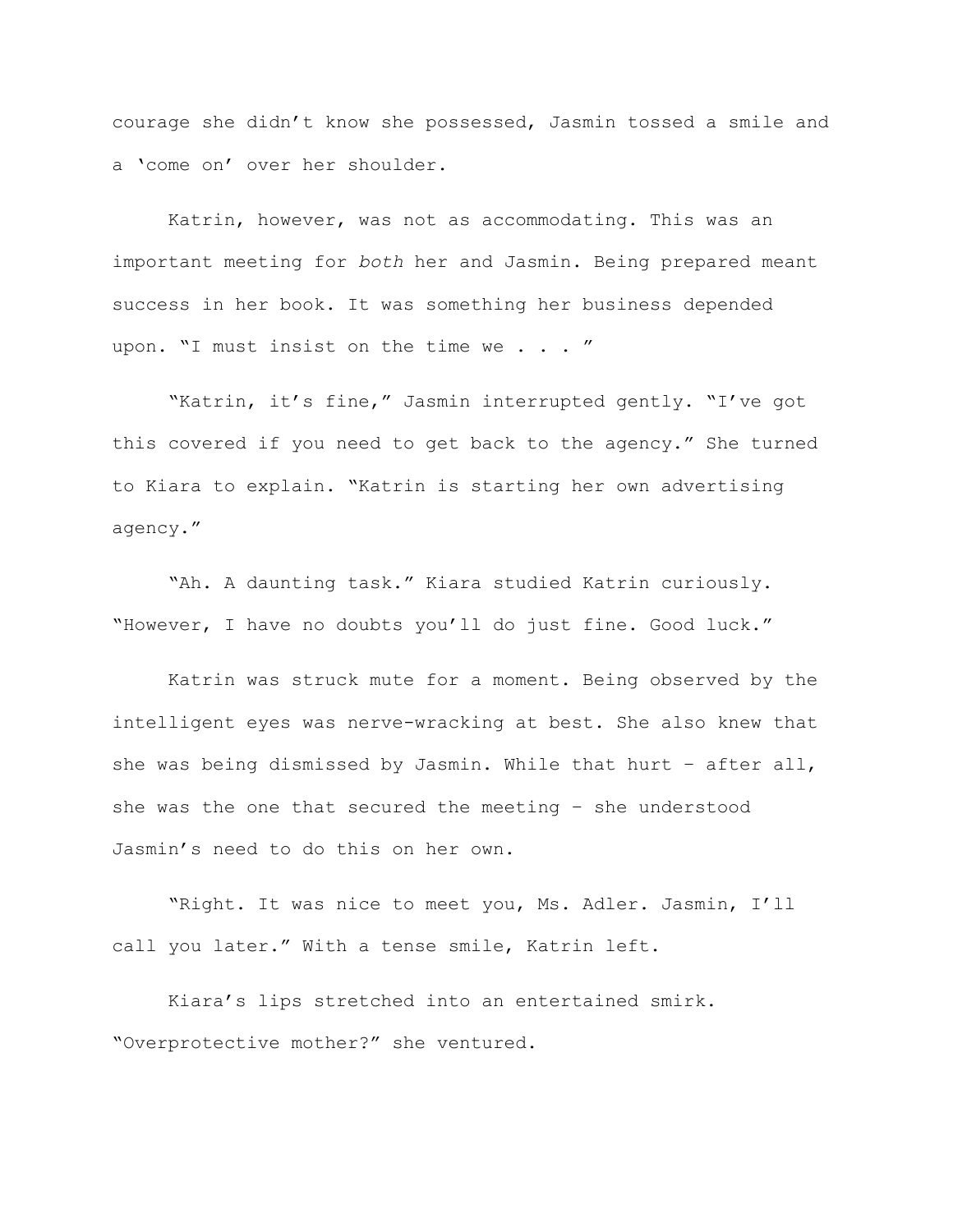courage she didn’t know she possessed, Jasmin tossed a smile and a ‘come on’ over her shoulder.

Katrin, however, was not as accommodating. This was an important meeting for *both* her and Jasmin. Being prepared meant success in her book. It was something her business depended upon. “I must insist on the time we . . . ”

“Katrin, it’s fine,” Jasmin interrupted gently. “I’ve got this covered if you need to get back to the agency.” She turned to Kiara to explain. “Katrin is starting her own advertising agency.”

“Ah. A daunting task.” Kiara studied Katrin curiously. “However, I have no doubts you’ll do just fine. Good luck.”

Katrin was struck mute for a moment. Being observed by the intelligent eyes was nerve-wracking at best. She also knew that she was being dismissed by Jasmin. While that hurt – after all, she was the one that secured the meeting – she understood Jasmin’s need to do this on her own.

“Right. It was nice to meet you, Ms. Adler. Jasmin, I’ll call you later.” With a tense smile, Katrin left.

Kiara’s lips stretched into an entertained smirk. “Overprotective mother?” she ventured.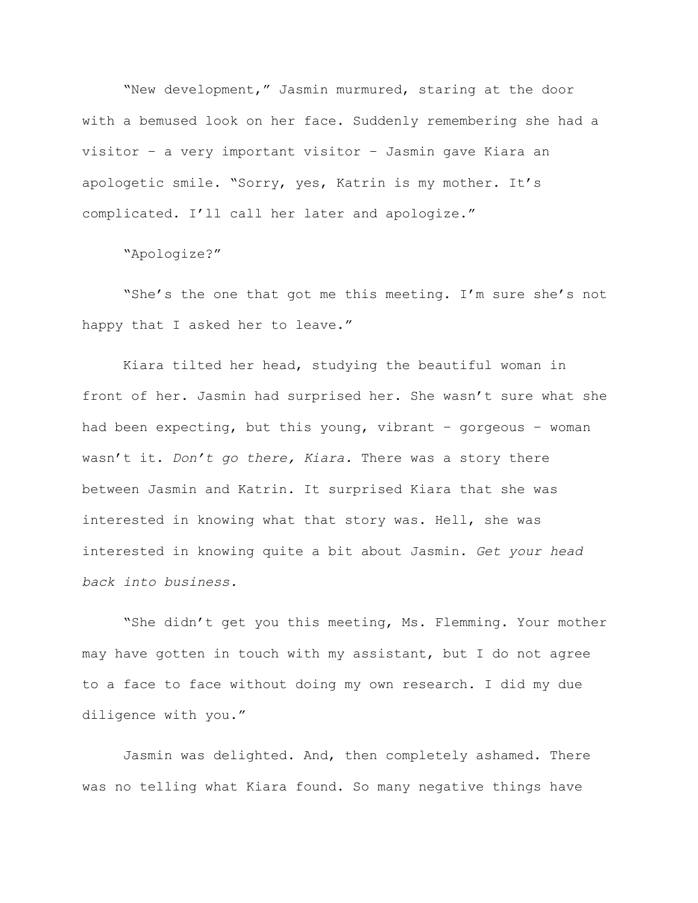“New development,” Jasmin murmured, staring at the door with a bemused look on her face. Suddenly remembering she had a visitor – a very important visitor – Jasmin gave Kiara an apologetic smile. “Sorry, yes, Katrin is my mother. It’s complicated. I’ll call her later and apologize.”

“Apologize?”

“She’s the one that got me this meeting. I’m sure she’s not happy that I asked her to leave.”

Kiara tilted her head, studying the beautiful woman in front of her. Jasmin had surprised her. She wasn’t sure what she had been expecting, but this young, vibrant – gorgeous – woman wasn’t it. *Don’t go there, Kiara.* There was a story there between Jasmin and Katrin. It surprised Kiara that she was interested in knowing what that story was. Hell, she was interested in knowing quite a bit about Jasmin. *Get your head back into business.*

“She didn’t get you this meeting, Ms. Flemming. Your mother may have gotten in touch with my assistant, but I do not agree to a face to face without doing my own research. I did my due diligence with you.”

Jasmin was delighted. And, then completely ashamed. There was no telling what Kiara found. So many negative things have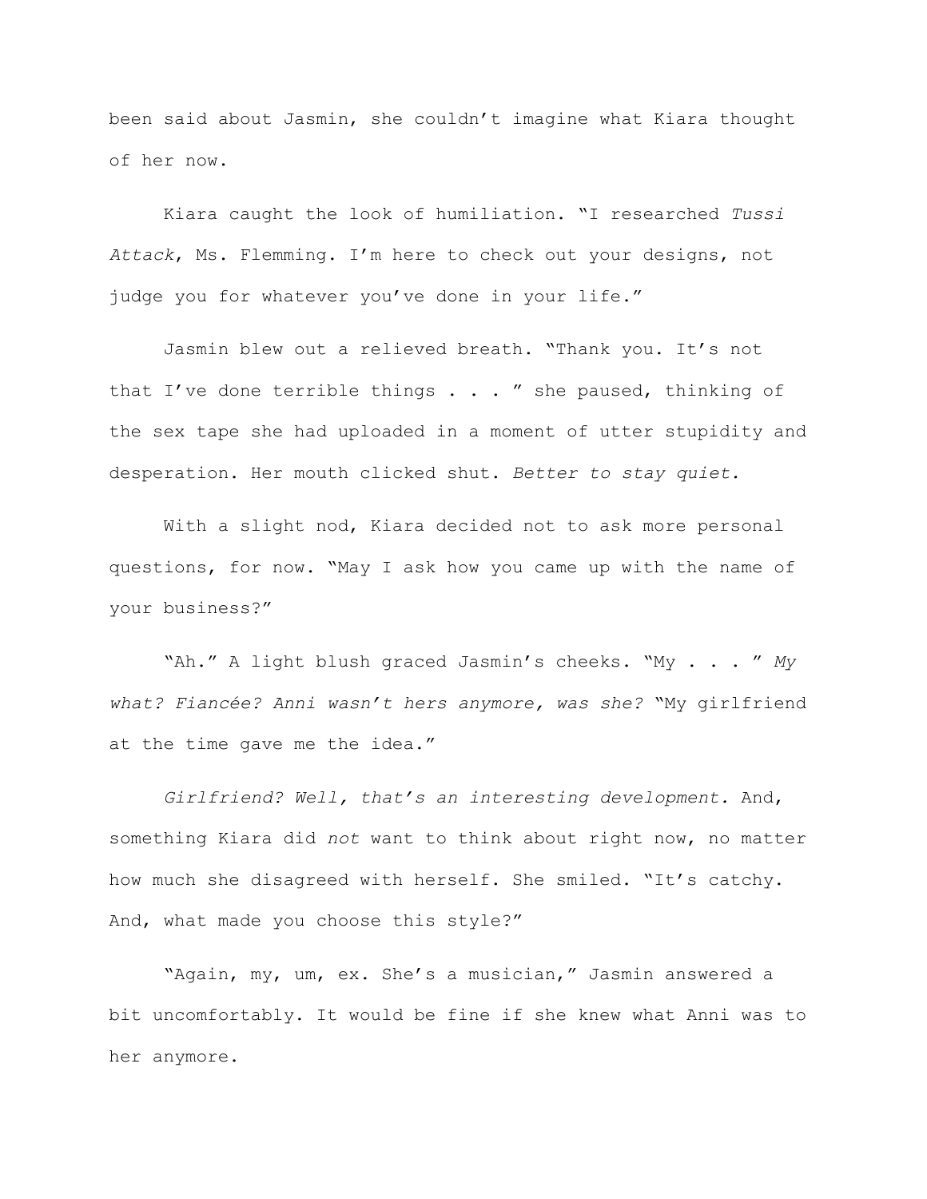been said about Jasmin, she couldn't imagine what Kiara thought of her now.

Kiara caught the look of humiliation. "I researched *Tussi Attack*, Ms. Flemming. I'm here to check out your designs, not judge you for whatever you've done in your life."

Jasmin blew out a relieved breath. "Thank you. It's not that I've done terrible things . . . " she paused, thinking of the sex tape she had uploaded in a moment of utter stupidity and desperation. Her mouth clicked shut. *Better to stay quiet.*

With a slight nod, Kiara decided not to ask more personal questions, for now. "May I ask how you came up with the name of your business?"

"Ah." A light blush graced Jasmin's cheeks. "My . . . " *My what? Fiancée? Anni wasn't hers anymore, was she?* "My girlfriend at the time gave me the idea."

*Girlfriend? Well, that's an interesting development.* And, something Kiara did *not* want to think about right now, no matter how much she disagreed with herself. She smiled. "It's catchy. And, what made you choose this style?"

"Again, my, um, ex. She's a musician," Jasmin answered a bit uncomfortably. It would be fine if she knew what Anni was to her anymore.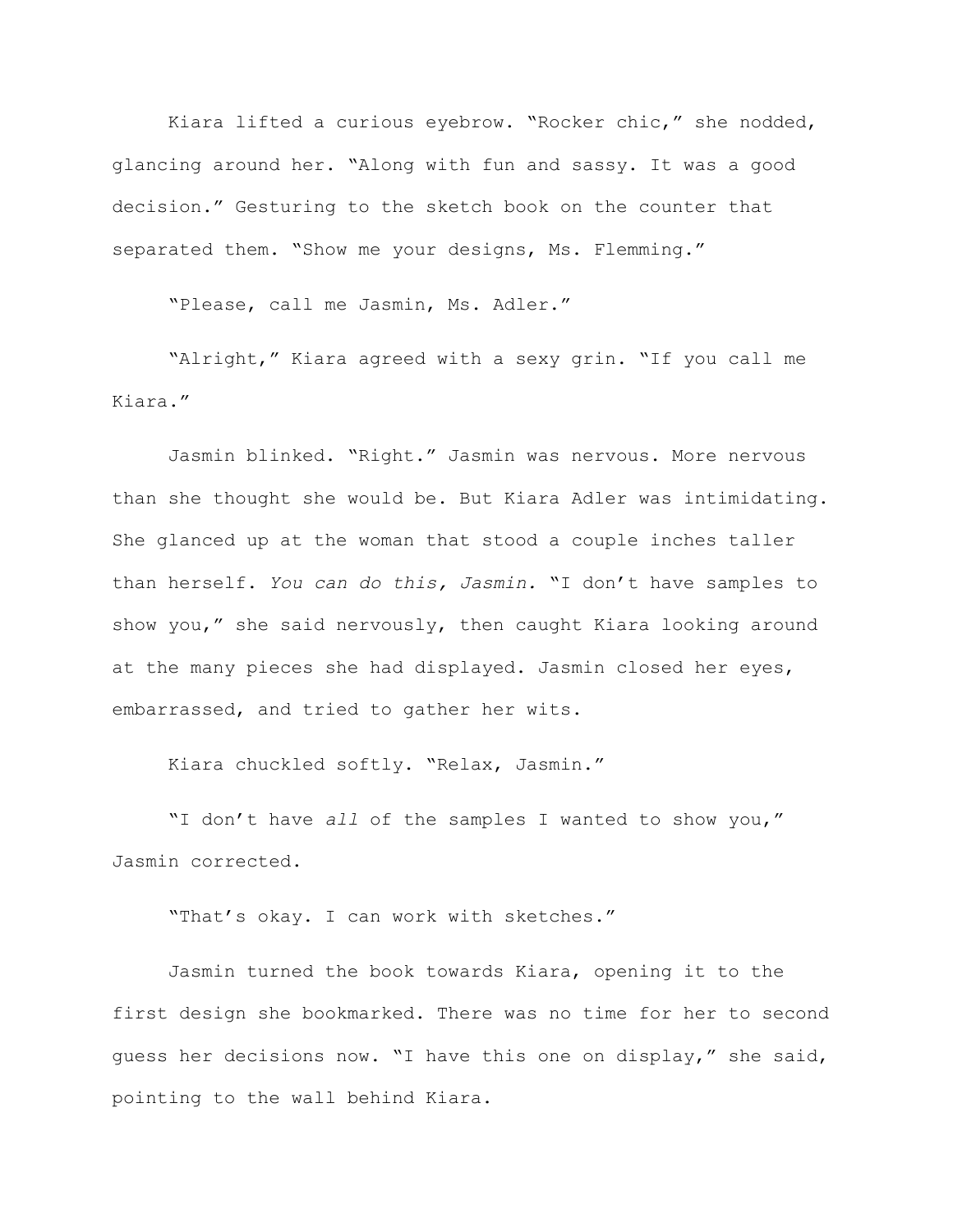Kiara lifted a curious eyebrow. "Rocker chic," she nodded, glancing around her. "Along with fun and sassy. It was a good decision." Gesturing to the sketch book on the counter that separated them. "Show me your designs, Ms. Flemming."

"Please, call me Jasmin, Ms. Adler."

"Alright," Kiara agreed with a sexy grin. "If you call me Kiara."

Jasmin blinked. "Right." Jasmin was nervous. More nervous than she thought she would be. But Kiara Adler was intimidating. She glanced up at the woman that stood a couple inches taller than herself. *You can do this, Jasmin.* "I don't have samples to show you," she said nervously, then caught Kiara looking around at the many pieces she had displayed. Jasmin closed her eyes, embarrassed, and tried to gather her wits.

Kiara chuckled softly. "Relax, Jasmin."

"I don't have *all* of the samples I wanted to show you," Jasmin corrected.

"That's okay. I can work with sketches."

Jasmin turned the book towards Kiara, opening it to the first design she bookmarked. There was no time for her to second guess her decisions now. "I have this one on display," she said, pointing to the wall behind Kiara.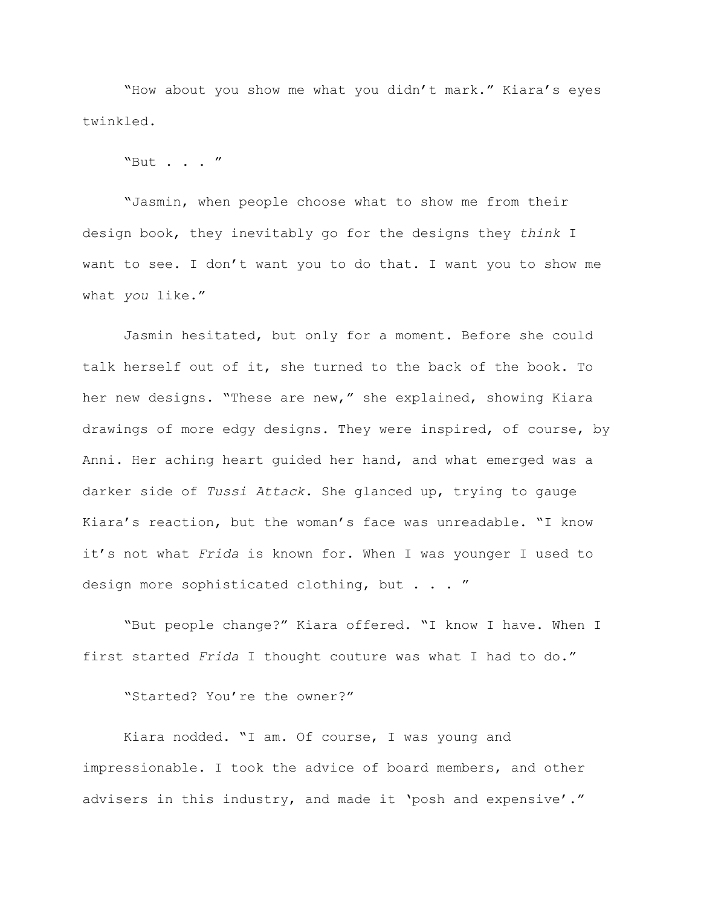"How about you show me what you didn't mark." Kiara's eyes twinkled.

"But . . . "

"Jasmin, when people choose what to show me from their design book, they inevitably go for the designs they *think* I want to see. I don't want you to do that. I want you to show me what *you* like."

Jasmin hesitated, but only for a moment. Before she could talk herself out of it, she turned to the back of the book. To her new designs. "These are new," she explained, showing Kiara drawings of more edgy designs. They were inspired, of course, by Anni. Her aching heart guided her hand, and what emerged was a darker side of *Tussi Attack*. She glanced up, trying to gauge Kiara's reaction, but the woman's face was unreadable. "I know it's not what *Frida* is known for. When I was younger I used to design more sophisticated clothing, but . . . "

"But people change?" Kiara offered. "I know I have. When I first started *Frida* I thought couture was what I had to do."

"Started? You're the owner?"

Kiara nodded. "I am. Of course, I was young and impressionable. I took the advice of board members, and other advisers in this industry, and made it 'posh and expensive'."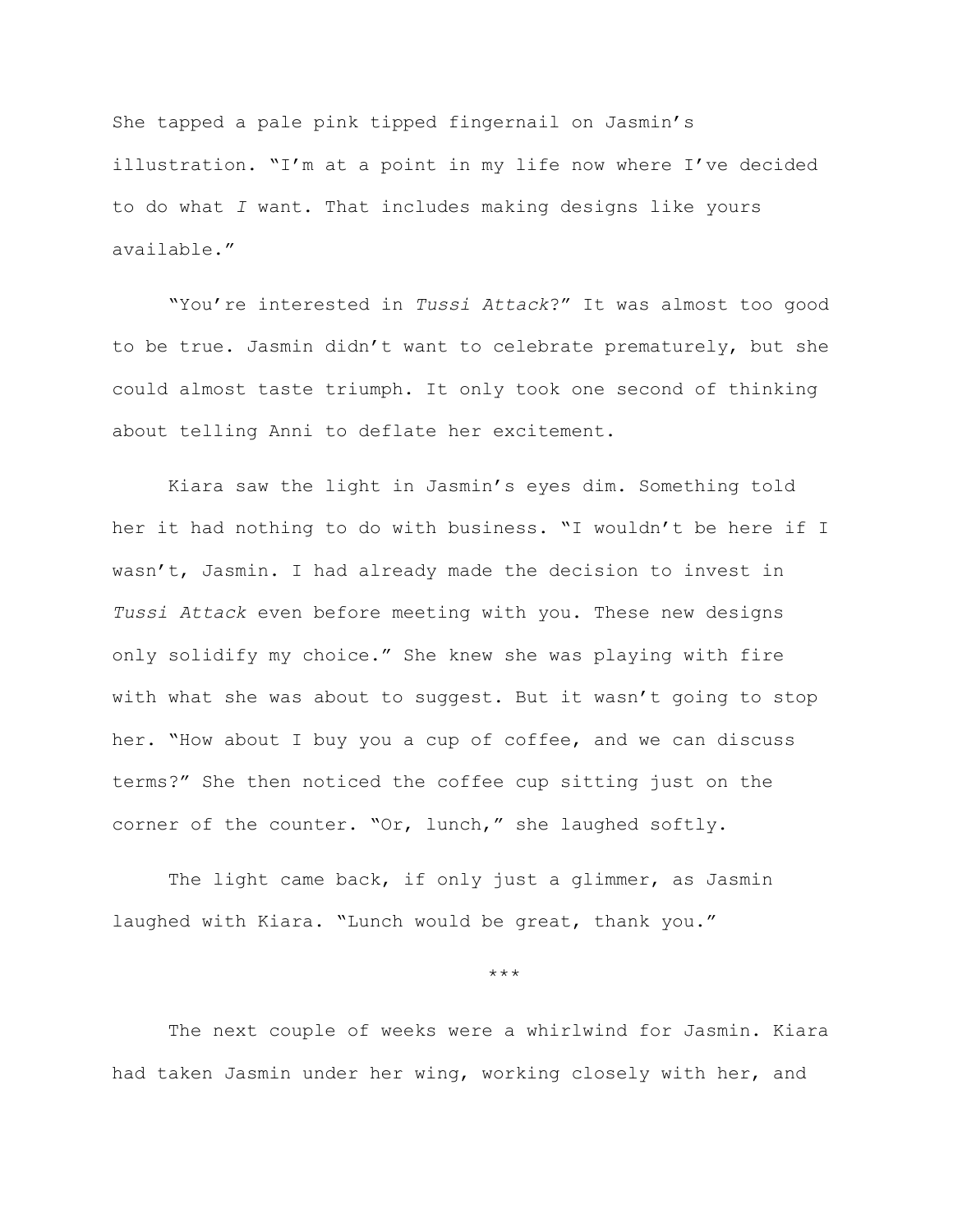She tapped a pale pink tipped fingernail on Jasmin's illustration. "I'm at a point in my life now where I've decided to do what *I* want. That includes making designs like yours available."

"You're interested in *Tussi Attack*?" It was almost too good to be true. Jasmin didn't want to celebrate prematurely, but she could almost taste triumph. It only took one second of thinking about telling Anni to deflate her excitement.

Kiara saw the light in Jasmin's eyes dim. Something told her it had nothing to do with business. "I wouldn't be here if I wasn't, Jasmin. I had already made the decision to invest in *Tussi Attack* even before meeting with you. These new designs only solidify my choice." She knew she was playing with fire with what she was about to suggest. But it wasn't going to stop her. "How about I buy you a cup of coffee, and we can discuss terms?" She then noticed the coffee cup sitting just on the corner of the counter. "Or, lunch," she laughed softly.

The light came back, if only just a glimmer, as Jasmin laughed with Kiara. "Lunch would be great, thank you."

***

The next couple of weeks were a whirlwind for Jasmin. Kiara had taken Jasmin under her wing, working closely with her, and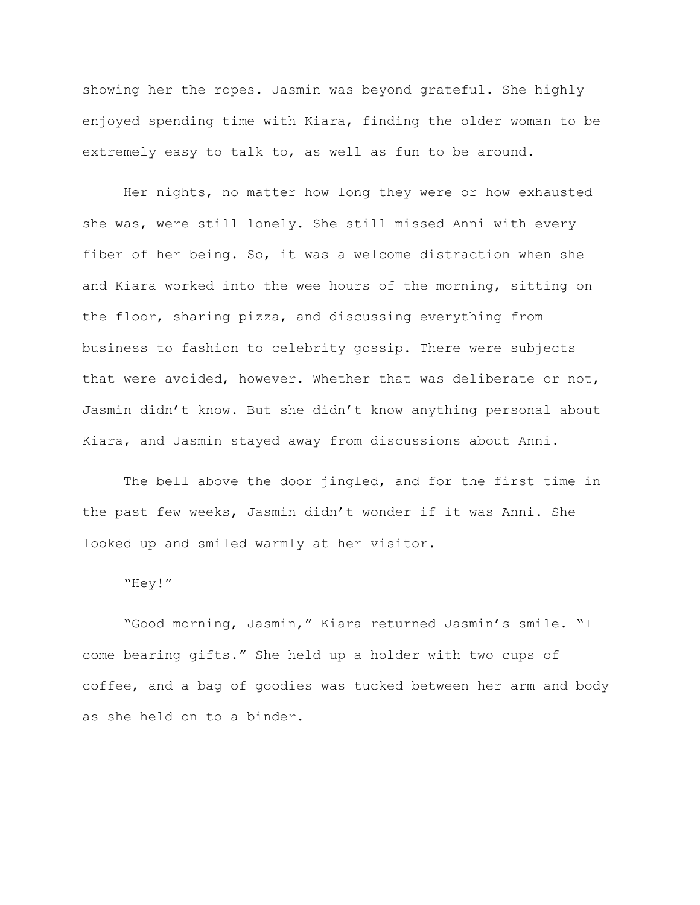showing her the ropes. Jasmin was beyond grateful. She highly enjoyed spending time with Kiara, finding the older woman to be extremely easy to talk to, as well as fun to be around.

Her nights, no matter how long they were or how exhausted she was, were still lonely. She still missed Anni with every fiber of her being. So, it was a welcome distraction when she and Kiara worked into the wee hours of the morning, sitting on the floor, sharing pizza, and discussing everything from business to fashion to celebrity gossip. There were subjects that were avoided, however. Whether that was deliberate or not, Jasmin didn't know. But she didn't know anything personal about Kiara, and Jasmin stayed away from discussions about Anni.

The bell above the door jingled, and for the first time in the past few weeks, Jasmin didn't wonder if it was Anni. She looked up and smiled warmly at her visitor.

"Hey!"

"Good morning, Jasmin," Kiara returned Jasmin's smile. "I come bearing gifts." She held up a holder with two cups of coffee, and a bag of goodies was tucked between her arm and body as she held on to a binder.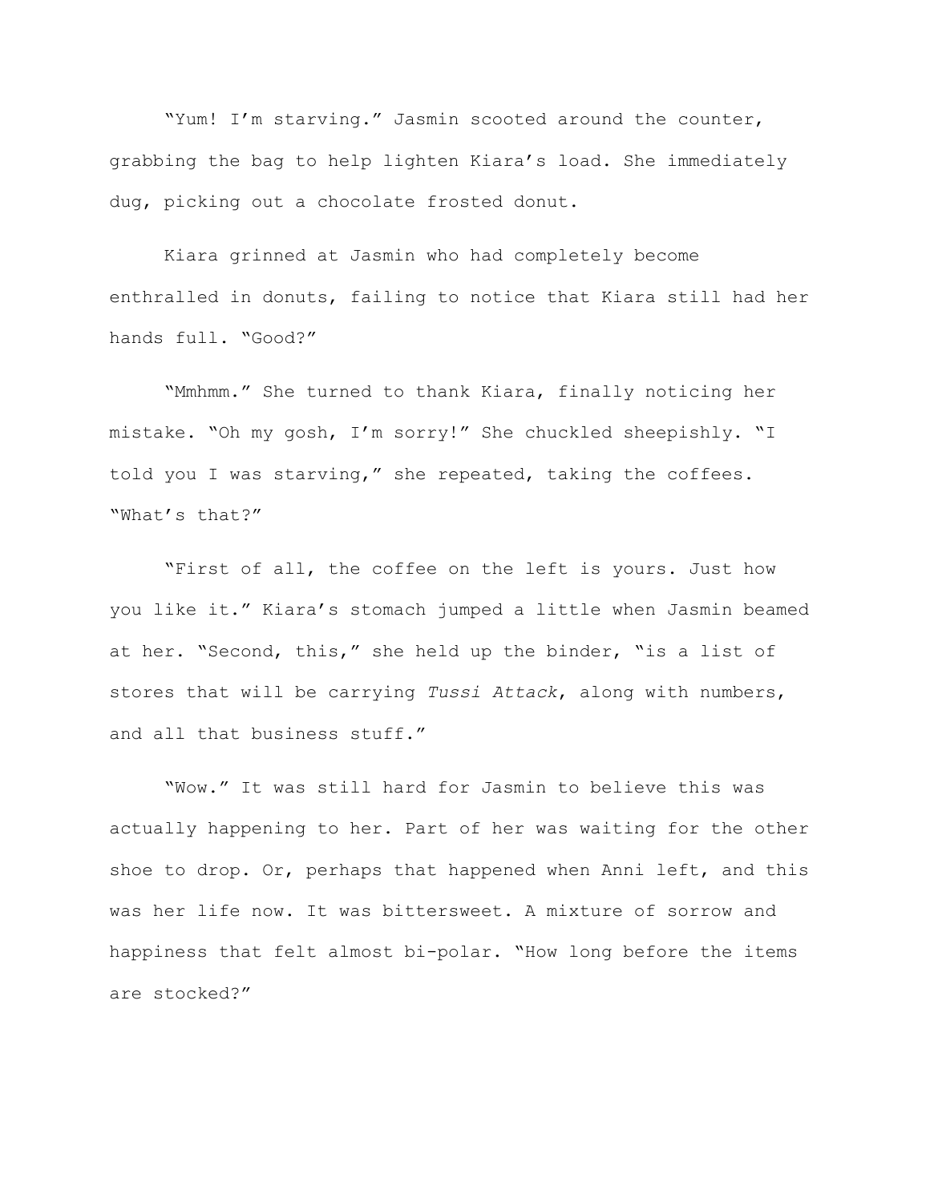"Yum! I'm starving." Jasmin scooted around the counter, grabbing the bag to help lighten Kiara's load. She immediately dug, picking out a chocolate frosted donut.

Kiara grinned at Jasmin who had completely become enthralled in donuts, failing to notice that Kiara still had her hands full. "Good?"

"Mmhmm." She turned to thank Kiara, finally noticing her mistake. "Oh my gosh, I'm sorry!" She chuckled sheepishly. "I told you I was starving," she repeated, taking the coffees. "What's that?"

"First of all, the coffee on the left is yours. Just how you like it." Kiara's stomach jumped a little when Jasmin beamed at her. "Second, this," she held up the binder, "is a list of stores that will be carrying *Tussi Attack*, along with numbers, and all that business stuff."

"Wow." It was still hard for Jasmin to believe this was actually happening to her. Part of her was waiting for the other shoe to drop. Or, perhaps that happened when Anni left, and this was her life now. It was bittersweet. A mixture of sorrow and happiness that felt almost bi-polar. "How long before the items are stocked?"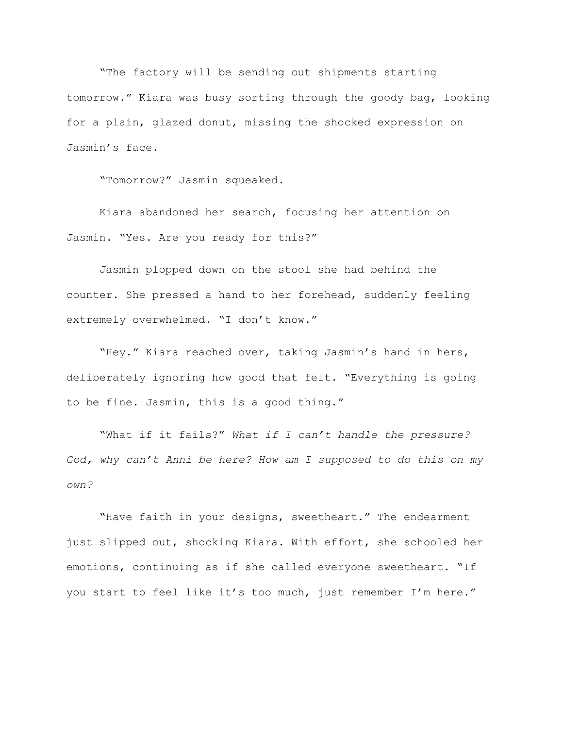“The factory will be sending out shipments starting tomorrow.” Kiara was busy sorting through the goody bag, looking for a plain, glazed donut, missing the shocked expression on Jasmin’s face.

“Tomorrow?” Jasmin squeaked.

Kiara abandoned her search, focusing her attention on Jasmin. “Yes. Are you ready for this?”

Jasmin plopped down on the stool she had behind the counter. She pressed a hand to her forehead, suddenly feeling extremely overwhelmed. “I don’t know.”

“Hey.” Kiara reached over, taking Jasmin’s hand in hers, deliberately ignoring how good that felt. “Everything is going to be fine. Jasmin, this is a good thing.”

“What if it fails?” *What if I can’t handle the pressure? God, why can’t Anni be here? How am I supposed to do this on my own?*

“Have faith in your designs, sweetheart.” The endearment just slipped out, shocking Kiara. With effort, she schooled her emotions, continuing as if she called everyone sweetheart. “If you start to feel like it’s too much, just remember I’m here.”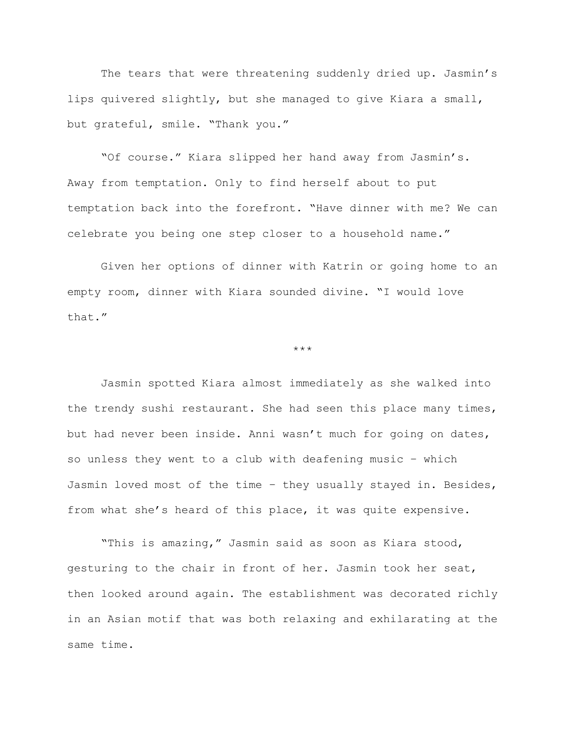The tears that were threatening suddenly dried up. Jasmin's lips quivered slightly, but she managed to give Kiara a small, but grateful, smile. "Thank you."

"Of course." Kiara slipped her hand away from Jasmin's. Away from temptation. Only to find herself about to put temptation back into the forefront. "Have dinner with me? We can celebrate you being one step closer to a household name."

Given her options of dinner with Katrin or going home to an empty room, dinner with Kiara sounded divine. "I would love that."

***

Jasmin spotted Kiara almost immediately as she walked into the trendy sushi restaurant. She had seen this place many times, but had never been inside. Anni wasn't much for going on dates, so unless they went to a club with deafening music – which Jasmin loved most of the time – they usually stayed in. Besides, from what she's heard of this place, it was quite expensive.

"This is amazing," Jasmin said as soon as Kiara stood, gesturing to the chair in front of her. Jasmin took her seat, then looked around again. The establishment was decorated richly in an Asian motif that was both relaxing and exhilarating at the same time.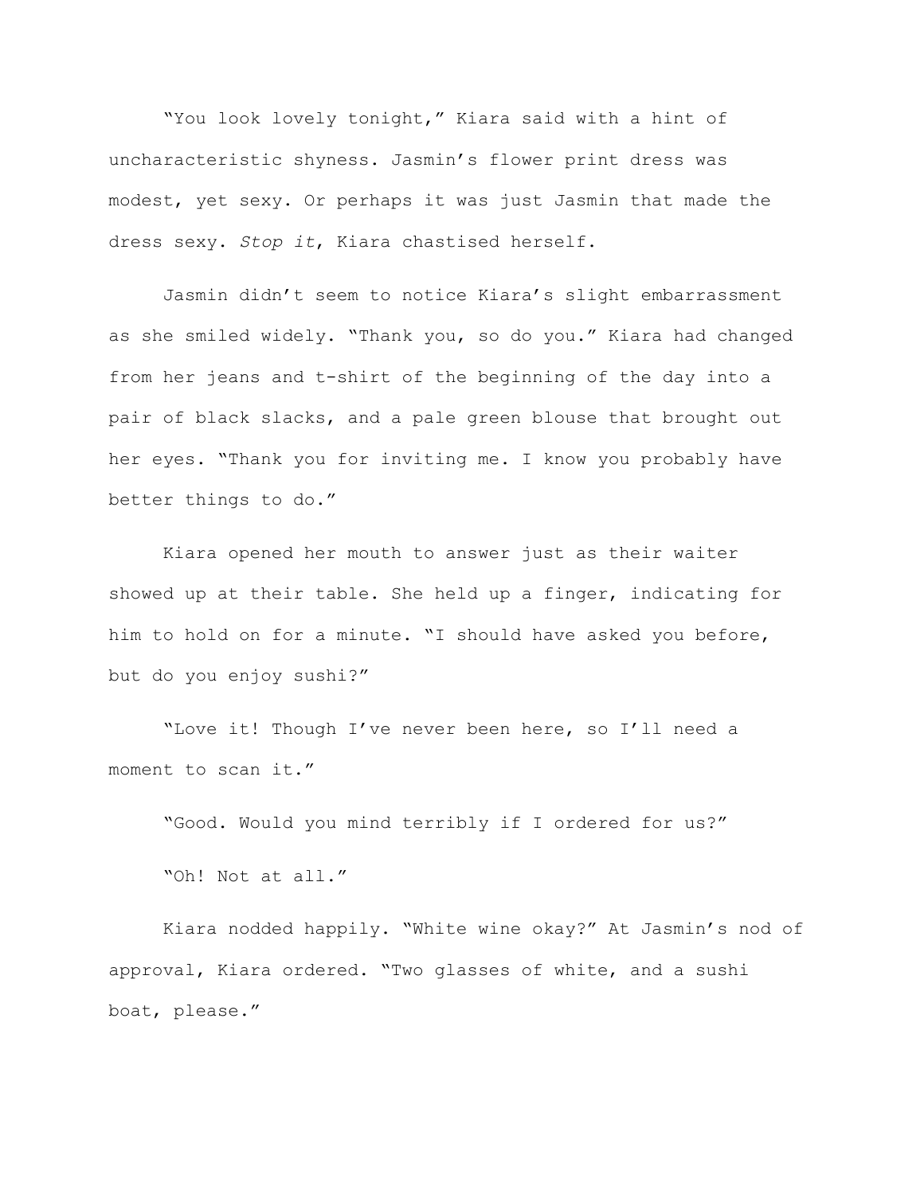"You look lovely tonight," Kiara said with a hint of uncharacteristic shyness. Jasmin's flower print dress was modest, yet sexy. Or perhaps it was just Jasmin that made the dress sexy. *Stop it*, Kiara chastised herself.

Jasmin didn't seem to notice Kiara's slight embarrassment as she smiled widely. "Thank you, so do you." Kiara had changed from her jeans and t-shirt of the beginning of the day into a pair of black slacks, and a pale green blouse that brought out her eyes. "Thank you for inviting me. I know you probably have better things to do."

Kiara opened her mouth to answer just as their waiter showed up at their table. She held up a finger, indicating for him to hold on for a minute. "I should have asked you before, but do you enjoy sushi?"

"Love it! Though I've never been here, so I'll need a moment to scan it."

"Good. Would you mind terribly if I ordered for us?"

"Oh! Not at all."

Kiara nodded happily. "White wine okay?" At Jasmin's nod of approval, Kiara ordered. "Two glasses of white, and a sushi boat, please."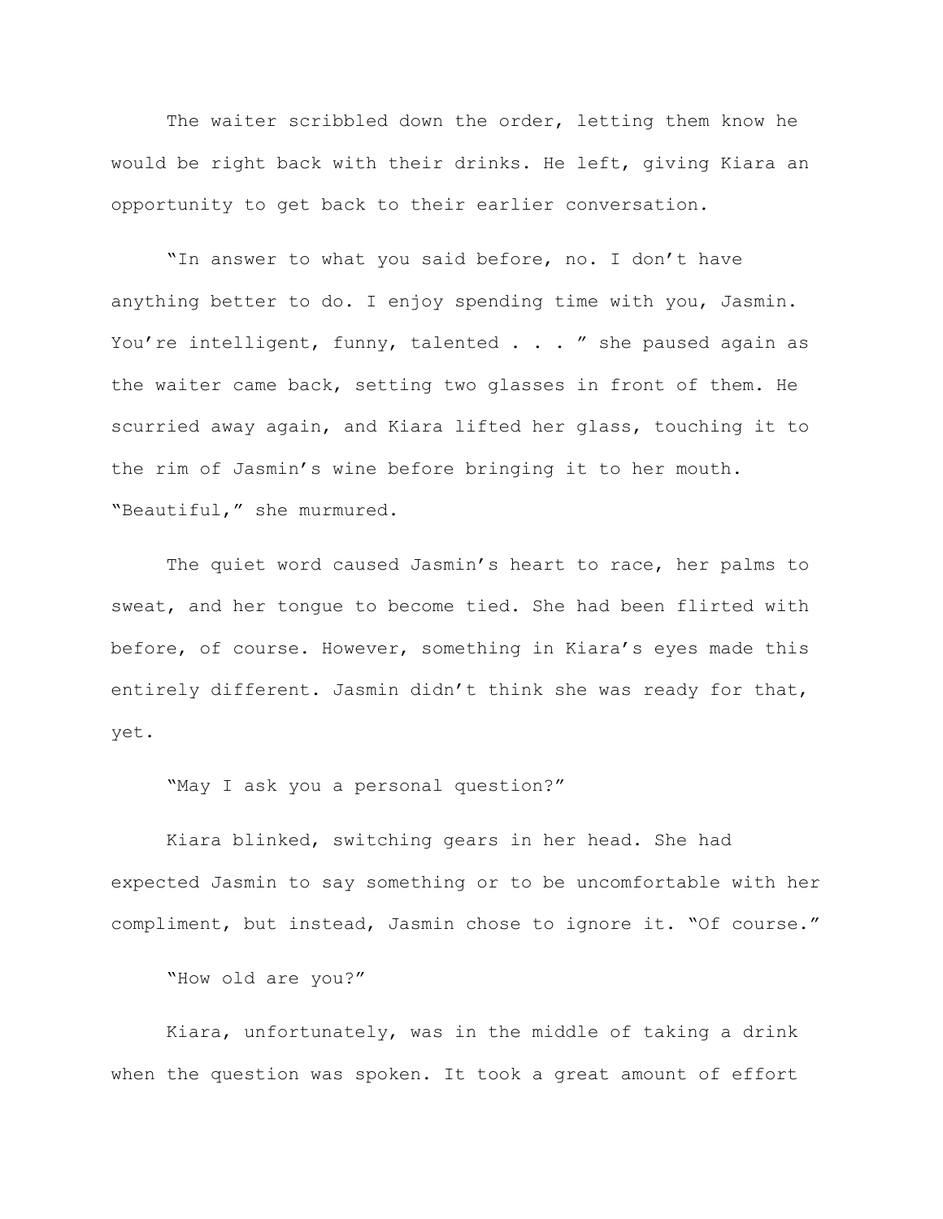The waiter scribbled down the order, letting them know he would be right back with their drinks. He left, giving Kiara an opportunity to get back to their earlier conversation.

"In answer to what you said before, no. I don't have anything better to do. I enjoy spending time with you, Jasmin. You're intelligent, funny, talented . . . " she paused again as the waiter came back, setting two glasses in front of them. He scurried away again, and Kiara lifted her glass, touching it to the rim of Jasmin's wine before bringing it to her mouth. "Beautiful," she murmured.

The quiet word caused Jasmin's heart to race, her palms to sweat, and her tongue to become tied. She had been flirted with before, of course. However, something in Kiara's eyes made this entirely different. Jasmin didn't think she was ready for that, yet.

"May I ask you a personal question?"

Kiara blinked, switching gears in her head. She had expected Jasmin to say something or to be uncomfortable with her compliment, but instead, Jasmin chose to ignore it. "Of course."

"How old are you?"

Kiara, unfortunately, was in the middle of taking a drink when the question was spoken. It took a great amount of effort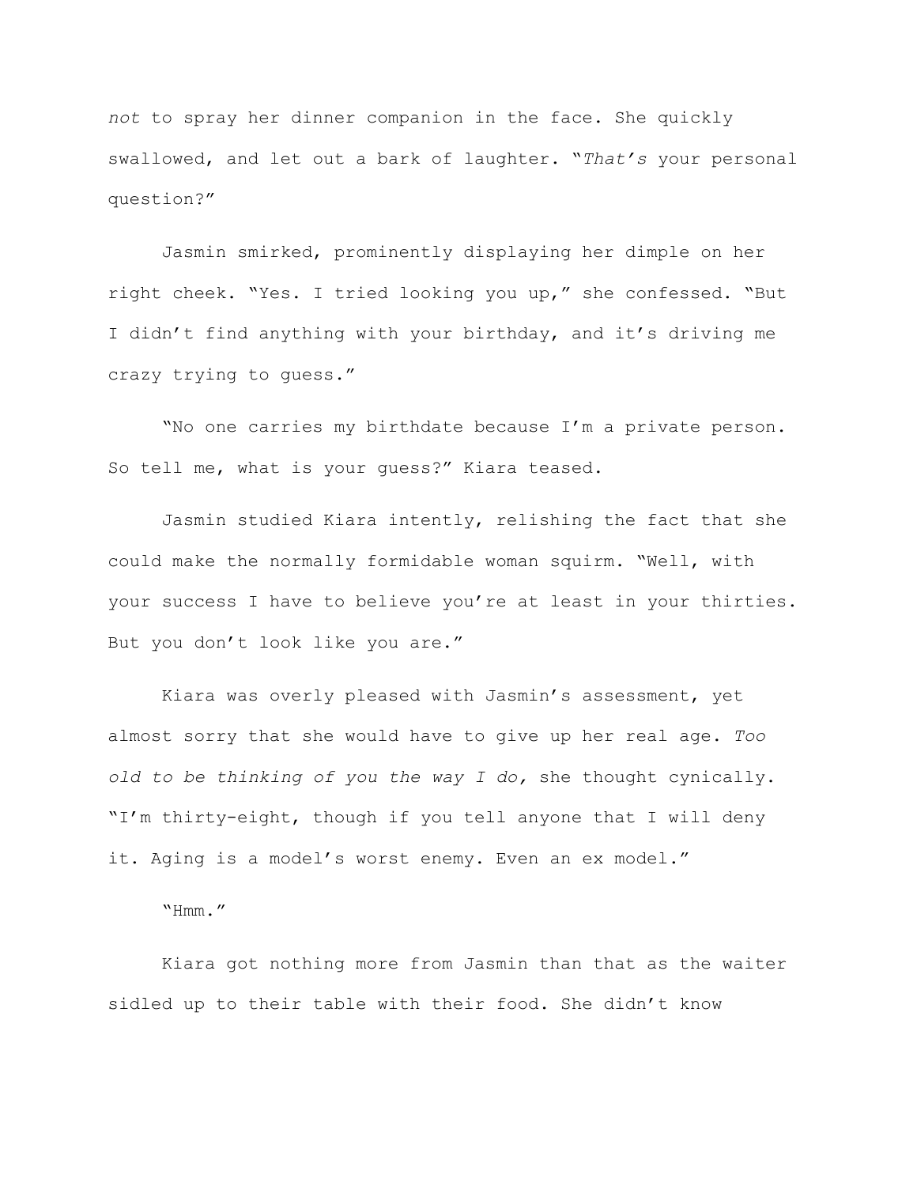*not* to spray her dinner companion in the face. She quickly swallowed, and let out a bark of laughter. "*That's* your personal question?"

Jasmin smirked, prominently displaying her dimple on her right cheek. "Yes. I tried looking you up," she confessed. "But I didn't find anything with your birthday, and it's driving me crazy trying to guess."

"No one carries my birthdate because I'm a private person. So tell me, what is your guess?" Kiara teased.

Jasmin studied Kiara intently, relishing the fact that she could make the normally formidable woman squirm. "Well, with your success I have to believe you're at least in your thirties. But you don't look like you are."

Kiara was overly pleased with Jasmin's assessment, yet almost sorry that she would have to give up her real age. *Too old to be thinking of you the way I do,* she thought cynically. "I'm thirty-eight, though if you tell anyone that I will deny it. Aging is a model's worst enemy. Even an ex model."

"Hmm."

Kiara got nothing more from Jasmin than that as the waiter sidled up to their table with their food. She didn't know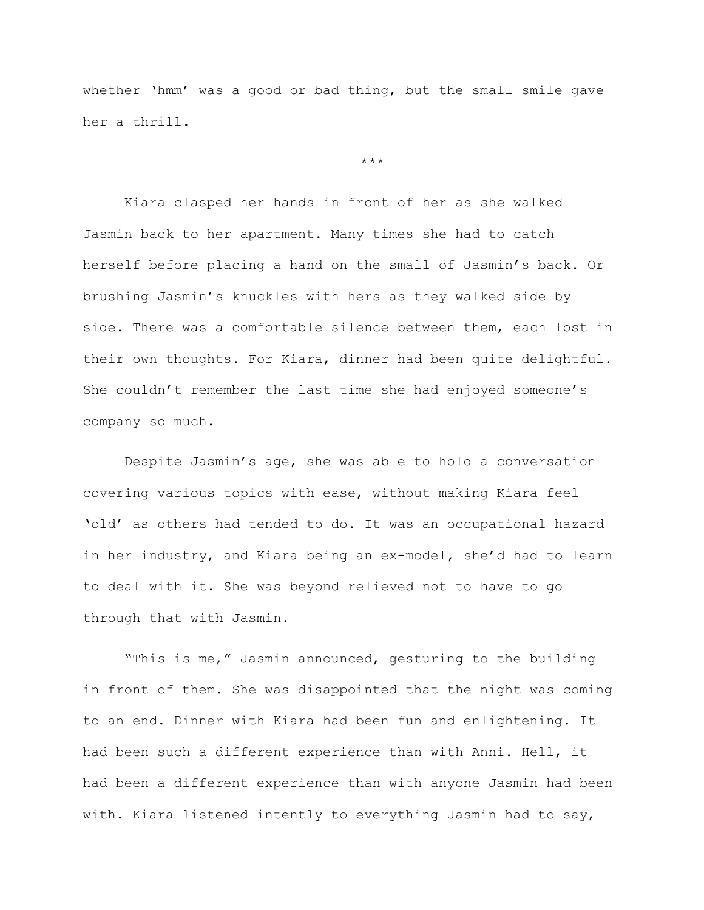whether ‘hmm’ was a good or bad thing, but the small smile gave her a thrill.

***

Kiara clasped her hands in front of her as she walked Jasmin back to her apartment. Many times she had to catch herself before placing a hand on the small of Jasmin’s back. Or brushing Jasmin’s knuckles with hers as they walked side by side. There was a comfortable silence between them, each lost in their own thoughts. For Kiara, dinner had been quite delightful. She couldn’t remember the last time she had enjoyed someone’s company so much.

Despite Jasmin’s age, she was able to hold a conversation covering various topics with ease, without making Kiara feel ‘old’ as others had tended to do. It was an occupational hazard in her industry, and Kiara being an ex-model, she’d had to learn to deal with it. She was beyond relieved not to have to go through that with Jasmin.

“This is me,” Jasmin announced, gesturing to the building in front of them. She was disappointed that the night was coming to an end. Dinner with Kiara had been fun and enlightening. It had been such a different experience than with Anni. Hell, it had been a different experience than with anyone Jasmin had been with. Kiara listened intently to everything Jasmin had to say,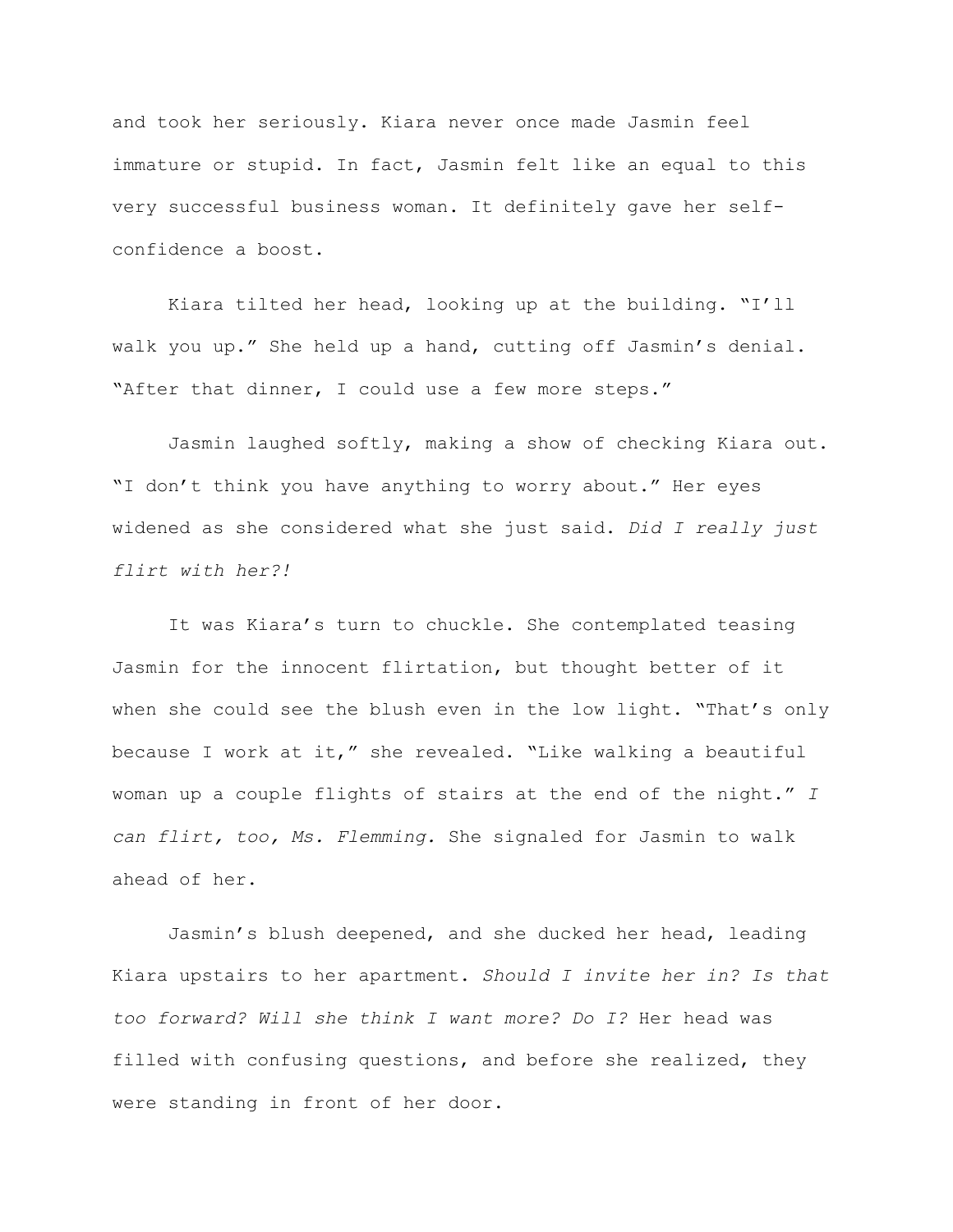and took her seriously. Kiara never once made Jasmin feel immature or stupid. In fact, Jasmin felt like an equal to this very successful business woman. It definitely gave her self-confidence a boost.

Kiara tilted her head, looking up at the building. "I'll walk you up." She held up a hand, cutting off Jasmin's denial. "After that dinner, I could use a few more steps."

Jasmin laughed softly, making a show of checking Kiara out. "I don't think you have anything to worry about." Her eyes widened as she considered what she just said. *Did I really just flirt with her?!*

It was Kiara's turn to chuckle. She contemplated teasing Jasmin for the innocent flirtation, but thought better of it when she could see the blush even in the low light. "That's only because I work at it," she revealed. "Like walking a beautiful woman up a couple flights of stairs at the end of the night." *I can flirt, too, Ms. Flemming.* She signaled for Jasmin to walk ahead of her.

Jasmin's blush deepened, and she ducked her head, leading Kiara upstairs to her apartment. *Should I invite her in? Is that too forward? Will she think I want more? Do I?* Her head was filled with confusing questions, and before she realized, they were standing in front of her door.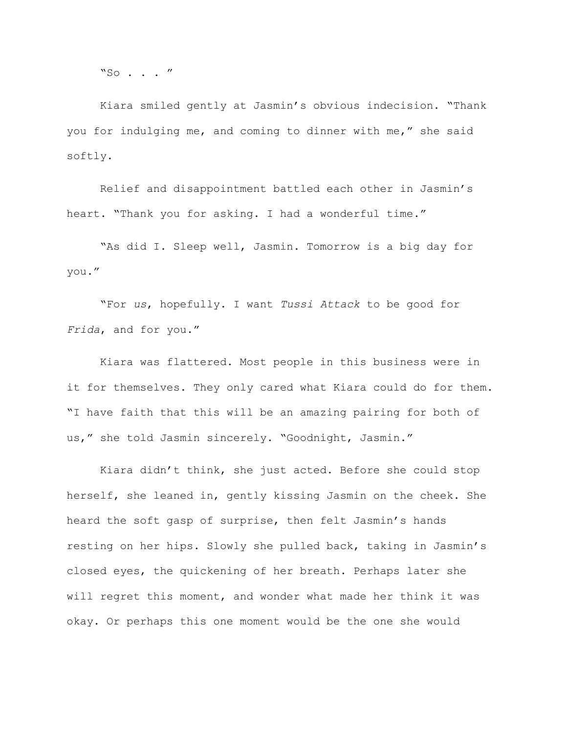"So . . . "

Kiara smiled gently at Jasmin's obvious indecision. "Thank you for indulging me, and coming to dinner with me," she said softly.

Relief and disappointment battled each other in Jasmin's heart. "Thank you for asking. I had a wonderful time."

"As did I. Sleep well, Jasmin. Tomorrow is a big day for you."

"For *us*, hopefully. I want *Tussi Attack* to be good for *Frida*, and for you."

Kiara was flattered. Most people in this business were in it for themselves. They only cared what Kiara could do for them. "I have faith that this will be an amazing pairing for both of us," she told Jasmin sincerely. "Goodnight, Jasmin."

Kiara didn't think, she just acted. Before she could stop herself, she leaned in, gently kissing Jasmin on the cheek. She heard the soft gasp of surprise, then felt Jasmin's hands resting on her hips. Slowly she pulled back, taking in Jasmin's closed eyes, the quickening of her breath. Perhaps later she will regret this moment, and wonder what made her think it was okay. Or perhaps this one moment would be the one she would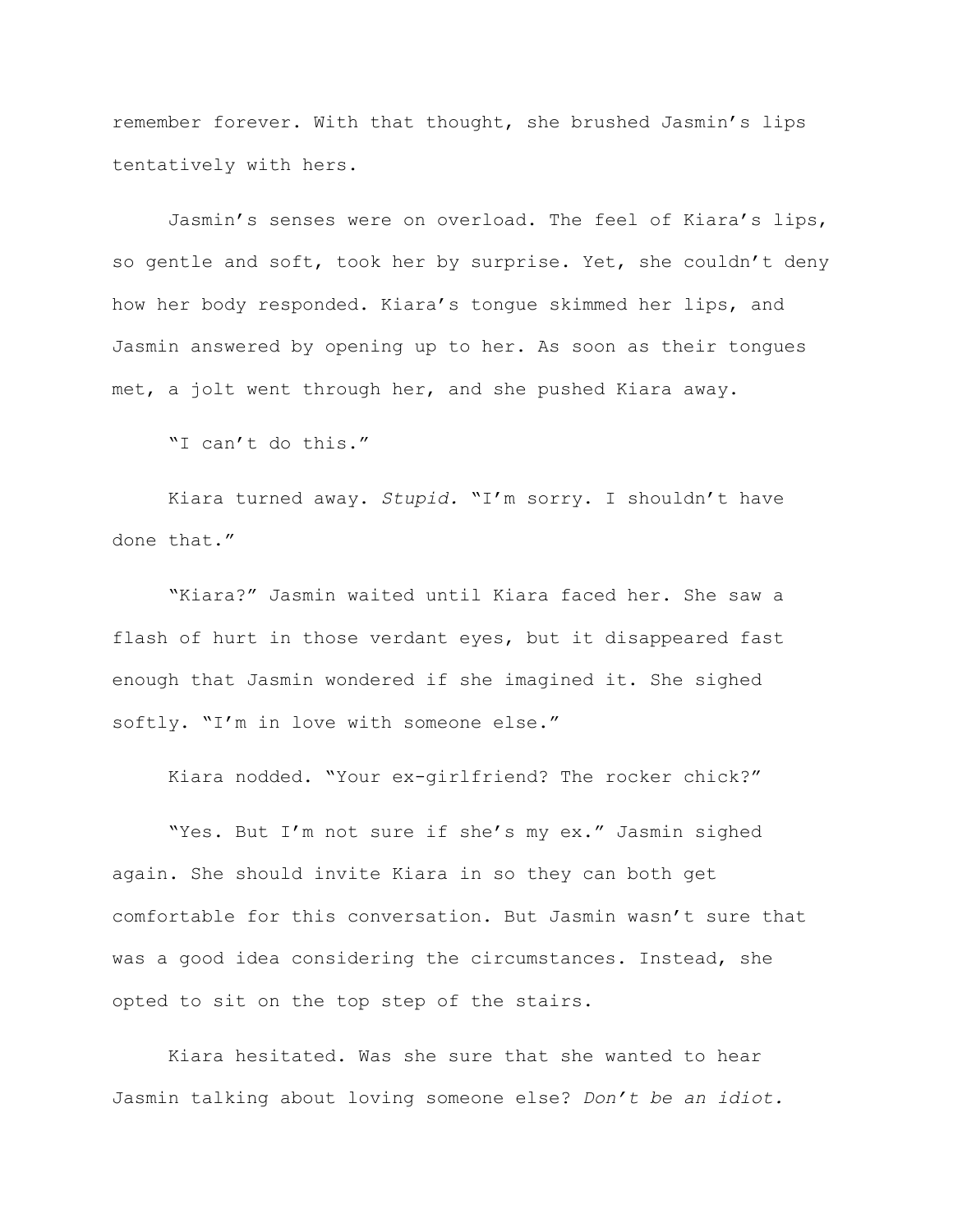remember forever. With that thought, she brushed Jasmin's lips tentatively with hers.

Jasmin's senses were on overload. The feel of Kiara's lips, so gentle and soft, took her by surprise. Yet, she couldn't deny how her body responded. Kiara's tongue skimmed her lips, and Jasmin answered by opening up to her. As soon as their tongues met, a jolt went through her, and she pushed Kiara away.

"I can't do this."

Kiara turned away. *Stupid.* "I'm sorry. I shouldn't have done that."

"Kiara?" Jasmin waited until Kiara faced her. She saw a flash of hurt in those verdant eyes, but it disappeared fast enough that Jasmin wondered if she imagined it. She sighed softly. "I'm in love with someone else."

Kiara nodded. "Your ex-girlfriend? The rocker chick?"

"Yes. But I'm not sure if she's my ex." Jasmin sighed again. She should invite Kiara in so they can both get comfortable for this conversation. But Jasmin wasn't sure that was a good idea considering the circumstances. Instead, she opted to sit on the top step of the stairs.

Kiara hesitated. Was she sure that she wanted to hear Jasmin talking about loving someone else? *Don't be an idiot.*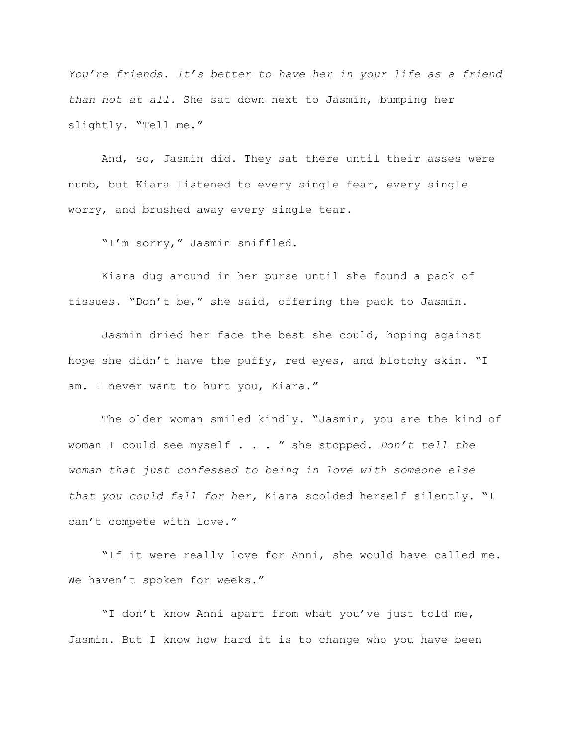*You're friends. It's better to have her in your life as a friend than not at all.* She sat down next to Jasmin, bumping her slightly. "Tell me."

And, so, Jasmin did. They sat there until their asses were numb, but Kiara listened to every single fear, every single worry, and brushed away every single tear.

"I'm sorry," Jasmin sniffled.

Kiara dug around in her purse until she found a pack of tissues. "Don't be," she said, offering the pack to Jasmin.

Jasmin dried her face the best she could, hoping against hope she didn't have the puffy, red eyes, and blotchy skin. "I am. I never want to hurt you, Kiara."

The older woman smiled kindly. "Jasmin, you are the kind of woman I could see myself . . . " she stopped. *Don't tell the woman that just confessed to being in love with someone else that you could fall for her,* Kiara scolded herself silently. "I can't compete with love."

"If it were really love for Anni, she would have called me. We haven't spoken for weeks."

"I don't know Anni apart from what you've just told me, Jasmin. But I know how hard it is to change who you have been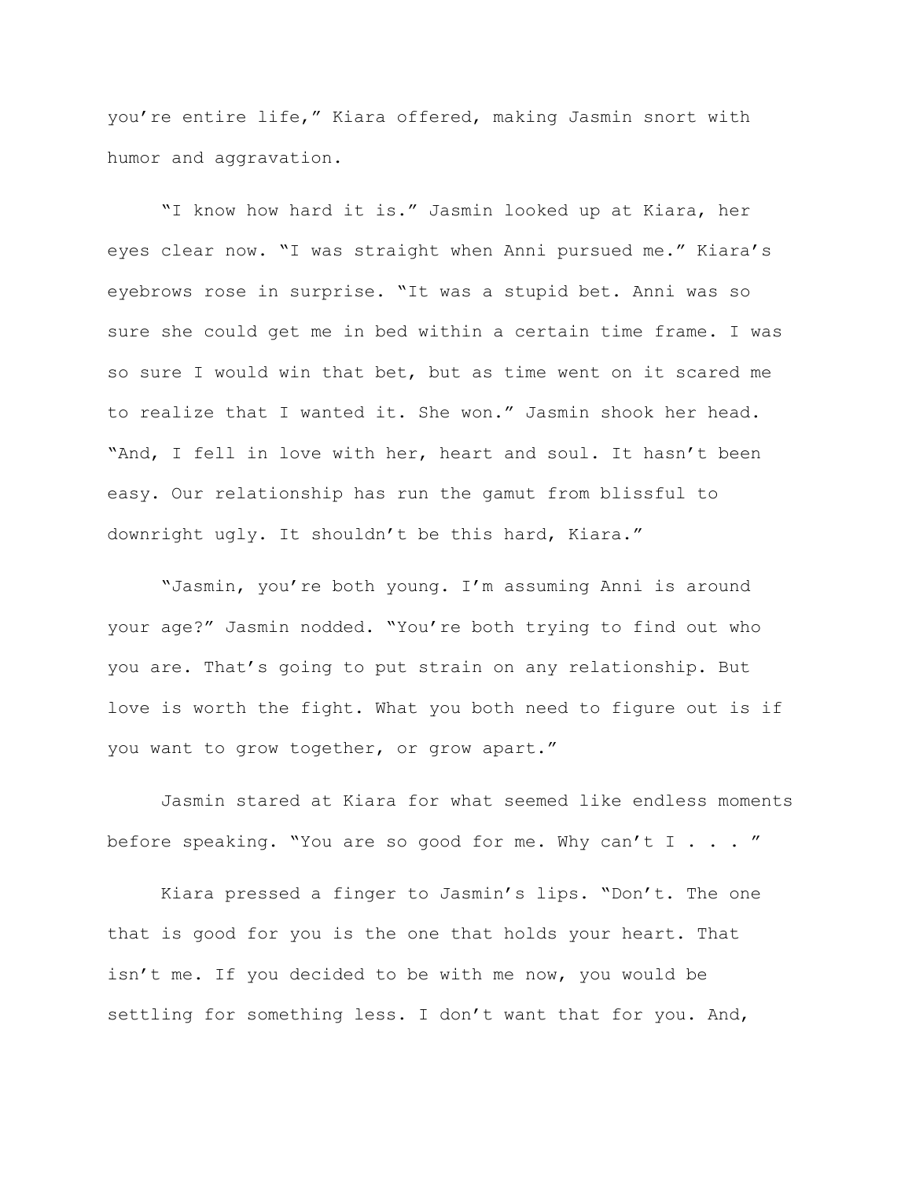you're entire life," Kiara offered, making Jasmin snort with humor and aggravation.

"I know how hard it is." Jasmin looked up at Kiara, her eyes clear now. "I was straight when Anni pursued me." Kiara's eyebrows rose in surprise. "It was a stupid bet. Anni was so sure she could get me in bed within a certain time frame. I was so sure I would win that bet, but as time went on it scared me to realize that I wanted it. She won." Jasmin shook her head. "And, I fell in love with her, heart and soul. It hasn't been easy. Our relationship has run the gamut from blissful to downright ugly. It shouldn't be this hard, Kiara."

"Jasmin, you're both young. I'm assuming Anni is around your age?" Jasmin nodded. "You're both trying to find out who you are. That's going to put strain on any relationship. But love is worth the fight. What you both need to figure out is if you want to grow together, or grow apart."

Jasmin stared at Kiara for what seemed like endless moments before speaking. "You are so good for me. Why can't I . . . "

Kiara pressed a finger to Jasmin's lips. "Don't. The one that is good for you is the one that holds your heart. That isn't me. If you decided to be with me now, you would be settling for something less. I don't want that for you. And,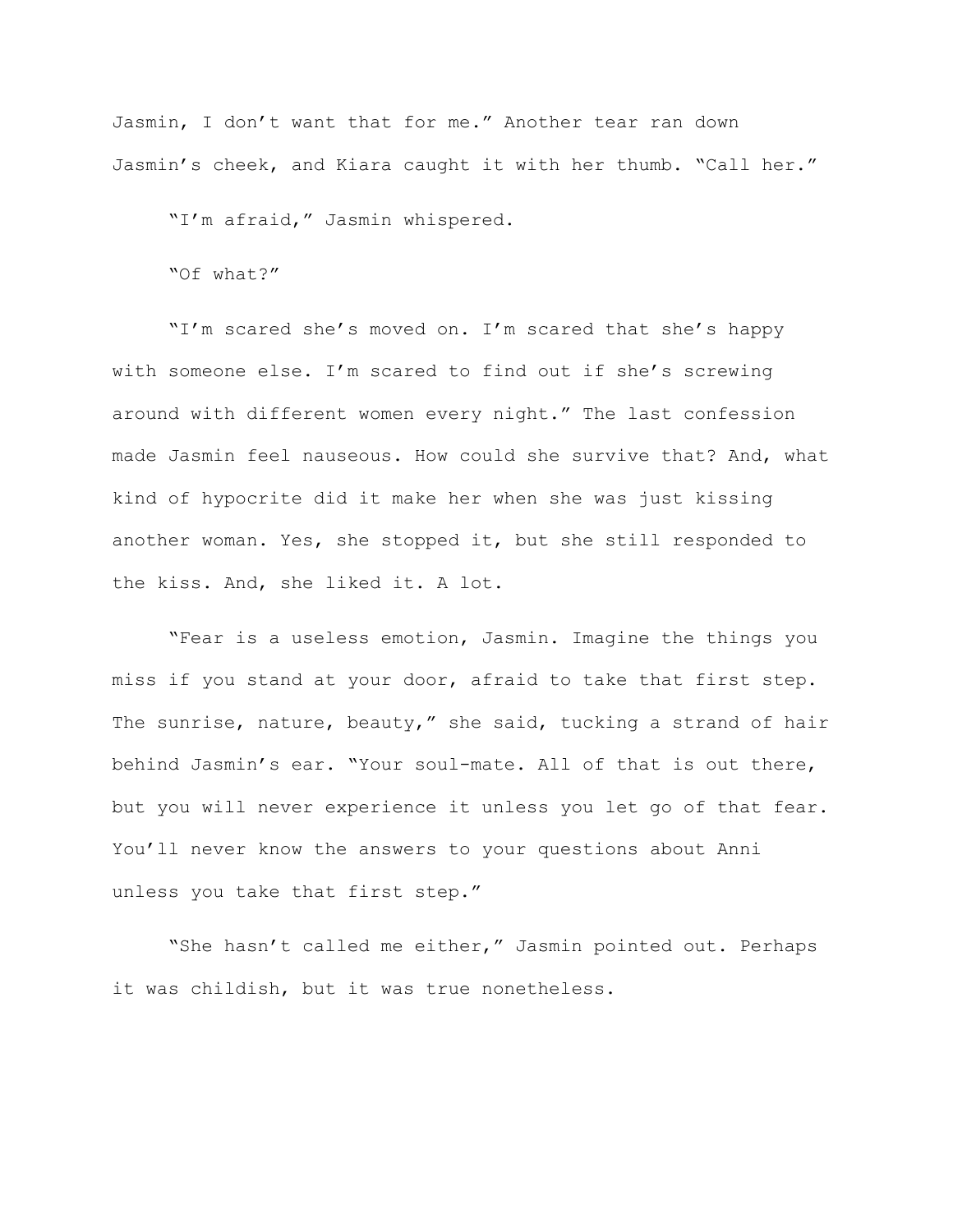Jasmin, I don't want that for me." Another tear ran down Jasmin's cheek, and Kiara caught it with her thumb. "Call her."

"I'm afraid," Jasmin whispered.

"Of what?"

"I'm scared she's moved on. I'm scared that she's happy with someone else. I'm scared to find out if she's screwing around with different women every night." The last confession made Jasmin feel nauseous. How could she survive that? And, what kind of hypocrite did it make her when she was just kissing another woman. Yes, she stopped it, but she still responded to the kiss. And, she liked it. A lot.

"Fear is a useless emotion, Jasmin. Imagine the things you miss if you stand at your door, afraid to take that first step. The sunrise, nature, beauty," she said, tucking a strand of hair behind Jasmin's ear. "Your soul-mate. All of that is out there, but you will never experience it unless you let go of that fear. You'll never know the answers to your questions about Anni unless you take that first step."

"She hasn't called me either," Jasmin pointed out. Perhaps it was childish, but it was true nonetheless.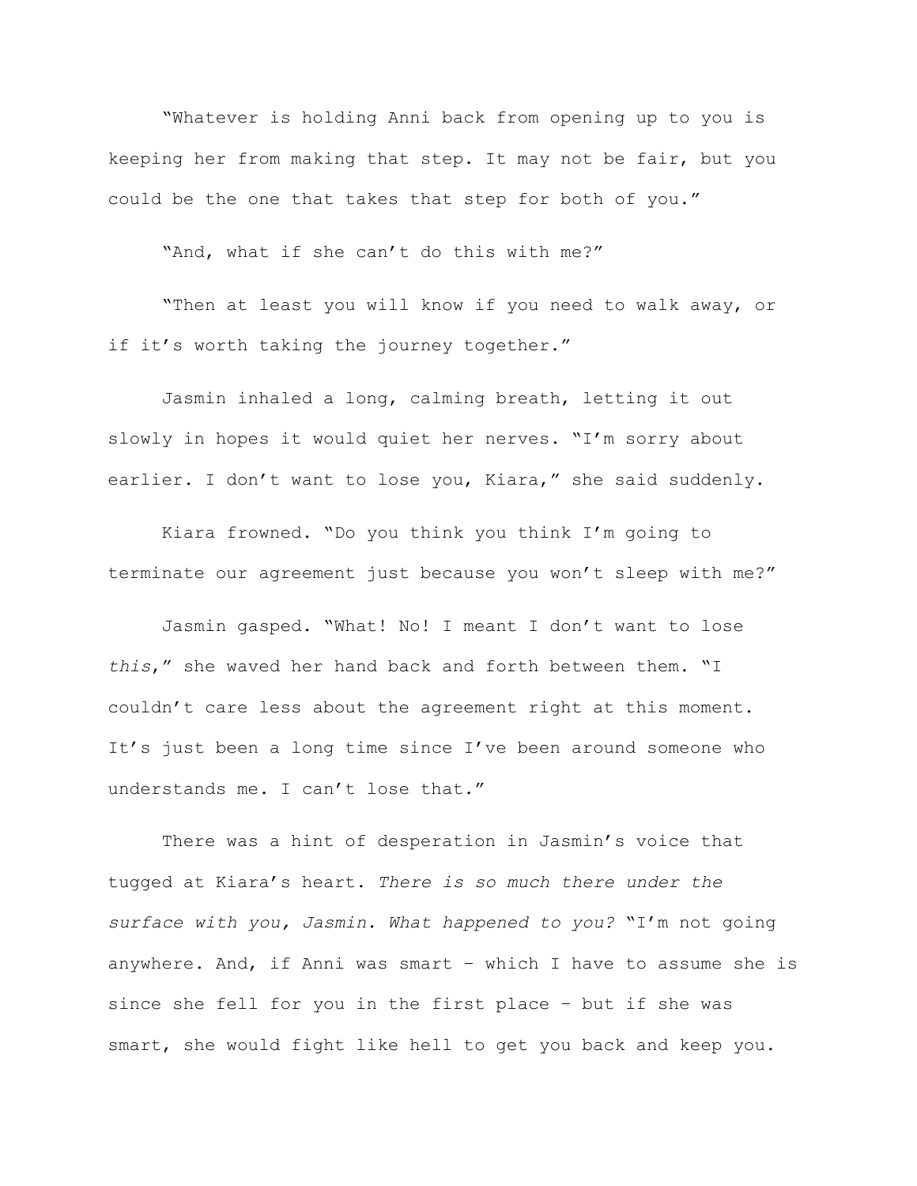"Whatever is holding Anni back from opening up to you is keeping her from making that step. It may not be fair, but you could be the one that takes that step for both of you."

"And, what if she can't do this with me?"

"Then at least you will know if you need to walk away, or if it's worth taking the journey together."

Jasmin inhaled a long, calming breath, letting it out slowly in hopes it would quiet her nerves. "I'm sorry about earlier. I don't want to lose you, Kiara," she said suddenly.

Kiara frowned. "Do you think you think I'm going to terminate our agreement just because you won't sleep with me?"

Jasmin gasped. "What! No! I meant I don't want to lose *this*," she waved her hand back and forth between them. "I couldn't care less about the agreement right at this moment. It's just been a long time since I've been around someone who understands me. I can't lose that."

There was a hint of desperation in Jasmin's voice that tugged at Kiara's heart. *There is so much there under the surface with you, Jasmin. What happened to you?* "I'm not going anywhere. And, if Anni was smart – which I have to assume she is since she fell for you in the first place – but if she was smart, she would fight like hell to get you back and keep you.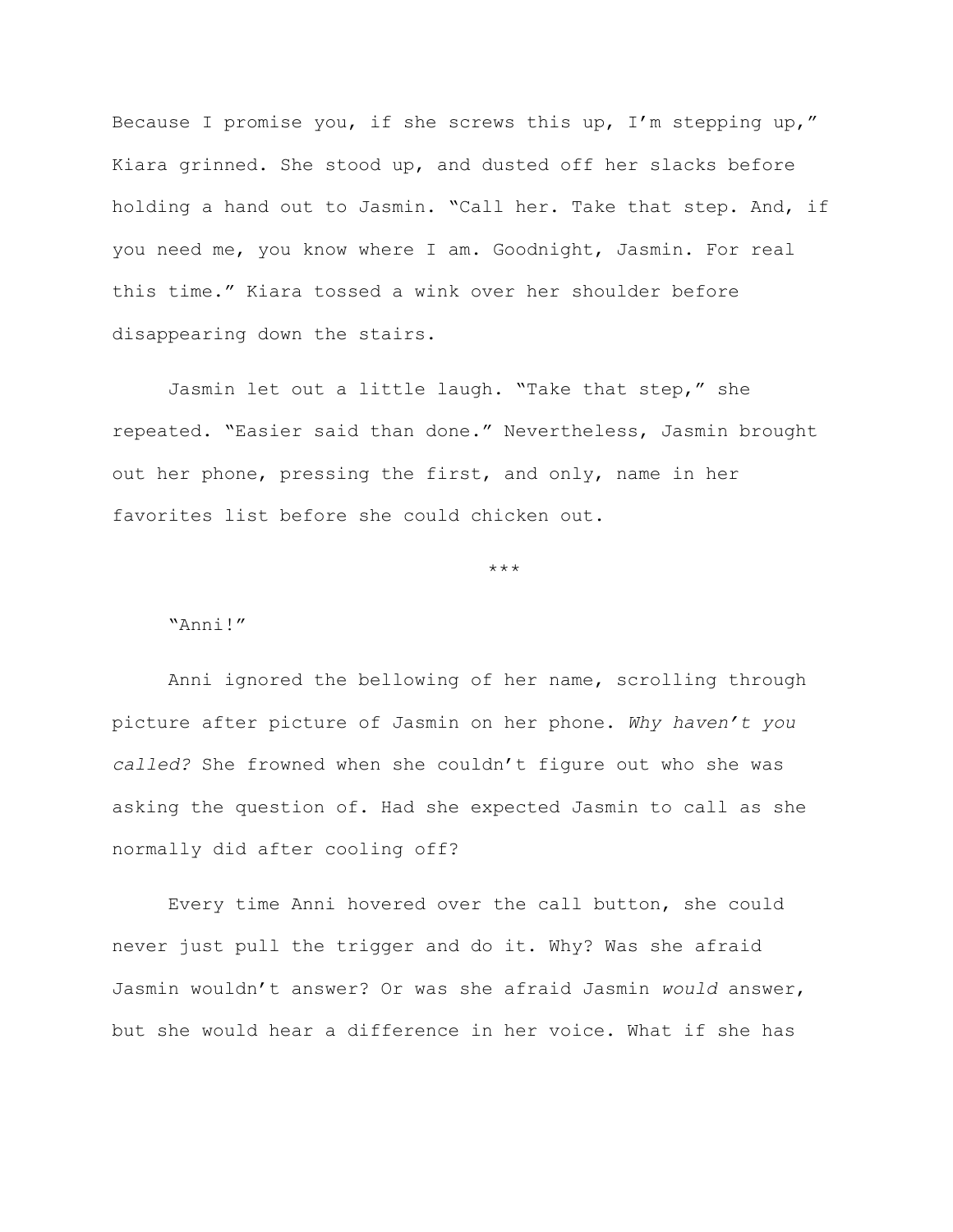Because I promise you, if she screws this up, I'm stepping up," Kiara grinned. She stood up, and dusted off her slacks before holding a hand out to Jasmin. "Call her. Take that step. And, if you need me, you know where I am. Goodnight, Jasmin. For real this time." Kiara tossed a wink over her shoulder before disappearing down the stairs.

Jasmin let out a little laugh. "Take that step," she repeated. "Easier said than done." Nevertheless, Jasmin brought out her phone, pressing the first, and only, name in her favorites list before she could chicken out.

\*\*\*

"Anni!"

Anni ignored the bellowing of her name, scrolling through picture after picture of Jasmin on her phone. *Why haven't you called?* She frowned when she couldn't figure out who she was asking the question of. Had she expected Jasmin to call as she normally did after cooling off?

Every time Anni hovered over the call button, she could never just pull the trigger and do it. Why? Was she afraid Jasmin wouldn't answer? Or was she afraid Jasmin *would* answer, but she would hear a difference in her voice. What if she has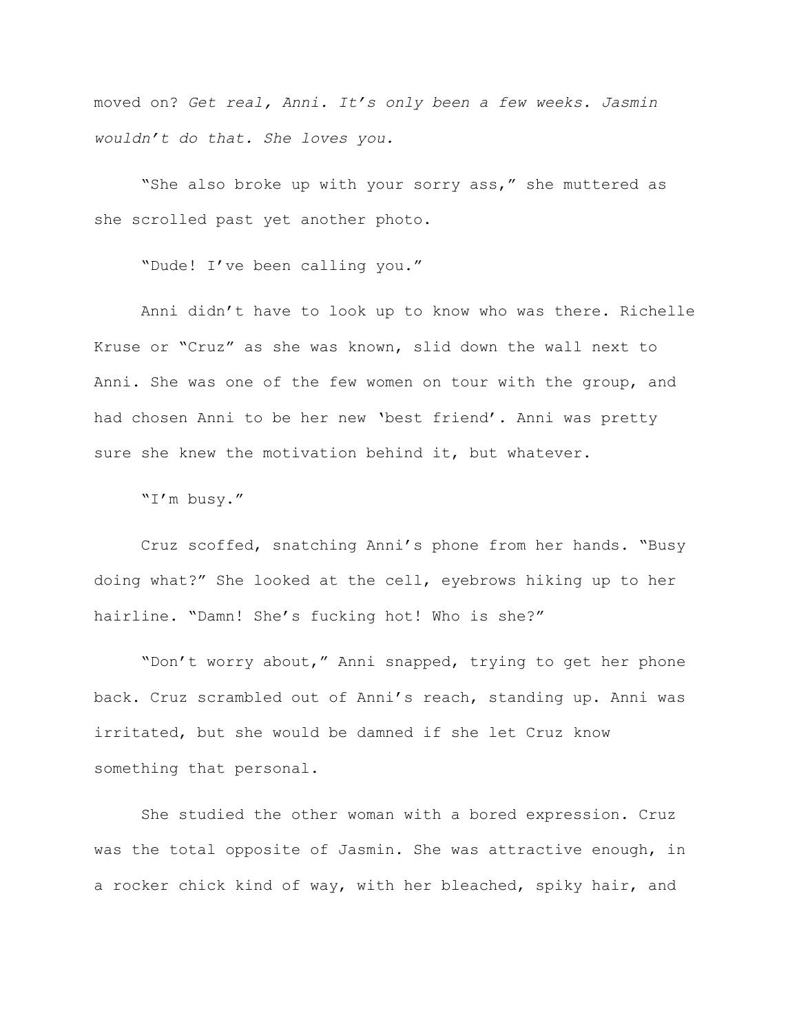moved on? *Get real, Anni. It's only been a few weeks. Jasmin wouldn't do that. She loves you.*

"She also broke up with your sorry ass," she muttered as she scrolled past yet another photo.

"Dude! I've been calling you."

Anni didn't have to look up to know who was there. Richelle Kruse or "Cruz" as she was known, slid down the wall next to Anni. She was one of the few women on tour with the group, and had chosen Anni to be her new 'best friend'. Anni was pretty sure she knew the motivation behind it, but whatever.

"I'm busy."

Cruz scoffed, snatching Anni's phone from her hands. "Busy doing what?" She looked at the cell, eyebrows hiking up to her hairline. "Damn! She's fucking hot! Who is she?"

"Don't worry about," Anni snapped, trying to get her phone back. Cruz scrambled out of Anni's reach, standing up. Anni was irritated, but she would be damned if she let Cruz know something that personal.

She studied the other woman with a bored expression. Cruz was the total opposite of Jasmin. She was attractive enough, in a rocker chick kind of way, with her bleached, spiky hair, and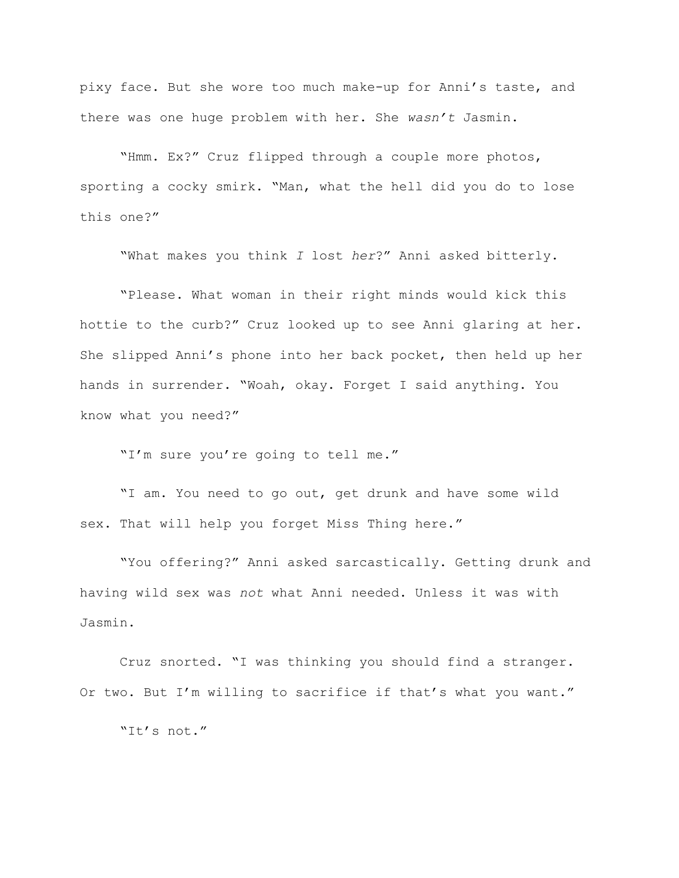pixy face. But she wore too much make-up for Anni's taste, and there was one huge problem with her. She *wasn't* Jasmin.

"Hmm. Ex?" Cruz flipped through a couple more photos, sporting a cocky smirk. "Man, what the hell did you do to lose this one?"

"What makes you think *I* lost *her*?" Anni asked bitterly.

"Please. What woman in their right minds would kick this hottie to the curb?" Cruz looked up to see Anni glaring at her. She slipped Anni's phone into her back pocket, then held up her hands in surrender. "Woah, okay. Forget I said anything. You know what you need?"

"I'm sure you're going to tell me."

"I am. You need to go out, get drunk and have some wild sex. That will help you forget Miss Thing here."

"You offering?" Anni asked sarcastically. Getting drunk and having wild sex was *not* what Anni needed. Unless it was with Jasmin.

Cruz snorted. "I was thinking you should find a stranger. Or two. But I'm willing to sacrifice if that's what you want."

"It's not."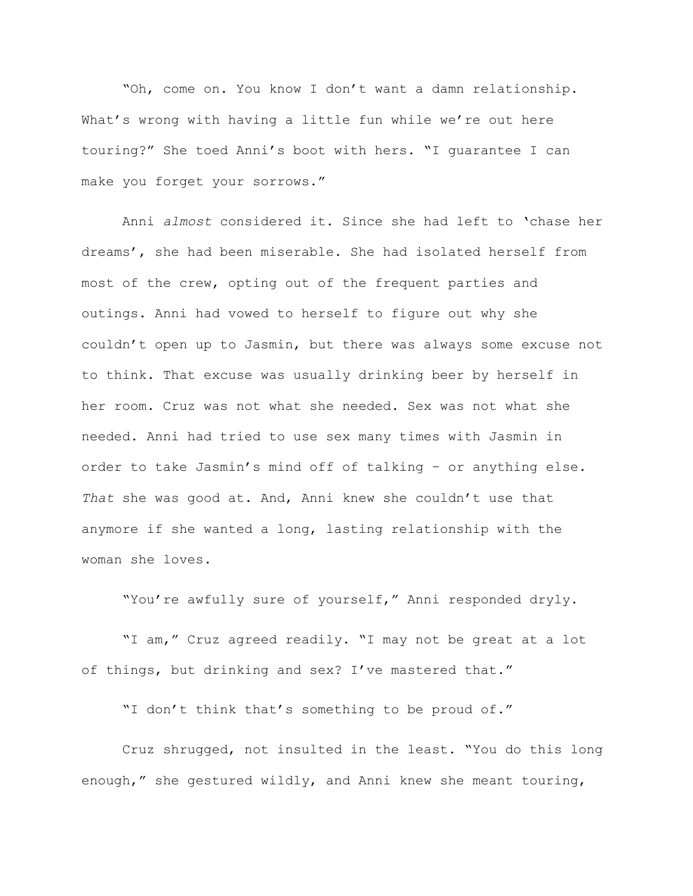"Oh, come on. You know I don't want a damn relationship. What's wrong with having a little fun while we're out here touring?" She toed Anni's boot with hers. "I guarantee I can make you forget your sorrows."

Anni *almost* considered it. Since she had left to 'chase her dreams', she had been miserable. She had isolated herself from most of the crew, opting out of the frequent parties and outings. Anni had vowed to herself to figure out why she couldn't open up to Jasmin, but there was always some excuse not to think. That excuse was usually drinking beer by herself in her room. Cruz was not what she needed. Sex was not what she needed. Anni had tried to use sex many times with Jasmin in order to take Jasmin's mind off of talking – or anything else. *That* she was good at. And, Anni knew she couldn't use that anymore if she wanted a long, lasting relationship with the woman she loves.

"You're awfully sure of yourself," Anni responded dryly.

"I am," Cruz agreed readily. "I may not be great at a lot of things, but drinking and sex? I've mastered that."

"I don't think that's something to be proud of."

Cruz shrugged, not insulted in the least. "You do this long enough," she gestured wildly, and Anni knew she meant touring,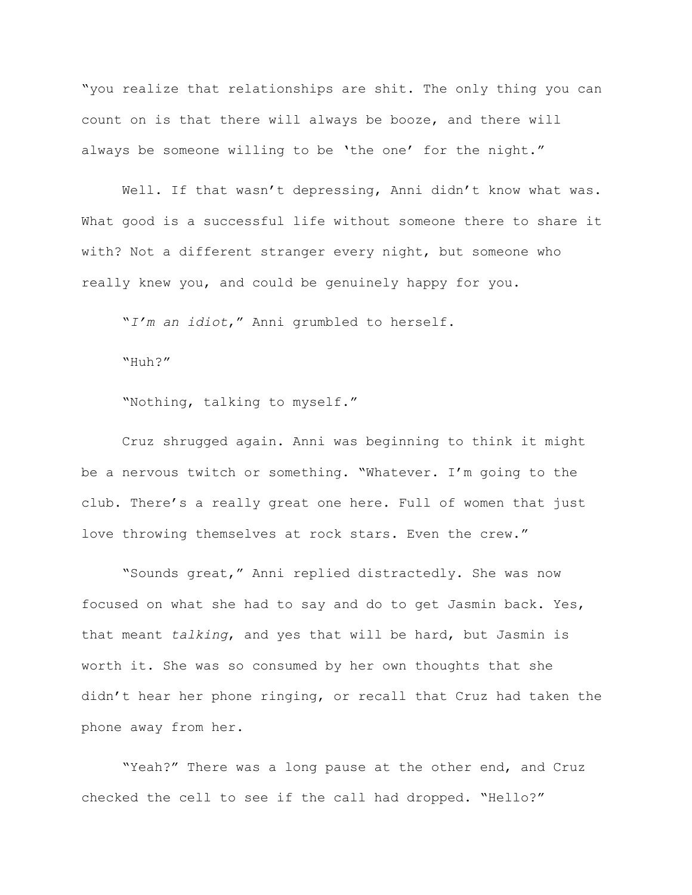"you realize that relationships are shit. The only thing you can count on is that there will always be booze, and there will always be someone willing to be 'the one' for the night."

Well. If that wasn't depressing, Anni didn't know what was. What good is a successful life without someone there to share it with? Not a different stranger every night, but someone who really knew you, and could be genuinely happy for you.

"*I'm an idiot*," Anni grumbled to herself.

"Huh?"

"Nothing, talking to myself."

Cruz shrugged again. Anni was beginning to think it might be a nervous twitch or something. "Whatever. I'm going to the club. There's a really great one here. Full of women that just love throwing themselves at rock stars. Even the crew."

"Sounds great," Anni replied distractedly. She was now focused on what she had to say and do to get Jasmin back. Yes, that meant *talking*, and yes that will be hard, but Jasmin is worth it. She was so consumed by her own thoughts that she didn't hear her phone ringing, or recall that Cruz had taken the phone away from her.

"Yeah?" There was a long pause at the other end, and Cruz checked the cell to see if the call had dropped. "Hello?"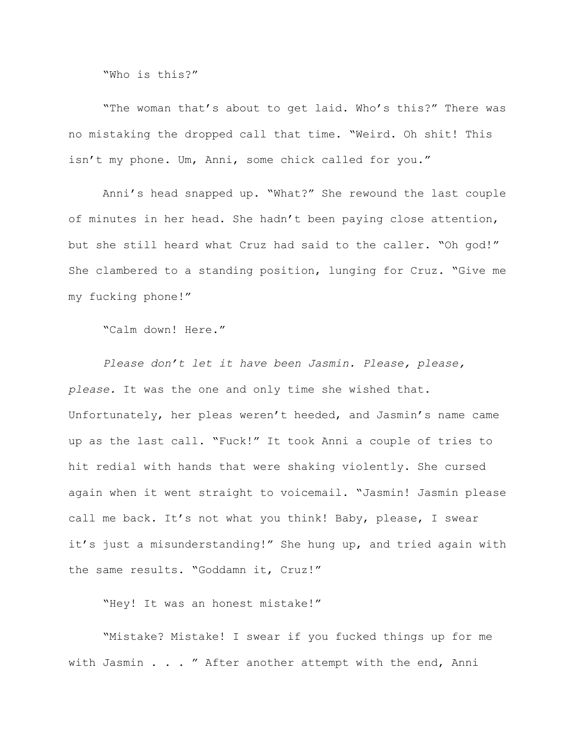"Who is this?"

"The woman that's about to get laid. Who's this?" There was no mistaking the dropped call that time. "Weird. Oh shit! This isn't my phone. Um, Anni, some chick called for you."

Anni's head snapped up. "What?" She rewound the last couple of minutes in her head. She hadn't been paying close attention, but she still heard what Cruz had said to the caller. "Oh god!" She clambered to a standing position, lunging for Cruz. "Give me my fucking phone!"

"Calm down! Here."

*Please don't let it have been Jasmin. Please, please, please.* It was the one and only time she wished that. Unfortunately, her pleas weren't heeded, and Jasmin's name came up as the last call. "Fuck!" It took Anni a couple of tries to hit redial with hands that were shaking violently. She cursed again when it went straight to voicemail. "Jasmin! Jasmin please call me back. It's not what you think! Baby, please, I swear it's just a misunderstanding!" She hung up, and tried again with the same results. "Goddamn it, Cruz!"

"Hey! It was an honest mistake!"

"Mistake? Mistake! I swear if you fucked things up for me with Jasmin . . . " After another attempt with the end, Anni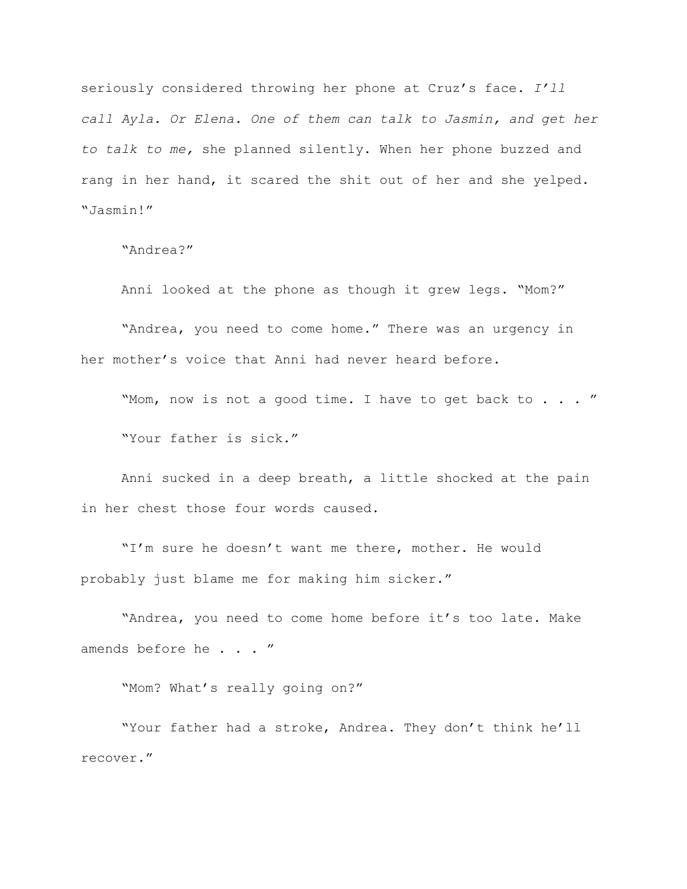seriously considered throwing her phone at Cruz's face. *I'll call Ayla. Or Elena. One of them can talk to Jasmin, and get her to talk to me,* she planned silently. When her phone buzzed and rang in her hand, it scared the shit out of her and she yelped. "Jasmin!"

"Andrea?"

Anni looked at the phone as though it grew legs. "Mom?"

"Andrea, you need to come home." There was an urgency in her mother's voice that Anni had never heard before.

"Mom, now is not a good time. I have to get back to . . . "

"Your father is sick."

Anni sucked in a deep breath, a little shocked at the pain in her chest those four words caused.

"I'm sure he doesn't want me there, mother. He would probably just blame me for making him sicker."

"Andrea, you need to come home before it's too late. Make amends before he . . . "

"Mom? What's really going on?"

"Your father had a stroke, Andrea. They don't think he'll recover."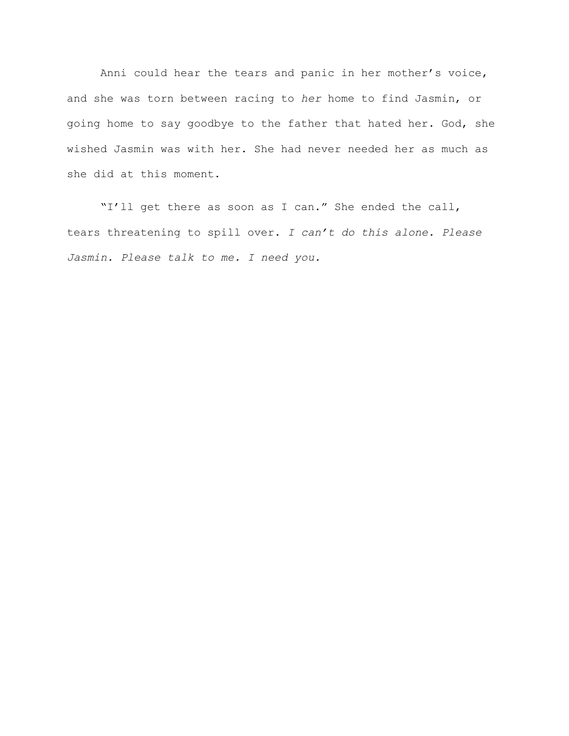Anni could hear the tears and panic in her mother's voice, and she was torn between racing to *her* home to find Jasmin, or going home to say goodbye to the father that hated her. God, she wished Jasmin was with her. She had never needed her as much as she did at this moment.

"I'll get there as soon as I can." She ended the call, tears threatening to spill over. *I can't do this alone. Please Jasmin. Please talk to me. I need you.*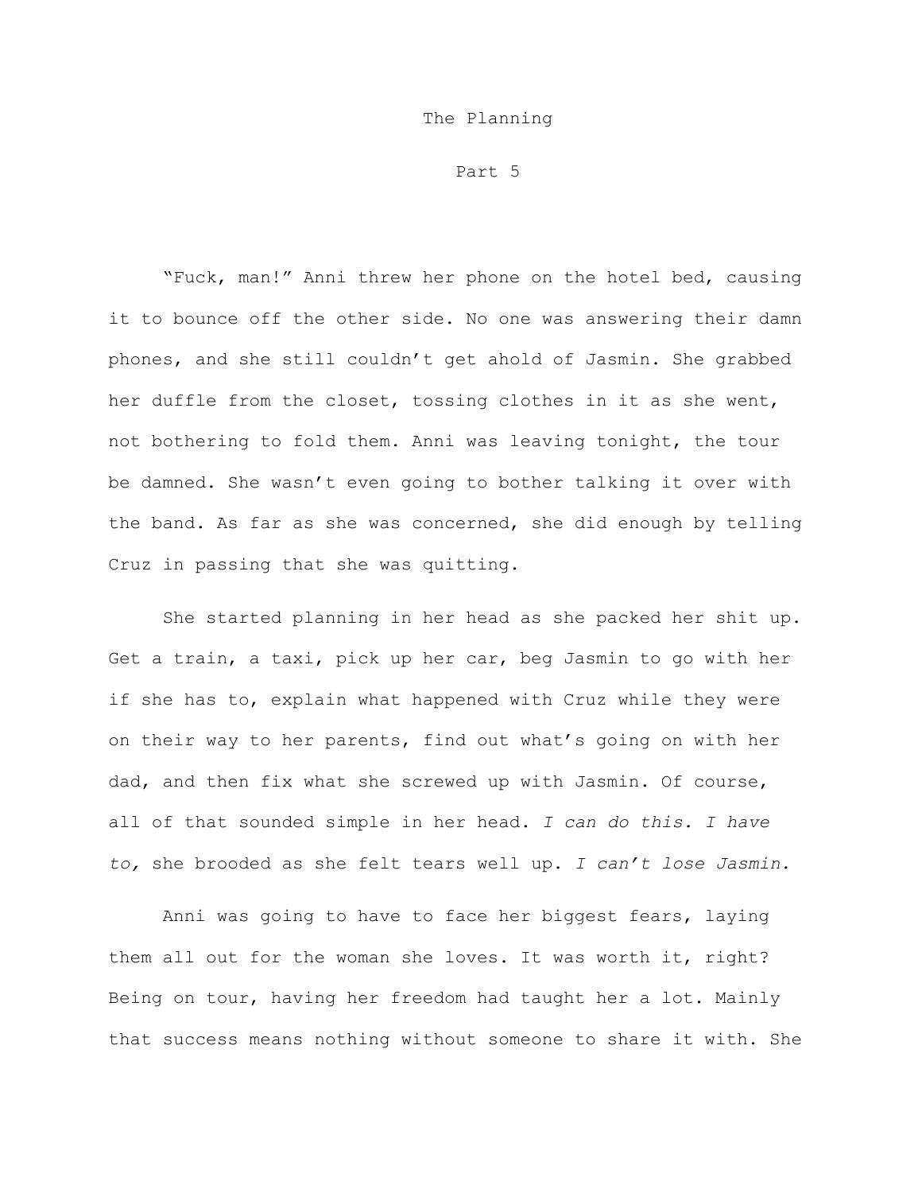# The Planning

## Part 5

"Fuck, man!" Anni threw her phone on the hotel bed, causing it to bounce off the other side. No one was answering their damn phones, and she still couldn't get ahold of Jasmin. She grabbed her duffle from the closet, tossing clothes in it as she went, not bothering to fold them. Anni was leaving tonight, the tour be damned. She wasn't even going to bother talking it over with the band. As far as she was concerned, she did enough by telling Cruz in passing that she was quitting.

She started planning in her head as she packed her shit up. Get a train, a taxi, pick up her car, beg Jasmin to go with her if she has to, explain what happened with Cruz while they were on their way to her parents, find out what's going on with her dad, and then fix what she screwed up with Jasmin. Of course, all of that sounded simple in her head. *I can do this. I have to,* she brooded as she felt tears well up. *I can't lose Jasmin.*

Anni was going to have to face her biggest fears, laying them all out for the woman she loves. It was worth it, right? Being on tour, having her freedom had taught her a lot. Mainly that success means nothing without someone to share it with. She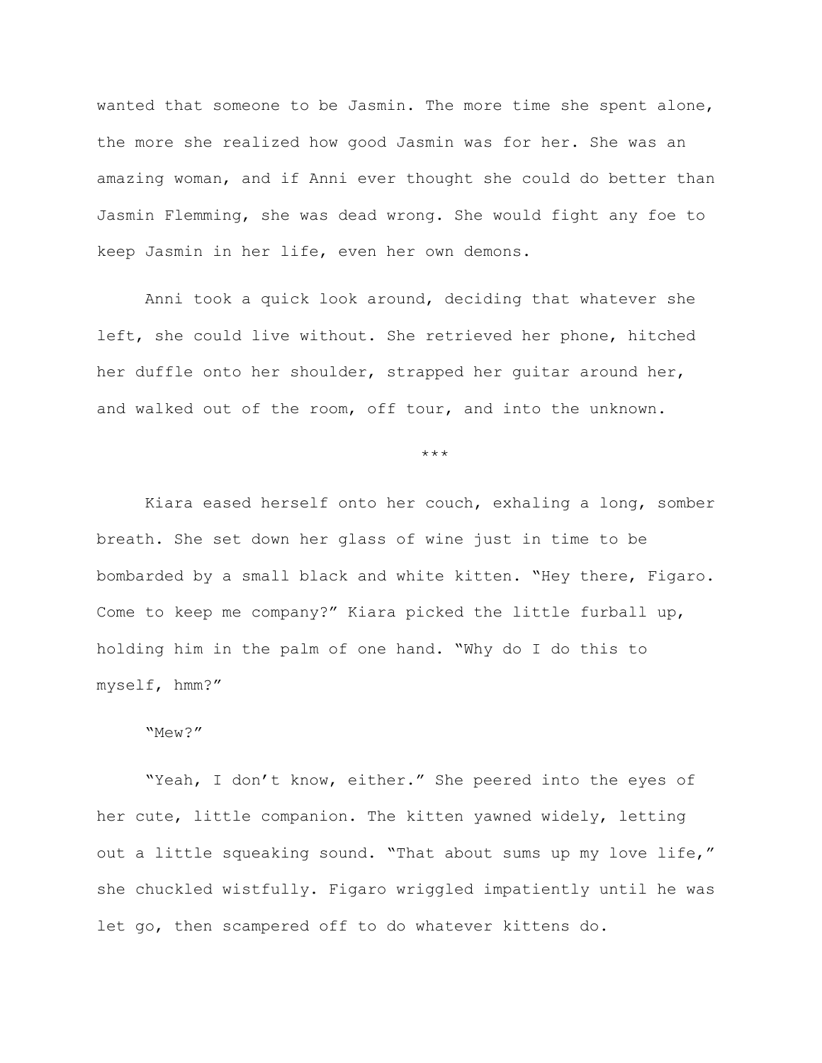wanted that someone to be Jasmin. The more time she spent alone, the more she realized how good Jasmin was for her. She was an amazing woman, and if Anni ever thought she could do better than Jasmin Flemming, she was dead wrong. She would fight any foe to keep Jasmin in her life, even her own demons.

Anni took a quick look around, deciding that whatever she left, she could live without. She retrieved her phone, hitched her duffle onto her shoulder, strapped her guitar around her, and walked out of the room, off tour, and into the unknown.

\*\*\*

Kiara eased herself onto her couch, exhaling a long, somber breath. She set down her glass of wine just in time to be bombarded by a small black and white kitten. "Hey there, Figaro. Come to keep me company?" Kiara picked the little furball up, holding him in the palm of one hand. "Why do I do this to myself, hmm?"

"Mew?"

"Yeah, I don't know, either." She peered into the eyes of her cute, little companion. The kitten yawned widely, letting out a little squeaking sound. "That about sums up my love life," she chuckled wistfully. Figaro wriggled impatiently until he was let go, then scampered off to do whatever kittens do.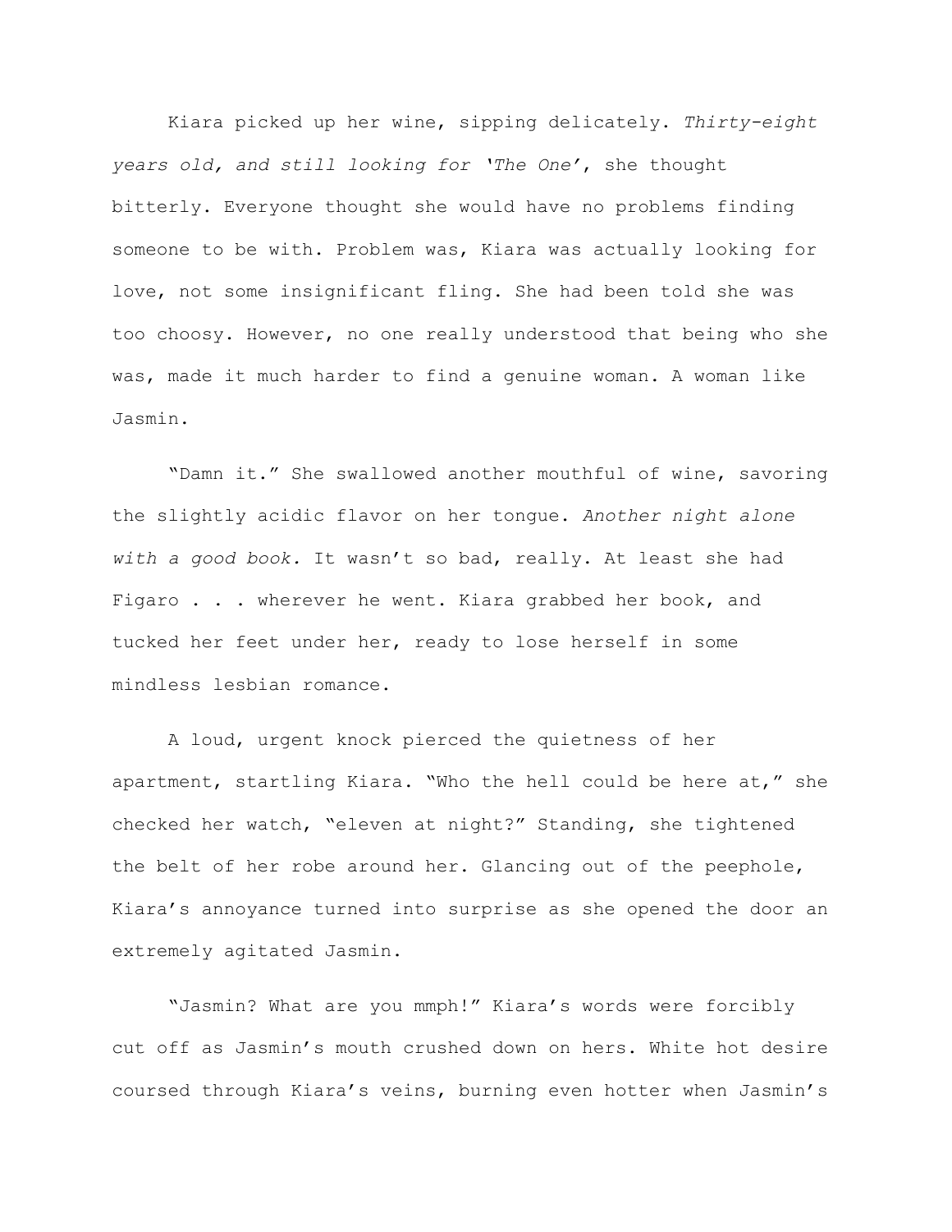Kiara picked up her wine, sipping delicately. *Thirty-eight years old, and still looking for 'The One'*, she thought bitterly. Everyone thought she would have no problems finding someone to be with. Problem was, Kiara was actually looking for love, not some insignificant fling. She had been told she was too choosy. However, no one really understood that being who she was, made it much harder to find a genuine woman. A woman like Jasmin.

"Damn it." She swallowed another mouthful of wine, savoring the slightly acidic flavor on her tongue. *Another night alone with a good book.* It wasn't so bad, really. At least she had Figaro . . . wherever he went. Kiara grabbed her book, and tucked her feet under her, ready to lose herself in some mindless lesbian romance.

A loud, urgent knock pierced the quietness of her apartment, startling Kiara. "Who the hell could be here at," she checked her watch, "eleven at night?" Standing, she tightened the belt of her robe around her. Glancing out of the peephole, Kiara's annoyance turned into surprise as she opened the door an extremely agitated Jasmin.

"Jasmin? What are you mmph!" Kiara's words were forcibly cut off as Jasmin's mouth crushed down on hers. White hot desire coursed through Kiara's veins, burning even hotter when Jasmin's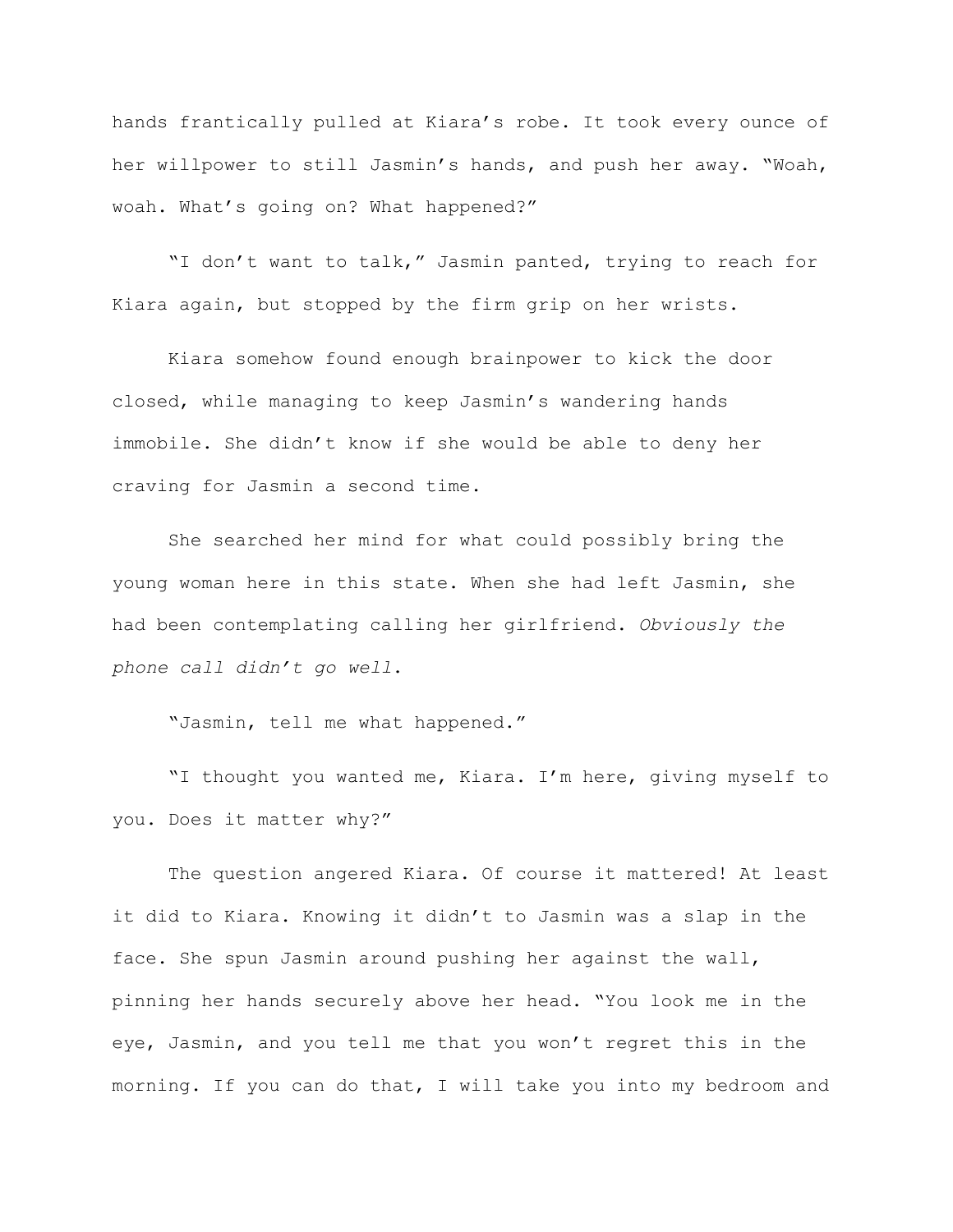hands frantically pulled at Kiara's robe. It took every ounce of her willpower to still Jasmin's hands, and push her away. "Woah, woah. What's going on? What happened?"

"I don't want to talk," Jasmin panted, trying to reach for Kiara again, but stopped by the firm grip on her wrists.

Kiara somehow found enough brainpower to kick the door closed, while managing to keep Jasmin's wandering hands immobile. She didn't know if she would be able to deny her craving for Jasmin a second time.

She searched her mind for what could possibly bring the young woman here in this state. When she had left Jasmin, she had been contemplating calling her girlfriend. *Obviously the phone call didn't go well.*

"Jasmin, tell me what happened."

"I thought you wanted me, Kiara. I'm here, giving myself to you. Does it matter why?"

The question angered Kiara. Of course it mattered! At least it did to Kiara. Knowing it didn't to Jasmin was a slap in the face. She spun Jasmin around pushing her against the wall, pinning her hands securely above her head. "You look me in the eye, Jasmin, and you tell me that you won't regret this in the morning. If you can do that, I will take you into my bedroom and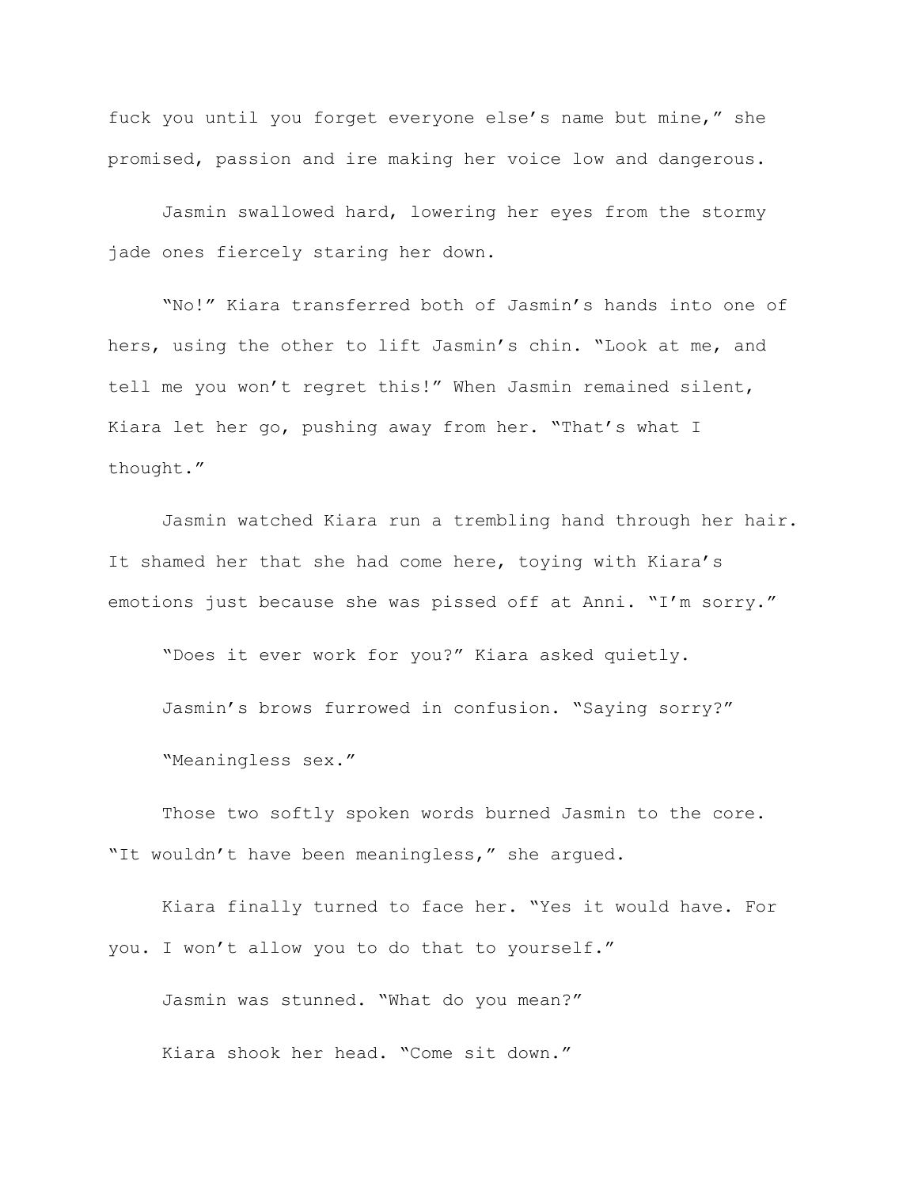fuck you until you forget everyone else's name but mine," she promised, passion and ire making her voice low and dangerous.

Jasmin swallowed hard, lowering her eyes from the stormy jade ones fiercely staring her down.

"No!" Kiara transferred both of Jasmin's hands into one of hers, using the other to lift Jasmin's chin. "Look at me, and tell me you won't regret this!" When Jasmin remained silent, Kiara let her go, pushing away from her. "That's what I thought."

Jasmin watched Kiara run a trembling hand through her hair. It shamed her that she had come here, toying with Kiara's emotions just because she was pissed off at Anni. "I'm sorry."

"Does it ever work for you?" Kiara asked quietly.

Jasmin's brows furrowed in confusion. "Saying sorry?"

"Meaningless sex."

Those two softly spoken words burned Jasmin to the core. "It wouldn't have been meaningless," she argued.

Kiara finally turned to face her. "Yes it would have. For you. I won't allow you to do that to yourself."

Jasmin was stunned. "What do you mean?"

Kiara shook her head. "Come sit down."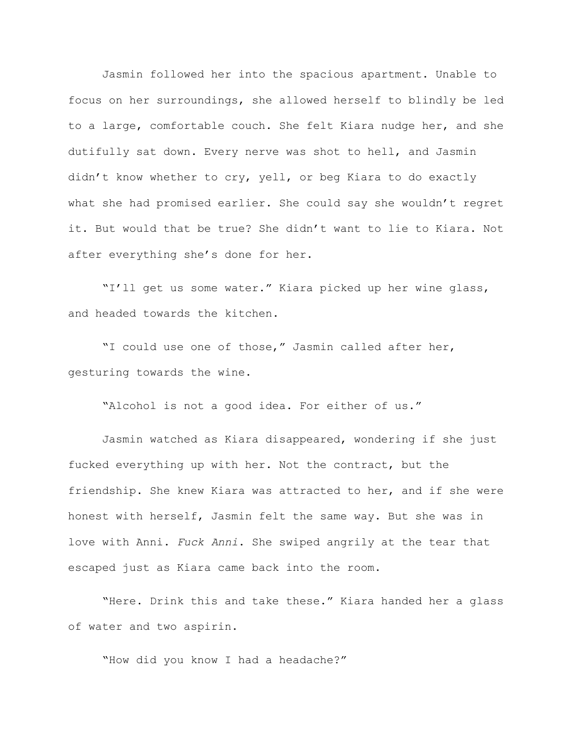Jasmin followed her into the spacious apartment. Unable to focus on her surroundings, she allowed herself to blindly be led to a large, comfortable couch. She felt Kiara nudge her, and she dutifully sat down. Every nerve was shot to hell, and Jasmin didn't know whether to cry, yell, or beg Kiara to do exactly what she had promised earlier. She could say she wouldn't regret it. But would that be true? She didn't want to lie to Kiara. Not after everything she's done for her.

"I'll get us some water." Kiara picked up her wine glass, and headed towards the kitchen.

"I could use one of those," Jasmin called after her, gesturing towards the wine.

"Alcohol is not a good idea. For either of us."

Jasmin watched as Kiara disappeared, wondering if she just fucked everything up with her. Not the contract, but the friendship. She knew Kiara was attracted to her, and if she were honest with herself, Jasmin felt the same way. But she was in love with Anni. *Fuck Anni.* She swiped angrily at the tear that escaped just as Kiara came back into the room.

"Here. Drink this and take these." Kiara handed her a glass of water and two aspirin.

"How did you know I had a headache?"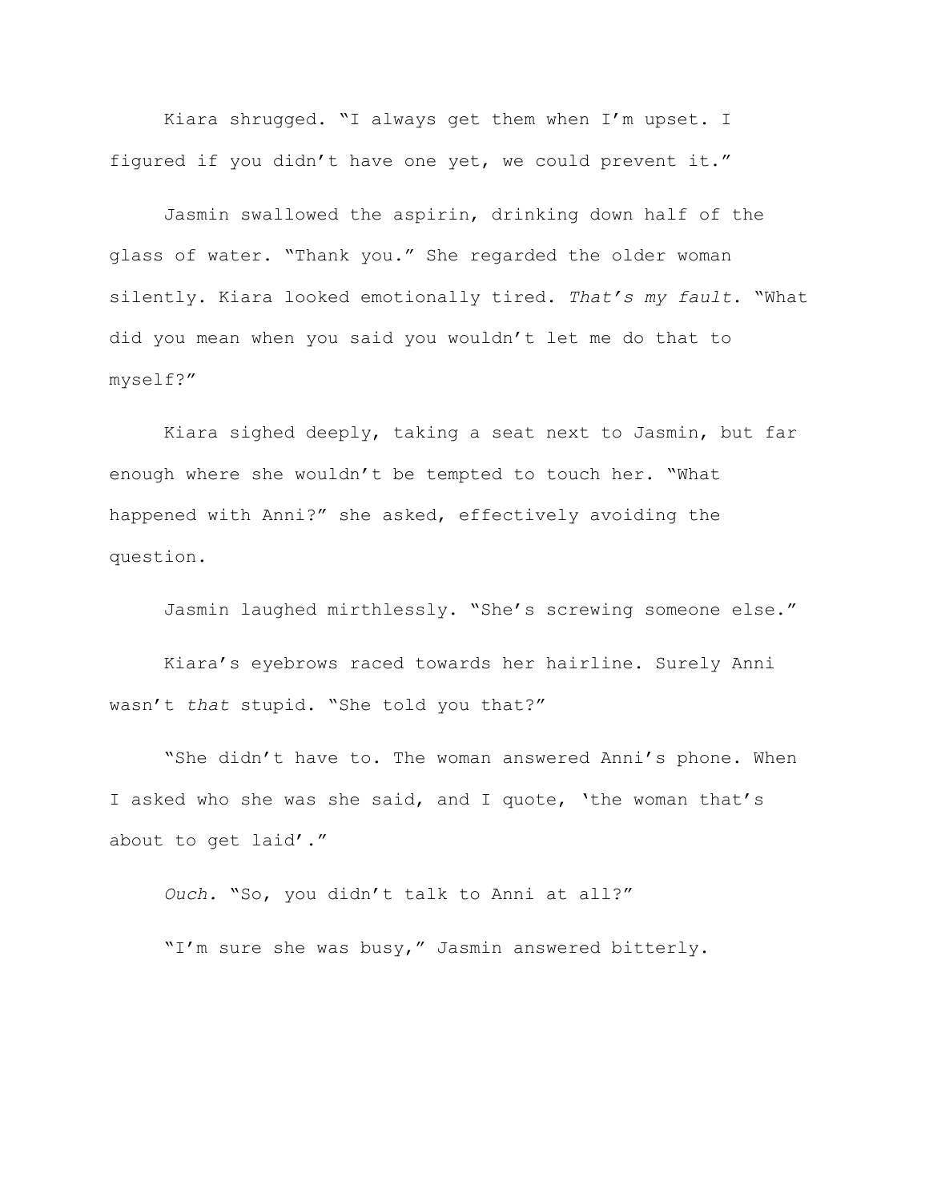Kiara shrugged. "I always get them when I'm upset. I figured if you didn't have one yet, we could prevent it."

Jasmin swallowed the aspirin, drinking down half of the glass of water. "Thank you." She regarded the older woman silently. Kiara looked emotionally tired. *That's my fault*. "What did you mean when you said you wouldn't let me do that to myself?"

Kiara sighed deeply, taking a seat next to Jasmin, but far enough where she wouldn't be tempted to touch her. "What happened with Anni?" she asked, effectively avoiding the question.

Jasmin laughed mirthlessly. "She's screwing someone else."

Kiara's eyebrows raced towards her hairline. Surely Anni wasn't *that* stupid. "She told you that?"

"She didn't have to. The woman answered Anni's phone. When I asked who she was she said, and I quote, 'the woman that's about to get laid'."

*Ouch.* "So, you didn't talk to Anni at all?"

"I'm sure she was busy," Jasmin answered bitterly.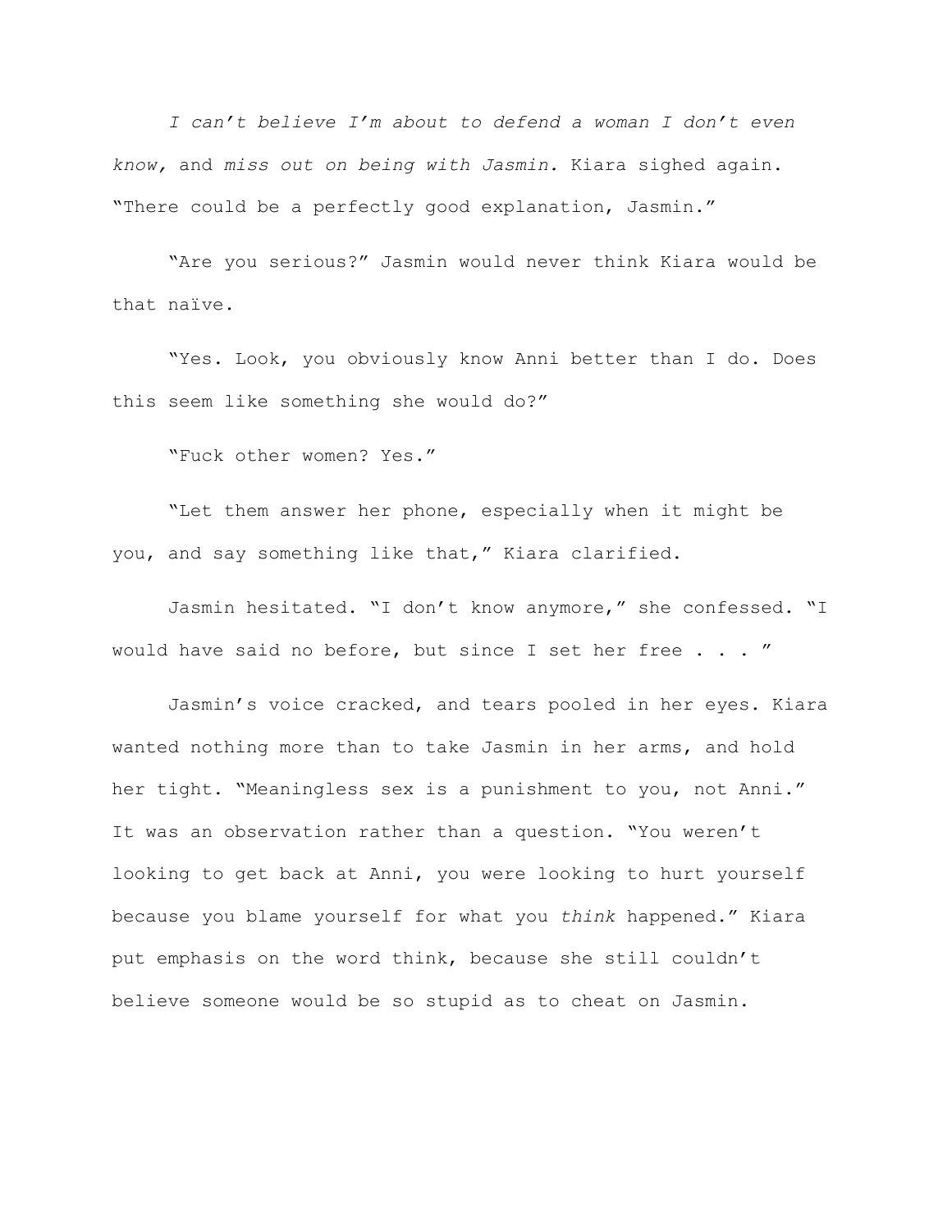*I can't believe I'm about to defend a woman I don't even know,* and *miss out on being with Jasmin.* Kiara sighed again. "There could be a perfectly good explanation, Jasmin."

"Are you serious?" Jasmin would never think Kiara would be that naïve.

"Yes. Look, you obviously know Anni better than I do. Does this seem like something she would do?"

"Fuck other women? Yes."

"Let them answer her phone, especially when it might be you, and say something like that," Kiara clarified.

Jasmin hesitated. "I don't know anymore," she confessed. "I would have said no before, but since I set her free . . . "

Jasmin's voice cracked, and tears pooled in her eyes. Kiara wanted nothing more than to take Jasmin in her arms, and hold her tight. "Meaningless sex is a punishment to you, not Anni." It was an observation rather than a question. "You weren't looking to get back at Anni, you were looking to hurt yourself because you blame yourself for what you *think* happened." Kiara put emphasis on the word think, because she still couldn't believe someone would be so stupid as to cheat on Jasmin.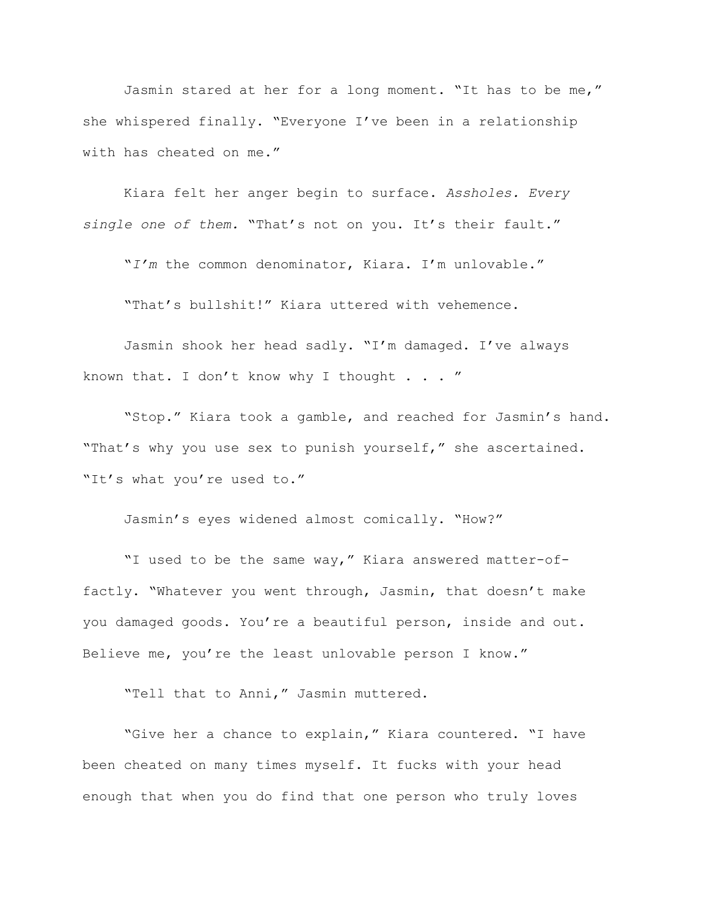Jasmin stared at her for a long moment. "It has to be me," she whispered finally. "Everyone I've been in a relationship with has cheated on me."

Kiara felt her anger begin to surface. *Assholes. Every single one of them.* "That's not on you. It's their fault."

"*I'm* the common denominator, Kiara. I'm unlovable."

"That's bullshit!" Kiara uttered with vehemence.

Jasmin shook her head sadly. "I'm damaged. I've always known that. I don't know why I thought . . . "

"Stop." Kiara took a gamble, and reached for Jasmin's hand. "That's why you use sex to punish yourself," she ascertained. "It's what you're used to."

Jasmin's eyes widened almost comically. "How?"

"I used to be the same way," Kiara answered matter-of-factly. "Whatever you went through, Jasmin, that doesn't make you damaged goods. You're a beautiful person, inside and out. Believe me, you're the least unlovable person I know."

"Tell that to Anni," Jasmin muttered.

"Give her a chance to explain," Kiara countered. "I have been cheated on many times myself. It fucks with your head enough that when you do find that one person who truly loves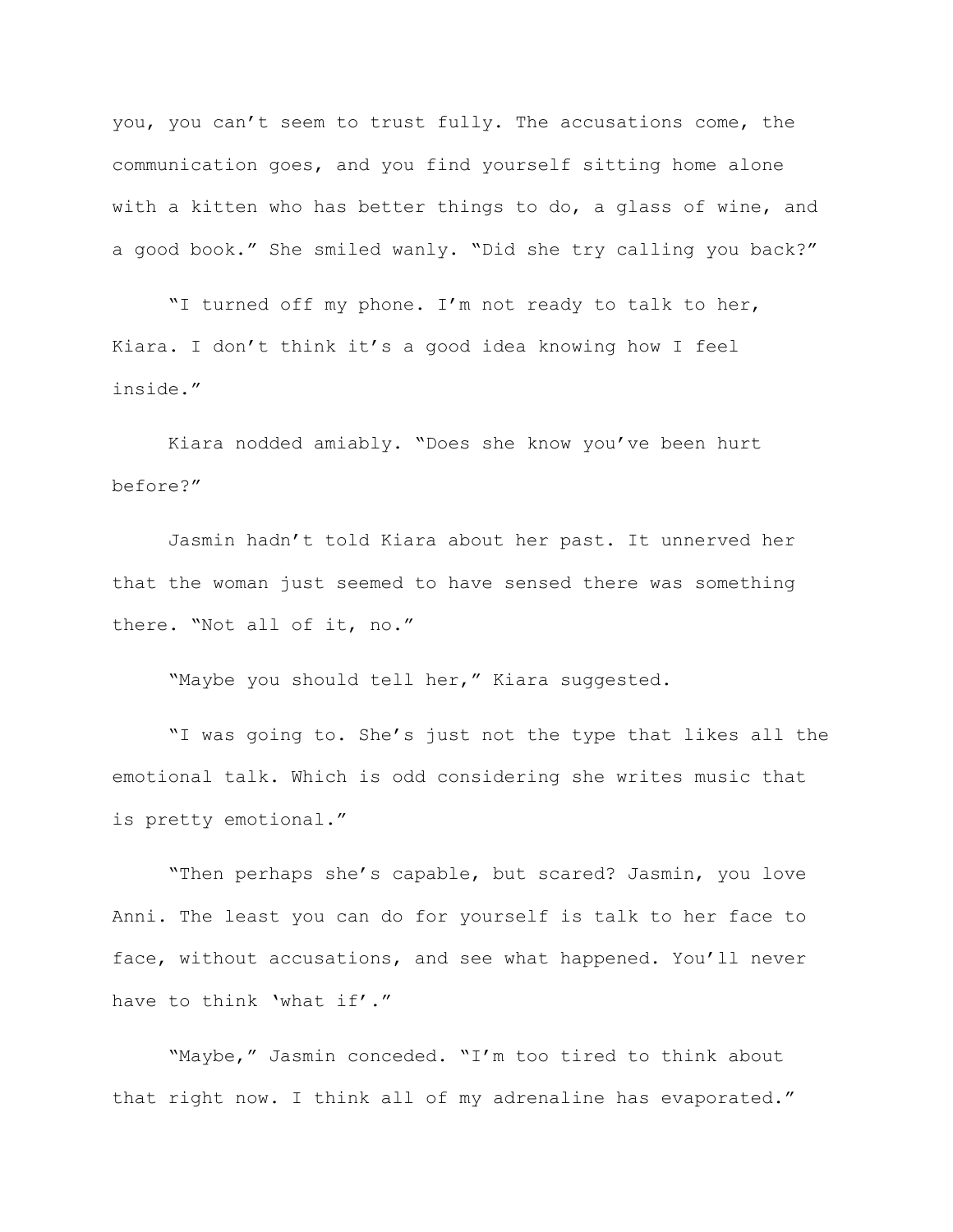you, you can't seem to trust fully. The accusations come, the communication goes, and you find yourself sitting home alone with a kitten who has better things to do, a glass of wine, and a good book." She smiled wanly. "Did she try calling you back?"

"I turned off my phone. I'm not ready to talk to her, Kiara. I don't think it's a good idea knowing how I feel inside."

Kiara nodded amiably. "Does she know you've been hurt before?"

Jasmin hadn't told Kiara about her past. It unnerved her that the woman just seemed to have sensed there was something there. "Not all of it, no."

"Maybe you should tell her," Kiara suggested.

"I was going to. She's just not the type that likes all the emotional talk. Which is odd considering she writes music that is pretty emotional."

"Then perhaps she's capable, but scared? Jasmin, you love Anni. The least you can do for yourself is talk to her face to face, without accusations, and see what happened. You'll never have to think 'what if'."

"Maybe," Jasmin conceded. "I'm too tired to think about that right now. I think all of my adrenaline has evaporated."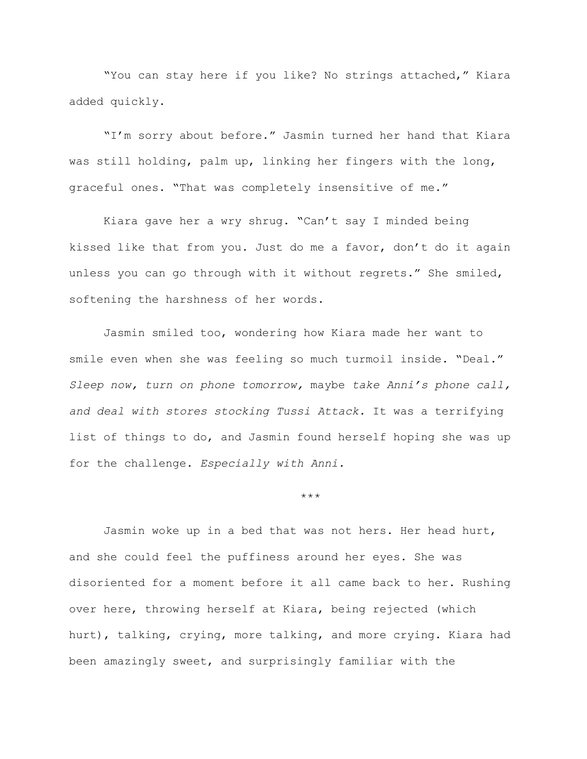"You can stay here if you like? No strings attached," Kiara added quickly.

"I'm sorry about before." Jasmin turned her hand that Kiara was still holding, palm up, linking her fingers with the long, graceful ones. "That was completely insensitive of me."

Kiara gave her a wry shrug. "Can't say I minded being kissed like that from you. Just do me a favor, don't do it again unless you can go through with it without regrets." She smiled, softening the harshness of her words.

Jasmin smiled too, wondering how Kiara made her want to smile even when she was feeling so much turmoil inside. "Deal." *Sleep now, turn on phone tomorrow,* maybe *take Anni's phone call, and deal with stores stocking Tussi Attack.* It was a terrifying list of things to do, and Jasmin found herself hoping she was up for the challenge. *Especially with Anni.*

\*\*\*

Jasmin woke up in a bed that was not hers. Her head hurt, and she could feel the puffiness around her eyes. She was disoriented for a moment before it all came back to her. Rushing over here, throwing herself at Kiara, being rejected (which hurt), talking, crying, more talking, and more crying. Kiara had been amazingly sweet, and surprisingly familiar with the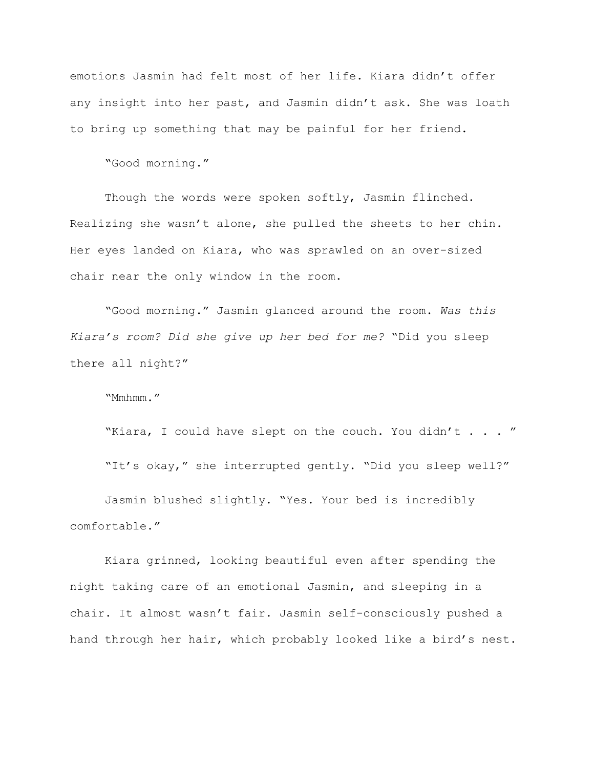emotions Jasmin had felt most of her life. Kiara didn't offer any insight into her past, and Jasmin didn't ask. She was loath to bring up something that may be painful for her friend.

"Good morning."

Though the words were spoken softly, Jasmin flinched. Realizing she wasn't alone, she pulled the sheets to her chin. Her eyes landed on Kiara, who was sprawled on an over-sized chair near the only window in the room.

"Good morning." Jasmin glanced around the room. *Was this Kiara's room? Did she give up her bed for me?* "Did you sleep there all night?"

"Mmhmm."

"Kiara, I could have slept on the couch. You didn't . . . "

"It's okay," she interrupted gently. "Did you sleep well?"

Jasmin blushed slightly. "Yes. Your bed is incredibly comfortable."

Kiara grinned, looking beautiful even after spending the night taking care of an emotional Jasmin, and sleeping in a chair. It almost wasn't fair. Jasmin self-consciously pushed a hand through her hair, which probably looked like a bird's nest.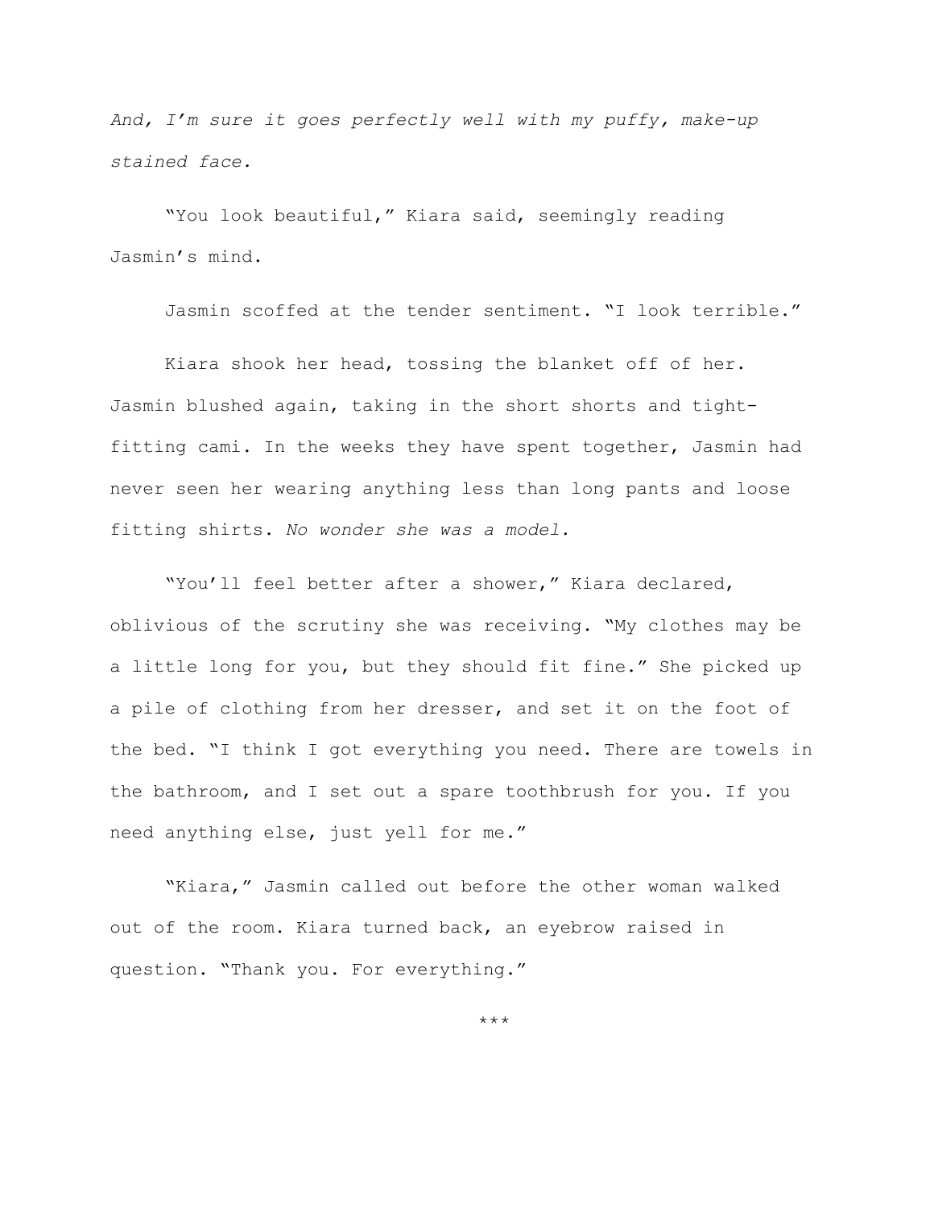*And, I'm sure it goes perfectly well with my puffy, make-up stained face.*

"You look beautiful," Kiara said, seemingly reading Jasmin's mind.

Jasmin scoffed at the tender sentiment. "I look terrible."

Kiara shook her head, tossing the blanket off of her. Jasmin blushed again, taking in the short shorts and tight-fitting cami. In the weeks they have spent together, Jasmin had never seen her wearing anything less than long pants and loose fitting shirts. *No wonder she was a model.*

"You'll feel better after a shower," Kiara declared, oblivious of the scrutiny she was receiving. "My clothes may be a little long for you, but they should fit fine." She picked up a pile of clothing from her dresser, and set it on the foot of the bed. "I think I got everything you need. There are towels in the bathroom, and I set out a spare toothbrush for you. If you need anything else, just yell for me."

"Kiara," Jasmin called out before the other woman walked out of the room. Kiara turned back, an eyebrow raised in question. "Thank you. For everything."

***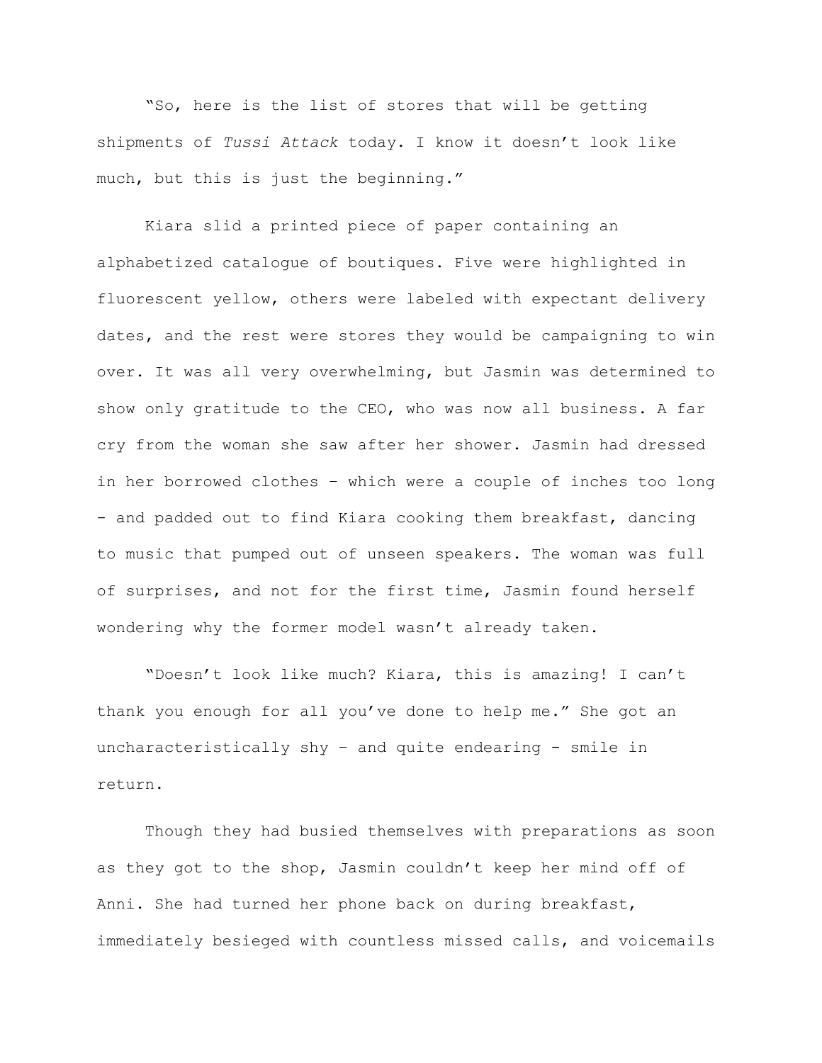"So, here is the list of stores that will be getting shipments of *Tussi Attack* today. I know it doesn't look like much, but this is just the beginning."

Kiara slid a printed piece of paper containing an alphabetized catalogue of boutiques. Five were highlighted in fluorescent yellow, others were labeled with expectant delivery dates, and the rest were stores they would be campaigning to win over. It was all very overwhelming, but Jasmin was determined to show only gratitude to the CEO, who was now all business. A far cry from the woman she saw after her shower. Jasmin had dressed in her borrowed clothes – which were a couple of inches too long - and padded out to find Kiara cooking them breakfast, dancing to music that pumped out of unseen speakers. The woman was full of surprises, and not for the first time, Jasmin found herself wondering why the former model wasn't already taken.

"Doesn't look like much? Kiara, this is amazing! I can't thank you enough for all you've done to help me." She got an uncharacteristically shy – and quite endearing - smile in return.

Though they had busied themselves with preparations as soon as they got to the shop, Jasmin couldn't keep her mind off of Anni. She had turned her phone back on during breakfast, immediately besieged with countless missed calls, and voicemails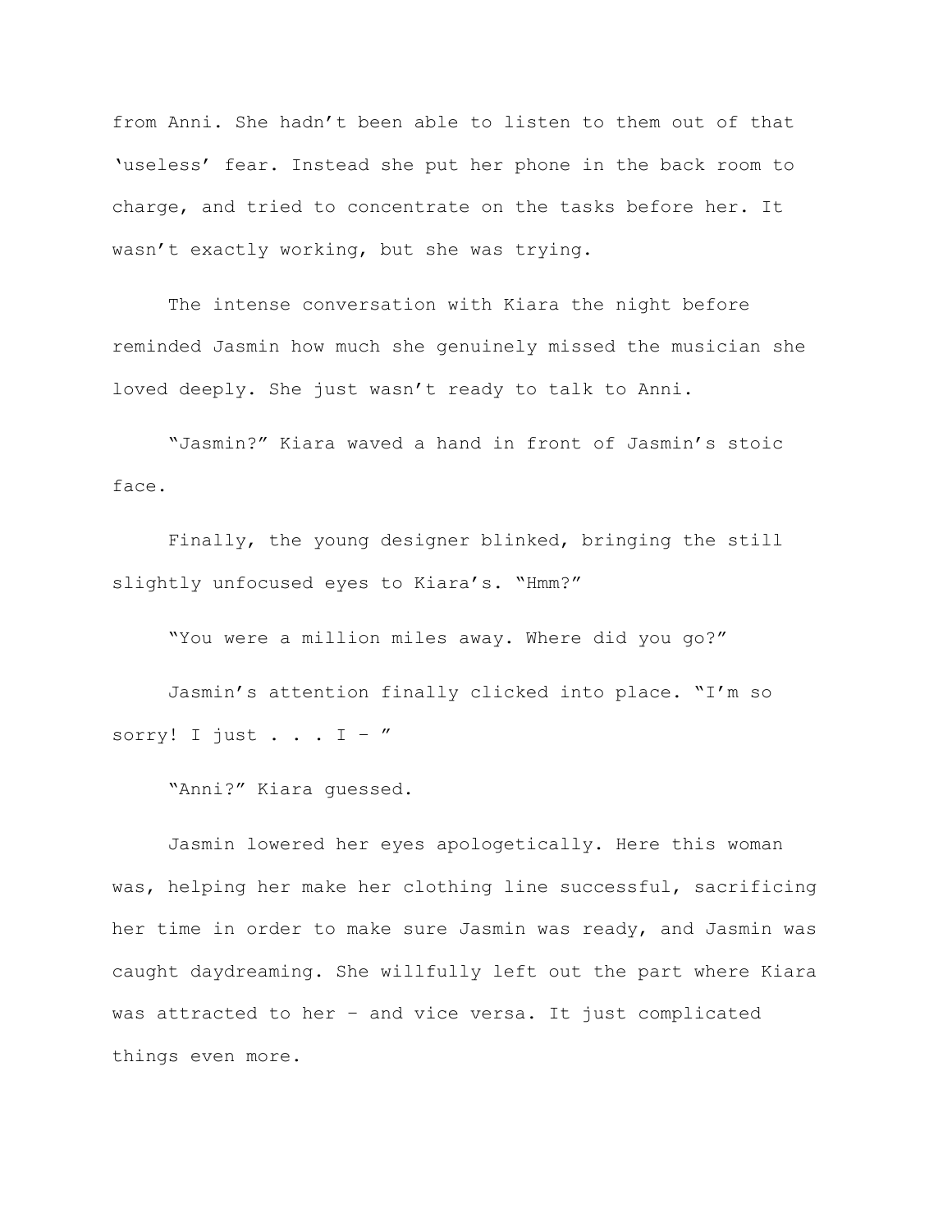from Anni. She hadn't been able to listen to them out of that 'useless' fear. Instead she put her phone in the back room to charge, and tried to concentrate on the tasks before her. It wasn't exactly working, but she was trying.

The intense conversation with Kiara the night before reminded Jasmin how much she genuinely missed the musician she loved deeply. She just wasn't ready to talk to Anni.

"Jasmin?" Kiara waved a hand in front of Jasmin's stoic face.

Finally, the young designer blinked, bringing the still slightly unfocused eyes to Kiara's. "Hmm?"

"You were a million miles away. Where did you go?"

Jasmin's attention finally clicked into place. "I'm so sorry! I just . . . I – "

"Anni?" Kiara guessed.

Jasmin lowered her eyes apologetically. Here this woman was, helping her make her clothing line successful, sacrificing her time in order to make sure Jasmin was ready, and Jasmin was caught daydreaming. She willfully left out the part where Kiara was attracted to her – and vice versa. It just complicated things even more.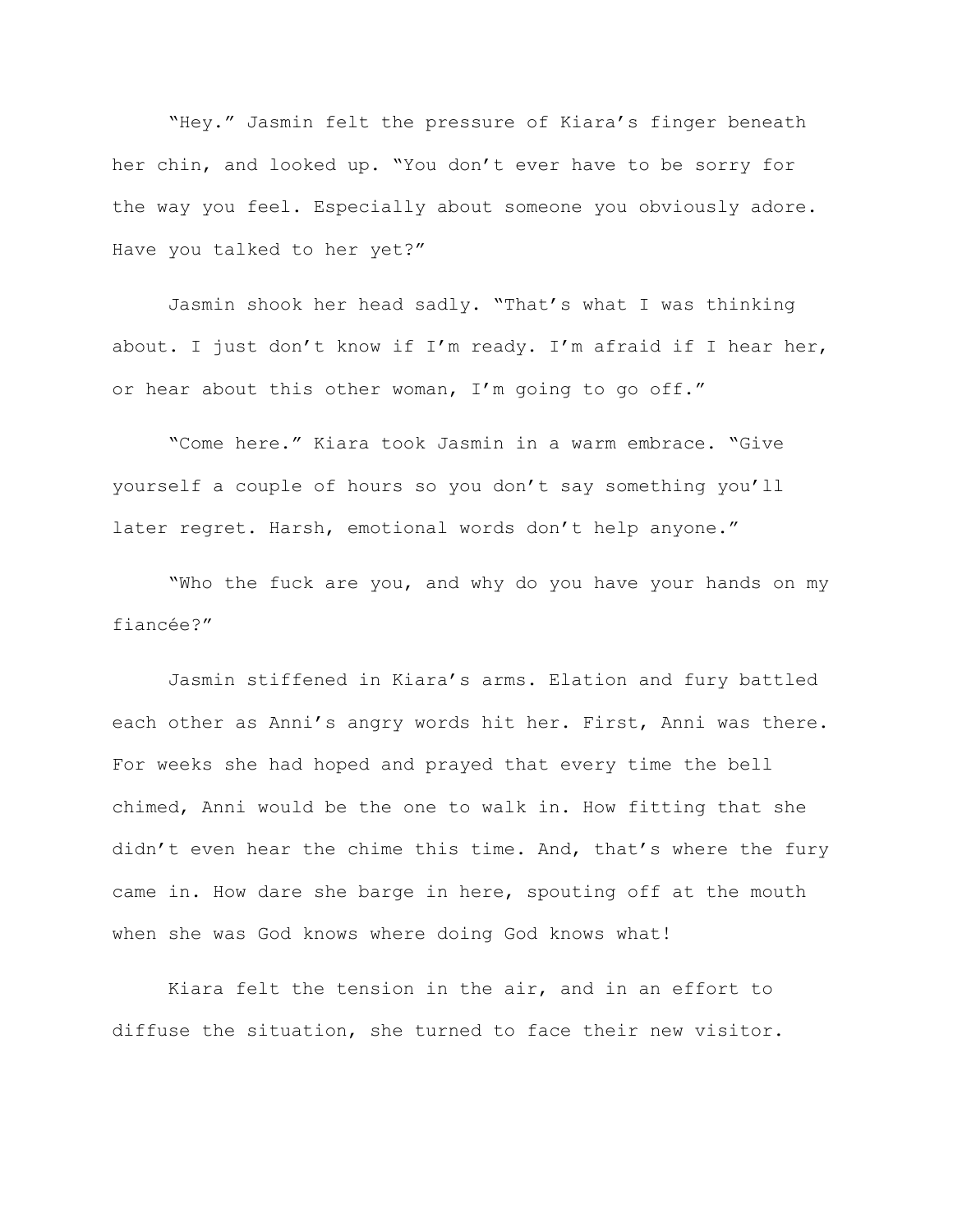"Hey." Jasmin felt the pressure of Kiara's finger beneath her chin, and looked up. "You don't ever have to be sorry for the way you feel. Especially about someone you obviously adore. Have you talked to her yet?"

Jasmin shook her head sadly. "That's what I was thinking about. I just don't know if I'm ready. I'm afraid if I hear her, or hear about this other woman, I'm going to go off."

"Come here." Kiara took Jasmin in a warm embrace. "Give yourself a couple of hours so you don't say something you'll later regret. Harsh, emotional words don't help anyone."

"Who the fuck are you, and why do you have your hands on my fiancée?"

Jasmin stiffened in Kiara's arms. Elation and fury battled each other as Anni's angry words hit her. First, Anni was there. For weeks she had hoped and prayed that every time the bell chimed, Anni would be the one to walk in. How fitting that she didn't even hear the chime this time. And, that's where the fury came in. How dare she barge in here, spouting off at the mouth when she was God knows where doing God knows what!

Kiara felt the tension in the air, and in an effort to diffuse the situation, she turned to face their new visitor.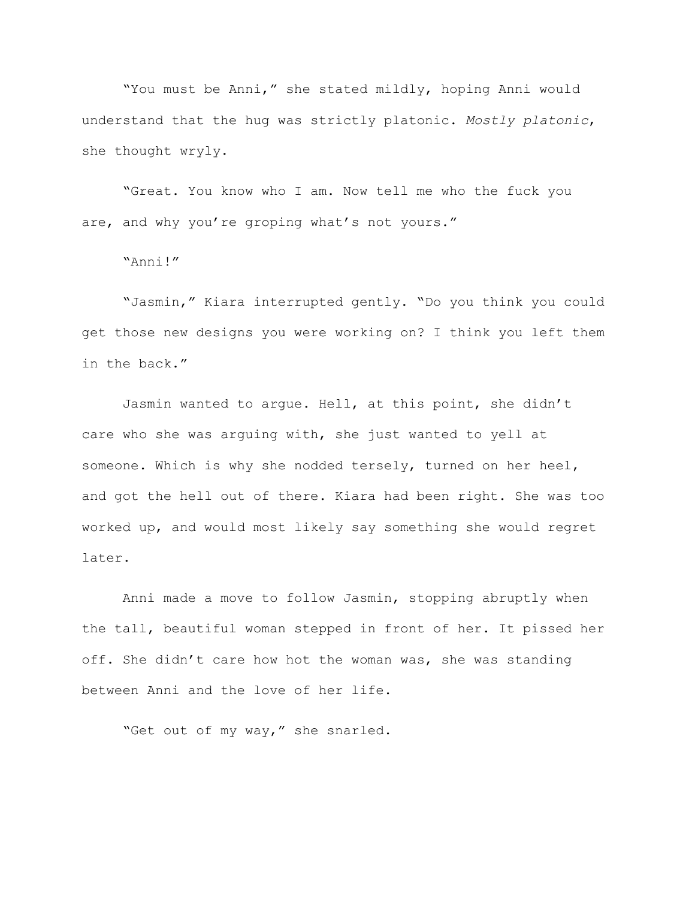"You must be Anni," she stated mildly, hoping Anni would understand that the hug was strictly platonic. *Mostly platonic*, she thought wryly.

"Great. You know who I am. Now tell me who the fuck you are, and why you're groping what's not yours."

"Anni!"

"Jasmin," Kiara interrupted gently. "Do you think you could get those new designs you were working on? I think you left them in the back."

Jasmin wanted to argue. Hell, at this point, she didn't care who she was arguing with, she just wanted to yell at someone. Which is why she nodded tersely, turned on her heel, and got the hell out of there. Kiara had been right. She was too worked up, and would most likely say something she would regret later.

Anni made a move to follow Jasmin, stopping abruptly when the tall, beautiful woman stepped in front of her. It pissed her off. She didn't care how hot the woman was, she was standing between Anni and the love of her life.

"Get out of my way," she snarled.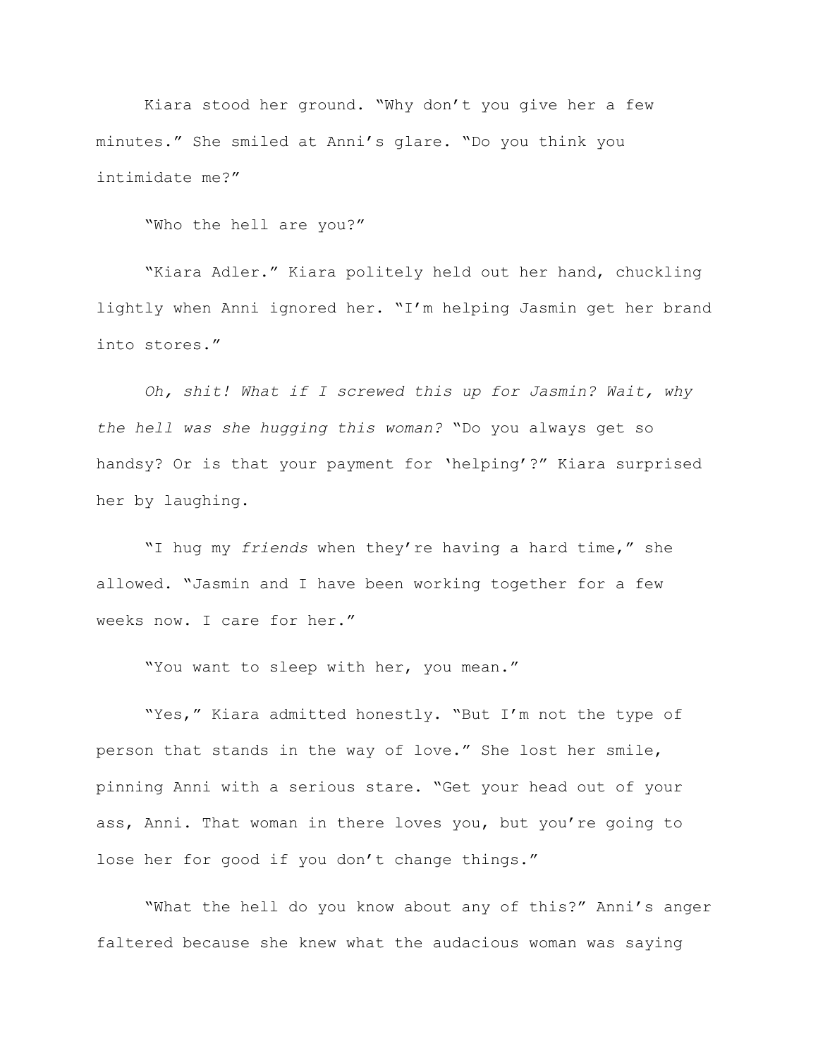Kiara stood her ground. “Why don’t you give her a few minutes.” She smiled at Anni’s glare. “Do you think you intimidate me?”

“Who the hell are you?”

“Kiara Adler.” Kiara politely held out her hand, chuckling lightly when Anni ignored her. “I’m helping Jasmin get her brand into stores.”

*Oh, shit! What if I screwed this up for Jasmin? Wait, why the hell was she hugging this woman?* “Do you always get so handsy? Or is that your payment for ‘helping’?” Kiara surprised her by laughing.

“I hug my *friends* when they’re having a hard time,” she allowed. “Jasmin and I have been working together for a few weeks now. I care for her.”

“You want to sleep with her, you mean.”

“Yes,” Kiara admitted honestly. “But I’m not the type of person that stands in the way of love.” She lost her smile, pinning Anni with a serious stare. “Get your head out of your ass, Anni. That woman in there loves you, but you’re going to lose her for good if you don’t change things.”

“What the hell do you know about any of this?” Anni’s anger faltered because she knew what the audacious woman was saying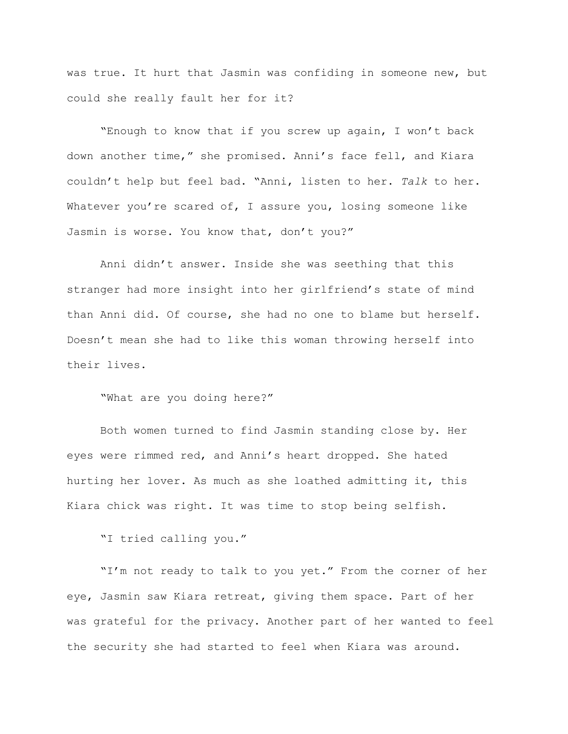was true. It hurt that Jasmin was confiding in someone new, but could she really fault her for it?

"Enough to know that if you screw up again, I won't back down another time," she promised. Anni's face fell, and Kiara couldn't help but feel bad. "Anni, listen to her. *Talk* to her. Whatever you're scared of, I assure you, losing someone like Jasmin is worse. You know that, don't you?"

Anni didn't answer. Inside she was seething that this stranger had more insight into her girlfriend's state of mind than Anni did. Of course, she had no one to blame but herself. Doesn't mean she had to like this woman throwing herself into their lives.

"What are you doing here?"

Both women turned to find Jasmin standing close by. Her eyes were rimmed red, and Anni's heart dropped. She hated hurting her lover. As much as she loathed admitting it, this Kiara chick was right. It was time to stop being selfish.

"I tried calling you."

"I'm not ready to talk to you yet." From the corner of her eye, Jasmin saw Kiara retreat, giving them space. Part of her was grateful for the privacy. Another part of her wanted to feel the security she had started to feel when Kiara was around.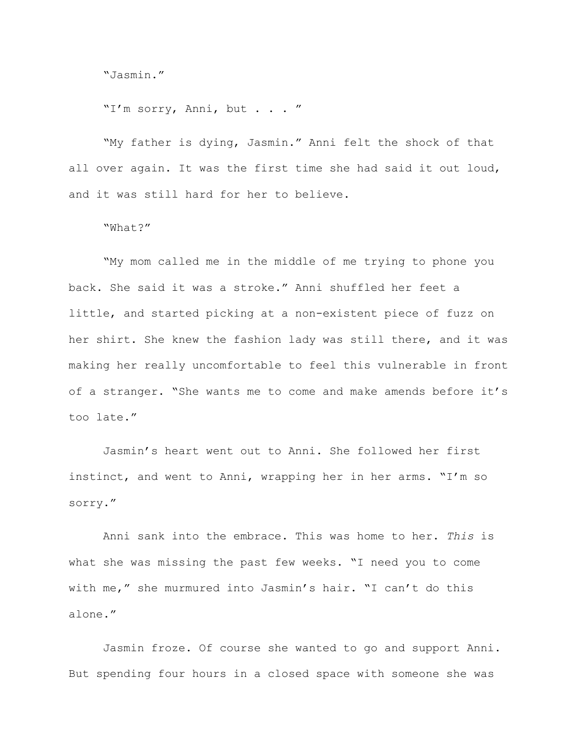"Jasmin."

"I'm sorry, Anni, but . . . "

"My father is dying, Jasmin." Anni felt the shock of that all over again. It was the first time she had said it out loud, and it was still hard for her to believe.

"What?"

"My mom called me in the middle of me trying to phone you back. She said it was a stroke." Anni shuffled her feet a little, and started picking at a non-existent piece of fuzz on her shirt. She knew the fashion lady was still there, and it was making her really uncomfortable to feel this vulnerable in front of a stranger. "She wants me to come and make amends before it's too late."

Jasmin's heart went out to Anni. She followed her first instinct, and went to Anni, wrapping her in her arms. "I'm so sorry."

Anni sank into the embrace. This was home to her. *This* is what she was missing the past few weeks. "I need you to come with me," she murmured into Jasmin's hair. "I can't do this alone."

Jasmin froze. Of course she wanted to go and support Anni. But spending four hours in a closed space with someone she was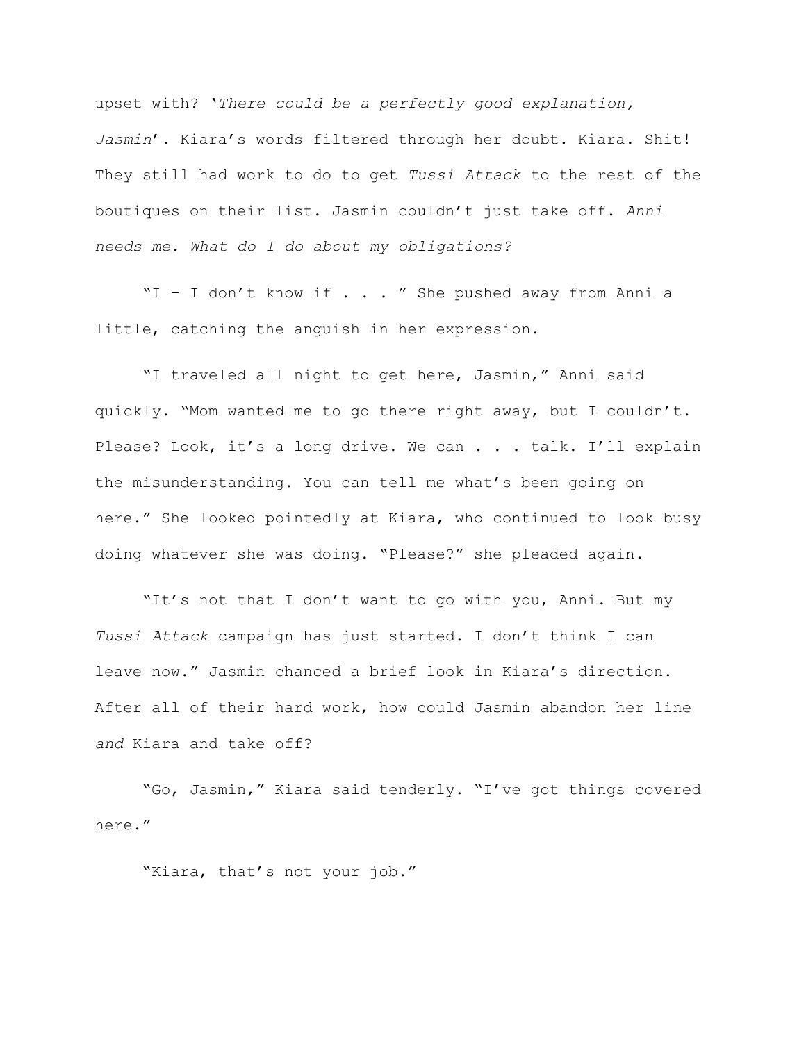upset with? '*There could be a perfectly good explanation, Jasmin*'. Kiara's words filtered through her doubt. Kiara. Shit! They still had work to do to get *Tussi Attack* to the rest of the boutiques on their list. Jasmin couldn't just take off. *Anni needs me. What do I do about my obligations?*

"I – I don't know if . . . " She pushed away from Anni a little, catching the anguish in her expression.

"I traveled all night to get here, Jasmin," Anni said quickly. "Mom wanted me to go there right away, but I couldn't. Please? Look, it's a long drive. We can . . . talk. I'll explain the misunderstanding. You can tell me what's been going on here." She looked pointedly at Kiara, who continued to look busy doing whatever she was doing. "Please?" she pleaded again.

"It's not that I don't want to go with you, Anni. But my *Tussi Attack* campaign has just started. I don't think I can leave now." Jasmin chanced a brief look in Kiara's direction. After all of their hard work, how could Jasmin abandon her line *and* Kiara and take off?

"Go, Jasmin," Kiara said tenderly. "I've got things covered here."

"Kiara, that's not your job."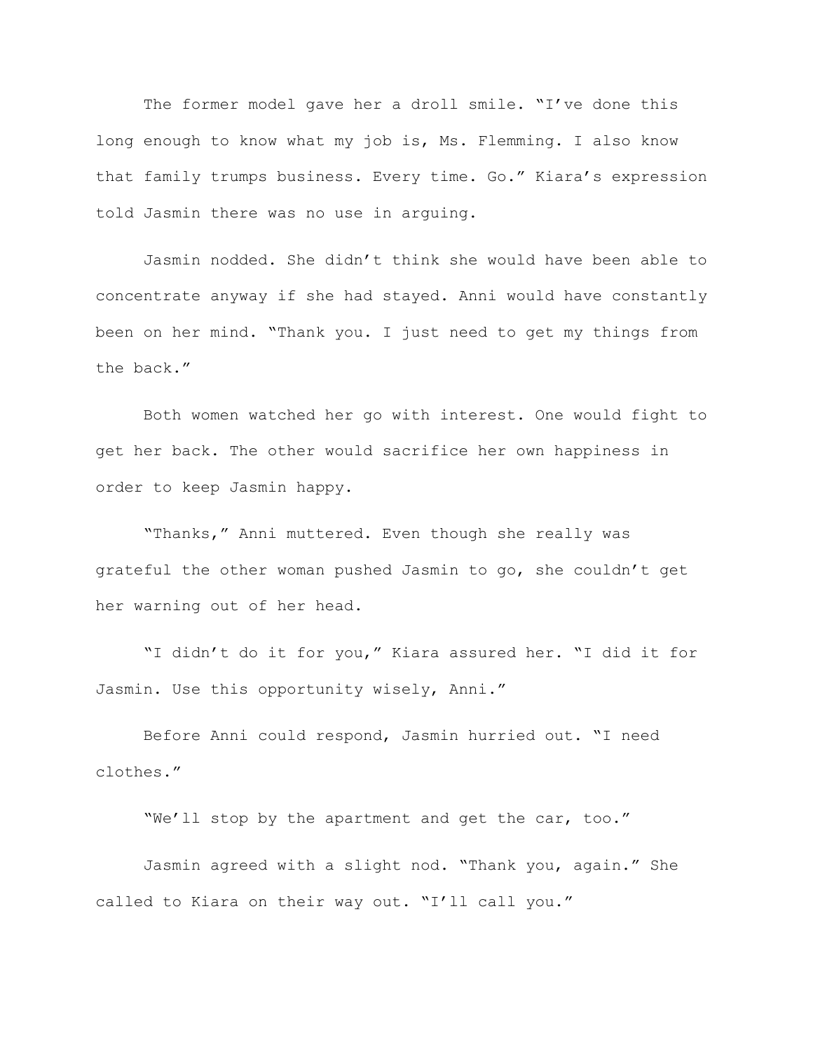The former model gave her a droll smile. "I've done this long enough to know what my job is, Ms. Flemming. I also know that family trumps business. Every time. Go." Kiara's expression told Jasmin there was no use in arguing.

Jasmin nodded. She didn't think she would have been able to concentrate anyway if she had stayed. Anni would have constantly been on her mind. "Thank you. I just need to get my things from the back."

Both women watched her go with interest. One would fight to get her back. The other would sacrifice her own happiness in order to keep Jasmin happy.

"Thanks," Anni muttered. Even though she really was grateful the other woman pushed Jasmin to go, she couldn't get her warning out of her head.

"I didn't do it for you," Kiara assured her. "I did it for Jasmin. Use this opportunity wisely, Anni."

Before Anni could respond, Jasmin hurried out. "I need clothes."

"We'll stop by the apartment and get the car, too."

Jasmin agreed with a slight nod. "Thank you, again." She called to Kiara on their way out. "I'll call you."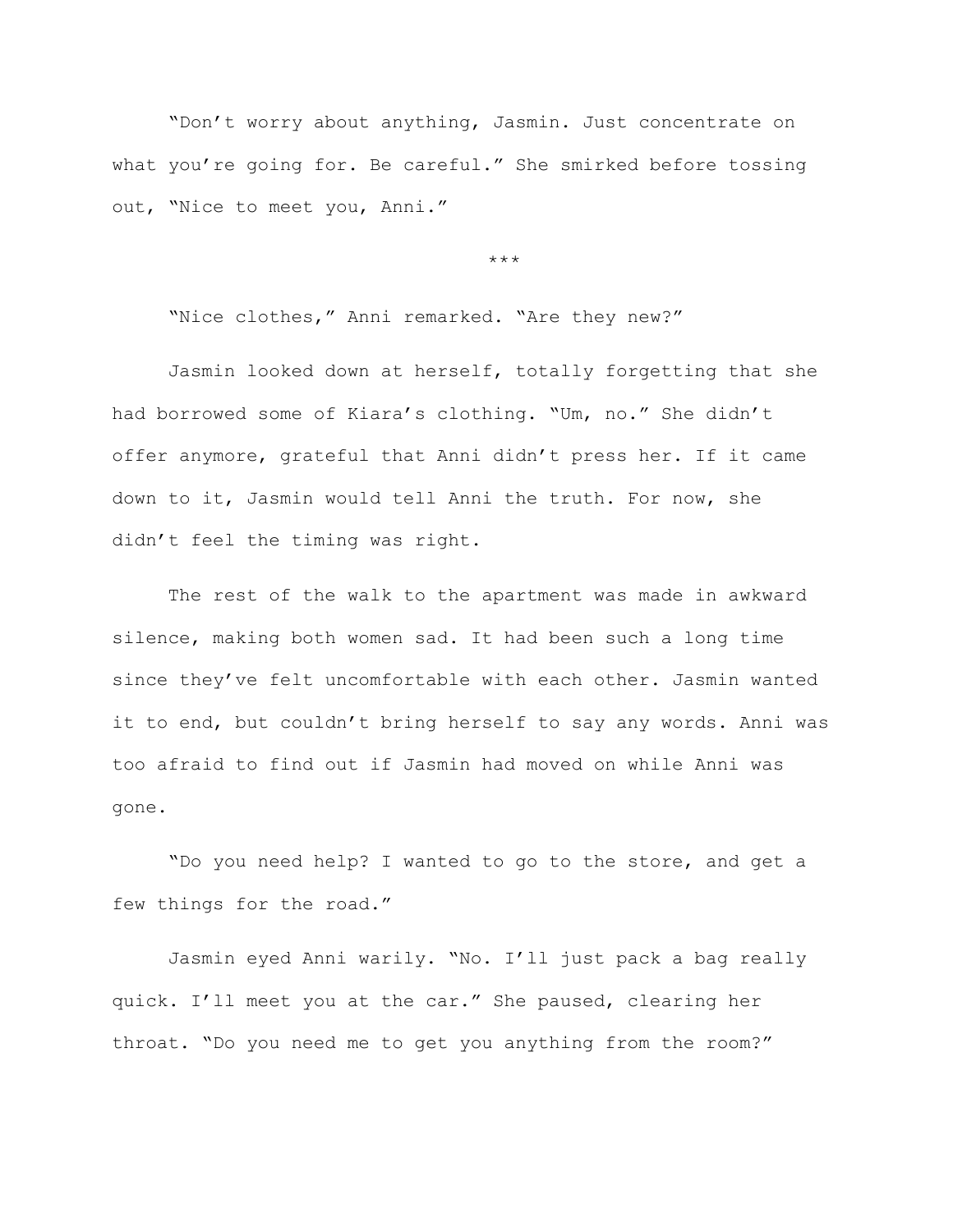"Don't worry about anything, Jasmin. Just concentrate on what you're going for. Be careful." She smirked before tossing out, "Nice to meet you, Anni."

***

"Nice clothes," Anni remarked. "Are they new?"

Jasmin looked down at herself, totally forgetting that she had borrowed some of Kiara's clothing. "Um, no." She didn't offer anymore, grateful that Anni didn't press her. If it came down to it, Jasmin would tell Anni the truth. For now, she didn't feel the timing was right.

The rest of the walk to the apartment was made in awkward silence, making both women sad. It had been such a long time since they've felt uncomfortable with each other. Jasmin wanted it to end, but couldn't bring herself to say any words. Anni was too afraid to find out if Jasmin had moved on while Anni was gone.

"Do you need help? I wanted to go to the store, and get a few things for the road."

Jasmin eyed Anni warily. "No. I'll just pack a bag really quick. I'll meet you at the car." She paused, clearing her throat. "Do you need me to get you anything from the room?"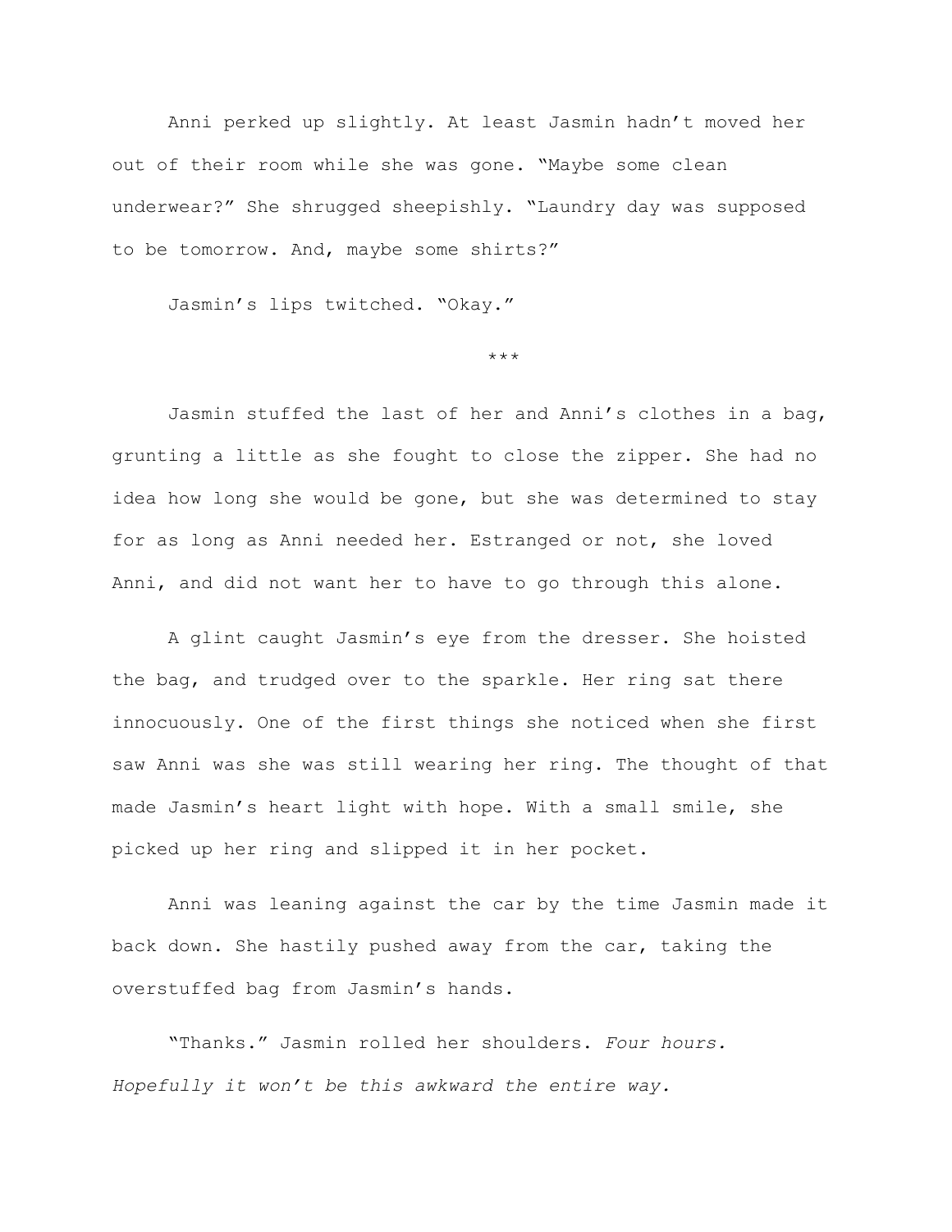Anni perked up slightly. At least Jasmin hadn't moved her out of their room while she was gone. "Maybe some clean underwear?" She shrugged sheepishly. "Laundry day was supposed to be tomorrow. And, maybe some shirts?"

Jasmin's lips twitched. "Okay."

***

Jasmin stuffed the last of her and Anni's clothes in a bag, grunting a little as she fought to close the zipper. She had no idea how long she would be gone, but she was determined to stay for as long as Anni needed her. Estranged or not, she loved Anni, and did not want her to have to go through this alone.

A glint caught Jasmin's eye from the dresser. She hoisted the bag, and trudged over to the sparkle. Her ring sat there innocuously. One of the first things she noticed when she first saw Anni was she was still wearing her ring. The thought of that made Jasmin's heart light with hope. With a small smile, she picked up her ring and slipped it in her pocket.

Anni was leaning against the car by the time Jasmin made it back down. She hastily pushed away from the car, taking the overstuffed bag from Jasmin's hands.

"Thanks." Jasmin rolled her shoulders. *Four hours. Hopefully it won't be this awkward the entire way.*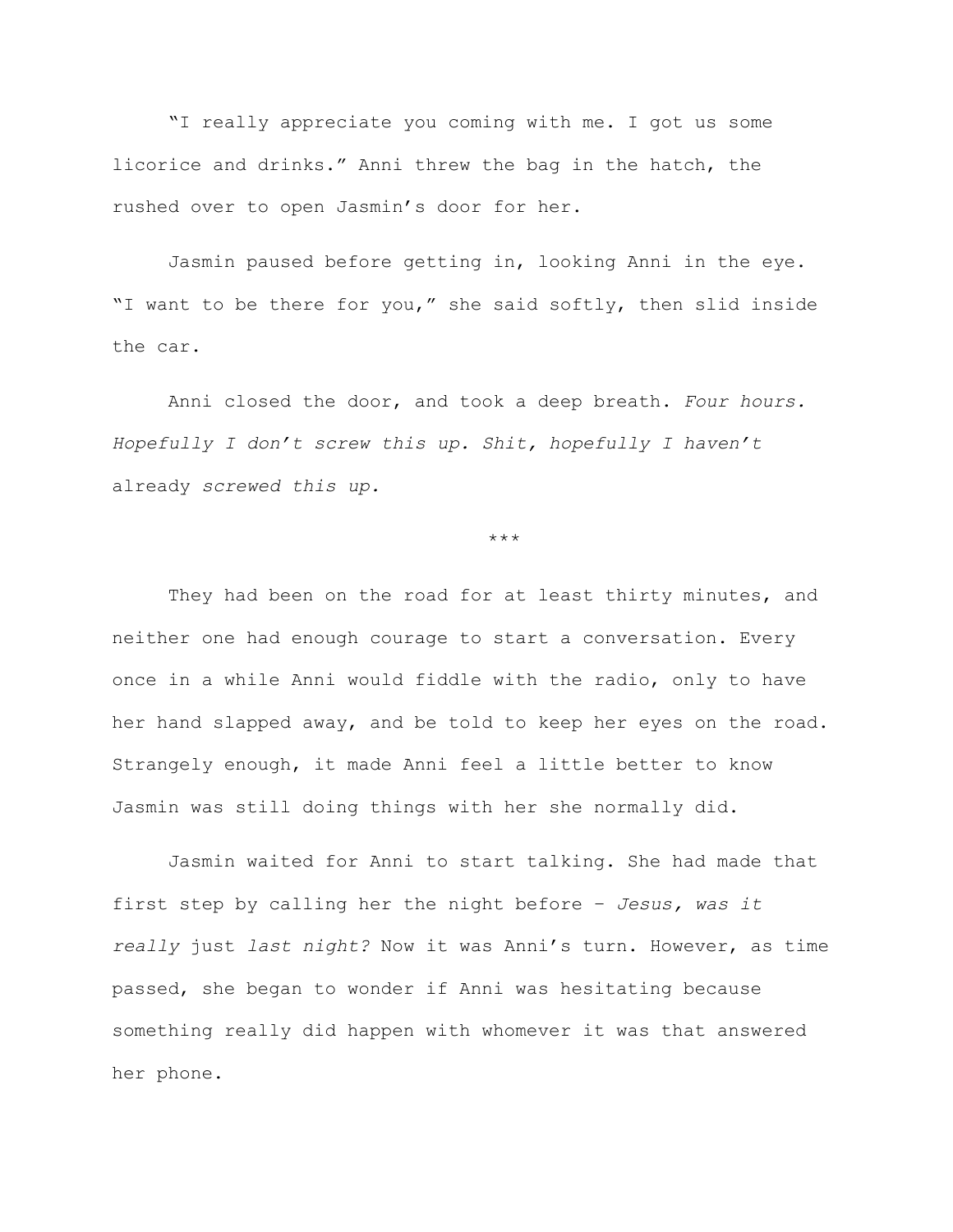"I really appreciate you coming with me. I got us some licorice and drinks." Anni threw the bag in the hatch, the rushed over to open Jasmin's door for her.

Jasmin paused before getting in, looking Anni in the eye. "I want to be there for you," she said softly, then slid inside the car.

Anni closed the door, and took a deep breath. *Four hours. Hopefully I don't screw this up. Shit, hopefully I haven't* already *screwed this up.*

\*\*\*

They had been on the road for at least thirty minutes, and neither one had enough courage to start a conversation. Every once in a while Anni would fiddle with the radio, only to have her hand slapped away, and be told to keep her eyes on the road. Strangely enough, it made Anni feel a little better to know Jasmin was still doing things with her she normally did.

Jasmin waited for Anni to start talking. She had made that first step by calling her the night before – *Jesus, was it really* just *last night?* Now it was Anni's turn. However, as time passed, she began to wonder if Anni was hesitating because something really did happen with whomever it was that answered her phone.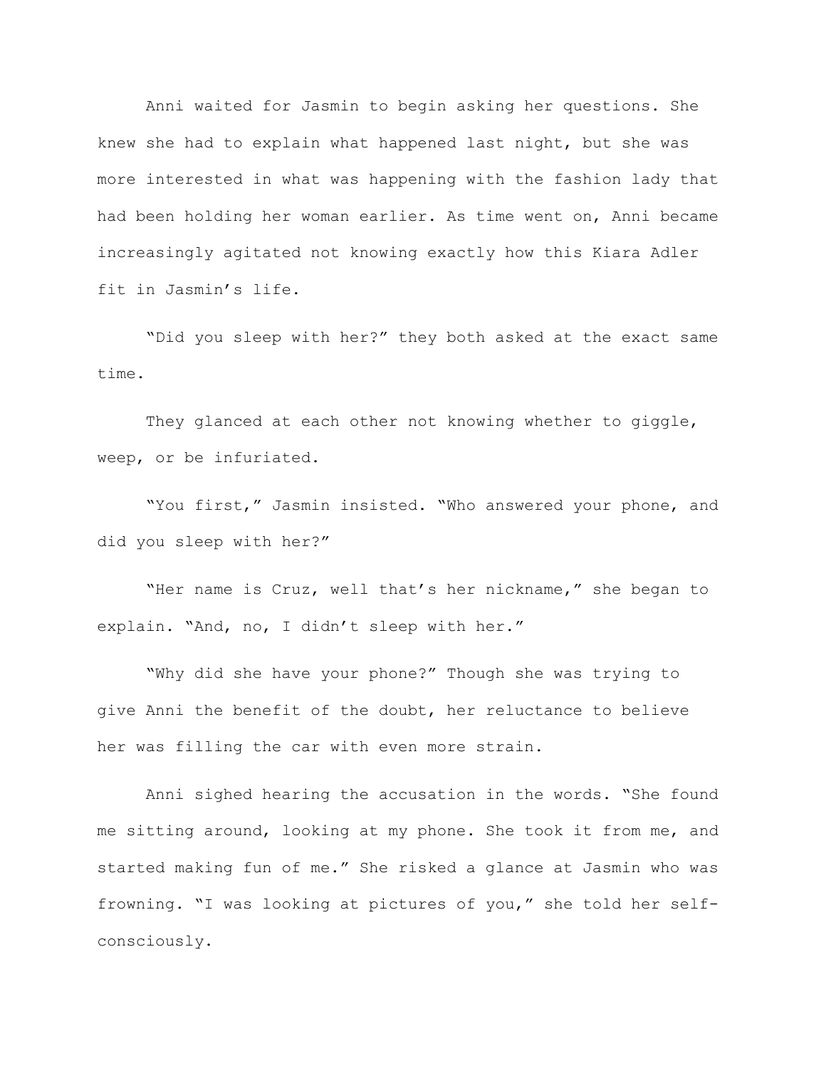Anni waited for Jasmin to begin asking her questions. She knew she had to explain what happened last night, but she was more interested in what was happening with the fashion lady that had been holding her woman earlier. As time went on, Anni became increasingly agitated not knowing exactly how this Kiara Adler fit in Jasmin's life.

"Did you sleep with her?" they both asked at the exact same time.

They glanced at each other not knowing whether to giggle, weep, or be infuriated.

"You first," Jasmin insisted. "Who answered your phone, and did you sleep with her?"

"Her name is Cruz, well that's her nickname," she began to explain. "And, no, I didn't sleep with her."

"Why did she have your phone?" Though she was trying to give Anni the benefit of the doubt, her reluctance to believe her was filling the car with even more strain.

Anni sighed hearing the accusation in the words. "She found me sitting around, looking at my phone. She took it from me, and started making fun of me." She risked a glance at Jasmin who was frowning. "I was looking at pictures of you," she told her self-consciously.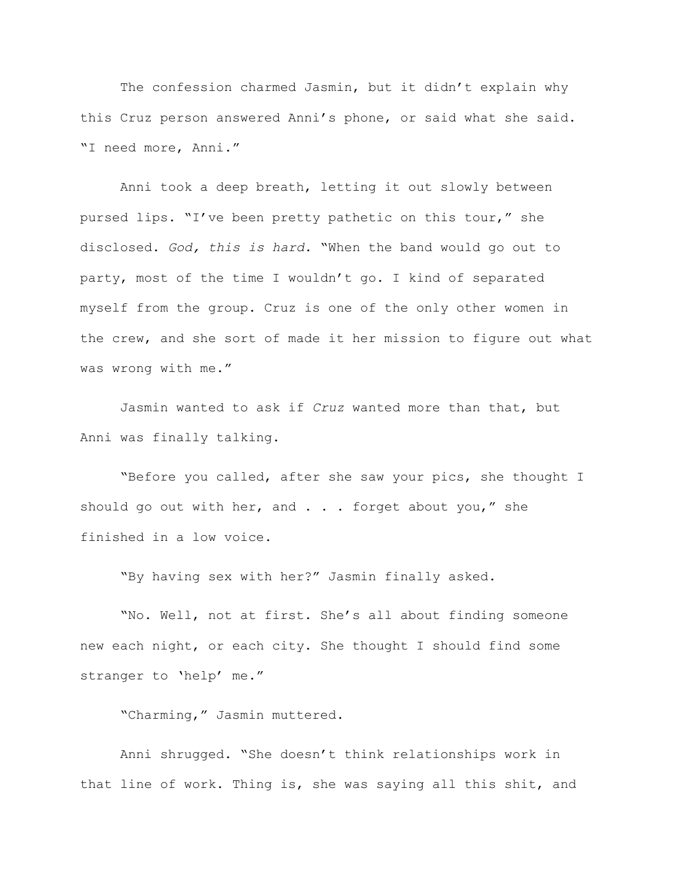The confession charmed Jasmin, but it didn't explain why this Cruz person answered Anni's phone, or said what she said. "I need more, Anni."

Anni took a deep breath, letting it out slowly between pursed lips. "I've been pretty pathetic on this tour," she disclosed. *God, this is hard.* "When the band would go out to party, most of the time I wouldn't go. I kind of separated myself from the group. Cruz is one of the only other women in the crew, and she sort of made it her mission to figure out what was wrong with me."

Jasmin wanted to ask if *Cruz* wanted more than that, but Anni was finally talking.

"Before you called, after she saw your pics, she thought I should go out with her, and . . . forget about you," she finished in a low voice.

"By having sex with her?" Jasmin finally asked.

"No. Well, not at first. She's all about finding someone new each night, or each city. She thought I should find some stranger to 'help' me."

"Charming," Jasmin muttered.

Anni shrugged. "She doesn't think relationships work in that line of work. Thing is, she was saying all this shit, and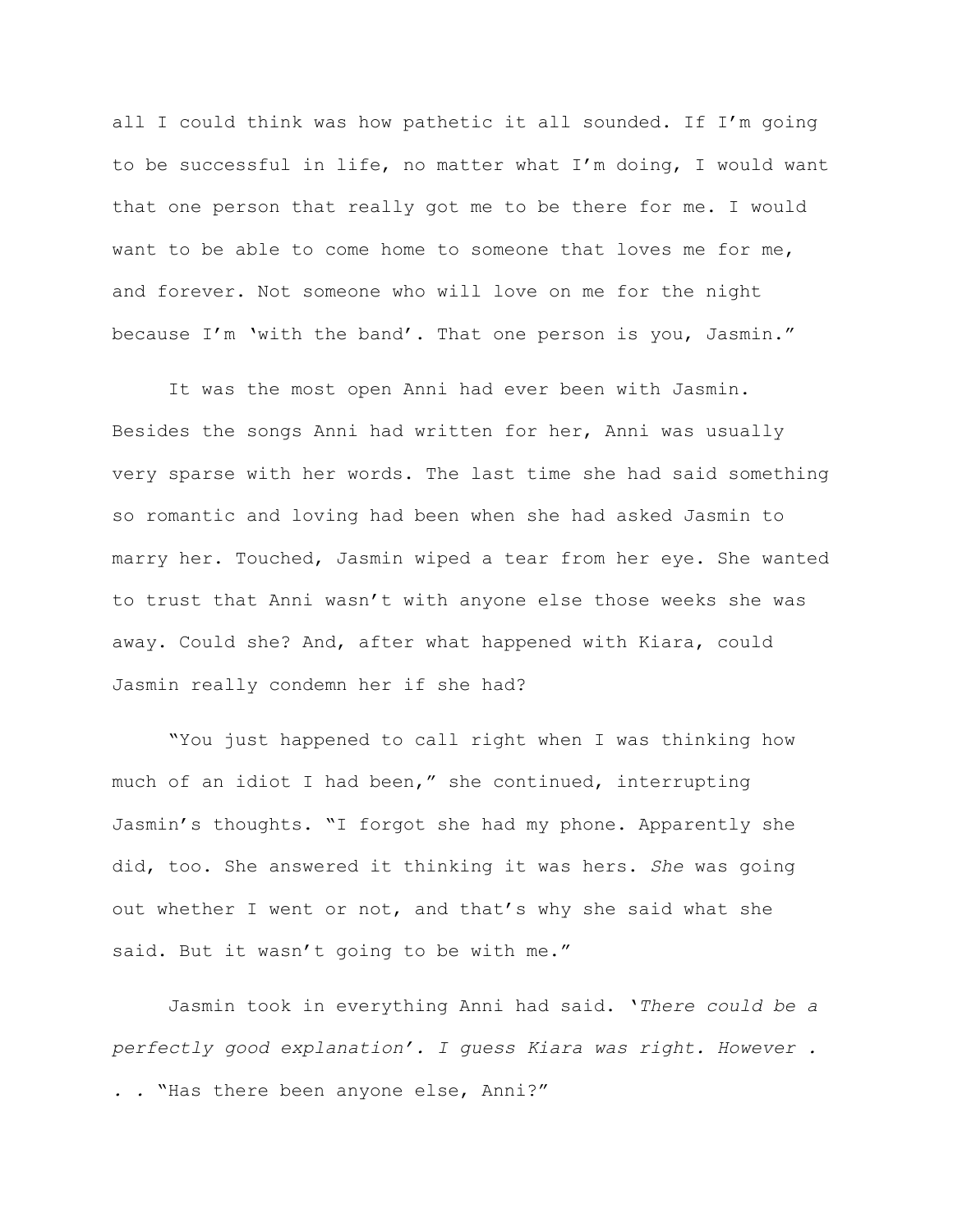all I could think was how pathetic it all sounded. If I'm going to be successful in life, no matter what I'm doing, I would want that one person that really got me to be there for me. I would want to be able to come home to someone that loves me for me, and forever. Not someone who will love on me for the night because I'm 'with the band'. That one person is you, Jasmin."

It was the most open Anni had ever been with Jasmin. Besides the songs Anni had written for her, Anni was usually very sparse with her words. The last time she had said something so romantic and loving had been when she had asked Jasmin to marry her. Touched, Jasmin wiped a tear from her eye. She wanted to trust that Anni wasn't with anyone else those weeks she was away. Could she? And, after what happened with Kiara, could Jasmin really condemn her if she had?

"You just happened to call right when I was thinking how much of an idiot I had been," she continued, interrupting Jasmin's thoughts. "I forgot she had my phone. Apparently she did, too. She answered it thinking it was hers. *She* was going out whether I went or not, and that's why she said what she said. But it wasn't going to be with me."

Jasmin took in everything Anni had said. *'There could be a perfectly good explanation'. I guess Kiara was right. However . . .* "Has there been anyone else, Anni?"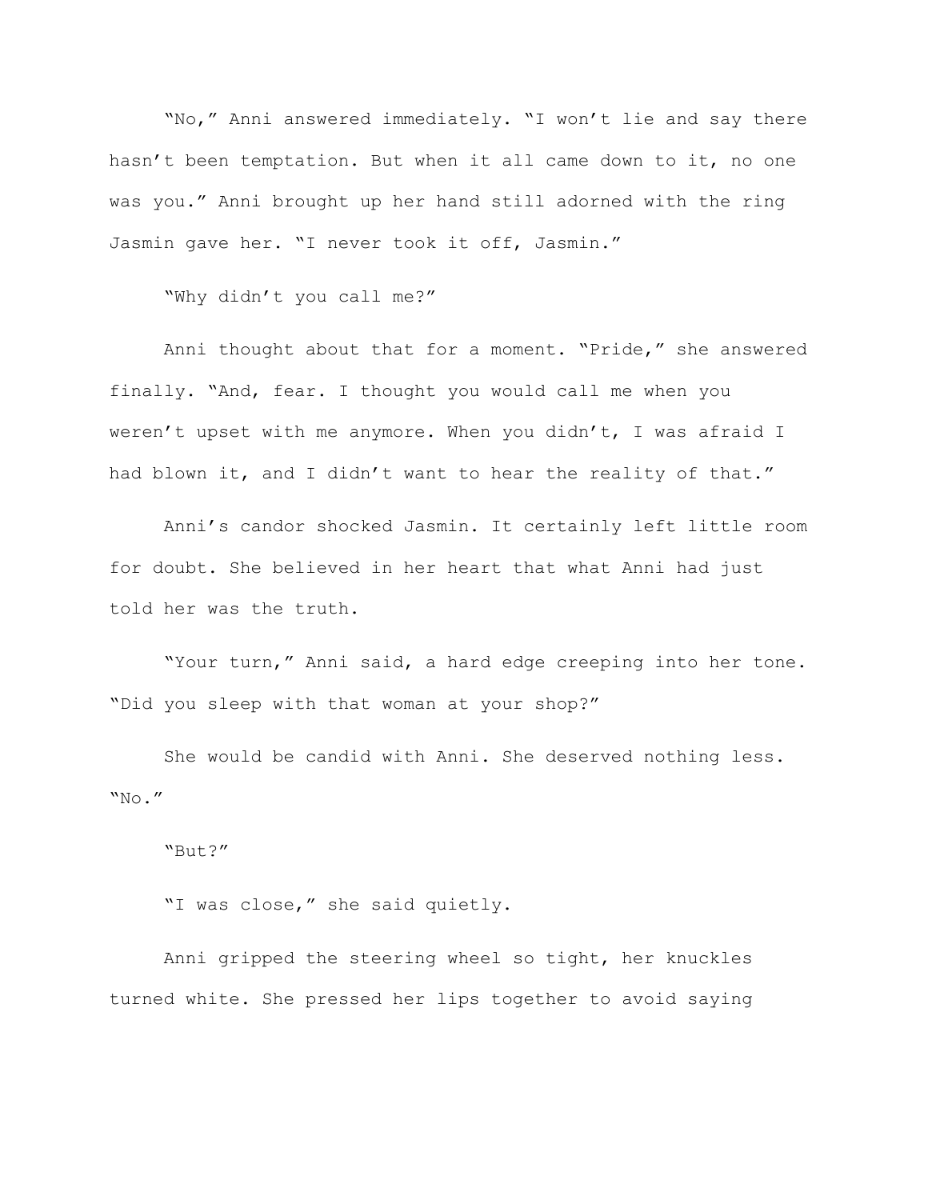"No," Anni answered immediately. "I won't lie and say there hasn't been temptation. But when it all came down to it, no one was you." Anni brought up her hand still adorned with the ring Jasmin gave her. "I never took it off, Jasmin."

"Why didn't you call me?"

Anni thought about that for a moment. "Pride," she answered finally. "And, fear. I thought you would call me when you weren't upset with me anymore. When you didn't, I was afraid I had blown it, and I didn't want to hear the reality of that."

Anni's candor shocked Jasmin. It certainly left little room for doubt. She believed in her heart that what Anni had just told her was the truth.

"Your turn," Anni said, a hard edge creeping into her tone. "Did you sleep with that woman at your shop?"

She would be candid with Anni. She deserved nothing less. "No."

"But?"

"I was close," she said quietly.

Anni gripped the steering wheel so tight, her knuckles turned white. She pressed her lips together to avoid saying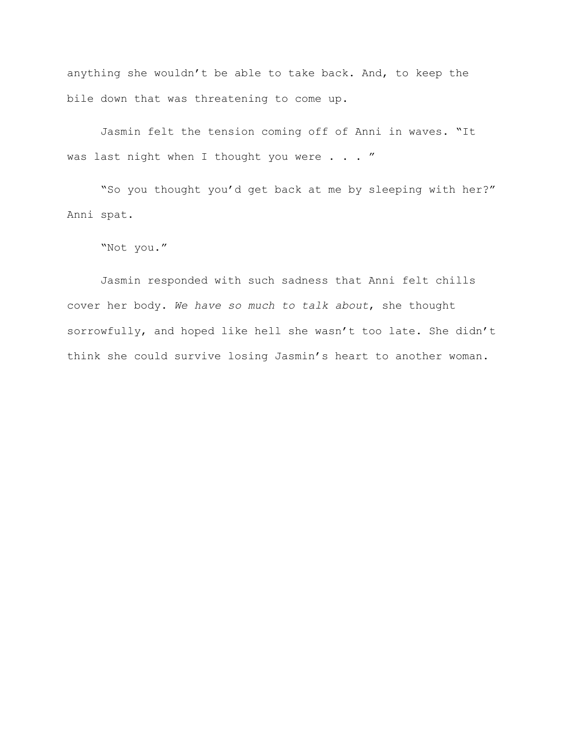anything she wouldn't be able to take back. And, to keep the bile down that was threatening to come up.

Jasmin felt the tension coming off of Anni in waves. "It was last night when I thought you were . . . "

"So you thought you'd get back at me by sleeping with her?" Anni spat.

"Not you."

Jasmin responded with such sadness that Anni felt chills cover her body. *We have so much to talk about*, she thought sorrowfully, and hoped like hell she wasn't too late. She didn't think she could survive losing Jasmin's heart to another woman.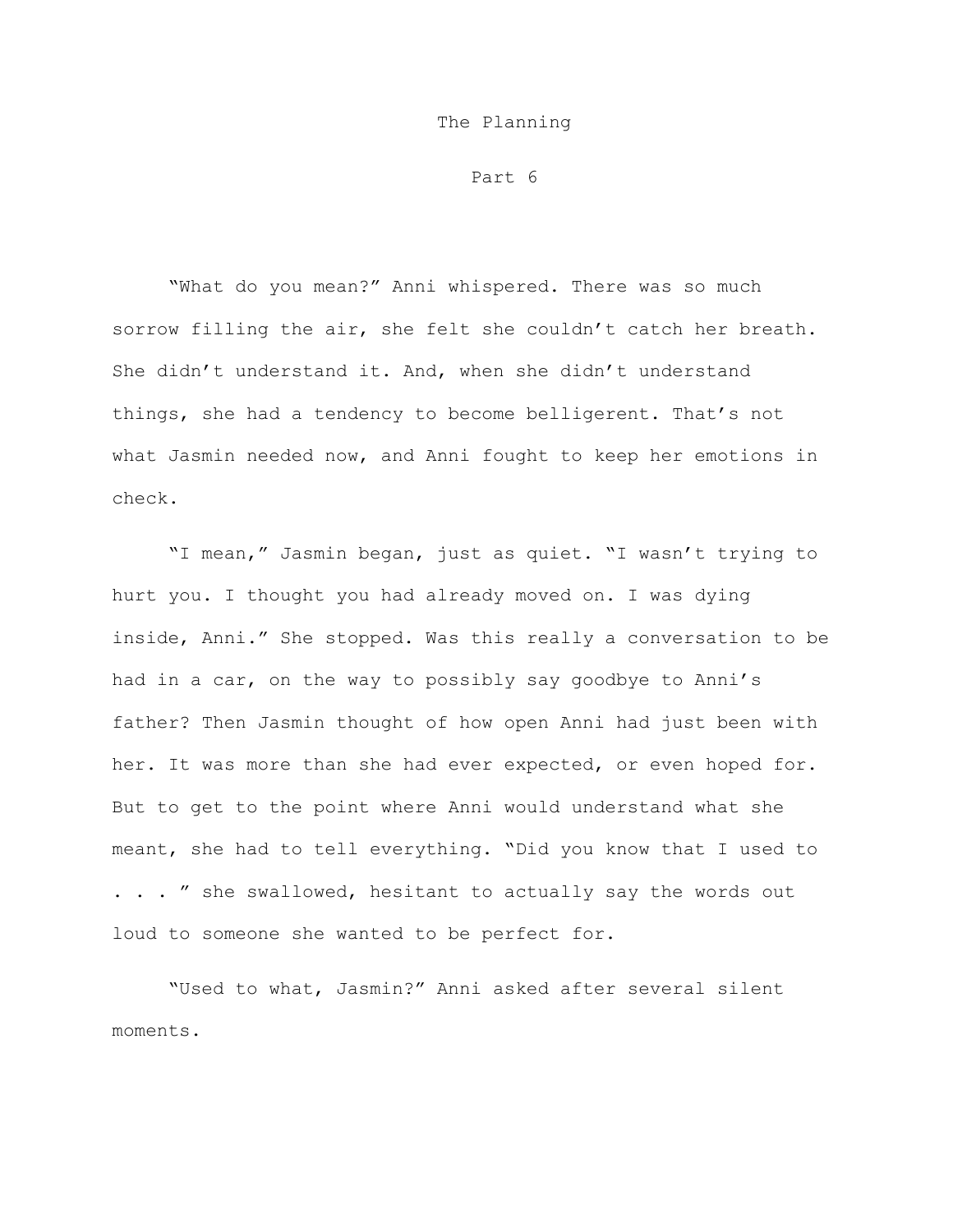# The Planning

## Part 6

"What do you mean?" Anni whispered. There was so much sorrow filling the air, she felt she couldn't catch her breath. She didn't understand it. And, when she didn't understand things, she had a tendency to become belligerent. That's not what Jasmin needed now, and Anni fought to keep her emotions in check.

"I mean," Jasmin began, just as quiet. "I wasn't trying to hurt you. I thought you had already moved on. I was dying inside, Anni." She stopped. Was this really a conversation to be had in a car, on the way to possibly say goodbye to Anni's father? Then Jasmin thought of how open Anni had just been with her. It was more than she had ever expected, or even hoped for. But to get to the point where Anni would understand what she meant, she had to tell everything. "Did you know that I used to . . . " she swallowed, hesitant to actually say the words out loud to someone she wanted to be perfect for.

"Used to what, Jasmin?" Anni asked after several silent moments.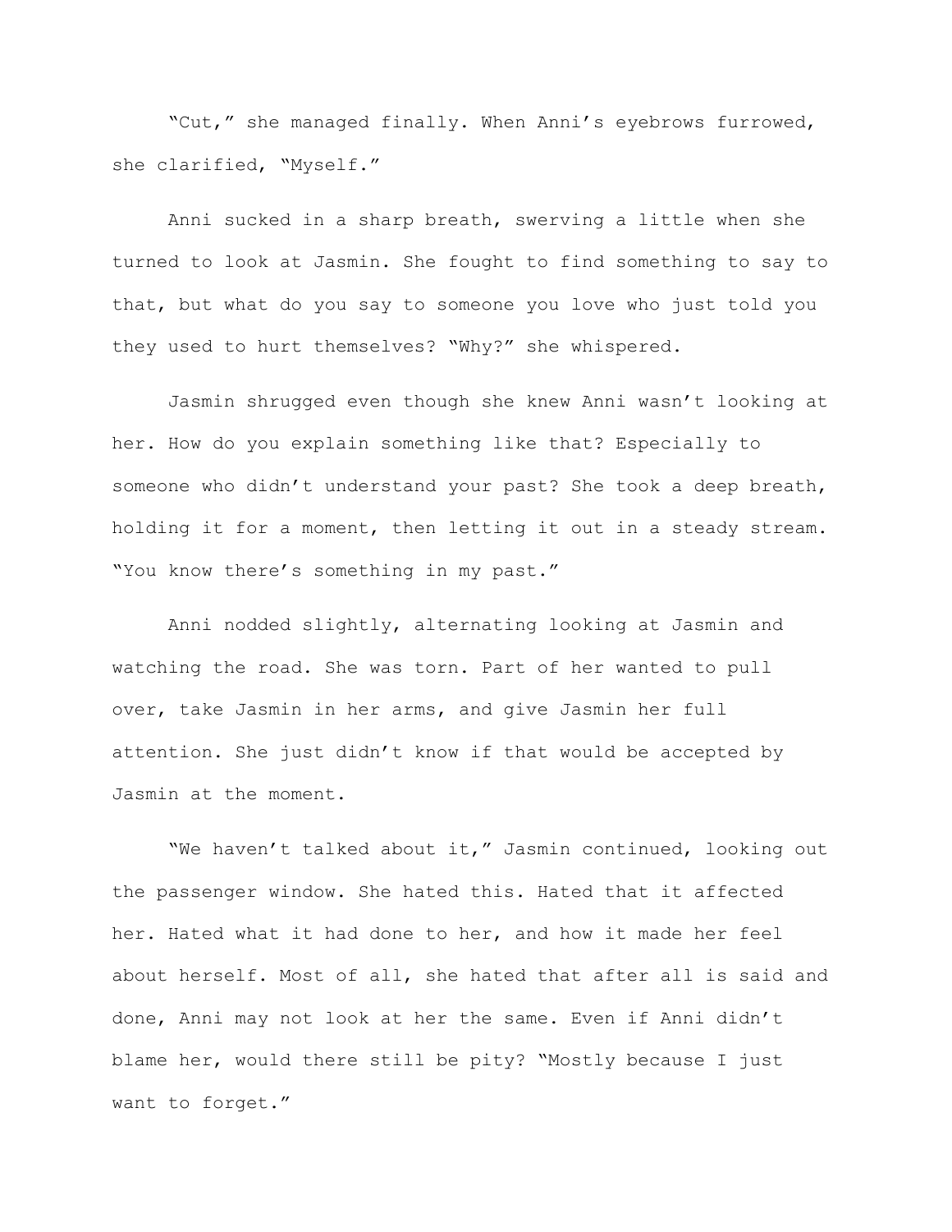"Cut," she managed finally. When Anni's eyebrows furrowed, she clarified, "Myself."

Anni sucked in a sharp breath, swerving a little when she turned to look at Jasmin. She fought to find something to say to that, but what do you say to someone you love who just told you they used to hurt themselves? "Why?" she whispered.

Jasmin shrugged even though she knew Anni wasn't looking at her. How do you explain something like that? Especially to someone who didn't understand your past? She took a deep breath, holding it for a moment, then letting it out in a steady stream. "You know there's something in my past."

Anni nodded slightly, alternating looking at Jasmin and watching the road. She was torn. Part of her wanted to pull over, take Jasmin in her arms, and give Jasmin her full attention. She just didn't know if that would be accepted by Jasmin at the moment.

"We haven't talked about it," Jasmin continued, looking out the passenger window. She hated this. Hated that it affected her. Hated what it had done to her, and how it made her feel about herself. Most of all, she hated that after all is said and done, Anni may not look at her the same. Even if Anni didn't blame her, would there still be pity? "Mostly because I just want to forget."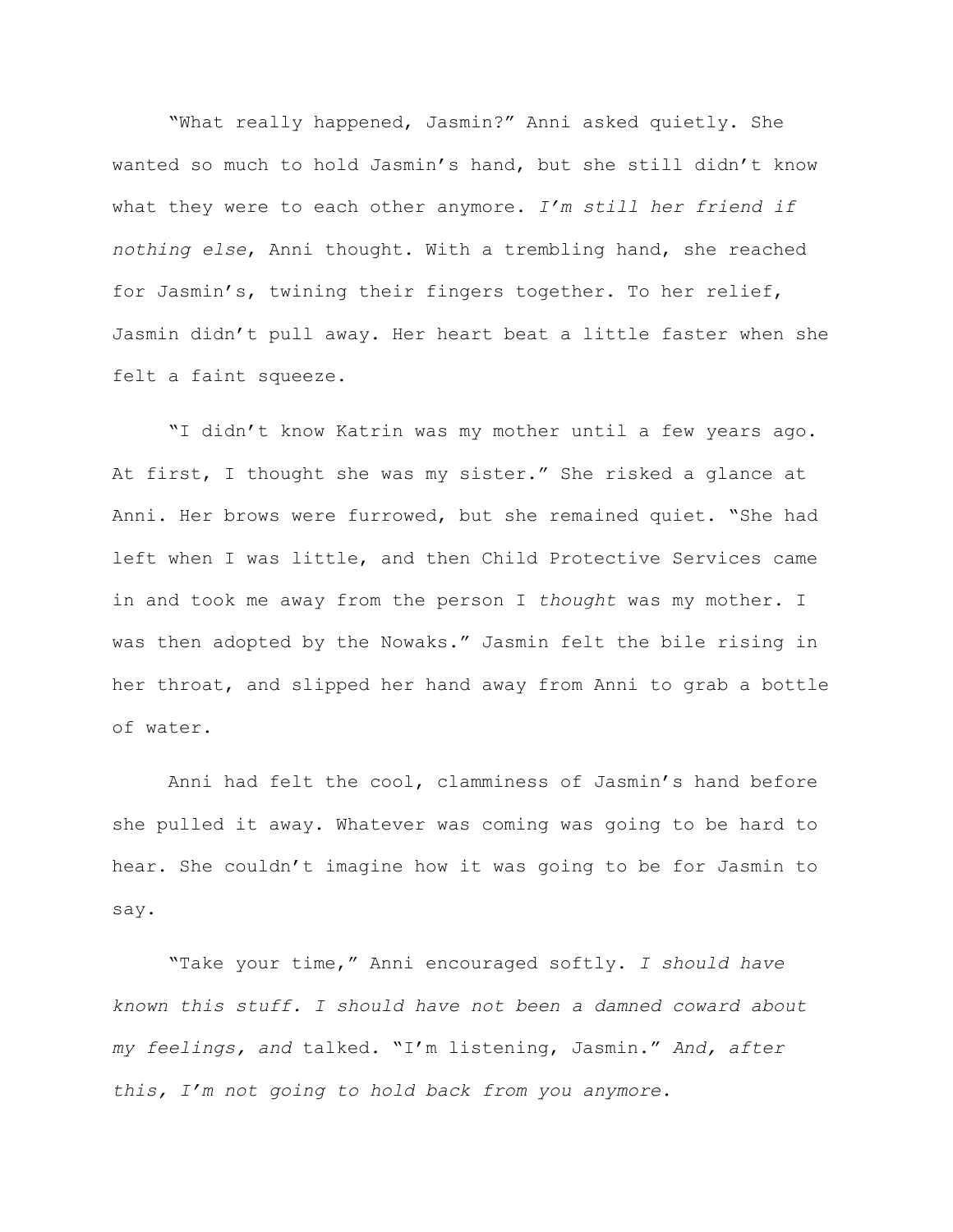"What really happened, Jasmin?" Anni asked quietly. She wanted so much to hold Jasmin's hand, but she still didn't know what they were to each other anymore. *I'm still her friend if nothing else*, Anni thought. With a trembling hand, she reached for Jasmin's, twining their fingers together. To her relief, Jasmin didn't pull away. Her heart beat a little faster when she felt a faint squeeze.

"I didn't know Katrin was my mother until a few years ago. At first, I thought she was my sister." She risked a glance at Anni. Her brows were furrowed, but she remained quiet. "She had left when I was little, and then Child Protective Services came in and took me away from the person I *thought* was my mother. I was then adopted by the Nowaks." Jasmin felt the bile rising in her throat, and slipped her hand away from Anni to grab a bottle of water.

Anni had felt the cool, clamminess of Jasmin's hand before she pulled it away. Whatever was coming was going to be hard to hear. She couldn't imagine how it was going to be for Jasmin to say.

"Take your time," Anni encouraged softly. *I should have known this stuff. I should have not been a damned coward about my feelings, and* talked. "I'm listening, Jasmin." *And, after this, I'm not going to hold back from you anymore.*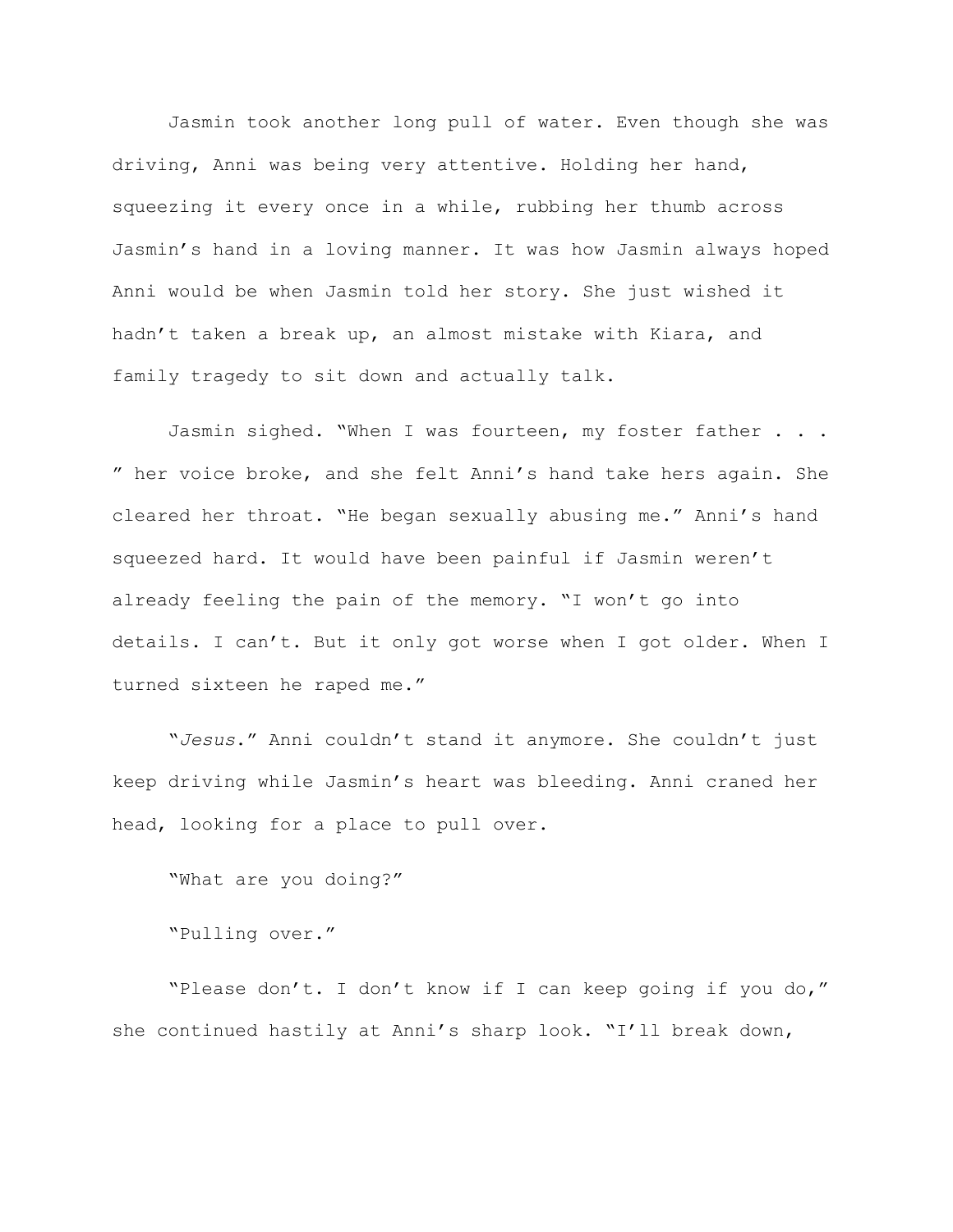Jasmin took another long pull of water. Even though she was driving, Anni was being very attentive. Holding her hand, squeezing it every once in a while, rubbing her thumb across Jasmin's hand in a loving manner. It was how Jasmin always hoped Anni would be when Jasmin told her story. She just wished it hadn't taken a break up, an almost mistake with Kiara, and family tragedy to sit down and actually talk.

Jasmin sighed. "When I was fourteen, my foster father . . . " her voice broke, and she felt Anni's hand take hers again. She cleared her throat. "He began sexually abusing me." Anni's hand squeezed hard. It would have been painful if Jasmin weren't already feeling the pain of the memory. "I won't go into details. I can't. But it only got worse when I got older. When I turned sixteen he raped me."

"*Jesus*." Anni couldn't stand it anymore. She couldn't just keep driving while Jasmin's heart was bleeding. Anni craned her head, looking for a place to pull over.

"What are you doing?"

"Pulling over."

"Please don't. I don't know if I can keep going if you do," she continued hastily at Anni's sharp look. "I'll break down,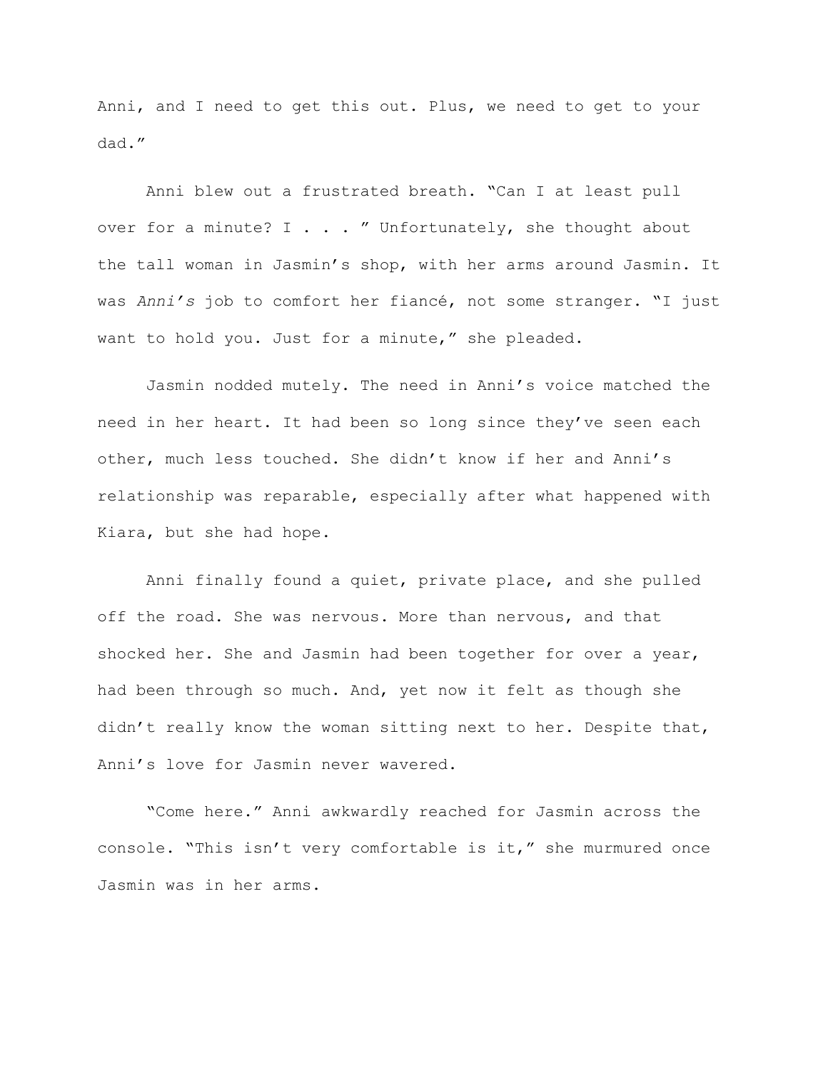Anni, and I need to get this out. Plus, we need to get to your dad."

Anni blew out a frustrated breath. "Can I at least pull over for a minute? I . . . " Unfortunately, she thought about the tall woman in Jasmin's shop, with her arms around Jasmin. It was *Anni's* job to comfort her fiancé, not some stranger. "I just want to hold you. Just for a minute," she pleaded.

Jasmin nodded mutely. The need in Anni's voice matched the need in her heart. It had been so long since they've seen each other, much less touched. She didn't know if her and Anni's relationship was reparable, especially after what happened with Kiara, but she had hope.

Anni finally found a quiet, private place, and she pulled off the road. She was nervous. More than nervous, and that shocked her. She and Jasmin had been together for over a year, had been through so much. And, yet now it felt as though she didn't really know the woman sitting next to her. Despite that, Anni's love for Jasmin never wavered.

"Come here." Anni awkwardly reached for Jasmin across the console. "This isn't very comfortable is it," she murmured once Jasmin was in her arms.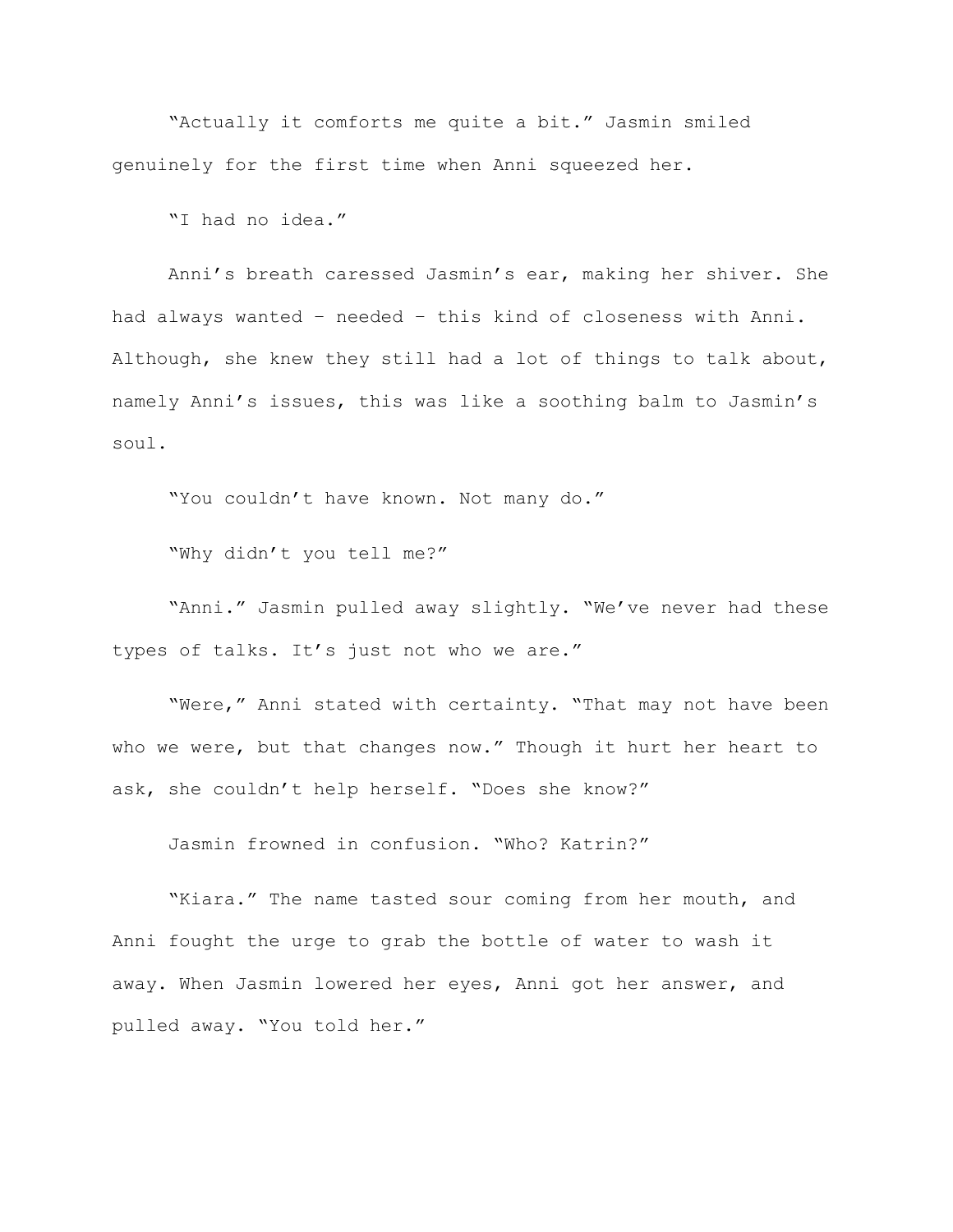"Actually it comforts me quite a bit." Jasmin smiled genuinely for the first time when Anni squeezed her.

"I had no idea."

Anni's breath caressed Jasmin's ear, making her shiver. She had always wanted – needed – this kind of closeness with Anni. Although, she knew they still had a lot of things to talk about, namely Anni's issues, this was like a soothing balm to Jasmin's soul.

"You couldn't have known. Not many do."

"Why didn't you tell me?"

"Anni." Jasmin pulled away slightly. "We've never had these types of talks. It's just not who we are."

"Were," Anni stated with certainty. "That may not have been who we were, but that changes now." Though it hurt her heart to ask, she couldn't help herself. "Does she know?"

Jasmin frowned in confusion. "Who? Katrin?"

"Kiara." The name tasted sour coming from her mouth, and Anni fought the urge to grab the bottle of water to wash it away. When Jasmin lowered her eyes, Anni got her answer, and pulled away. "You told her."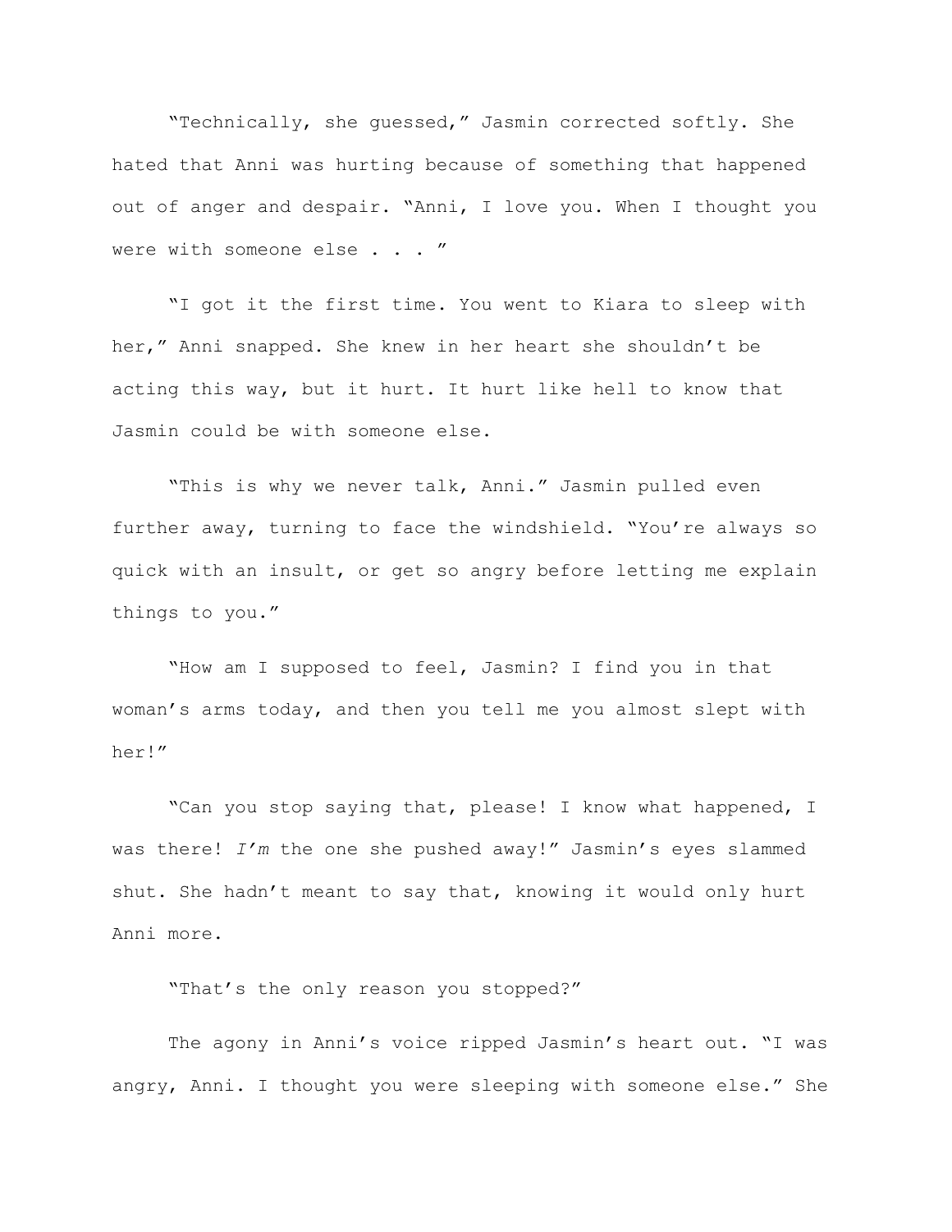"Technically, she guessed," Jasmin corrected softly. She hated that Anni was hurting because of something that happened out of anger and despair. "Anni, I love you. When I thought you were with someone else . . . "

"I got it the first time. You went to Kiara to sleep with her," Anni snapped. She knew in her heart she shouldn't be acting this way, but it hurt. It hurt like hell to know that Jasmin could be with someone else.

"This is why we never talk, Anni." Jasmin pulled even further away, turning to face the windshield. "You're always so quick with an insult, or get so angry before letting me explain things to you."

"How am I supposed to feel, Jasmin? I find you in that woman's arms today, and then you tell me you almost slept with her!"

"Can you stop saying that, please! I know what happened, I was there! *I'm* the one she pushed away!" Jasmin's eyes slammed shut. She hadn't meant to say that, knowing it would only hurt Anni more.

"That's the only reason you stopped?"

The agony in Anni's voice ripped Jasmin's heart out. "I was angry, Anni. I thought you were sleeping with someone else." She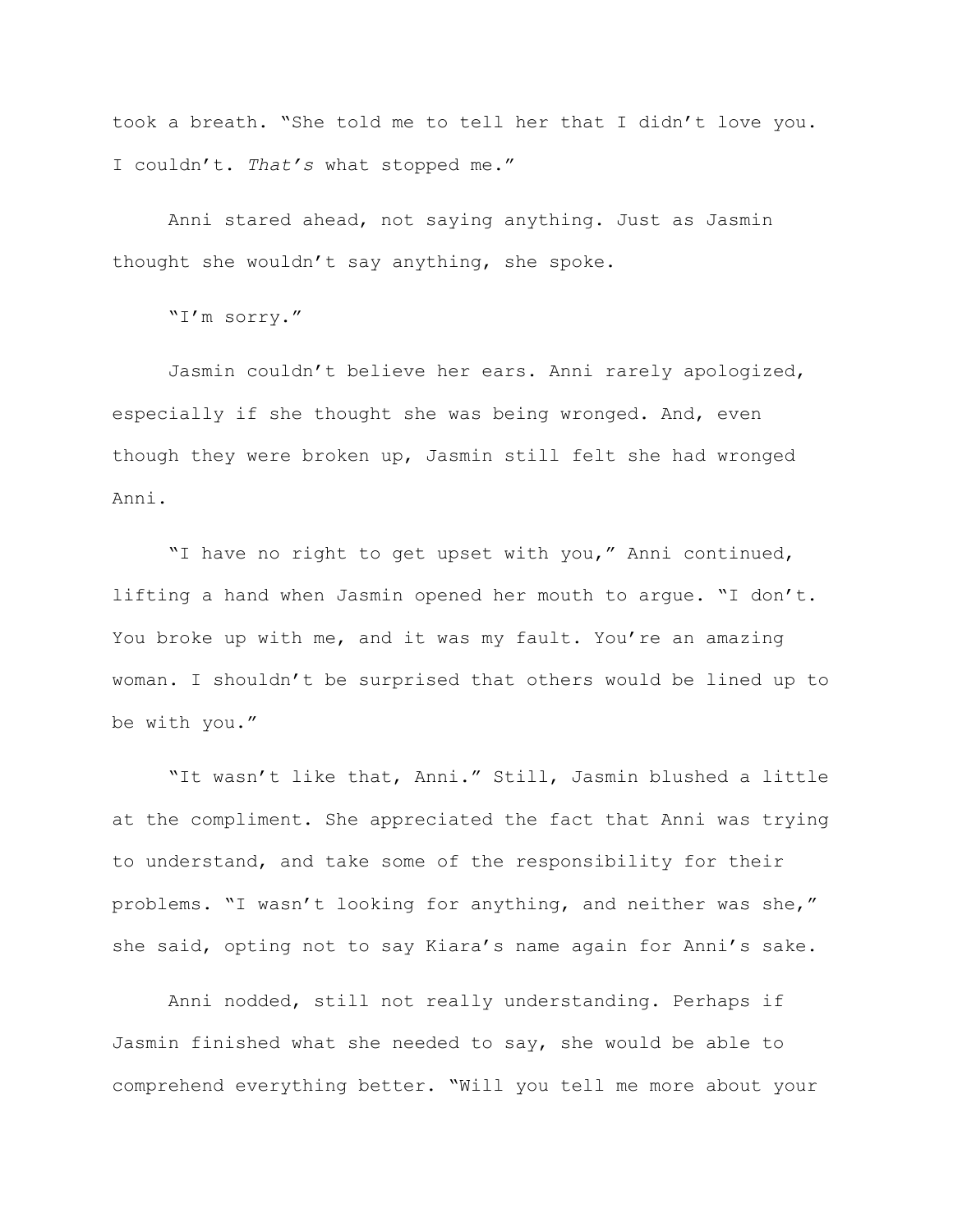took a breath. "She told me to tell her that I didn't love you. I couldn't. *That's* what stopped me."

Anni stared ahead, not saying anything. Just as Jasmin thought she wouldn't say anything, she spoke.

"I'm sorry."

Jasmin couldn't believe her ears. Anni rarely apologized, especially if she thought she was being wronged. And, even though they were broken up, Jasmin still felt she had wronged Anni.

"I have no right to get upset with you," Anni continued, lifting a hand when Jasmin opened her mouth to argue. "I don't. You broke up with me, and it was my fault. You're an amazing woman. I shouldn't be surprised that others would be lined up to be with you."

"It wasn't like that, Anni." Still, Jasmin blushed a little at the compliment. She appreciated the fact that Anni was trying to understand, and take some of the responsibility for their problems. "I wasn't looking for anything, and neither was she," she said, opting not to say Kiara's name again for Anni's sake.

Anni nodded, still not really understanding. Perhaps if Jasmin finished what she needed to say, she would be able to comprehend everything better. "Will you tell me more about your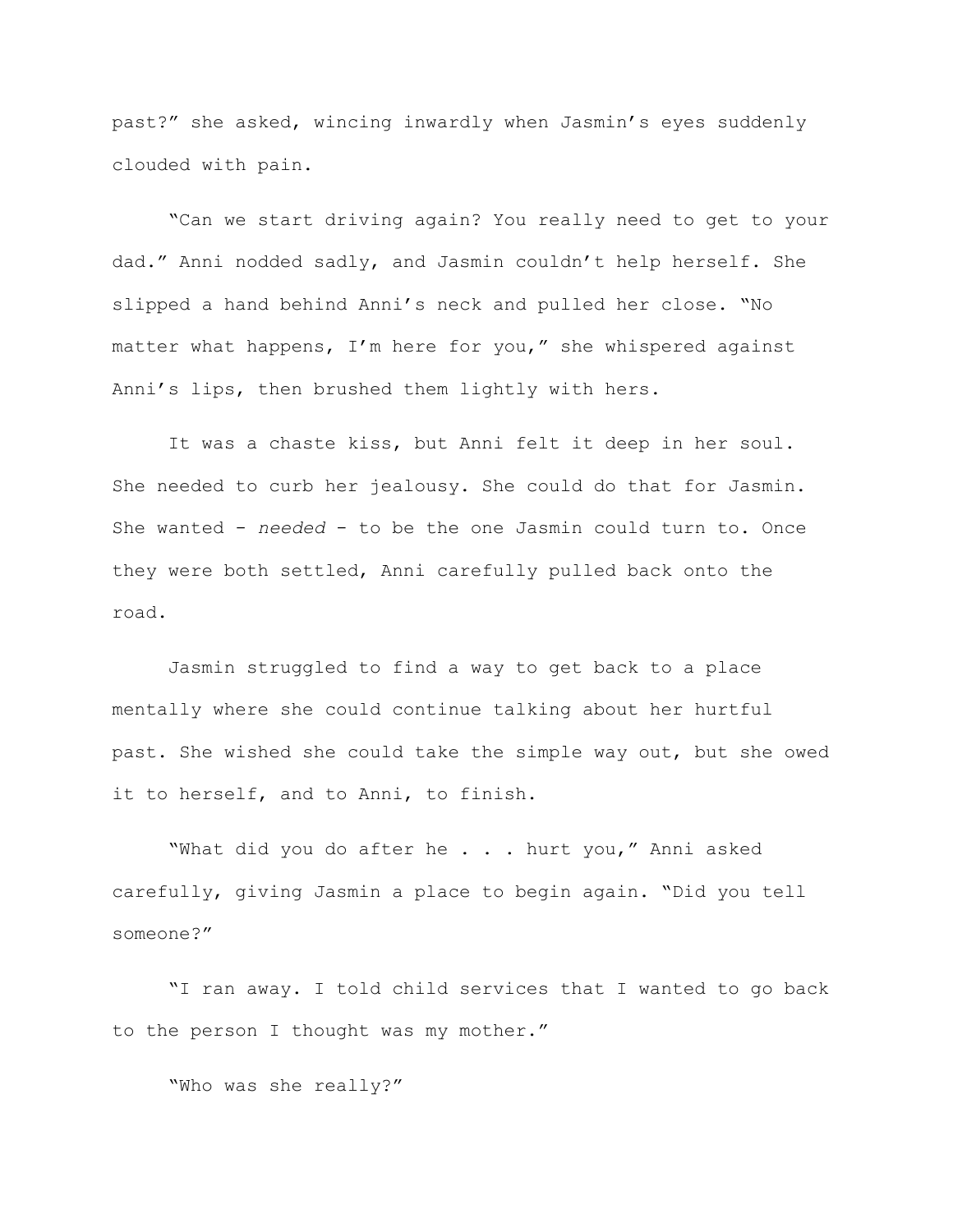past?" she asked, wincing inwardly when Jasmin's eyes suddenly clouded with pain.

"Can we start driving again? You really need to get to your dad." Anni nodded sadly, and Jasmin couldn't help herself. She slipped a hand behind Anni's neck and pulled her close. "No matter what happens, I'm here for you," she whispered against Anni's lips, then brushed them lightly with hers.

It was a chaste kiss, but Anni felt it deep in her soul. She needed to curb her jealousy. She could do that for Jasmin. She wanted - *needed* - to be the one Jasmin could turn to. Once they were both settled, Anni carefully pulled back onto the road.

Jasmin struggled to find a way to get back to a place mentally where she could continue talking about her hurtful past. She wished she could take the simple way out, but she owed it to herself, and to Anni, to finish.

"What did you do after he . . . hurt you," Anni asked carefully, giving Jasmin a place to begin again. "Did you tell someone?"

"I ran away. I told child services that I wanted to go back to the person I thought was my mother."

"Who was she really?"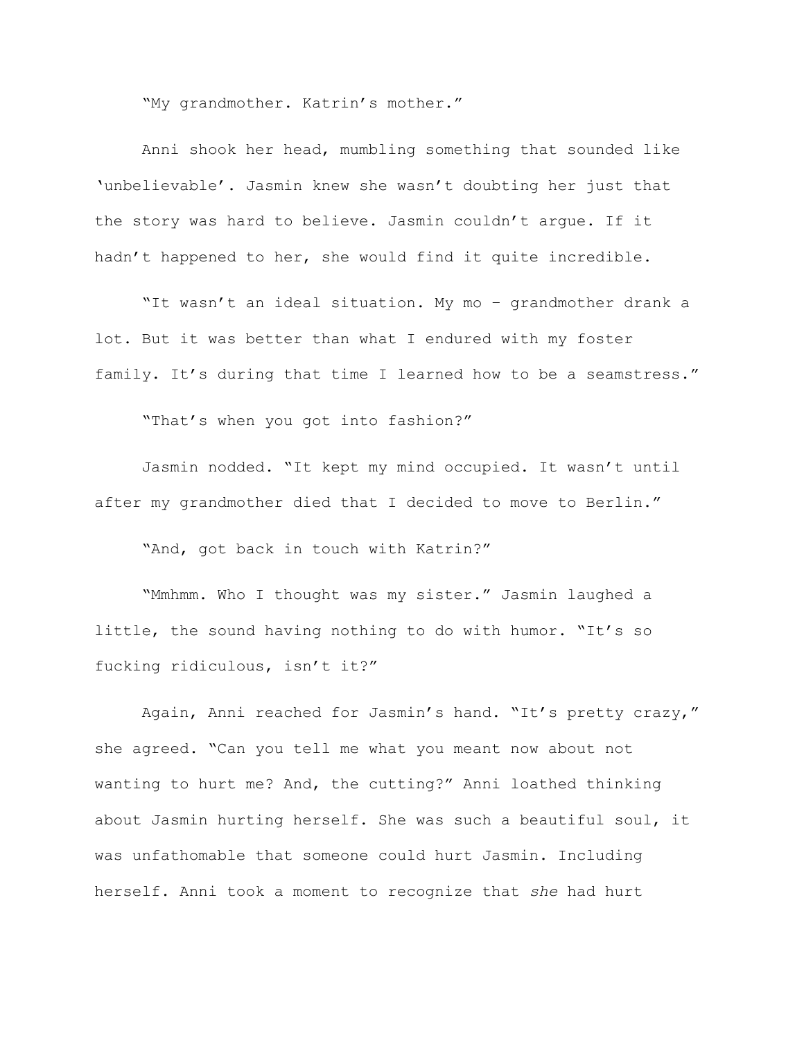"My grandmother. Katrin's mother."

Anni shook her head, mumbling something that sounded like 'unbelievable'. Jasmin knew she wasn't doubting her just that the story was hard to believe. Jasmin couldn't argue. If it hadn't happened to her, she would find it quite incredible.

"It wasn't an ideal situation. My mo – grandmother drank a lot. But it was better than what I endured with my foster family. It's during that time I learned how to be a seamstress."

"That's when you got into fashion?"

Jasmin nodded. "It kept my mind occupied. It wasn't until after my grandmother died that I decided to move to Berlin."

"And, got back in touch with Katrin?"

"Mmhmm. Who I thought was my sister." Jasmin laughed a little, the sound having nothing to do with humor. "It's so fucking ridiculous, isn't it?"

Again, Anni reached for Jasmin's hand. "It's pretty crazy," she agreed. "Can you tell me what you meant now about not wanting to hurt me? And, the cutting?" Anni loathed thinking about Jasmin hurting herself. She was such a beautiful soul, it was unfathomable that someone could hurt Jasmin. Including herself. Anni took a moment to recognize that *she* had hurt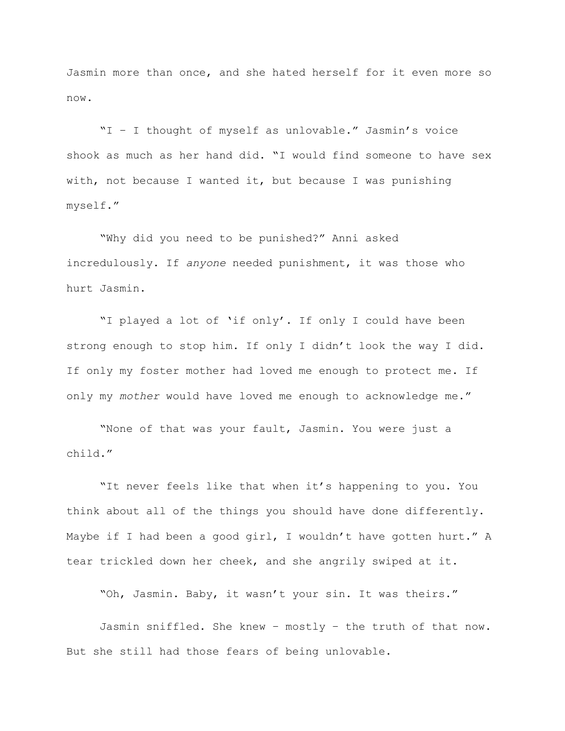Jasmin more than once, and she hated herself for it even more so now.

"I – I thought of myself as unlovable." Jasmin's voice shook as much as her hand did. "I would find someone to have sex with, not because I wanted it, but because I was punishing myself."

"Why did you need to be punished?" Anni asked incredulously. If *anyone* needed punishment, it was those who hurt Jasmin.

"I played a lot of 'if only'. If only I could have been strong enough to stop him. If only I didn't look the way I did. If only my foster mother had loved me enough to protect me. If only my *mother* would have loved me enough to acknowledge me."

"None of that was your fault, Jasmin. You were just a child."

"It never feels like that when it's happening to you. You think about all of the things you should have done differently. Maybe if I had been a good girl, I wouldn't have gotten hurt." A tear trickled down her cheek, and she angrily swiped at it.

"Oh, Jasmin. Baby, it wasn't your sin. It was theirs."

Jasmin sniffled. She knew – mostly – the truth of that now. But she still had those fears of being unlovable.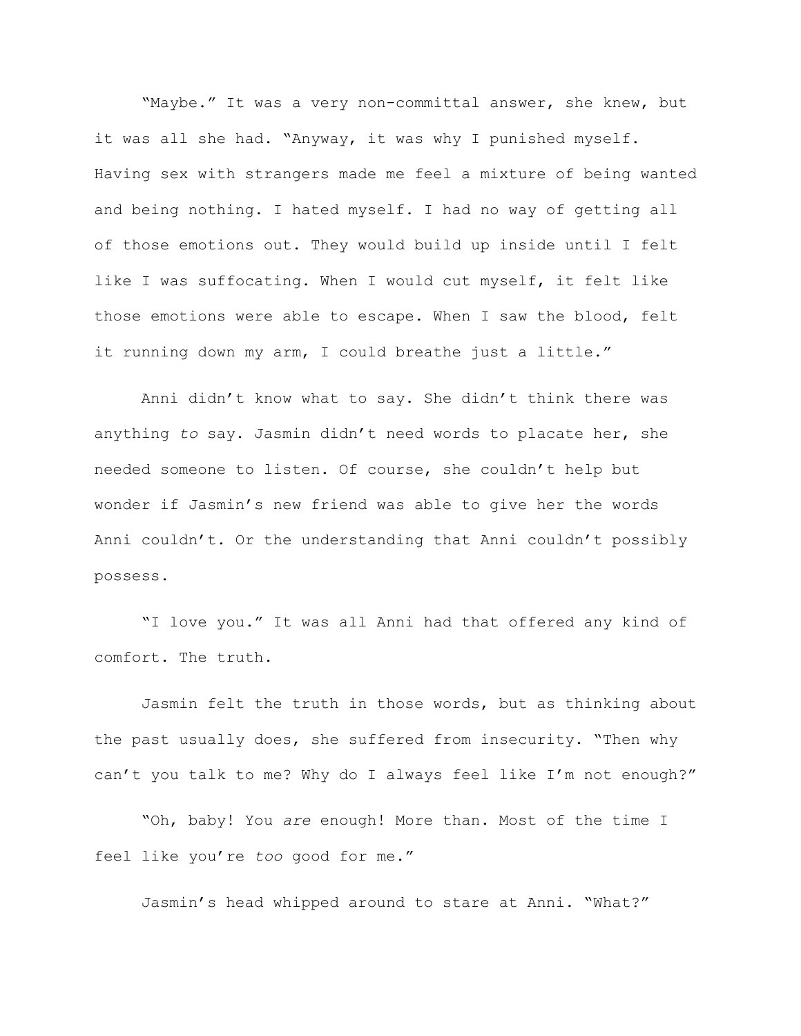"Maybe." It was a very non-committal answer, she knew, but it was all she had. "Anyway, it was why I punished myself. Having sex with strangers made me feel a mixture of being wanted and being nothing. I hated myself. I had no way of getting all of those emotions out. They would build up inside until I felt like I was suffocating. When I would cut myself, it felt like those emotions were able to escape. When I saw the blood, felt it running down my arm, I could breathe just a little."

Anni didn't know what to say. She didn't think there was anything *to* say. Jasmin didn't need words to placate her, she needed someone to listen. Of course, she couldn't help but wonder if Jasmin's new friend was able to give her the words Anni couldn't. Or the understanding that Anni couldn't possibly possess.

"I love you." It was all Anni had that offered any kind of comfort. The truth.

Jasmin felt the truth in those words, but as thinking about the past usually does, she suffered from insecurity. "Then why can't you talk to me? Why do I always feel like I'm not enough?"

"Oh, baby! You *are* enough! More than. Most of the time I feel like you're *too* good for me."

Jasmin's head whipped around to stare at Anni. "What?"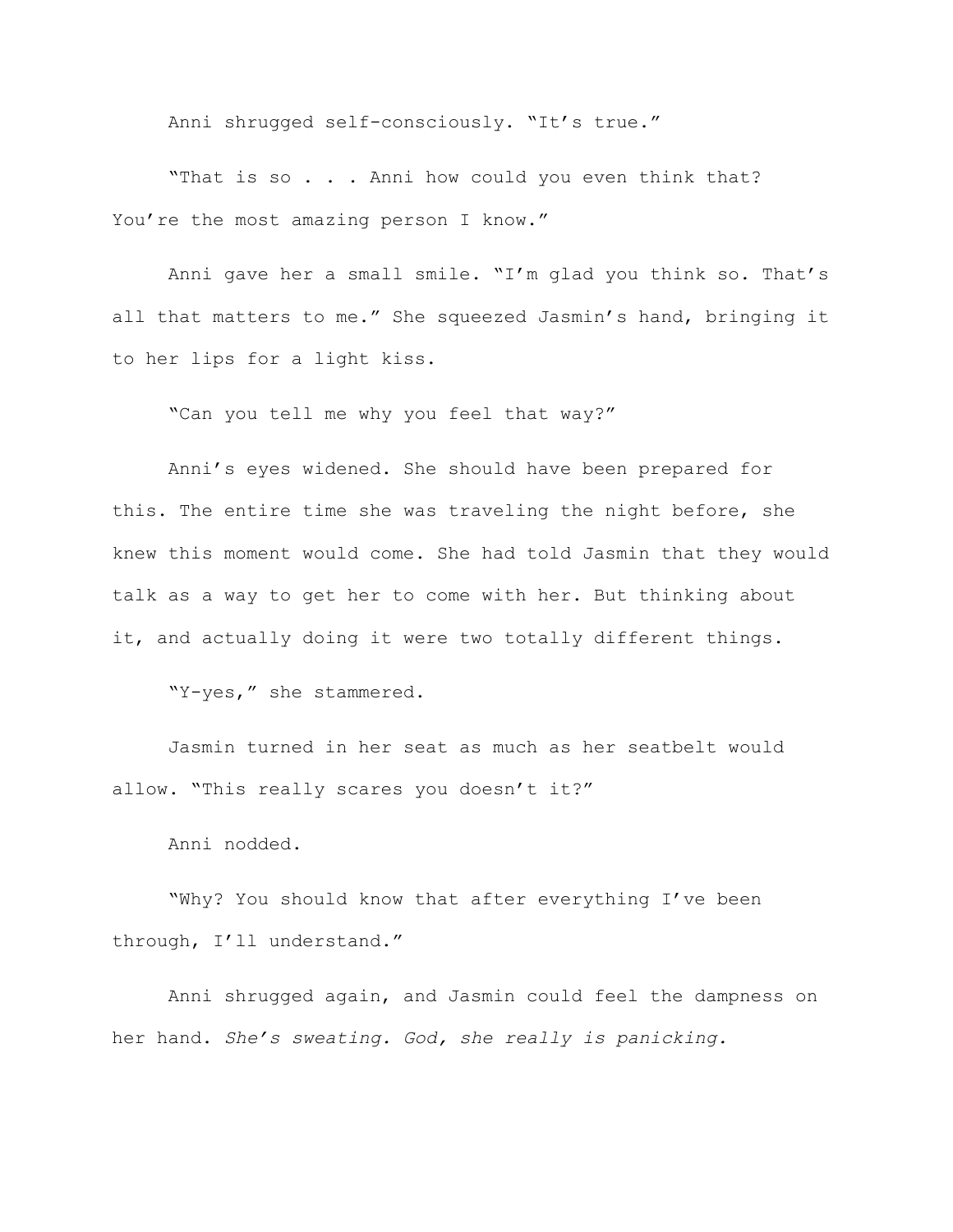Anni shrugged self-consciously. "It's true."

"That is so . . . Anni how could you even think that? You're the most amazing person I know."

Anni gave her a small smile. "I'm glad you think so. That's all that matters to me." She squeezed Jasmin's hand, bringing it to her lips for a light kiss.

"Can you tell me why you feel that way?"

Anni's eyes widened. She should have been prepared for this. The entire time she was traveling the night before, she knew this moment would come. She had told Jasmin that they would talk as a way to get her to come with her. But thinking about it, and actually doing it were two totally different things.

"Y-yes," she stammered.

Jasmin turned in her seat as much as her seatbelt would allow. "This really scares you doesn't it?"

Anni nodded.

"Why? You should know that after everything I've been through, I'll understand."

Anni shrugged again, and Jasmin could feel the dampness on her hand. *She's sweating. God, she really is panicking.*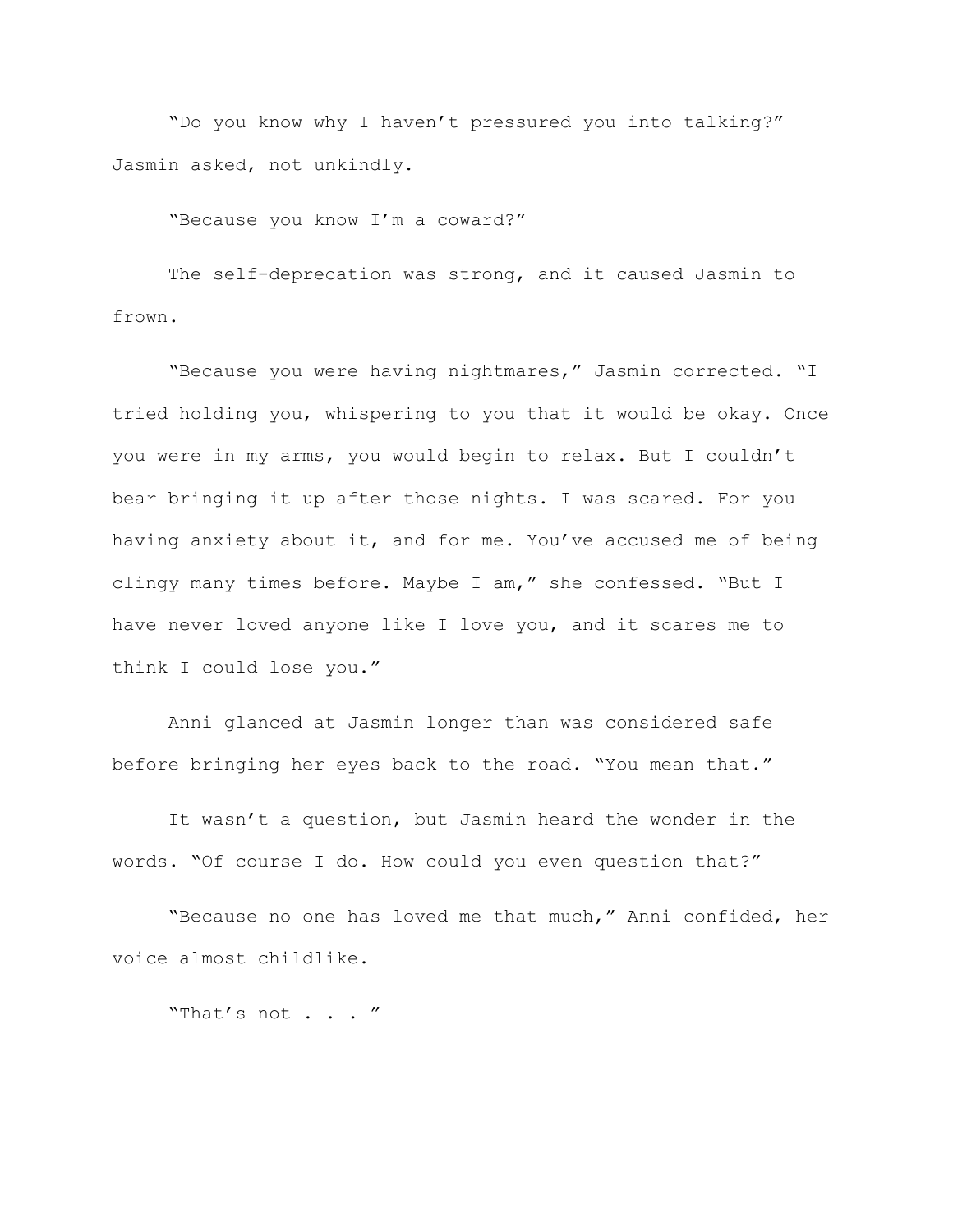"Do you know why I haven't pressured you into talking?" Jasmin asked, not unkindly.

"Because you know I'm a coward?"

The self-deprecation was strong, and it caused Jasmin to frown.

"Because you were having nightmares," Jasmin corrected. "I tried holding you, whispering to you that it would be okay. Once you were in my arms, you would begin to relax. But I couldn't bear bringing it up after those nights. I was scared. For you having anxiety about it, and for me. You've accused me of being clingy many times before. Maybe I am," she confessed. "But I have never loved anyone like I love you, and it scares me to think I could lose you."

Anni glanced at Jasmin longer than was considered safe before bringing her eyes back to the road. "You mean that."

It wasn't a question, but Jasmin heard the wonder in the words. "Of course I do. How could you even question that?"

"Because no one has loved me that much," Anni confided, her voice almost childlike.

"That's not . . . "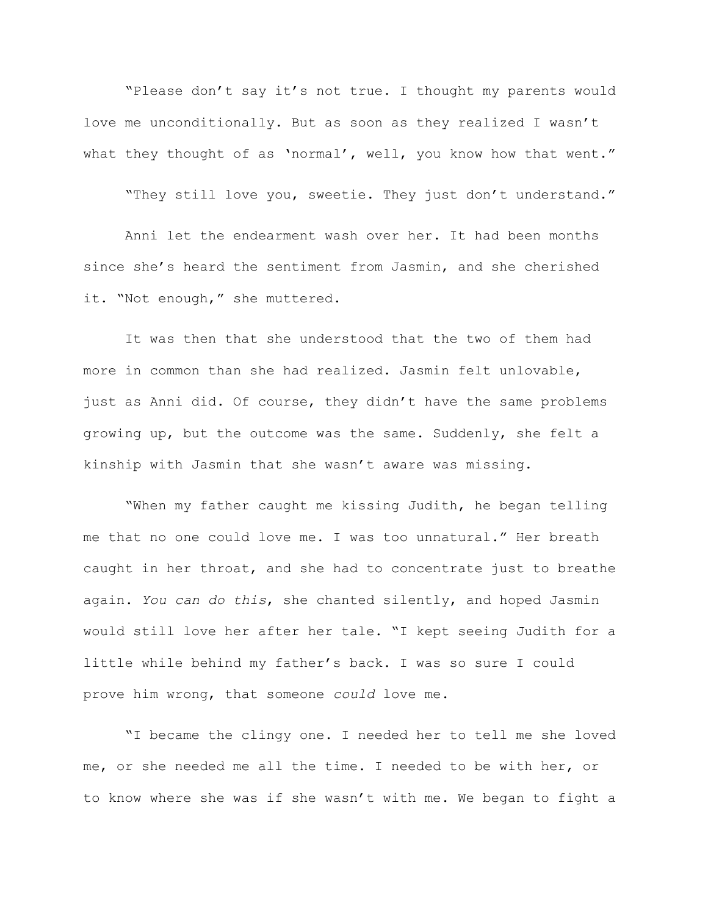"Please don't say it's not true. I thought my parents would love me unconditionally. But as soon as they realized I wasn't what they thought of as 'normal', well, you know how that went."

"They still love you, sweetie. They just don't understand."

Anni let the endearment wash over her. It had been months since she's heard the sentiment from Jasmin, and she cherished it. "Not enough," she muttered.

It was then that she understood that the two of them had more in common than she had realized. Jasmin felt unlovable, just as Anni did. Of course, they didn't have the same problems growing up, but the outcome was the same. Suddenly, she felt a kinship with Jasmin that she wasn't aware was missing.

"When my father caught me kissing Judith, he began telling me that no one could love me. I was too unnatural." Her breath caught in her throat, and she had to concentrate just to breathe again. *You can do this*, she chanted silently, and hoped Jasmin would still love her after her tale. "I kept seeing Judith for a little while behind my father's back. I was so sure I could prove him wrong, that someone *could* love me.

"I became the clingy one. I needed her to tell me she loved me, or she needed me all the time. I needed to be with her, or to know where she was if she wasn't with me. We began to fight a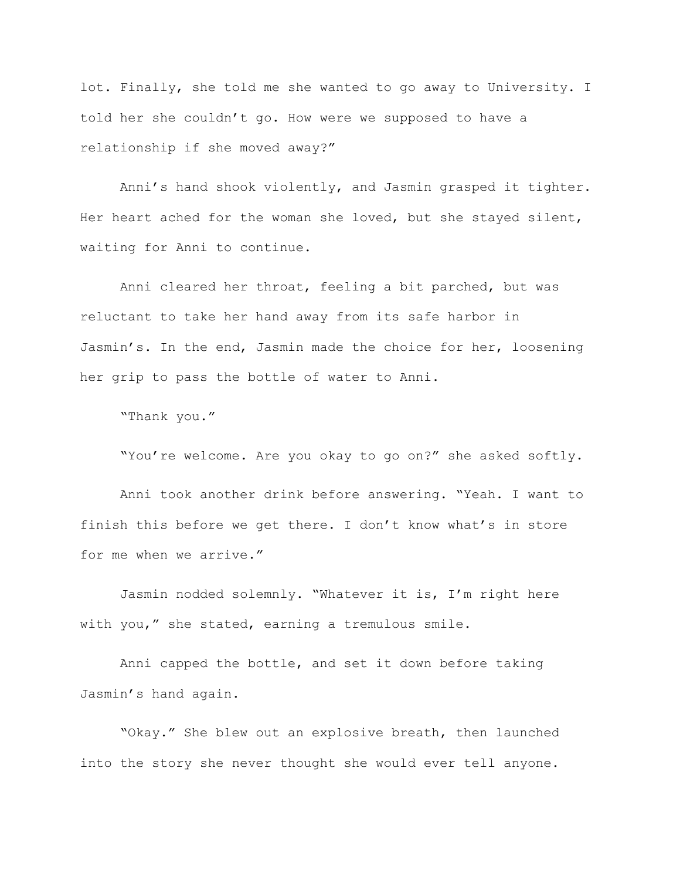lot. Finally, she told me she wanted to go away to University. I told her she couldn't go. How were we supposed to have a relationship if she moved away?"

Anni's hand shook violently, and Jasmin grasped it tighter. Her heart ached for the woman she loved, but she stayed silent, waiting for Anni to continue.

Anni cleared her throat, feeling a bit parched, but was reluctant to take her hand away from its safe harbor in Jasmin's. In the end, Jasmin made the choice for her, loosening her grip to pass the bottle of water to Anni.

"Thank you."

"You're welcome. Are you okay to go on?" she asked softly.

Anni took another drink before answering. "Yeah. I want to finish this before we get there. I don't know what's in store for me when we arrive."

Jasmin nodded solemnly. "Whatever it is, I'm right here with you," she stated, earning a tremulous smile.

Anni capped the bottle, and set it down before taking Jasmin's hand again.

"Okay." She blew out an explosive breath, then launched into the story she never thought she would ever tell anyone.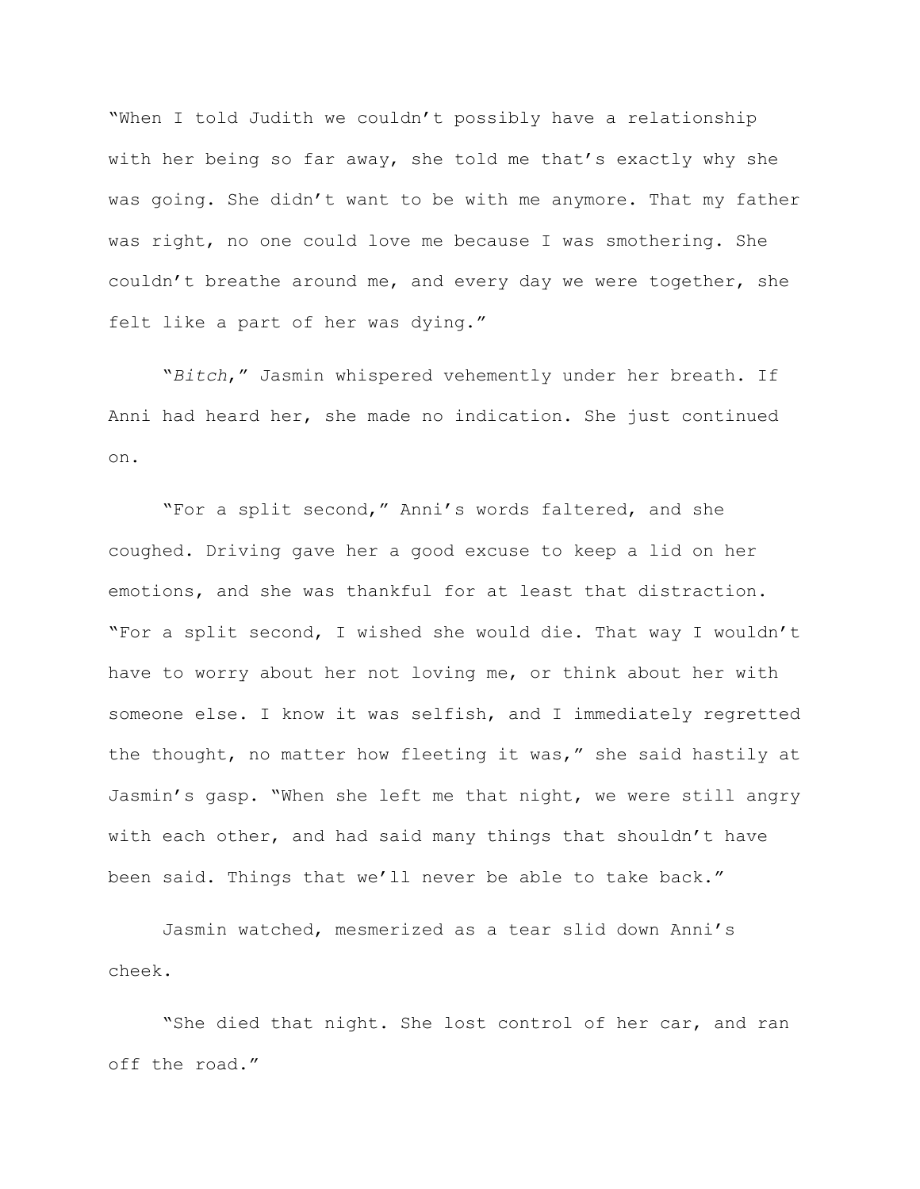"When I told Judith we couldn't possibly have a relationship with her being so far away, she told me that's exactly why she was going. She didn't want to be with me anymore. That my father was right, no one could love me because I was smothering. She couldn't breathe around me, and every day we were together, she felt like a part of her was dying."

"*Bitch*," Jasmin whispered vehemently under her breath. If Anni had heard her, she made no indication. She just continued on.

"For a split second," Anni's words faltered, and she coughed. Driving gave her a good excuse to keep a lid on her emotions, and she was thankful for at least that distraction. "For a split second, I wished she would die. That way I wouldn't have to worry about her not loving me, or think about her with someone else. I know it was selfish, and I immediately regretted the thought, no matter how fleeting it was," she said hastily at Jasmin's gasp. "When she left me that night, we were still angry with each other, and had said many things that shouldn't have been said. Things that we'll never be able to take back."

Jasmin watched, mesmerized as a tear slid down Anni's cheek.

"She died that night. She lost control of her car, and ran off the road."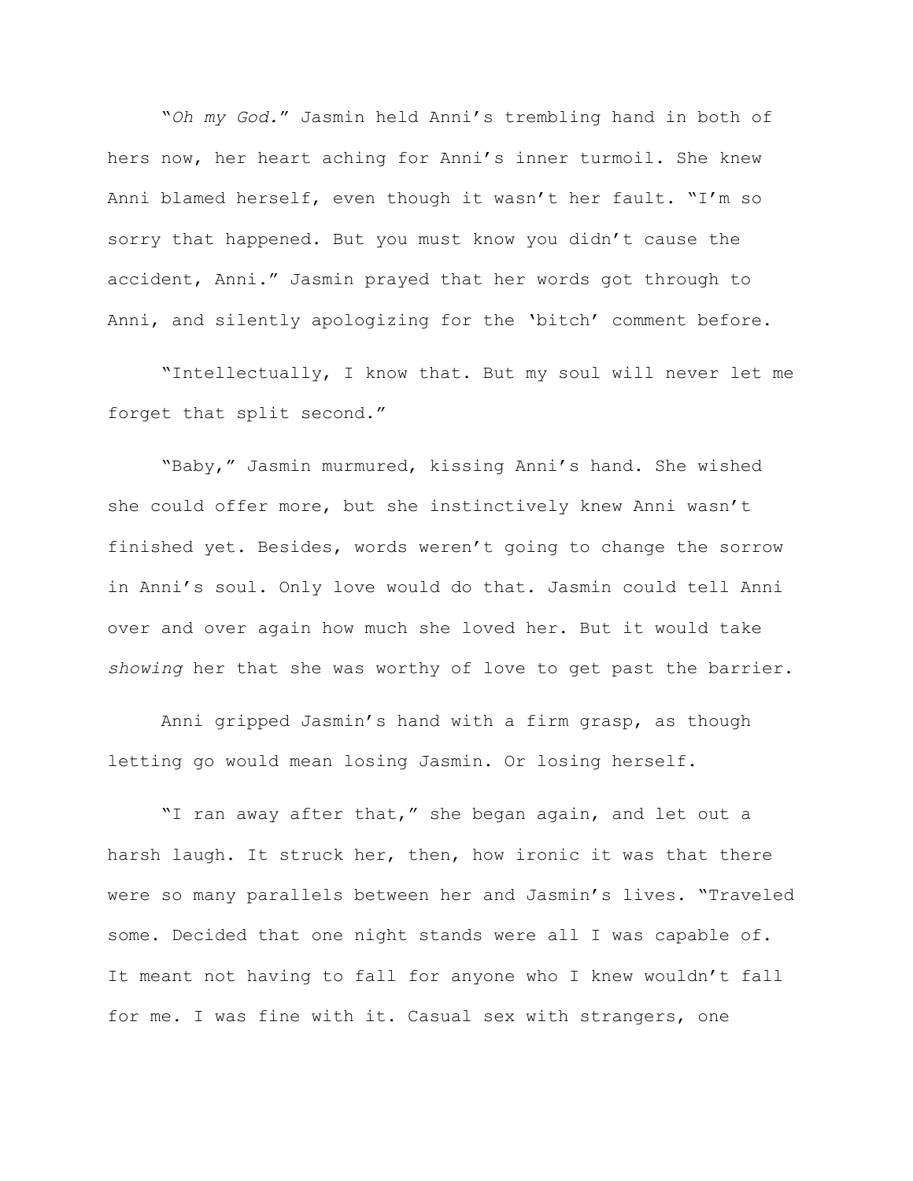"*Oh my God.*" Jasmin held Anni's trembling hand in both of hers now, her heart aching for Anni's inner turmoil. She knew Anni blamed herself, even though it wasn't her fault. "I'm so sorry that happened. But you must know you didn't cause the accident, Anni." Jasmin prayed that her words got through to Anni, and silently apologizing for the 'bitch' comment before.

"Intellectually, I know that. But my soul will never let me forget that split second."

"Baby," Jasmin murmured, kissing Anni's hand. She wished she could offer more, but she instinctively knew Anni wasn't finished yet. Besides, words weren't going to change the sorrow in Anni's soul. Only love would do that. Jasmin could tell Anni over and over again how much she loved her. But it would take *showing* her that she was worthy of love to get past the barrier.

Anni gripped Jasmin's hand with a firm grasp, as though letting go would mean losing Jasmin. Or losing herself.

"I ran away after that," she began again, and let out a harsh laugh. It struck her, then, how ironic it was that there were so many parallels between her and Jasmin's lives. "Traveled some. Decided that one night stands were all I was capable of. It meant not having to fall for anyone who I knew wouldn't fall for me. I was fine with it. Casual sex with strangers, one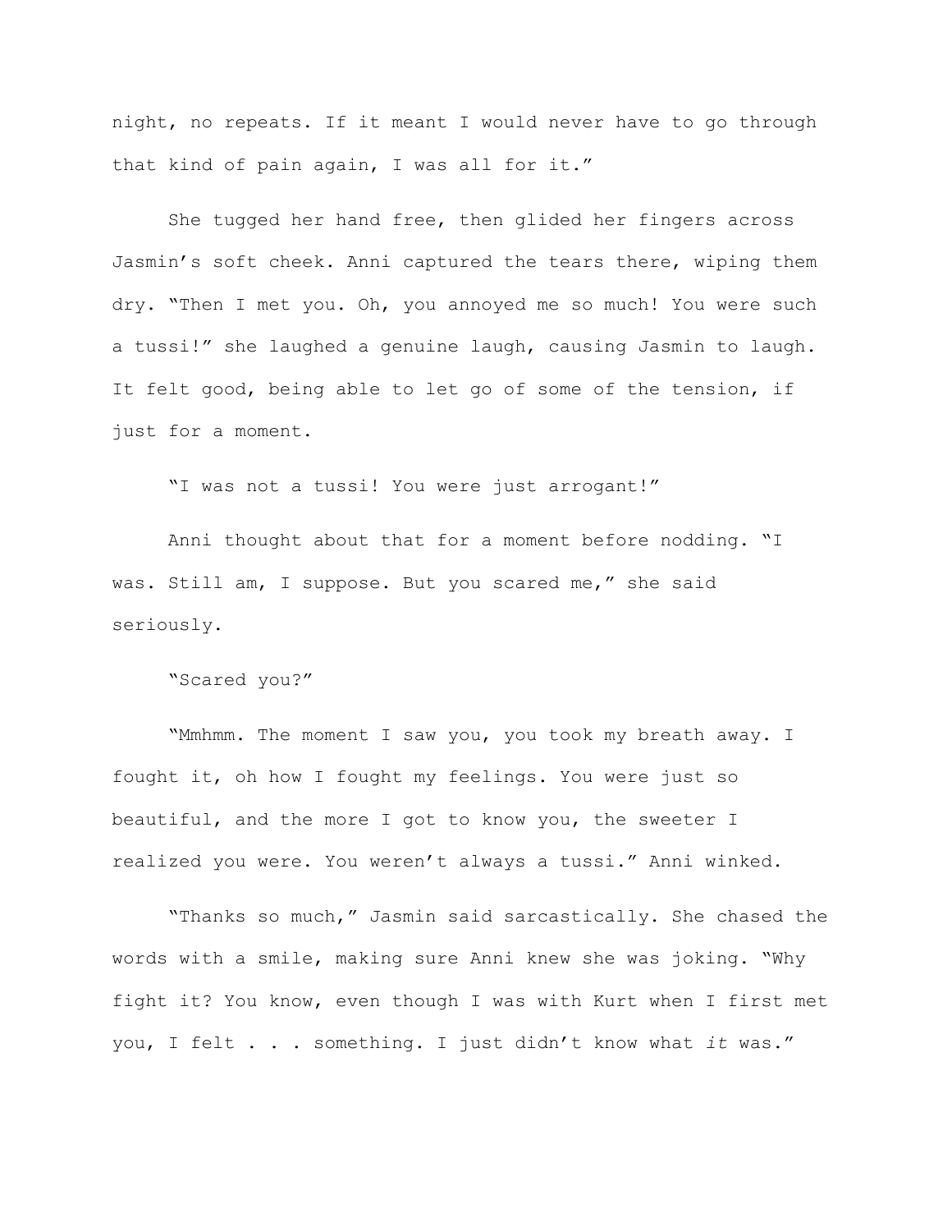night, no repeats. If it meant I would never have to go through that kind of pain again, I was all for it."

She tugged her hand free, then glided her fingers across Jasmin's soft cheek. Anni captured the tears there, wiping them dry. "Then I met you. Oh, you annoyed me so much! You were such a tussi!" she laughed a genuine laugh, causing Jasmin to laugh. It felt good, being able to let go of some of the tension, if just for a moment.

"I was not a tussi! You were just arrogant!"

Anni thought about that for a moment before nodding. "I was. Still am, I suppose. But you scared me," she said seriously.

"Scared you?"

"Mmhmm. The moment I saw you, you took my breath away. I fought it, oh how I fought my feelings. You were just so beautiful, and the more I got to know you, the sweeter I realized you were. You weren't always a tussi." Anni winked.

"Thanks so much," Jasmin said sarcastically. She chased the words with a smile, making sure Anni knew she was joking. "Why fight it? You know, even though I was with Kurt when I first met you, I felt . . . something. I just didn't know what *it* was."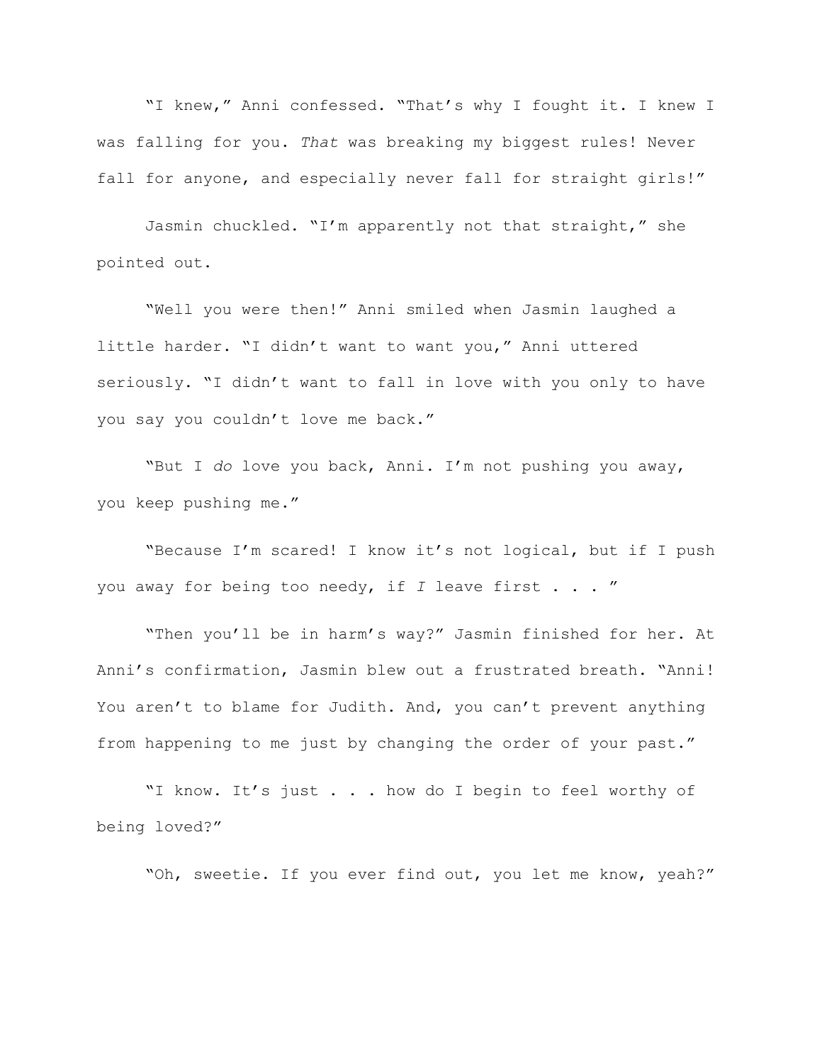"I knew," Anni confessed. "That's why I fought it. I knew I was falling for you. *That* was breaking my biggest rules! Never fall for anyone, and especially never fall for straight girls!"

Jasmin chuckled. "I'm apparently not that straight," she pointed out.

"Well you were then!" Anni smiled when Jasmin laughed a little harder. "I didn't want to want you," Anni uttered seriously. "I didn't want to fall in love with you only to have you say you couldn't love me back."

"But I *do* love you back, Anni. I'm not pushing you away, you keep pushing me."

"Because I'm scared! I know it's not logical, but if I push you away for being too needy, if *I* leave first . . . "

"Then you'll be in harm's way?" Jasmin finished for her. At Anni's confirmation, Jasmin blew out a frustrated breath. "Anni! You aren't to blame for Judith. And, you can't prevent anything from happening to me just by changing the order of your past."

"I know. It's just . . . how do I begin to feel worthy of being loved?"

"Oh, sweetie. If you ever find out, you let me know, yeah?"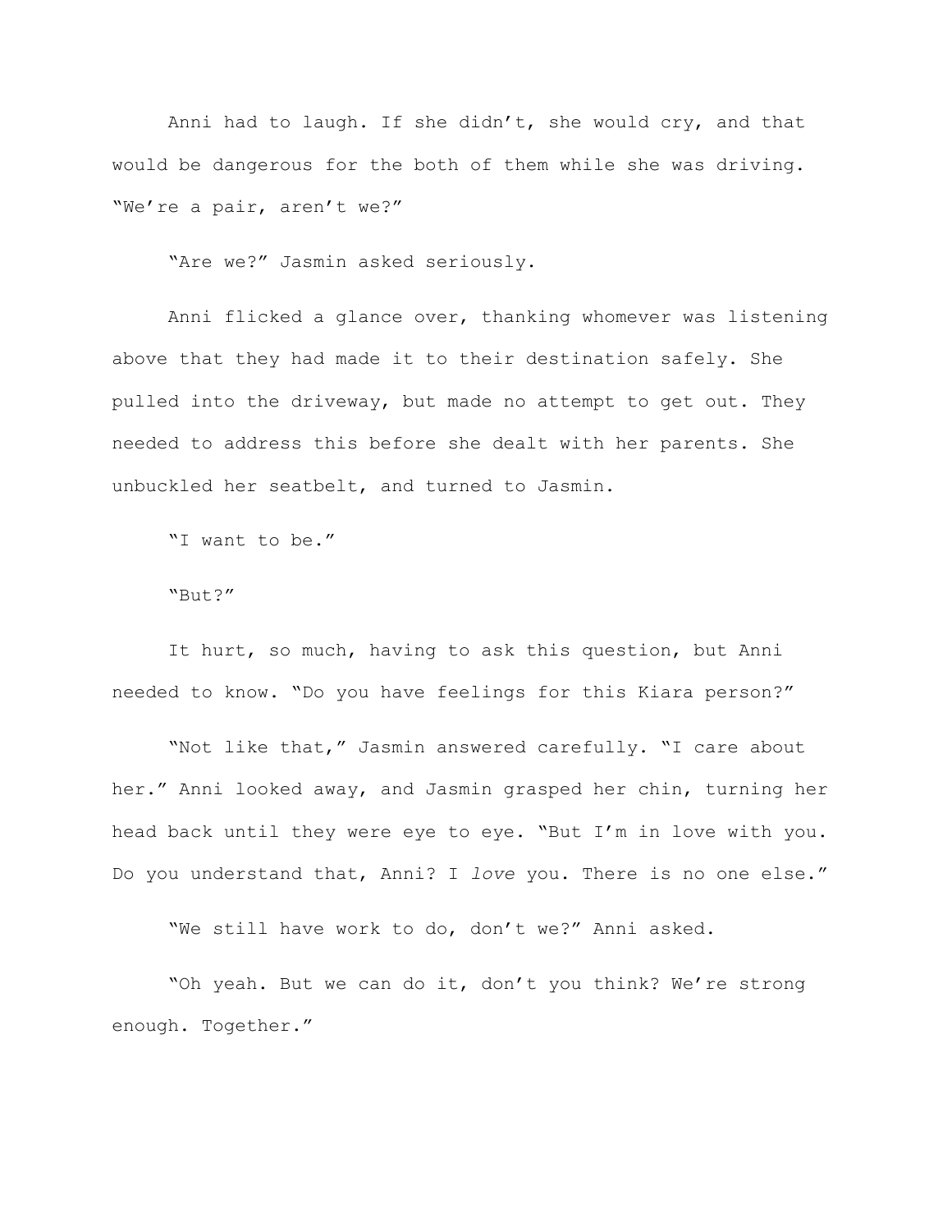Anni had to laugh. If she didn't, she would cry, and that would be dangerous for the both of them while she was driving. "We're a pair, aren't we?"

"Are we?" Jasmin asked seriously.

Anni flicked a glance over, thanking whomever was listening above that they had made it to their destination safely. She pulled into the driveway, but made no attempt to get out. They needed to address this before she dealt with her parents. She unbuckled her seatbelt, and turned to Jasmin.

"I want to be."

"But?"

It hurt, so much, having to ask this question, but Anni needed to know. "Do you have feelings for this Kiara person?"

"Not like that," Jasmin answered carefully. "I care about her." Anni looked away, and Jasmin grasped her chin, turning her head back until they were eye to eye. "But I'm in love with you. Do you understand that, Anni? I *love* you. There is no one else."

"We still have work to do, don't we?" Anni asked.

"Oh yeah. But we can do it, don't you think? We're strong enough. Together."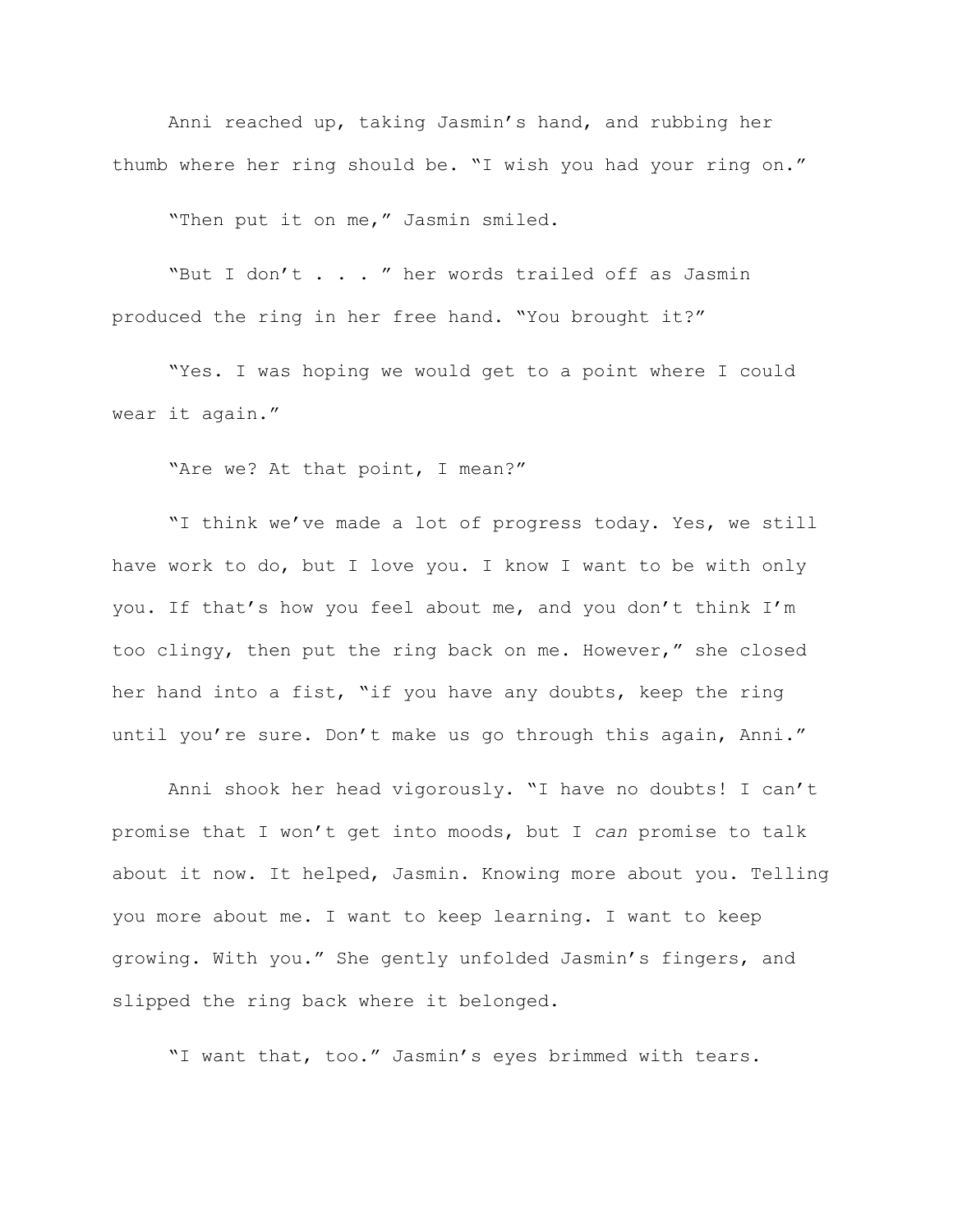Anni reached up, taking Jasmin’s hand, and rubbing her thumb where her ring should be. “I wish you had your ring on.”

“Then put it on me,” Jasmin smiled.

“But I don’t . . . ” her words trailed off as Jasmin produced the ring in her free hand. “You brought it?”

“Yes. I was hoping we would get to a point where I could wear it again.”

“Are we? At that point, I mean?”

“I think we’ve made a lot of progress today. Yes, we still have work to do, but I love you. I know I want to be with only you. If that’s how you feel about me, and you don’t think I’m too clingy, then put the ring back on me. However,” she closed her hand into a fist, “if you have any doubts, keep the ring until you’re sure. Don’t make us go through this again, Anni.”

Anni shook her head vigorously. “I have no doubts! I can’t promise that I won’t get into moods, but I *can* promise to talk about it now. It helped, Jasmin. Knowing more about you. Telling you more about me. I want to keep learning. I want to keep growing. With you.” She gently unfolded Jasmin’s fingers, and slipped the ring back where it belonged.

“I want that, too.” Jasmin’s eyes brimmed with tears.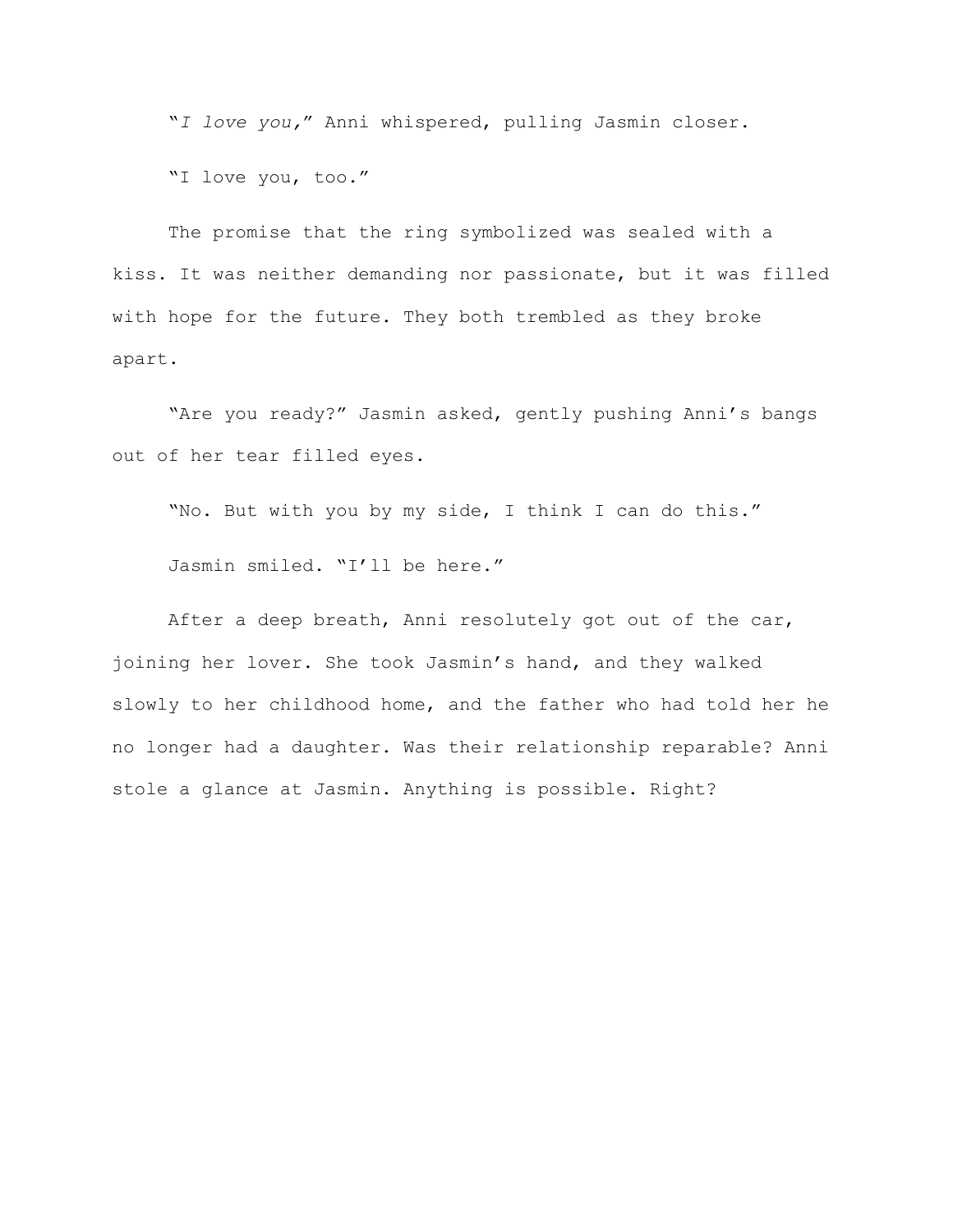"*I love you,*" Anni whispered, pulling Jasmin closer.

"I love you, too."

The promise that the ring symbolized was sealed with a kiss. It was neither demanding nor passionate, but it was filled with hope for the future. They both trembled as they broke apart.

"Are you ready?" Jasmin asked, gently pushing Anni's bangs out of her tear filled eyes.

"No. But with you by my side, I think I can do this."

Jasmin smiled. "I'll be here."

After a deep breath, Anni resolutely got out of the car, joining her lover. She took Jasmin's hand, and they walked slowly to her childhood home, and the father who had told her he no longer had a daughter. Was their relationship reparable? Anni stole a glance at Jasmin. Anything is possible. Right?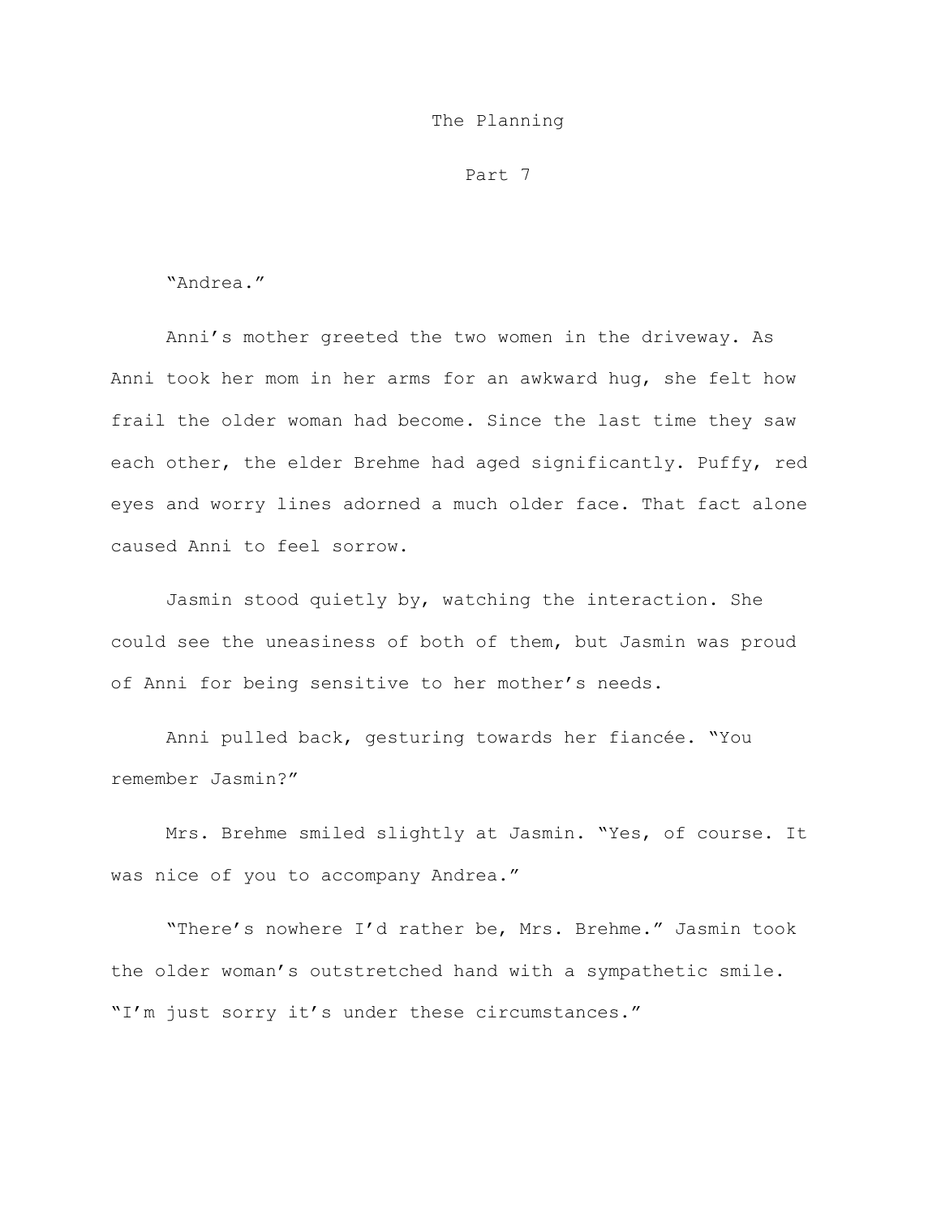# The Planning

## Part 7

"Andrea."

Anni's mother greeted the two women in the driveway. As Anni took her mom in her arms for an awkward hug, she felt how frail the older woman had become. Since the last time they saw each other, the elder Brehme had aged significantly. Puffy, red eyes and worry lines adorned a much older face. That fact alone caused Anni to feel sorrow.

Jasmin stood quietly by, watching the interaction. She could see the uneasiness of both of them, but Jasmin was proud of Anni for being sensitive to her mother's needs.

Anni pulled back, gesturing towards her fiancée. "You remember Jasmin?"

Mrs. Brehme smiled slightly at Jasmin. "Yes, of course. It was nice of you to accompany Andrea."

"There's nowhere I'd rather be, Mrs. Brehme." Jasmin took the older woman's outstretched hand with a sympathetic smile. "I'm just sorry it's under these circumstances."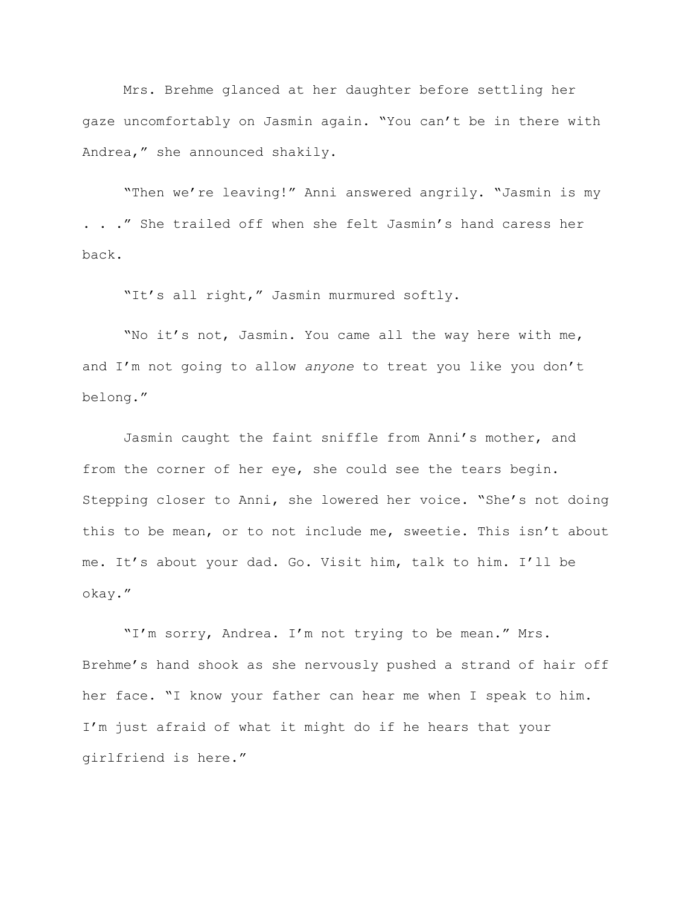Mrs. Brehme glanced at her daughter before settling her gaze uncomfortably on Jasmin again. "You can't be in there with Andrea," she announced shakily.

"Then we're leaving!" Anni answered angrily. "Jasmin is my . . ." She trailed off when she felt Jasmin's hand caress her back.

"It's all right," Jasmin murmured softly.

"No it's not, Jasmin. You came all the way here with me, and I'm not going to allow *anyone* to treat you like you don't belong."

Jasmin caught the faint sniffle from Anni's mother, and from the corner of her eye, she could see the tears begin. Stepping closer to Anni, she lowered her voice. "She's not doing this to be mean, or to not include me, sweetie. This isn't about me. It's about your dad. Go. Visit him, talk to him. I'll be okay."

"I'm sorry, Andrea. I'm not trying to be mean." Mrs. Brehme's hand shook as she nervously pushed a strand of hair off her face. "I know your father can hear me when I speak to him. I'm just afraid of what it might do if he hears that your girlfriend is here."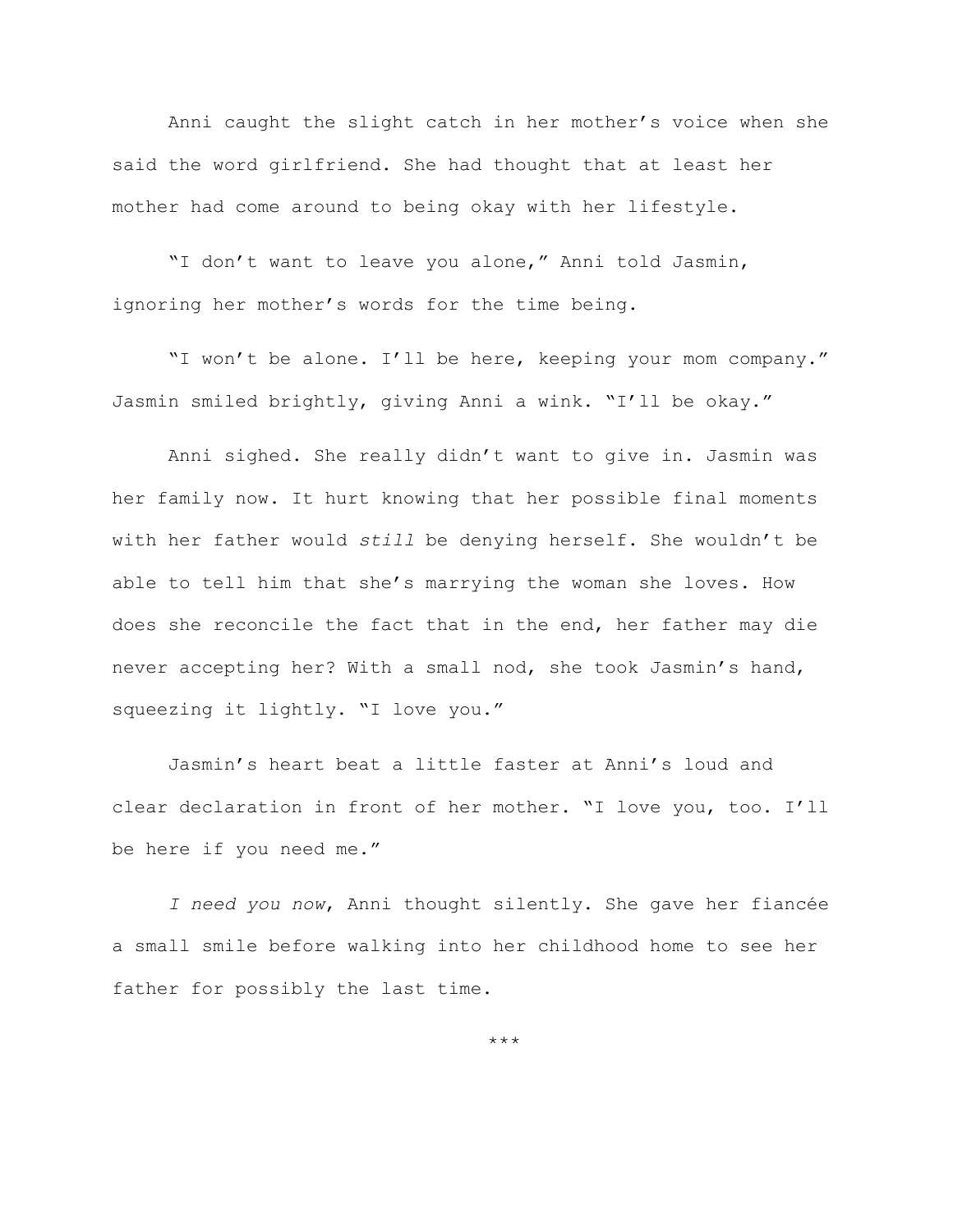Anni caught the slight catch in her mother's voice when she said the word girlfriend. She had thought that at least her mother had come around to being okay with her lifestyle.

"I don't want to leave you alone," Anni told Jasmin, ignoring her mother's words for the time being.

"I won't be alone. I'll be here, keeping your mom company." Jasmin smiled brightly, giving Anni a wink. "I'll be okay."

Anni sighed. She really didn't want to give in. Jasmin was her family now. It hurt knowing that her possible final moments with her father would *still* be denying herself. She wouldn't be able to tell him that she's marrying the woman she loves. How does she reconcile the fact that in the end, her father may die never accepting her? With a small nod, she took Jasmin's hand, squeezing it lightly. "I love you."

Jasmin's heart beat a little faster at Anni's loud and clear declaration in front of her mother. "I love you, too. I'll be here if you need me."

*I need you now*, Anni thought silently. She gave her fiancée a small smile before walking into her childhood home to see her father for possibly the last time.

***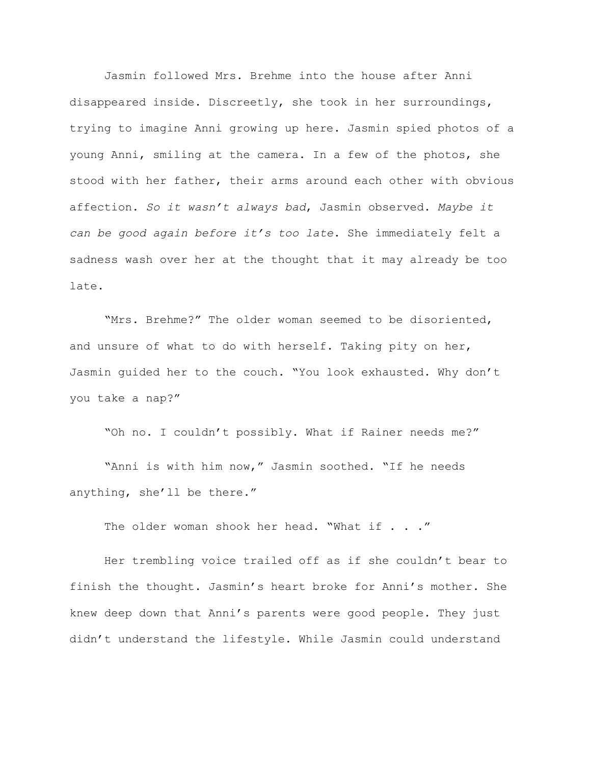Jasmin followed Mrs. Brehme into the house after Anni disappeared inside. Discreetly, she took in her surroundings, trying to imagine Anni growing up here. Jasmin spied photos of a young Anni, smiling at the camera. In a few of the photos, she stood with her father, their arms around each other with obvious affection. *So it wasn't always bad*, Jasmin observed. *Maybe it can be good again before it's too late*. She immediately felt a sadness wash over her at the thought that it may already be too late.

"Mrs. Brehme?" The older woman seemed to be disoriented, and unsure of what to do with herself. Taking pity on her, Jasmin guided her to the couch. "You look exhausted. Why don't you take a nap?"

"Oh no. I couldn't possibly. What if Rainer needs me?"

"Anni is with him now," Jasmin soothed. "If he needs anything, she'll be there."

The older woman shook her head. "What if . . ."

Her trembling voice trailed off as if she couldn't bear to finish the thought. Jasmin's heart broke for Anni's mother. She knew deep down that Anni's parents were good people. They just didn't understand the lifestyle. While Jasmin could understand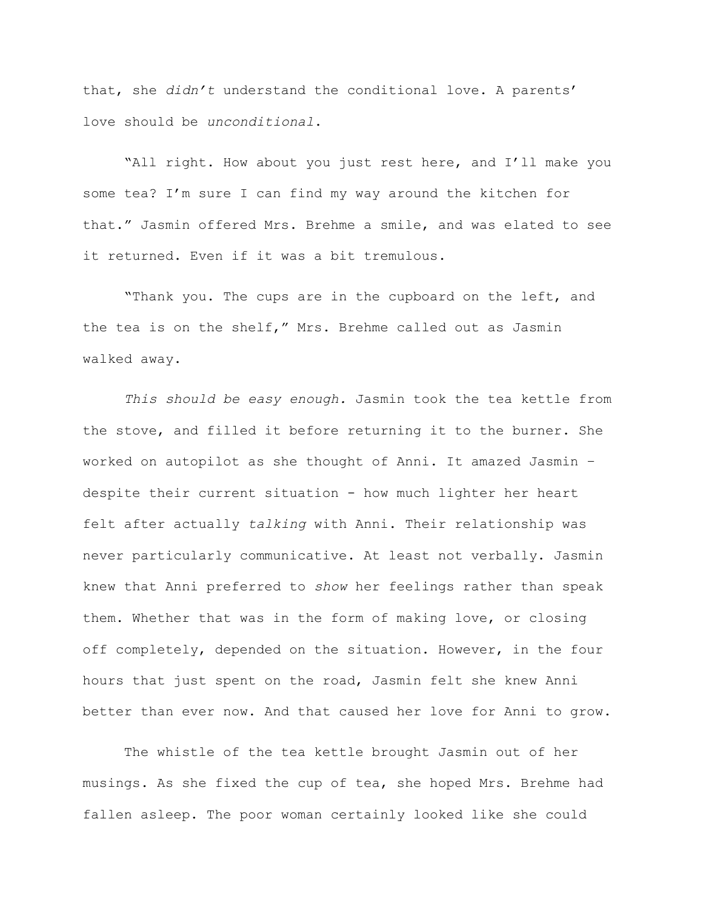that, she *didn't* understand the conditional love. A parents' love should be *unconditional*.

"All right. How about you just rest here, and I'll make you some tea? I'm sure I can find my way around the kitchen for that." Jasmin offered Mrs. Brehme a smile, and was elated to see it returned. Even if it was a bit tremulous.

"Thank you. The cups are in the cupboard on the left, and the tea is on the shelf," Mrs. Brehme called out as Jasmin walked away.

*This should be easy enough.* Jasmin took the tea kettle from the stove, and filled it before returning it to the burner. She worked on autopilot as she thought of Anni. It amazed Jasmin – despite their current situation - how much lighter her heart felt after actually *talking* with Anni. Their relationship was never particularly communicative. At least not verbally. Jasmin knew that Anni preferred to *show* her feelings rather than speak them. Whether that was in the form of making love, or closing off completely, depended on the situation. However, in the four hours that just spent on the road, Jasmin felt she knew Anni better than ever now. And that caused her love for Anni to grow.

The whistle of the tea kettle brought Jasmin out of her musings. As she fixed the cup of tea, she hoped Mrs. Brehme had fallen asleep. The poor woman certainly looked like she could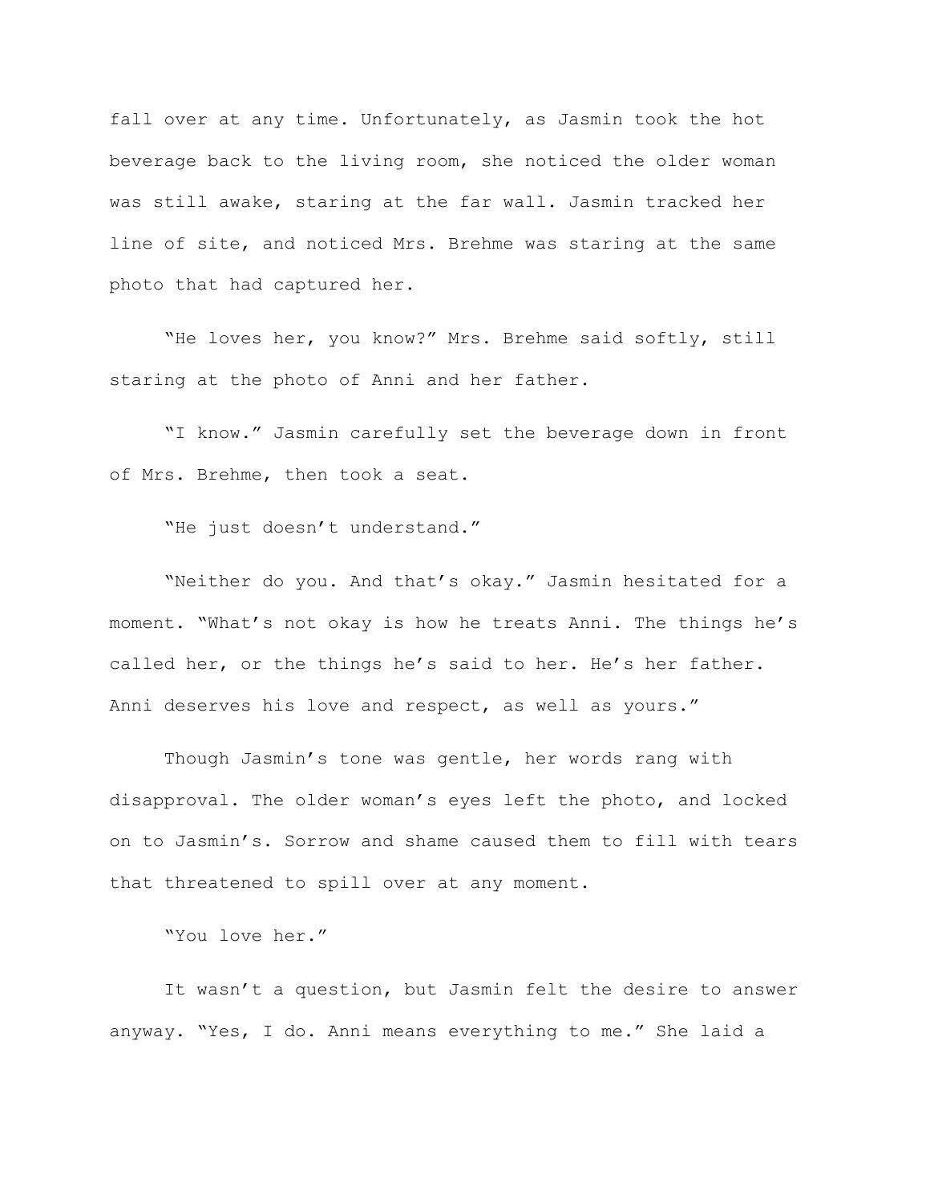fall over at any time. Unfortunately, as Jasmin took the hot beverage back to the living room, she noticed the older woman was still awake, staring at the far wall. Jasmin tracked her line of site, and noticed Mrs. Brehme was staring at the same photo that had captured her.

"He loves her, you know?" Mrs. Brehme said softly, still staring at the photo of Anni and her father.

"I know." Jasmin carefully set the beverage down in front of Mrs. Brehme, then took a seat.

"He just doesn't understand."

"Neither do you. And that's okay." Jasmin hesitated for a moment. "What's not okay is how he treats Anni. The things he's called her, or the things he's said to her. He's her father. Anni deserves his love and respect, as well as yours."

Though Jasmin's tone was gentle, her words rang with disapproval. The older woman's eyes left the photo, and locked on to Jasmin's. Sorrow and shame caused them to fill with tears that threatened to spill over at any moment.

"You love her."

It wasn't a question, but Jasmin felt the desire to answer anyway. "Yes, I do. Anni means everything to me." She laid a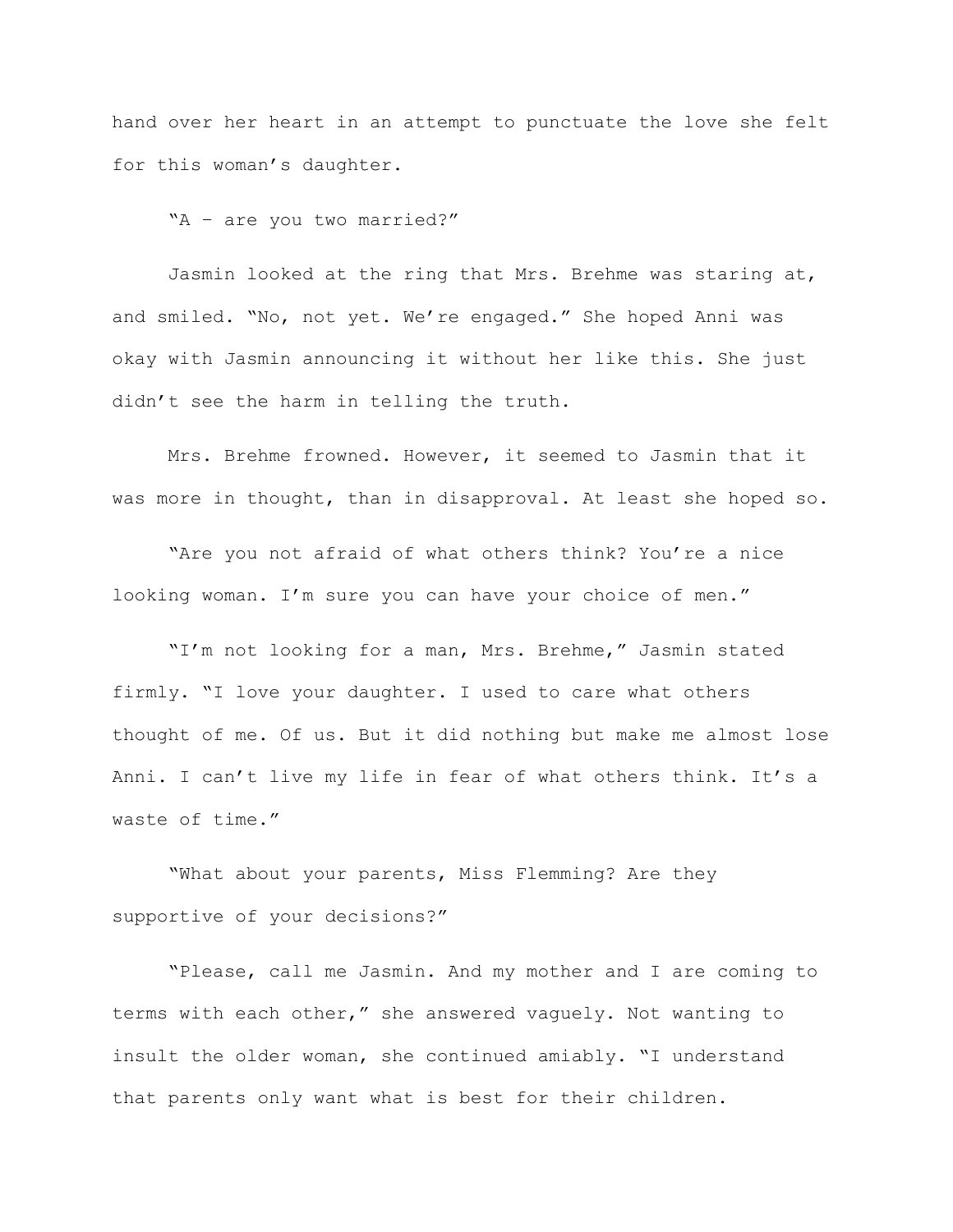hand over her heart in an attempt to punctuate the love she felt for this woman's daughter.

"A – are you two married?"

Jasmin looked at the ring that Mrs. Brehme was staring at, and smiled. "No, not yet. We're engaged." She hoped Anni was okay with Jasmin announcing it without her like this. She just didn't see the harm in telling the truth.

Mrs. Brehme frowned. However, it seemed to Jasmin that it was more in thought, than in disapproval. At least she hoped so.

"Are you not afraid of what others think? You're a nice looking woman. I'm sure you can have your choice of men."

"I'm not looking for a man, Mrs. Brehme," Jasmin stated firmly. "I love your daughter. I used to care what others thought of me. Of us. But it did nothing but make me almost lose Anni. I can't live my life in fear of what others think. It's a waste of time."

"What about your parents, Miss Flemming? Are they supportive of your decisions?"

"Please, call me Jasmin. And my mother and I are coming to terms with each other," she answered vaguely. Not wanting to insult the older woman, she continued amiably. "I understand that parents only want what is best for their children.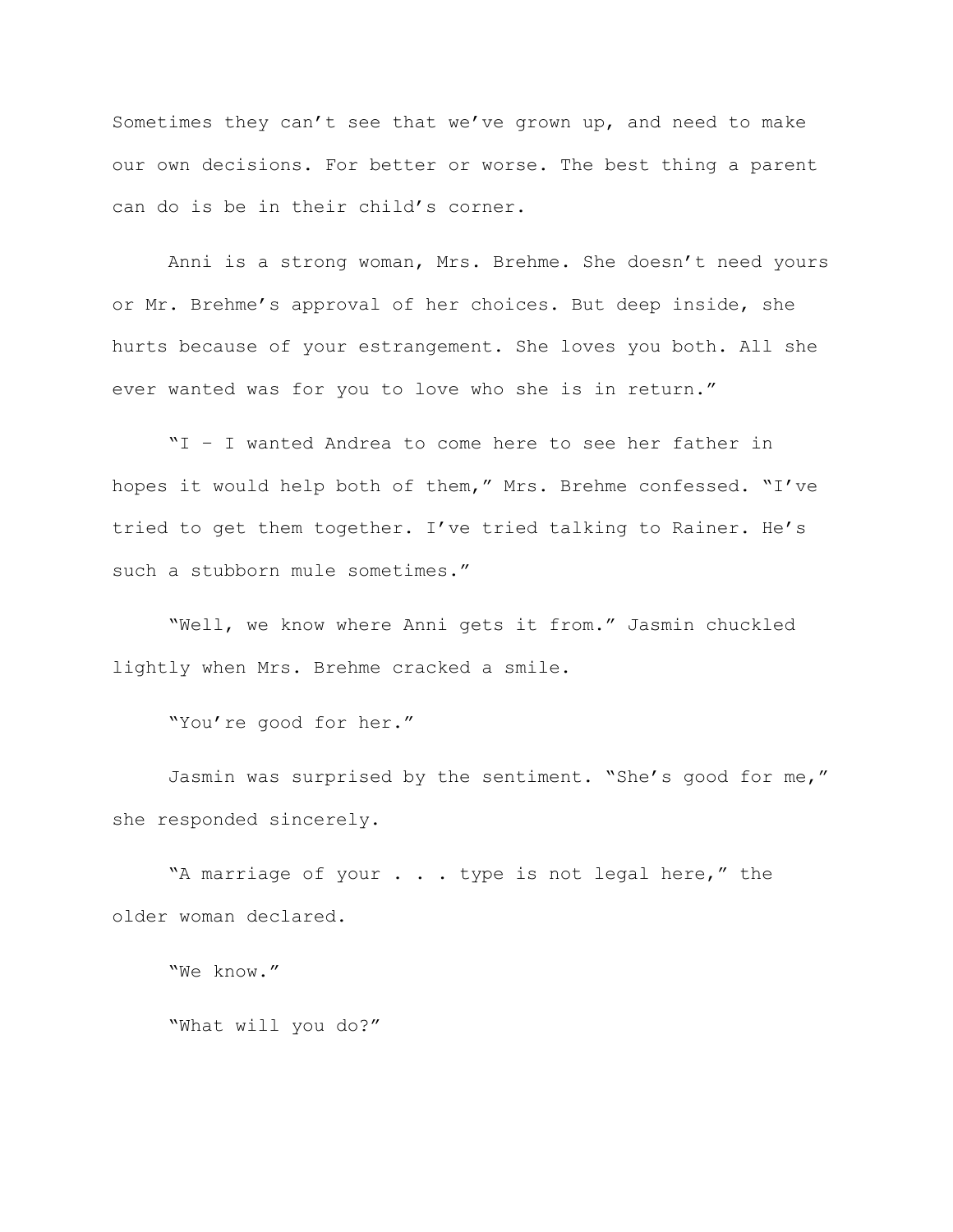Sometimes they can't see that we've grown up, and need to make our own decisions. For better or worse. The best thing a parent can do is be in their child's corner.

Anni is a strong woman, Mrs. Brehme. She doesn't need yours or Mr. Brehme's approval of her choices. But deep inside, she hurts because of your estrangement. She loves you both. All she ever wanted was for you to love who she is in return."

"I – I wanted Andrea to come here to see her father in hopes it would help both of them," Mrs. Brehme confessed. "I've tried to get them together. I've tried talking to Rainer. He's such a stubborn mule sometimes."

"Well, we know where Anni gets it from." Jasmin chuckled lightly when Mrs. Brehme cracked a smile.

"You're good for her."

Jasmin was surprised by the sentiment. "She's good for me," she responded sincerely.

"A marriage of your . . . type is not legal here," the older woman declared.

"We know."

"What will you do?"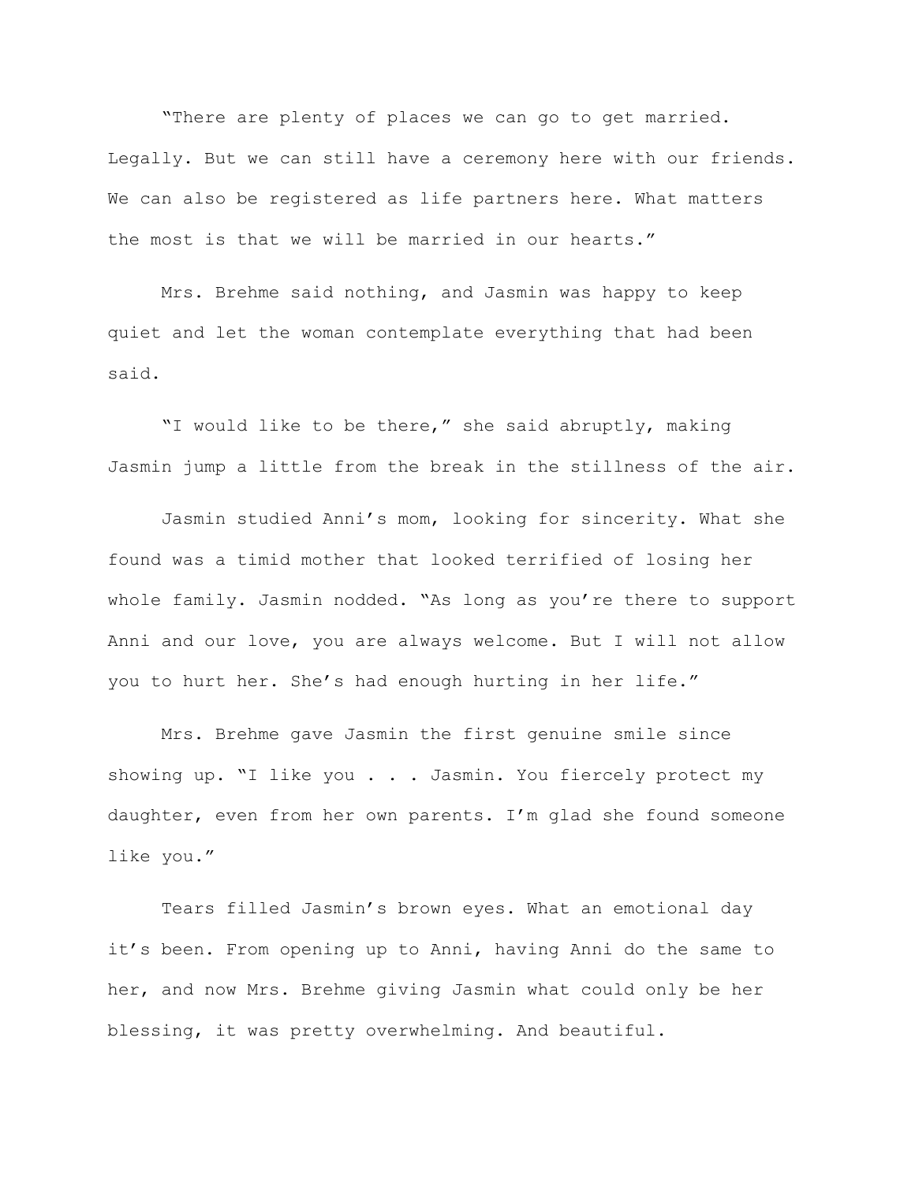"There are plenty of places we can go to get married. Legally. But we can still have a ceremony here with our friends. We can also be registered as life partners here. What matters the most is that we will be married in our hearts."

Mrs. Brehme said nothing, and Jasmin was happy to keep quiet and let the woman contemplate everything that had been said.

"I would like to be there," she said abruptly, making Jasmin jump a little from the break in the stillness of the air.

Jasmin studied Anni's mom, looking for sincerity. What she found was a timid mother that looked terrified of losing her whole family. Jasmin nodded. "As long as you're there to support Anni and our love, you are always welcome. But I will not allow you to hurt her. She's had enough hurting in her life."

Mrs. Brehme gave Jasmin the first genuine smile since showing up. "I like you . . . Jasmin. You fiercely protect my daughter, even from her own parents. I'm glad she found someone like you."

Tears filled Jasmin's brown eyes. What an emotional day it's been. From opening up to Anni, having Anni do the same to her, and now Mrs. Brehme giving Jasmin what could only be her blessing, it was pretty overwhelming. And beautiful.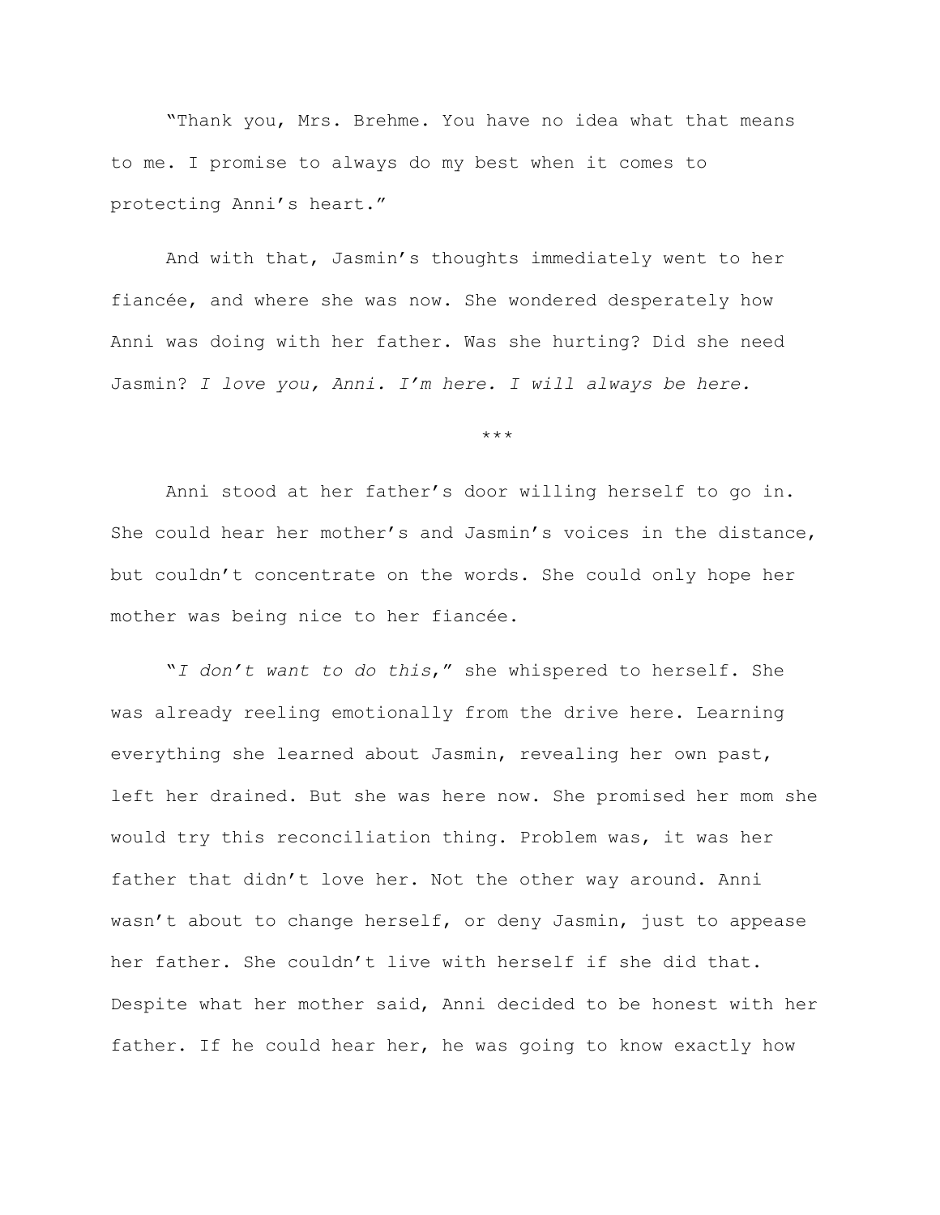"Thank you, Mrs. Brehme. You have no idea what that means to me. I promise to always do my best when it comes to protecting Anni's heart."

And with that, Jasmin's thoughts immediately went to her fiancée, and where she was now. She wondered desperately how Anni was doing with her father. Was she hurting? Did she need Jasmin? *I love you, Anni. I'm here. I will always be here.*

***

Anni stood at her father's door willing herself to go in. She could hear her mother's and Jasmin's voices in the distance, but couldn't concentrate on the words. She could only hope her mother was being nice to her fiancée.

"*I don't want to do this*," she whispered to herself. She was already reeling emotionally from the drive here. Learning everything she learned about Jasmin, revealing her own past, left her drained. But she was here now. She promised her mom she would try this reconciliation thing. Problem was, it was her father that didn't love her. Not the other way around. Anni wasn't about to change herself, or deny Jasmin, just to appease her father. She couldn't live with herself if she did that. Despite what her mother said, Anni decided to be honest with her father. If he could hear her, he was going to know exactly how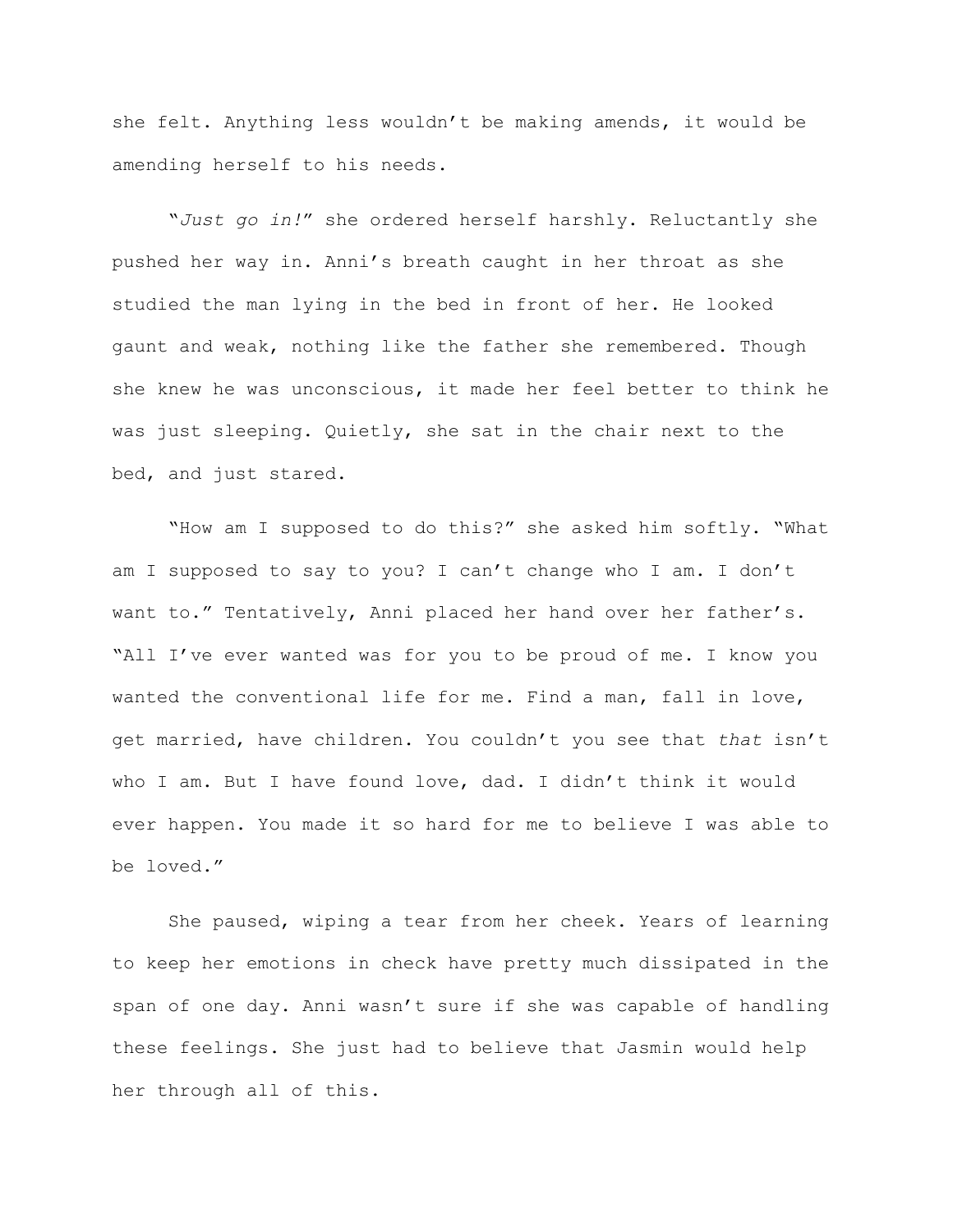she felt. Anything less wouldn't be making amends, it would be amending herself to his needs.

"*Just go in!*" she ordered herself harshly. Reluctantly she pushed her way in. Anni's breath caught in her throat as she studied the man lying in the bed in front of her. He looked gaunt and weak, nothing like the father she remembered. Though she knew he was unconscious, it made her feel better to think he was just sleeping. Quietly, she sat in the chair next to the bed, and just stared.

"How am I supposed to do this?" she asked him softly. "What am I supposed to say to you? I can't change who I am. I don't want to." Tentatively, Anni placed her hand over her father's. "All I've ever wanted was for you to be proud of me. I know you wanted the conventional life for me. Find a man, fall in love, get married, have children. You couldn't you see that *that* isn't who I am. But I have found love, dad. I didn't think it would ever happen. You made it so hard for me to believe I was able to be loved."

She paused, wiping a tear from her cheek. Years of learning to keep her emotions in check have pretty much dissipated in the span of one day. Anni wasn't sure if she was capable of handling these feelings. She just had to believe that Jasmin would help her through all of this.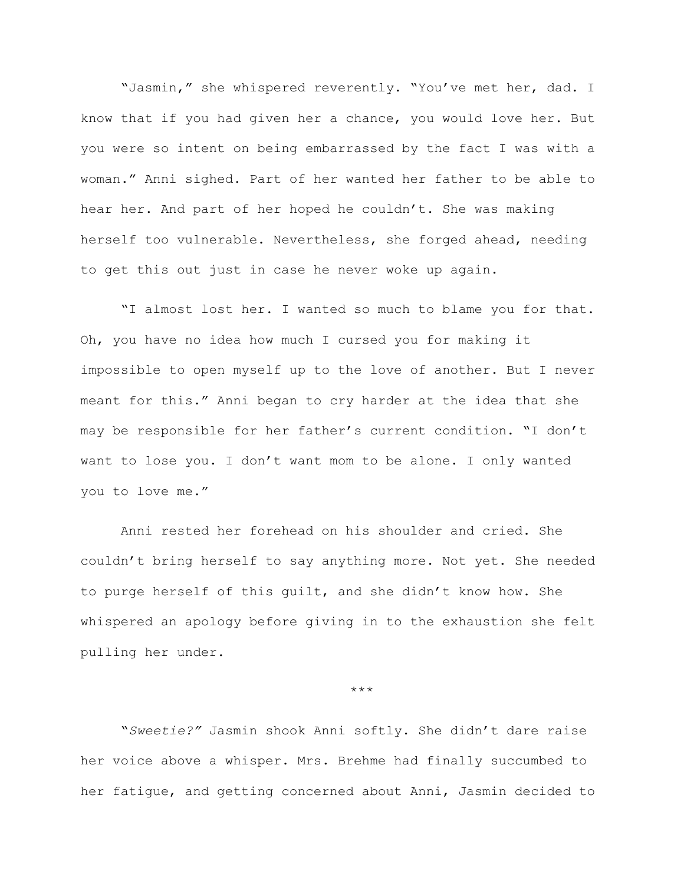"Jasmin," she whispered reverently. "You've met her, dad. I know that if you had given her a chance, you would love her. But you were so intent on being embarrassed by the fact I was with a woman." Anni sighed. Part of her wanted her father to be able to hear her. And part of her hoped he couldn't. She was making herself too vulnerable. Nevertheless, she forged ahead, needing to get this out just in case he never woke up again.

"I almost lost her. I wanted so much to blame you for that. Oh, you have no idea how much I cursed you for making it impossible to open myself up to the love of another. But I never meant for this." Anni began to cry harder at the idea that she may be responsible for her father's current condition. "I don't want to lose you. I don't want mom to be alone. I only wanted you to love me."

Anni rested her forehead on his shoulder and cried. She couldn't bring herself to say anything more. Not yet. She needed to purge herself of this guilt, and she didn't know how. She whispered an apology before giving in to the exhaustion she felt pulling her under.

\*\*\*

"*Sweetie?*" Jasmin shook Anni softly. She didn't dare raise her voice above a whisper. Mrs. Brehme had finally succumbed to her fatigue, and getting concerned about Anni, Jasmin decided to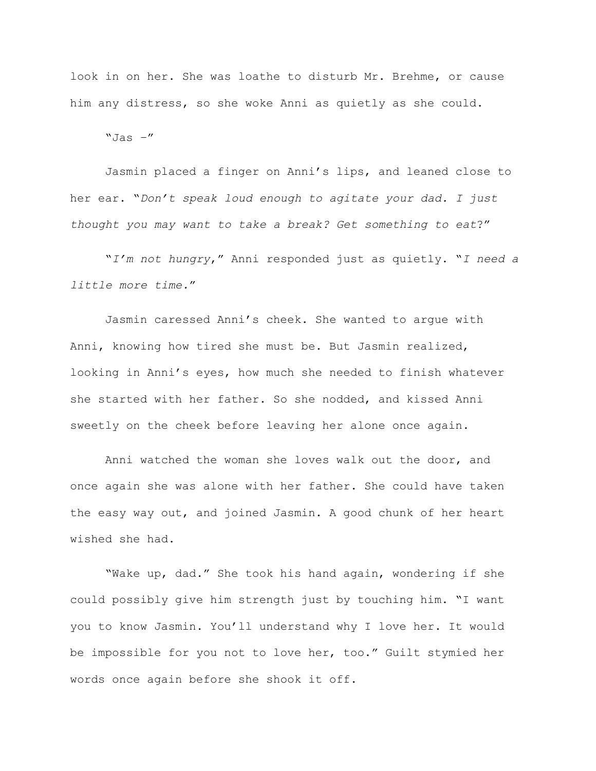look in on her. She was loathe to disturb Mr. Brehme, or cause him any distress, so she woke Anni as quietly as she could.

"Jas –"

Jasmin placed a finger on Anni's lips, and leaned close to her ear. "*Don't speak loud enough to agitate your dad. I just thought you may want to take a break? Get something to eat*?"

"*I'm not hungry*," Anni responded just as quietly. "*I need a little more time.*"

Jasmin caressed Anni's cheek. She wanted to argue with Anni, knowing how tired she must be. But Jasmin realized, looking in Anni's eyes, how much she needed to finish whatever she started with her father. So she nodded, and kissed Anni sweetly on the cheek before leaving her alone once again.

Anni watched the woman she loves walk out the door, and once again she was alone with her father. She could have taken the easy way out, and joined Jasmin. A good chunk of her heart wished she had.

"Wake up, dad." She took his hand again, wondering if she could possibly give him strength just by touching him. "I want you to know Jasmin. You'll understand why I love her. It would be impossible for you not to love her, too." Guilt stymied her words once again before she shook it off.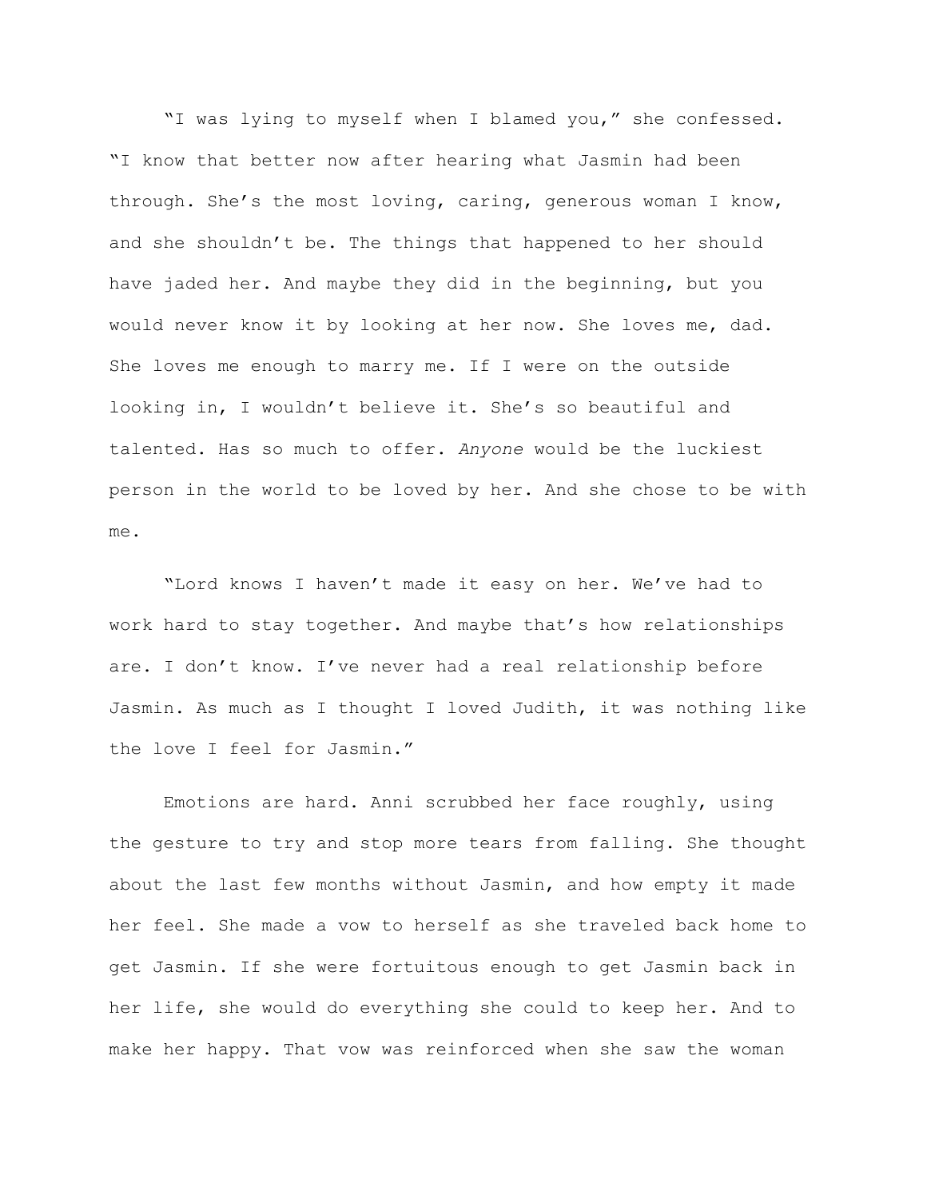"I was lying to myself when I blamed you," she confessed. "I know that better now after hearing what Jasmin had been through. She's the most loving, caring, generous woman I know, and she shouldn't be. The things that happened to her should have jaded her. And maybe they did in the beginning, but you would never know it by looking at her now. She loves me, dad. She loves me enough to marry me. If I were on the outside looking in, I wouldn't believe it. She's so beautiful and talented. Has so much to offer. *Anyone* would be the luckiest person in the world to be loved by her. And she chose to be with me.

"Lord knows I haven't made it easy on her. We've had to work hard to stay together. And maybe that's how relationships are. I don't know. I've never had a real relationship before Jasmin. As much as I thought I loved Judith, it was nothing like the love I feel for Jasmin."

Emotions are hard. Anni scrubbed her face roughly, using the gesture to try and stop more tears from falling. She thought about the last few months without Jasmin, and how empty it made her feel. She made a vow to herself as she traveled back home to get Jasmin. If she were fortuitous enough to get Jasmin back in her life, she would do everything she could to keep her. And to make her happy. That vow was reinforced when she saw the woman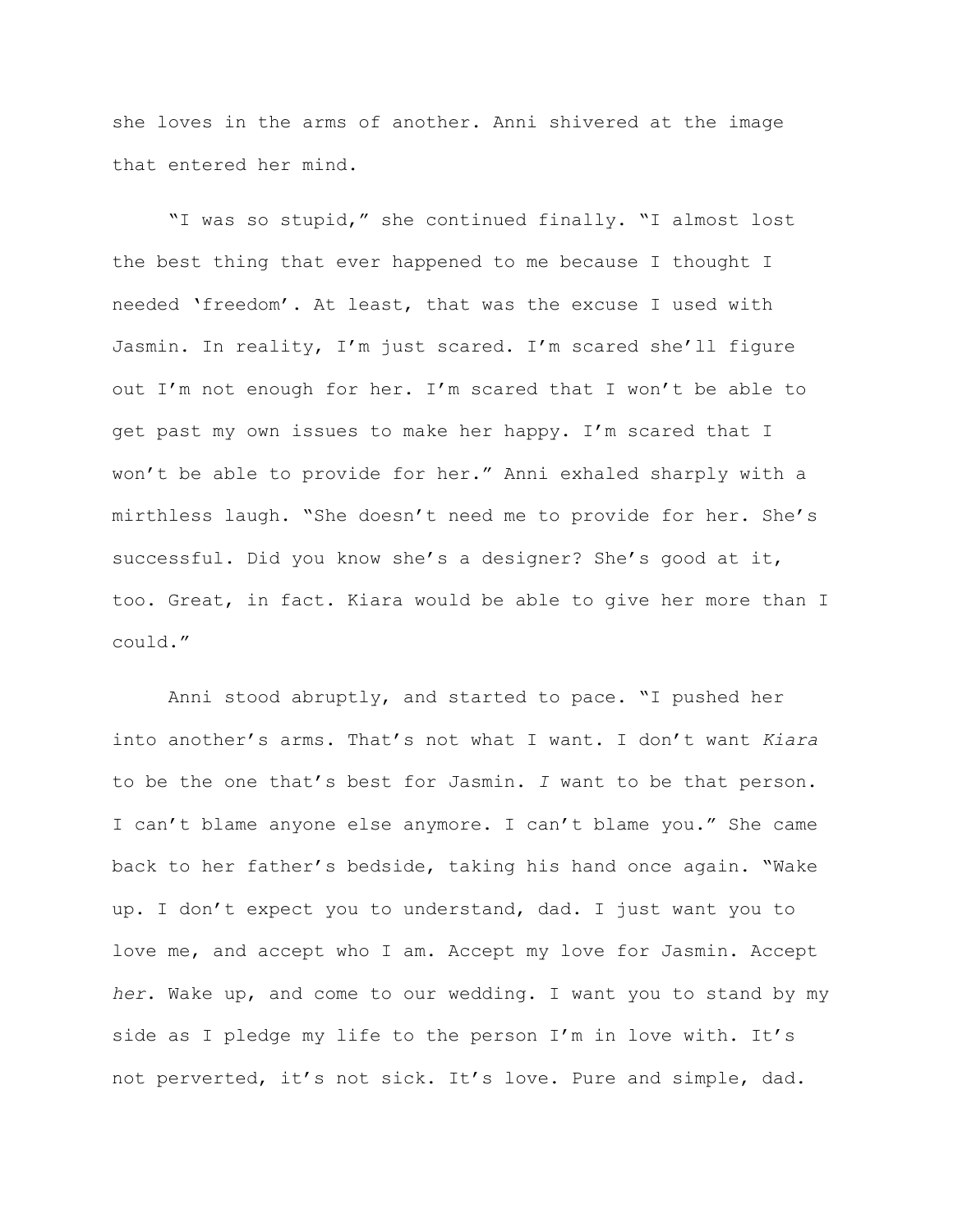she loves in the arms of another. Anni shivered at the image that entered her mind.

"I was so stupid," she continued finally. "I almost lost the best thing that ever happened to me because I thought I needed 'freedom'. At least, that was the excuse I used with Jasmin. In reality, I'm just scared. I'm scared she'll figure out I'm not enough for her. I'm scared that I won't be able to get past my own issues to make her happy. I'm scared that I won't be able to provide for her." Anni exhaled sharply with a mirthless laugh. "She doesn't need me to provide for her. She's successful. Did you know she's a designer? She's good at it, too. Great, in fact. Kiara would be able to give her more than I could."

Anni stood abruptly, and started to pace. "I pushed her into another's arms. That's not what I want. I don't want *Kiara* to be the one that's best for Jasmin. *I* want to be that person. I can't blame anyone else anymore. I can't blame you." She came back to her father's bedside, taking his hand once again. "Wake up. I don't expect you to understand, dad. I just want you to love me, and accept who I am. Accept my love for Jasmin. Accept *her*. Wake up, and come to our wedding. I want you to stand by my side as I pledge my life to the person I'm in love with. It's not perverted, it's not sick. It's love. Pure and simple, dad.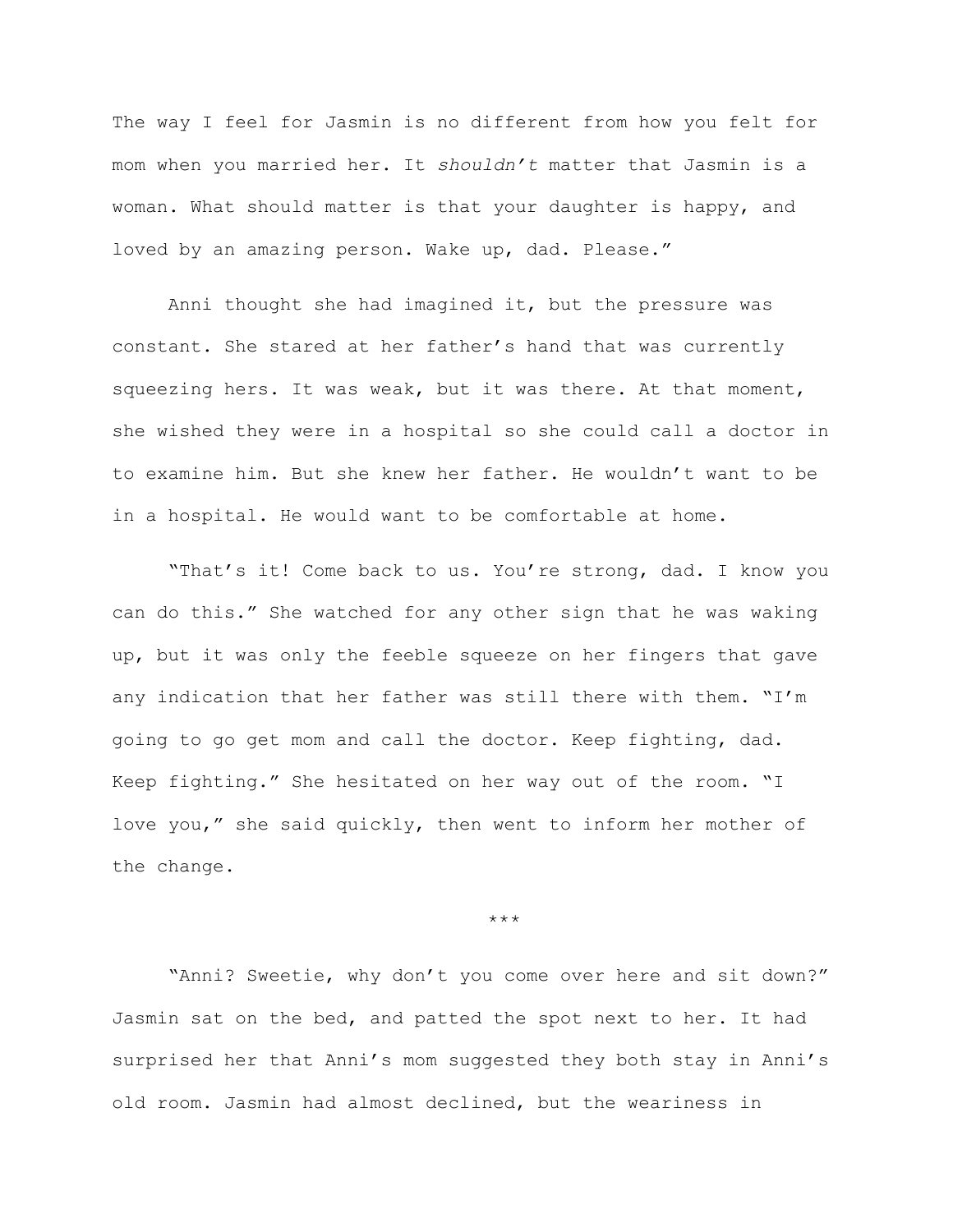The way I feel for Jasmin is no different from how you felt for mom when you married her. It *shouldn't* matter that Jasmin is a woman. What should matter is that your daughter is happy, and loved by an amazing person. Wake up, dad. Please."

Anni thought she had imagined it, but the pressure was constant. She stared at her father's hand that was currently squeezing hers. It was weak, but it was there. At that moment, she wished they were in a hospital so she could call a doctor in to examine him. But she knew her father. He wouldn't want to be in a hospital. He would want to be comfortable at home.

"That's it! Come back to us. You're strong, dad. I know you can do this." She watched for any other sign that he was waking up, but it was only the feeble squeeze on her fingers that gave any indication that her father was still there with them. "I'm going to go get mom and call the doctor. Keep fighting, dad. Keep fighting." She hesitated on her way out of the room. "I love you," she said quickly, then went to inform her mother of the change.

\*\*\*

"Anni? Sweetie, why don't you come over here and sit down?" Jasmin sat on the bed, and patted the spot next to her. It had surprised her that Anni's mom suggested they both stay in Anni's old room. Jasmin had almost declined, but the weariness in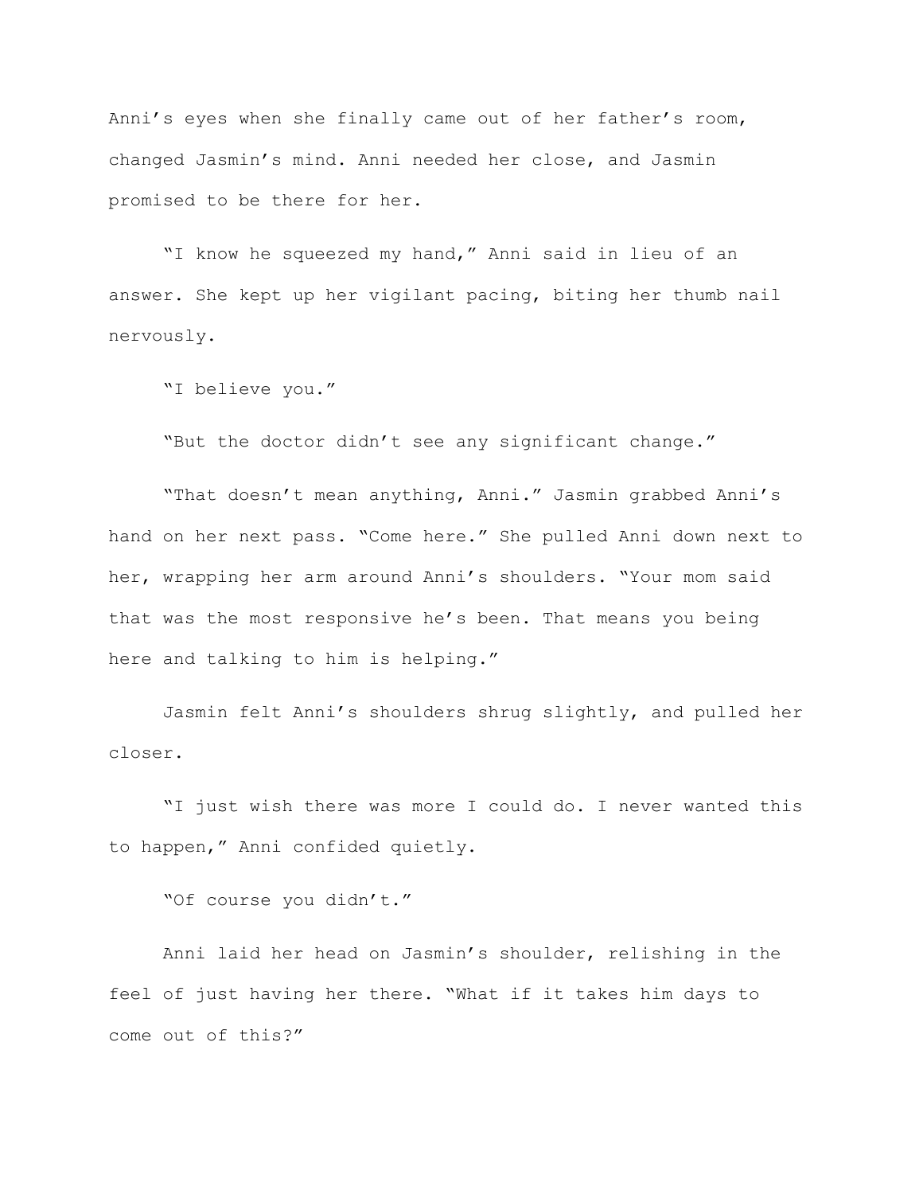Anni's eyes when she finally came out of her father's room, changed Jasmin's mind. Anni needed her close, and Jasmin promised to be there for her.

"I know he squeezed my hand," Anni said in lieu of an answer. She kept up her vigilant pacing, biting her thumb nail nervously.

"I believe you."

"But the doctor didn't see any significant change."

"That doesn't mean anything, Anni." Jasmin grabbed Anni's hand on her next pass. "Come here." She pulled Anni down next to her, wrapping her arm around Anni's shoulders. "Your mom said that was the most responsive he's been. That means you being here and talking to him is helping."

Jasmin felt Anni's shoulders shrug slightly, and pulled her closer.

"I just wish there was more I could do. I never wanted this to happen," Anni confided quietly.

"Of course you didn't."

Anni laid her head on Jasmin's shoulder, relishing in the feel of just having her there. "What if it takes him days to come out of this?"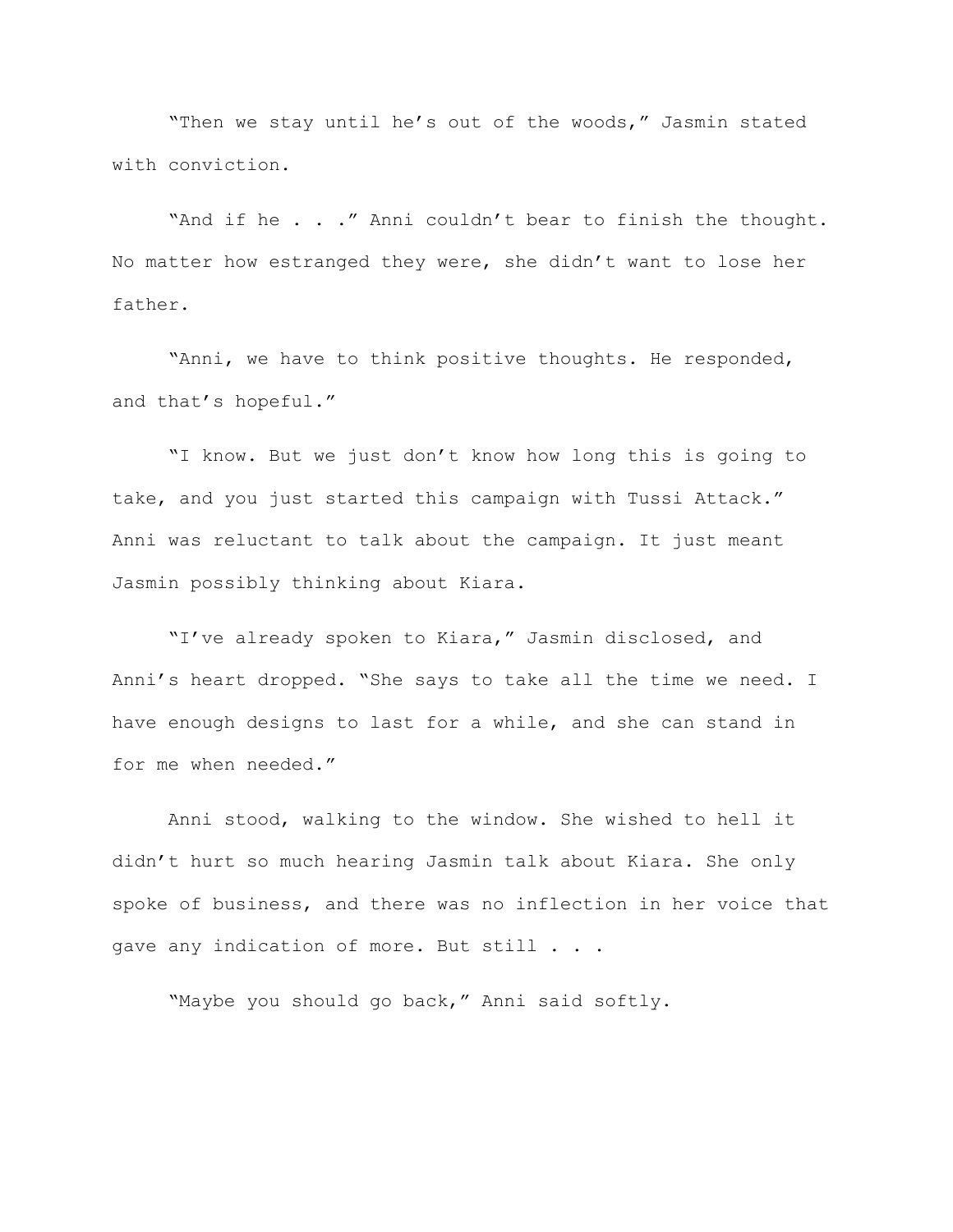"Then we stay until he's out of the woods," Jasmin stated with conviction.

"And if he . . ." Anni couldn't bear to finish the thought. No matter how estranged they were, she didn't want to lose her father.

"Anni, we have to think positive thoughts. He responded, and that's hopeful."

"I know. But we just don't know how long this is going to take, and you just started this campaign with Tussi Attack." Anni was reluctant to talk about the campaign. It just meant Jasmin possibly thinking about Kiara.

"I've already spoken to Kiara," Jasmin disclosed, and Anni's heart dropped. "She says to take all the time we need. I have enough designs to last for a while, and she can stand in for me when needed."

Anni stood, walking to the window. She wished to hell it didn't hurt so much hearing Jasmin talk about Kiara. She only spoke of business, and there was no inflection in her voice that gave any indication of more. But still . . .

"Maybe you should go back," Anni said softly.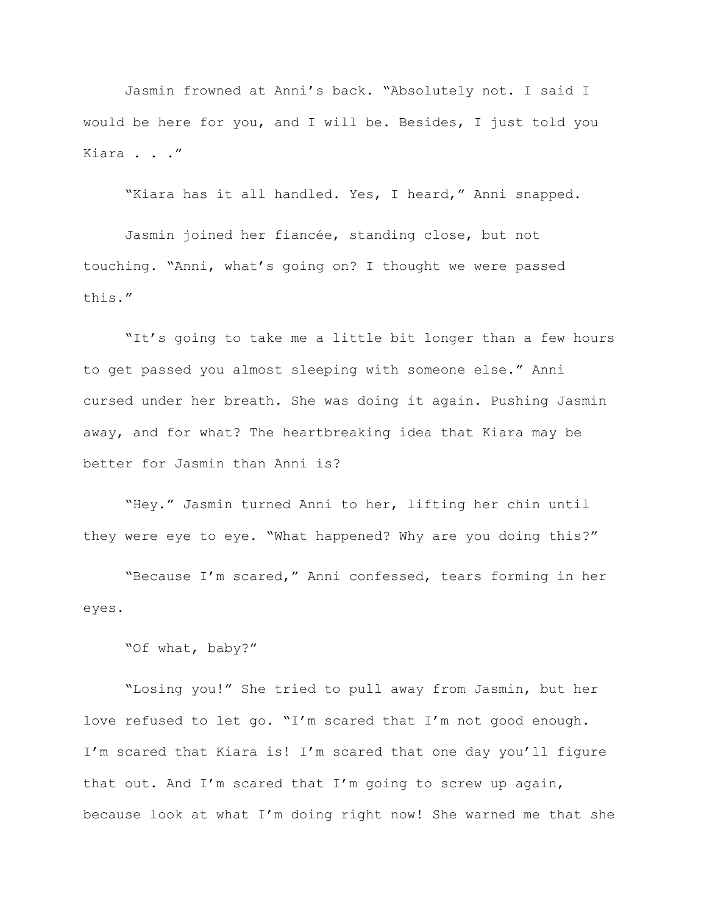Jasmin frowned at Anni's back. "Absolutely not. I said I would be here for you, and I will be. Besides, I just told you Kiara . . ."

"Kiara has it all handled. Yes, I heard," Anni snapped.

Jasmin joined her fiancée, standing close, but not touching. "Anni, what's going on? I thought we were passed this."

"It's going to take me a little bit longer than a few hours to get passed you almost sleeping with someone else." Anni cursed under her breath. She was doing it again. Pushing Jasmin away, and for what? The heartbreaking idea that Kiara may be better for Jasmin than Anni is?

"Hey." Jasmin turned Anni to her, lifting her chin until they were eye to eye. "What happened? Why are you doing this?"

"Because I'm scared," Anni confessed, tears forming in her eyes.

"Of what, baby?"

"Losing you!" She tried to pull away from Jasmin, but her love refused to let go. "I'm scared that I'm not good enough. I'm scared that Kiara is! I'm scared that one day you'll figure that out. And I'm scared that I'm going to screw up again, because look at what I'm doing right now! She warned me that she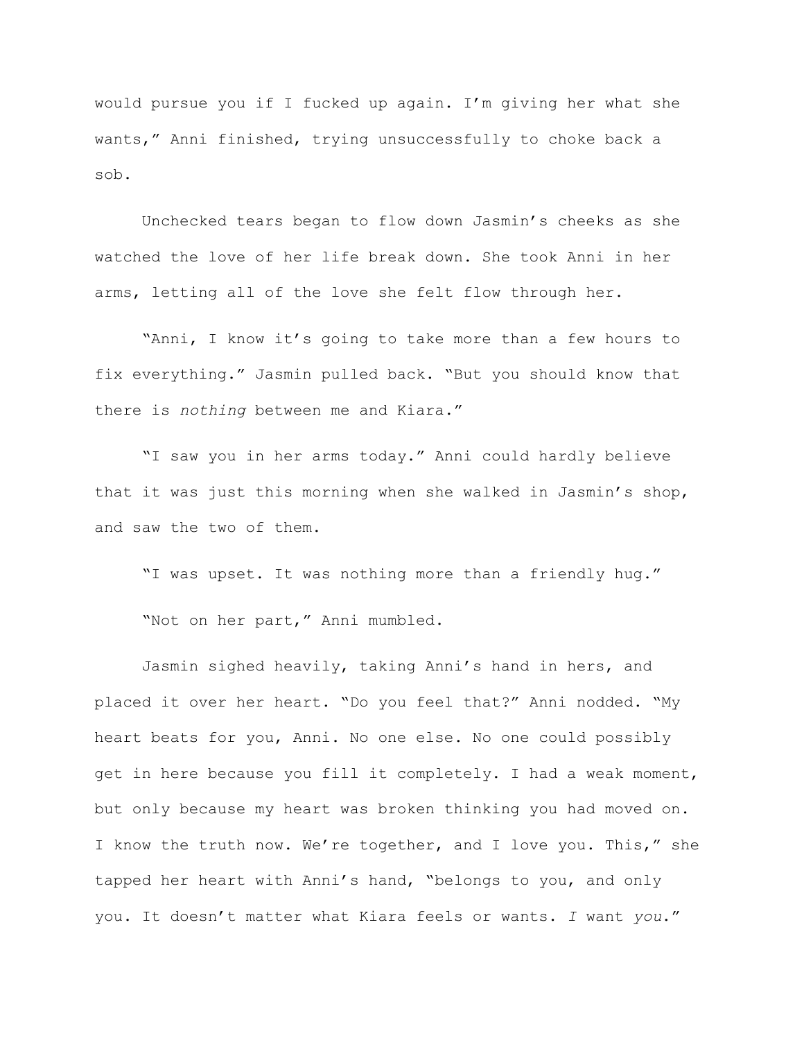would pursue you if I fucked up again. I'm giving her what she wants," Anni finished, trying unsuccessfully to choke back a sob.

Unchecked tears began to flow down Jasmin's cheeks as she watched the love of her life break down. She took Anni in her arms, letting all of the love she felt flow through her.

"Anni, I know it's going to take more than a few hours to fix everything." Jasmin pulled back. "But you should know that there is *nothing* between me and Kiara."

"I saw you in her arms today." Anni could hardly believe that it was just this morning when she walked in Jasmin's shop, and saw the two of them.

"I was upset. It was nothing more than a friendly hug."

"Not on her part," Anni mumbled.

Jasmin sighed heavily, taking Anni's hand in hers, and placed it over her heart. "Do you feel that?" Anni nodded. "My heart beats for you, Anni. No one else. No one could possibly get in here because you fill it completely. I had a weak moment, but only because my heart was broken thinking you had moved on. I know the truth now. We're together, and I love you. This," she tapped her heart with Anni's hand, "belongs to you, and only you. It doesn't matter what Kiara feels or wants. *I* want *you*."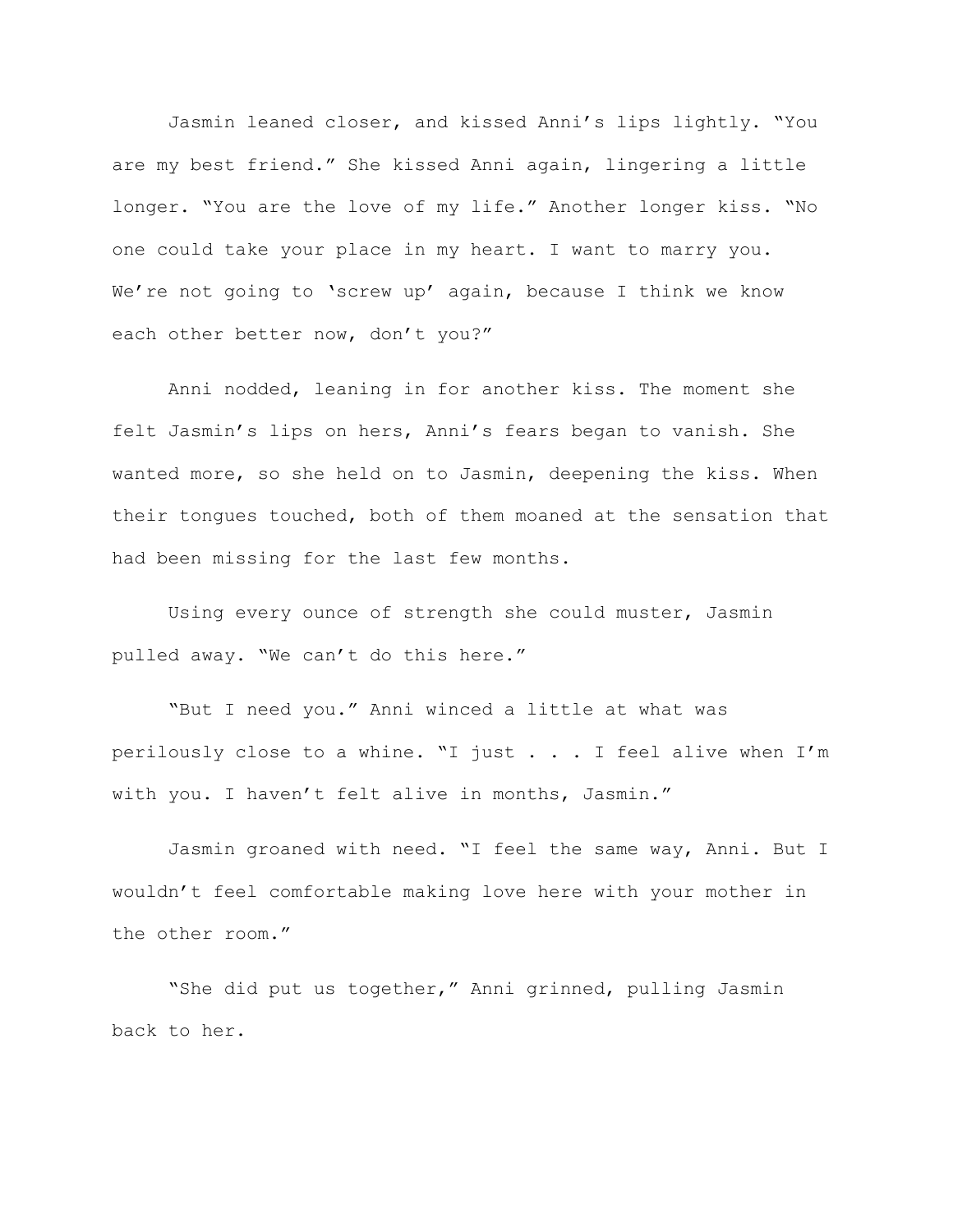Jasmin leaned closer, and kissed Anni's lips lightly. "You are my best friend." She kissed Anni again, lingering a little longer. "You are the love of my life." Another longer kiss. "No one could take your place in my heart. I want to marry you. We're not going to 'screw up' again, because I think we know each other better now, don't you?"

Anni nodded, leaning in for another kiss. The moment she felt Jasmin's lips on hers, Anni's fears began to vanish. She wanted more, so she held on to Jasmin, deepening the kiss. When their tongues touched, both of them moaned at the sensation that had been missing for the last few months.

Using every ounce of strength she could muster, Jasmin pulled away. "We can't do this here."

"But I need you." Anni winced a little at what was perilously close to a whine. "I just . . . I feel alive when I'm with you. I haven't felt alive in months, Jasmin."

Jasmin groaned with need. "I feel the same way, Anni. But I wouldn't feel comfortable making love here with your mother in the other room."

"She did put us together," Anni grinned, pulling Jasmin back to her.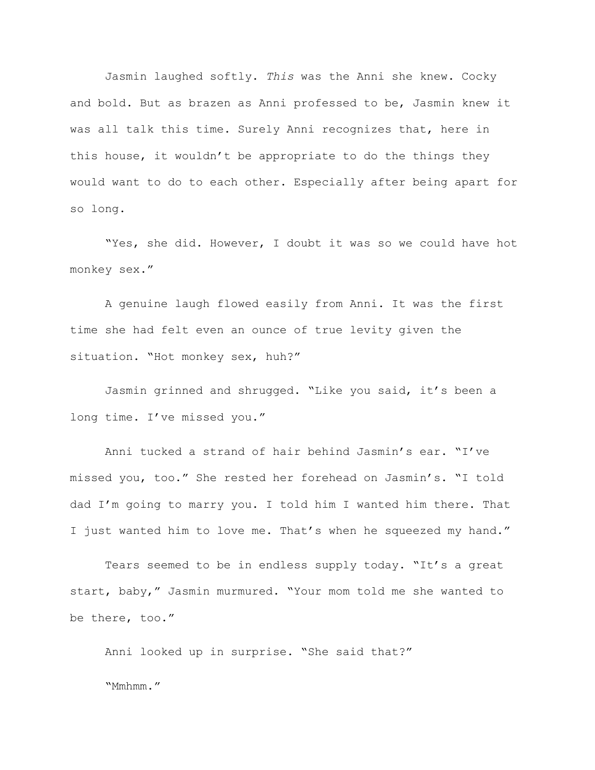Jasmin laughed softly. *This* was the Anni she knew. Cocky and bold. But as brazen as Anni professed to be, Jasmin knew it was all talk this time. Surely Anni recognizes that, here in this house, it wouldn't be appropriate to do the things they would want to do to each other. Especially after being apart for so long.

"Yes, she did. However, I doubt it was so we could have hot monkey sex."

A genuine laugh flowed easily from Anni. It was the first time she had felt even an ounce of true levity given the situation. "Hot monkey sex, huh?"

Jasmin grinned and shrugged. "Like you said, it's been a long time. I've missed you."

Anni tucked a strand of hair behind Jasmin's ear. "I've missed you, too." She rested her forehead on Jasmin's. "I told dad I'm going to marry you. I told him I wanted him there. That I just wanted him to love me. That's when he squeezed my hand."

Tears seemed to be in endless supply today. "It's a great start, baby," Jasmin murmured. "Your mom told me she wanted to be there, too."

Anni looked up in surprise. "She said that?"

"Mmhmm."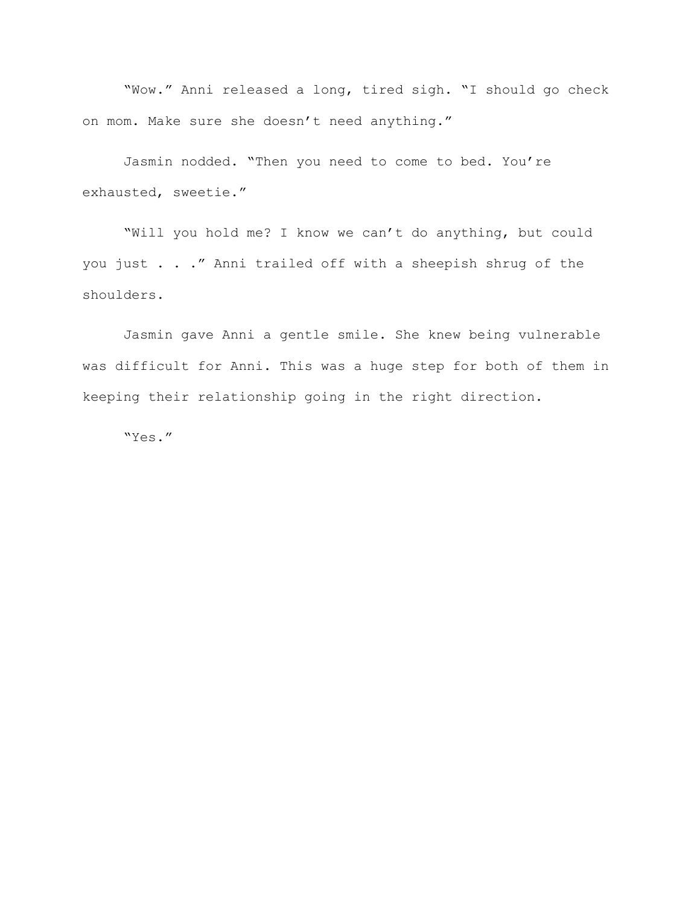“Wow.” Anni released a long, tired sigh. “I should go check on mom. Make sure she doesn’t need anything.”

Jasmin nodded. “Then you need to come to bed. You’re exhausted, sweetie.”

“Will you hold me? I know we can’t do anything, but could you just . . .” Anni trailed off with a sheepish shrug of the shoulders.

Jasmin gave Anni a gentle smile. She knew being vulnerable was difficult for Anni. This was a huge step for both of them in keeping their relationship going in the right direction.

“Yes.”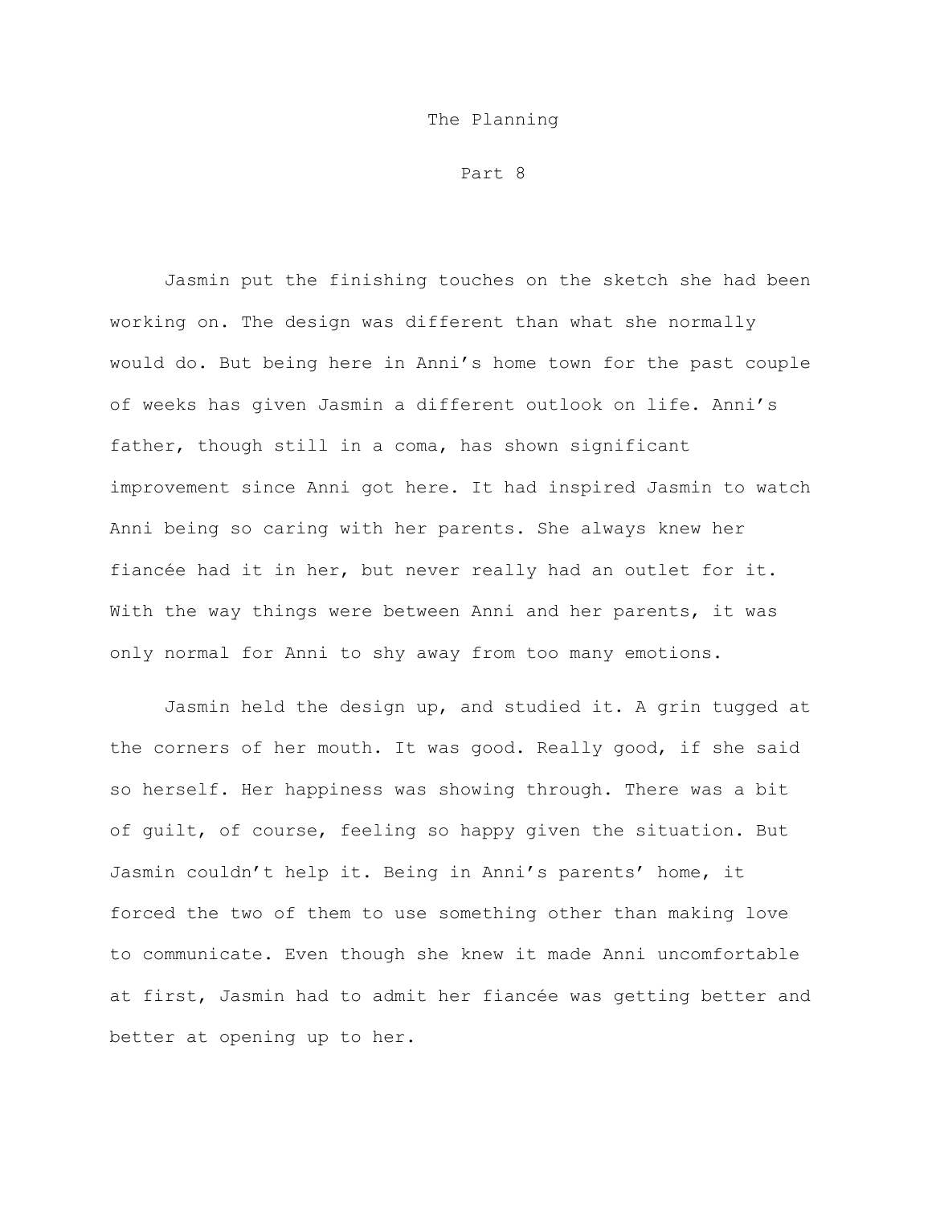# The Planning

## Part 8

Jasmin put the finishing touches on the sketch she had been working on. The design was different than what she normally would do. But being here in Anni's home town for the past couple of weeks has given Jasmin a different outlook on life. Anni's father, though still in a coma, has shown significant improvement since Anni got here. It had inspired Jasmin to watch Anni being so caring with her parents. She always knew her fiancée had it in her, but never really had an outlet for it. With the way things were between Anni and her parents, it was only normal for Anni to shy away from too many emotions.

Jasmin held the design up, and studied it. A grin tugged at the corners of her mouth. It was good. Really good, if she said so herself. Her happiness was showing through. There was a bit of guilt, of course, feeling so happy given the situation. But Jasmin couldn't help it. Being in Anni's parents' home, it forced the two of them to use something other than making love to communicate. Even though she knew it made Anni uncomfortable at first, Jasmin had to admit her fiancée was getting better and better at opening up to her.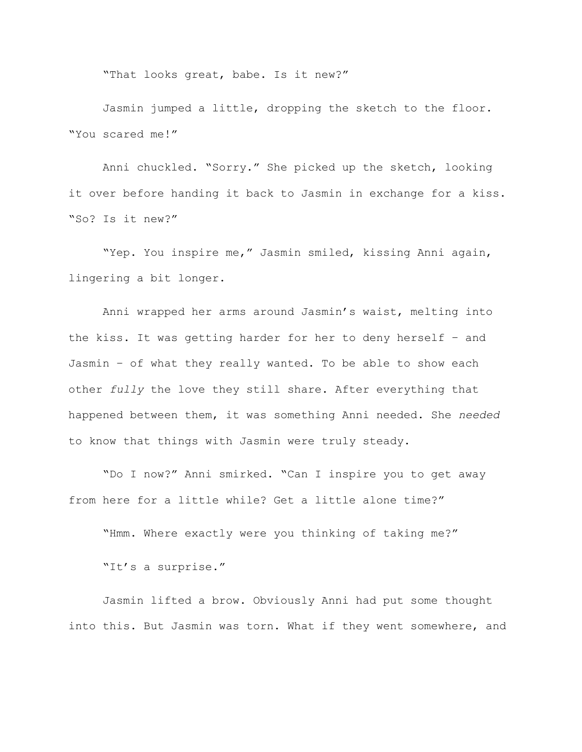"That looks great, babe. Is it new?"

Jasmin jumped a little, dropping the sketch to the floor. "You scared me!"

Anni chuckled. "Sorry." She picked up the sketch, looking it over before handing it back to Jasmin in exchange for a kiss. "So? Is it new?"

"Yep. You inspire me," Jasmin smiled, kissing Anni again, lingering a bit longer.

Anni wrapped her arms around Jasmin's waist, melting into the kiss. It was getting harder for her to deny herself – and Jasmin – of what they really wanted. To be able to show each other *fully* the love they still share. After everything that happened between them, it was something Anni needed. She *needed* to know that things with Jasmin were truly steady.

"Do I now?" Anni smirked. "Can I inspire you to get away from here for a little while? Get a little alone time?"

"Hmm. Where exactly were you thinking of taking me?"

"It's a surprise."

Jasmin lifted a brow. Obviously Anni had put some thought into this. But Jasmin was torn. What if they went somewhere, and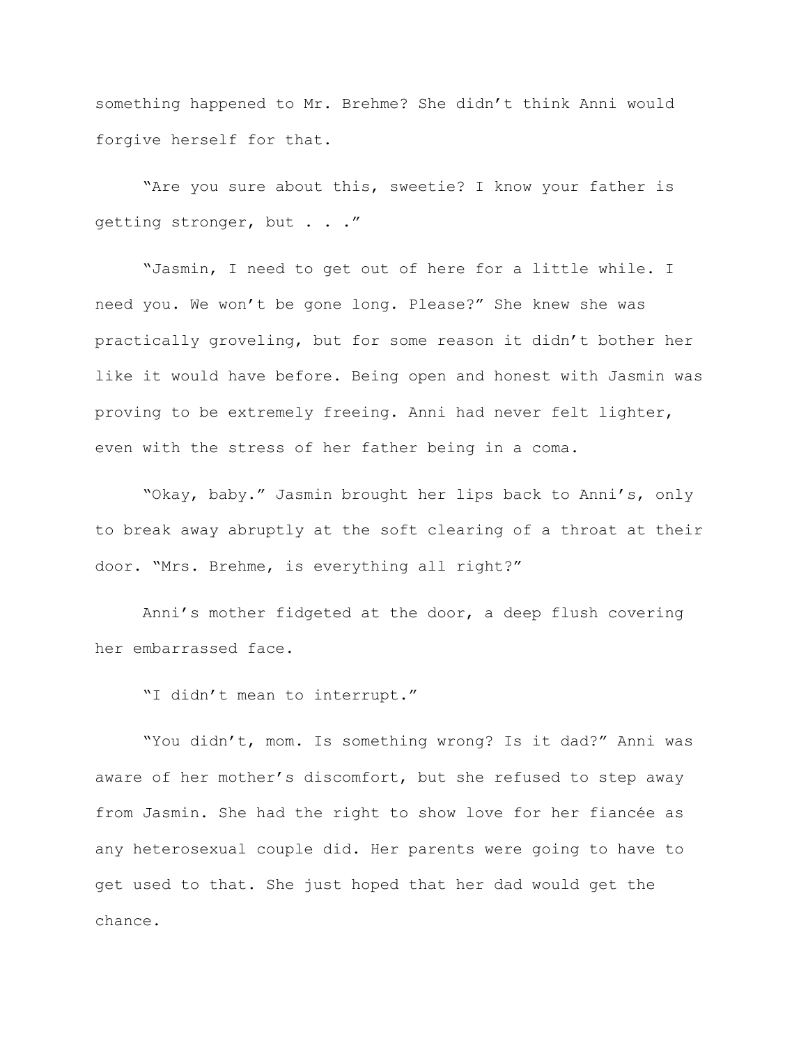something happened to Mr. Brehme? She didn't think Anni would forgive herself for that.

"Are you sure about this, sweetie? I know your father is getting stronger, but . . ."

"Jasmin, I need to get out of here for a little while. I need you. We won't be gone long. Please?" She knew she was practically groveling, but for some reason it didn't bother her like it would have before. Being open and honest with Jasmin was proving to be extremely freeing. Anni had never felt lighter, even with the stress of her father being in a coma.

"Okay, baby." Jasmin brought her lips back to Anni's, only to break away abruptly at the soft clearing of a throat at their door. "Mrs. Brehme, is everything all right?"

Anni's mother fidgeted at the door, a deep flush covering her embarrassed face.

"I didn't mean to interrupt."

"You didn't, mom. Is something wrong? Is it dad?" Anni was aware of her mother's discomfort, but she refused to step away from Jasmin. She had the right to show love for her fiancée as any heterosexual couple did. Her parents were going to have to get used to that. She just hoped that her dad would get the chance.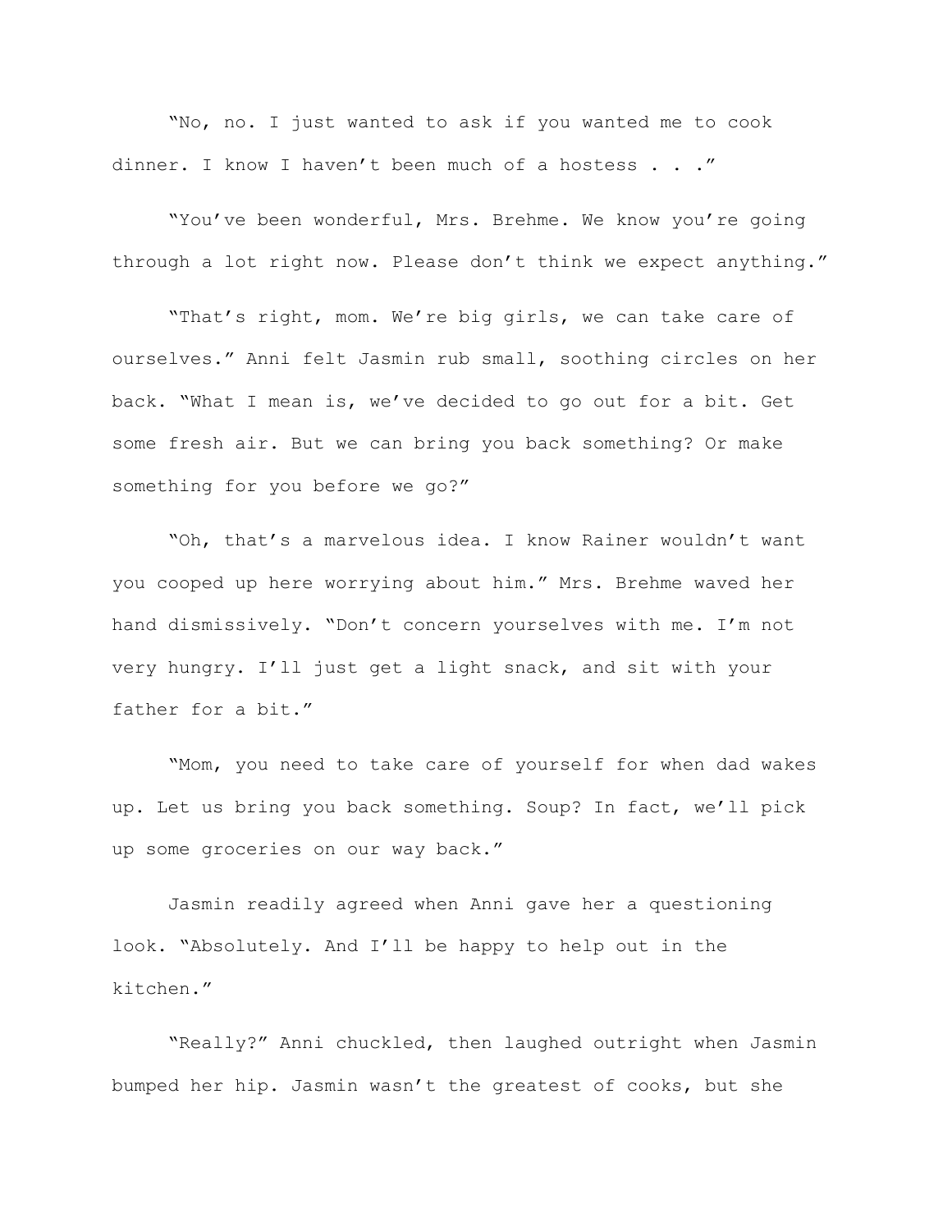"No, no. I just wanted to ask if you wanted me to cook dinner. I know I haven't been much of a hostess . . ."

"You've been wonderful, Mrs. Brehme. We know you're going through a lot right now. Please don't think we expect anything."

"That's right, mom. We're big girls, we can take care of ourselves." Anni felt Jasmin rub small, soothing circles on her back. "What I mean is, we've decided to go out for a bit. Get some fresh air. But we can bring you back something? Or make something for you before we go?"

"Oh, that's a marvelous idea. I know Rainer wouldn't want you cooped up here worrying about him." Mrs. Brehme waved her hand dismissively. "Don't concern yourselves with me. I'm not very hungry. I'll just get a light snack, and sit with your father for a bit."

"Mom, you need to take care of yourself for when dad wakes up. Let us bring you back something. Soup? In fact, we'll pick up some groceries on our way back."

Jasmin readily agreed when Anni gave her a questioning look. "Absolutely. And I'll be happy to help out in the kitchen."

"Really?" Anni chuckled, then laughed outright when Jasmin bumped her hip. Jasmin wasn't the greatest of cooks, but she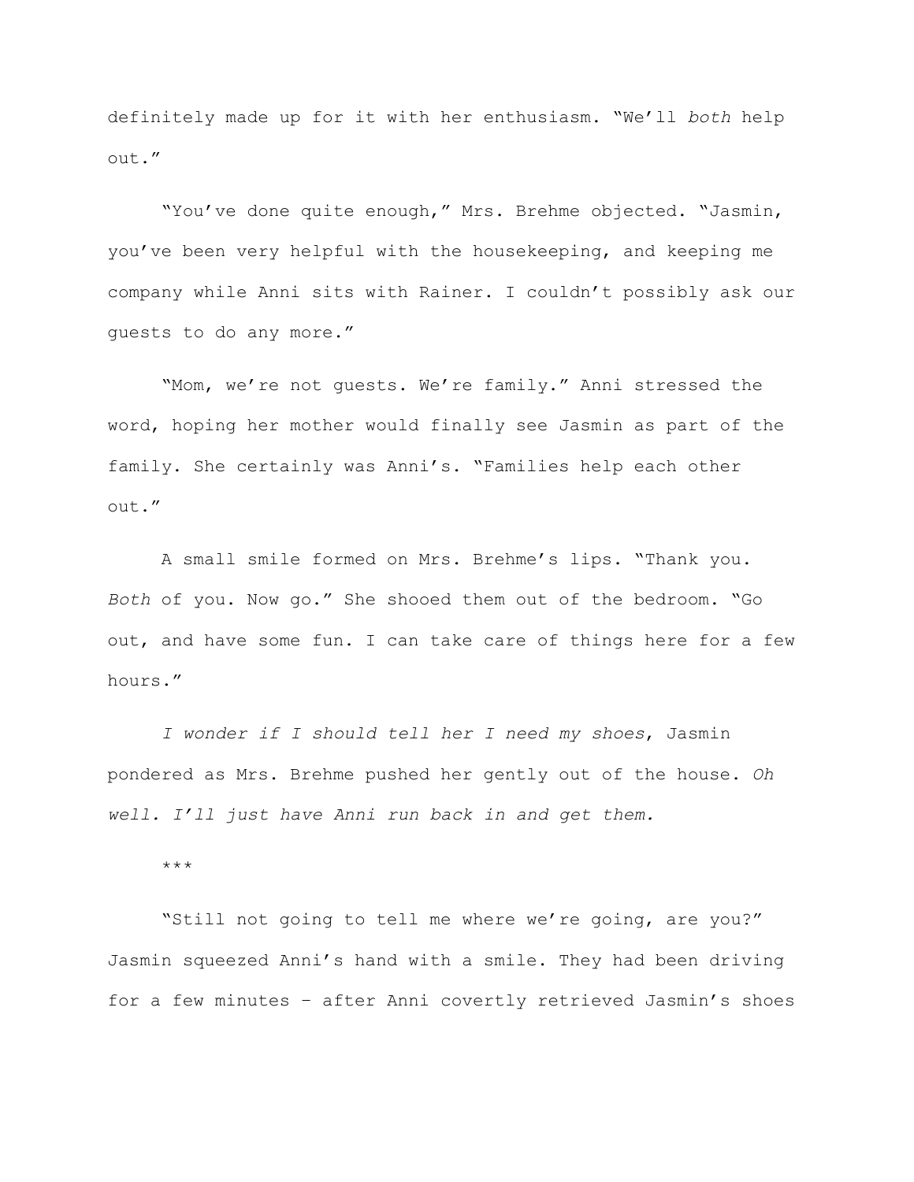definitely made up for it with her enthusiasm. "We'll *both* help out."

"You've done quite enough," Mrs. Brehme objected. "Jasmin, you've been very helpful with the housekeeping, and keeping me company while Anni sits with Rainer. I couldn't possibly ask our guests to do any more."

"Mom, we're not guests. We're family." Anni stressed the word, hoping her mother would finally see Jasmin as part of the family. She certainly was Anni's. "Families help each other out."

A small smile formed on Mrs. Brehme's lips. "Thank you. *Both* of you. Now go." She shooed them out of the bedroom. "Go out, and have some fun. I can take care of things here for a few hours."

*I wonder if I should tell her I need my shoes*, Jasmin pondered as Mrs. Brehme pushed her gently out of the house. *Oh well. I'll just have Anni run back in and get them.*

\*\*\*

"Still not going to tell me where we're going, are you?" Jasmin squeezed Anni's hand with a smile. They had been driving for a few minutes – after Anni covertly retrieved Jasmin's shoes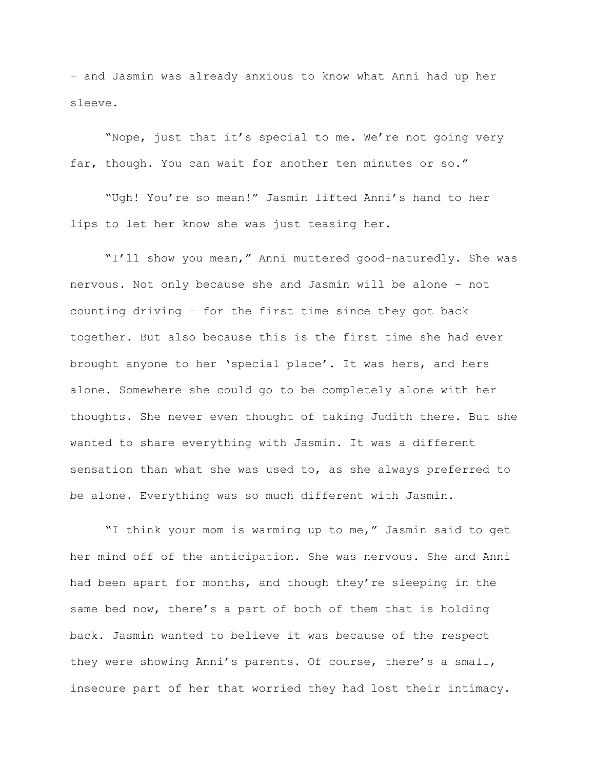– and Jasmin was already anxious to know what Anni had up her sleeve.

"Nope, just that it's special to me. We're not going very far, though. You can wait for another ten minutes or so."

"Ugh! You're so mean!" Jasmin lifted Anni's hand to her lips to let her know she was just teasing her.

"I'll show you mean," Anni muttered good-naturedly. She was nervous. Not only because she and Jasmin will be alone – not counting driving – for the first time since they got back together. But also because this is the first time she had ever brought anyone to her 'special place'. It was hers, and hers alone. Somewhere she could go to be completely alone with her thoughts. She never even thought of taking Judith there. But she wanted to share everything with Jasmin. It was a different sensation than what she was used to, as she always preferred to be alone. Everything was so much different with Jasmin.

"I think your mom is warming up to me," Jasmin said to get her mind off of the anticipation. She was nervous. She and Anni had been apart for months, and though they're sleeping in the same bed now, there's a part of both of them that is holding back. Jasmin wanted to believe it was because of the respect they were showing Anni's parents. Of course, there's a small, insecure part of her that worried they had lost their intimacy.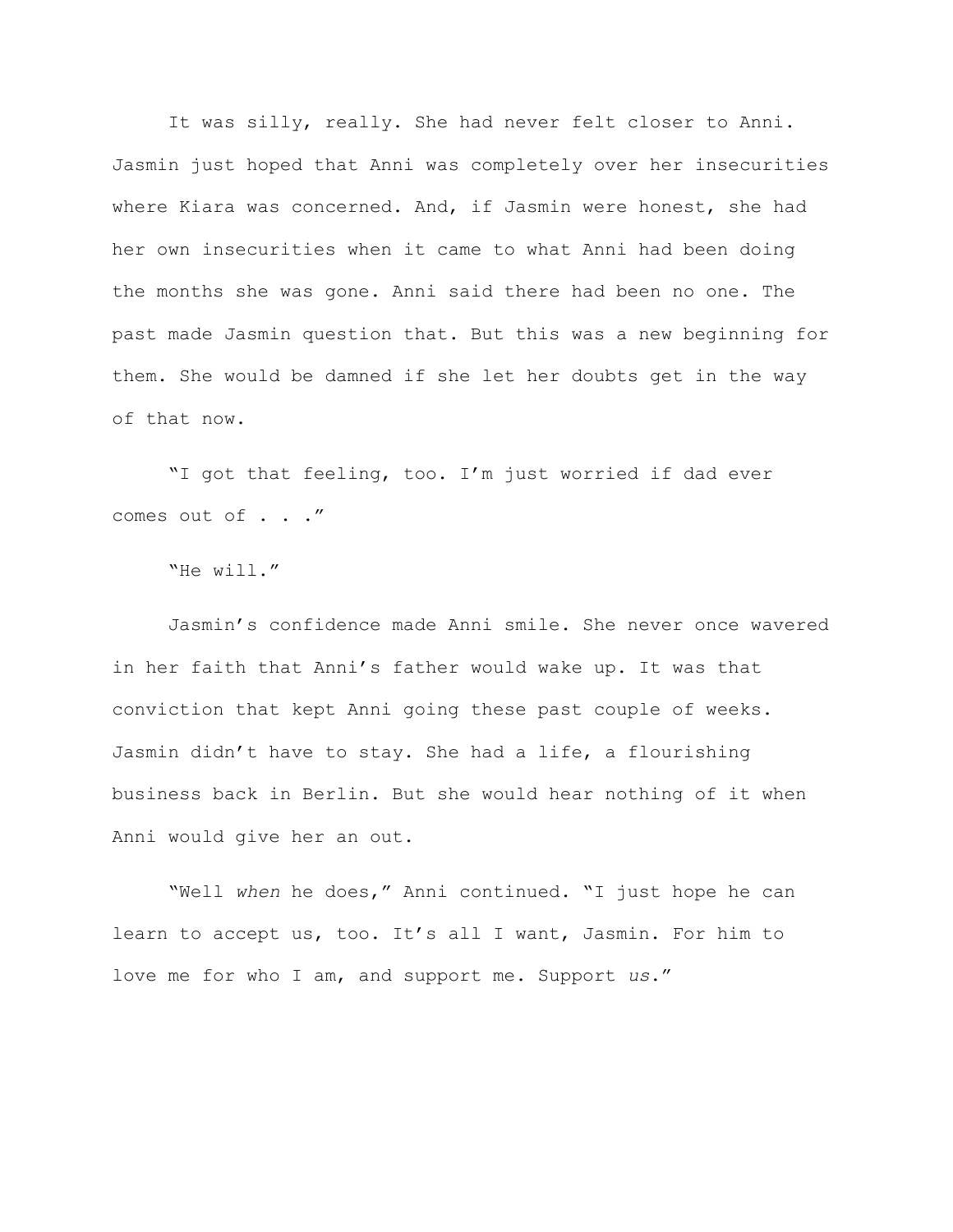It was silly, really. She had never felt closer to Anni. Jasmin just hoped that Anni was completely over her insecurities where Kiara was concerned. And, if Jasmin were honest, she had her own insecurities when it came to what Anni had been doing the months she was gone. Anni said there had been no one. The past made Jasmin question that. But this was a new beginning for them. She would be damned if she let her doubts get in the way of that now.

"I got that feeling, too. I'm just worried if dad ever comes out of . . ."

"He will."

Jasmin's confidence made Anni smile. She never once wavered in her faith that Anni's father would wake up. It was that conviction that kept Anni going these past couple of weeks. Jasmin didn't have to stay. She had a life, a flourishing business back in Berlin. But she would hear nothing of it when Anni would give her an out.

"Well *when* he does," Anni continued. "I just hope he can learn to accept us, too. It's all I want, Jasmin. For him to love me for who I am, and support me. Support *us*."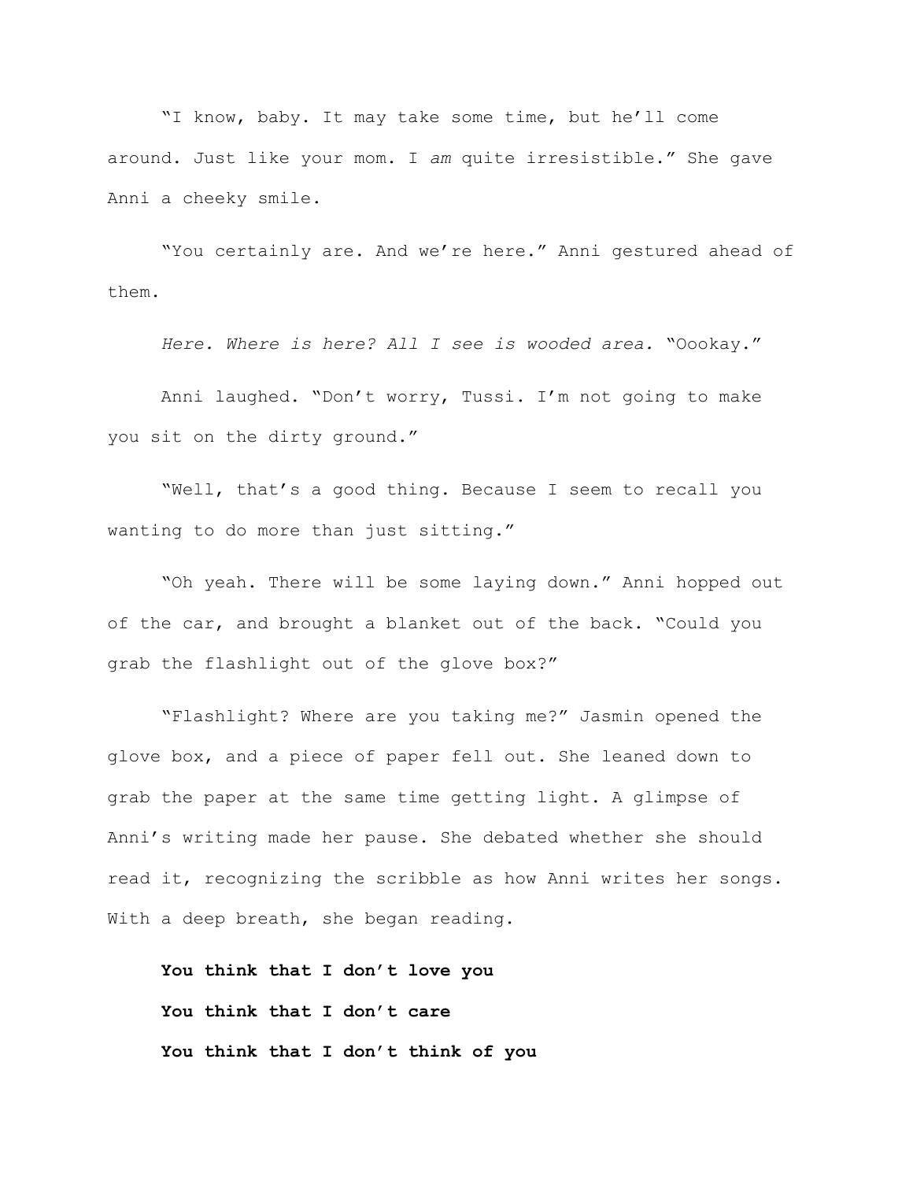"I know, baby. It may take some time, but he'll come around. Just like your mom. I *am* quite irresistible." She gave Anni a cheeky smile.

"You certainly are. And we're here." Anni gestured ahead of them.

*Here. Where is here? All I see is wooded area.* "Oookay."

Anni laughed. "Don't worry, Tussi. I'm not going to make you sit on the dirty ground."

"Well, that's a good thing. Because I seem to recall you wanting to do more than just sitting."

"Oh yeah. There will be some laying down." Anni hopped out of the car, and brought a blanket out of the back. "Could you grab the flashlight out of the glove box?"

"Flashlight? Where are you taking me?" Jasmin opened the glove box, and a piece of paper fell out. She leaned down to grab the paper at the same time getting light. A glimpse of Anni's writing made her pause. She debated whether she should read it, recognizing the scribble as how Anni writes her songs. With a deep breath, she began reading.

**You think that I don't love you**

**You think that I don't care**

**You think that I don't think of you**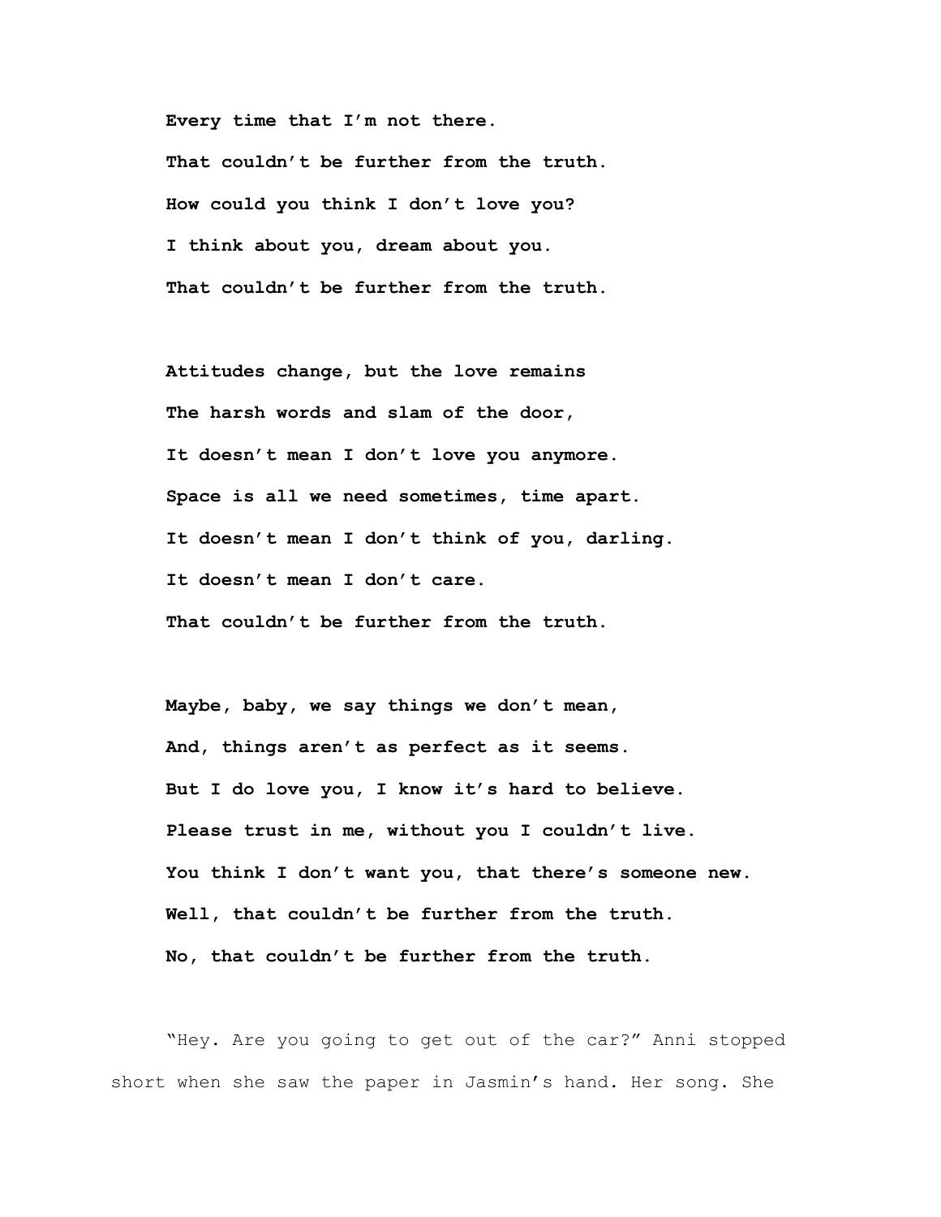**Every time that I'm not there.**
**That couldn't be further from the truth.**
**How could you think I don't love you?**
**I think about you, dream about you.**
**That couldn't be further from the truth.**

**Attitudes change, but the love remains**
**The harsh words and slam of the door,**
**It doesn't mean I don't love you anymore.**
**Space is all we need sometimes, time apart.**
**It doesn't mean I don't think of you, darling.**
**It doesn't mean I don't care.**
**That couldn't be further from the truth.**

**Maybe, baby, we say things we don't mean,**
**And, things aren't as perfect as it seems.**
**But I do love you, I know it's hard to believe.**
**Please trust in me, without you I couldn't live.**
**You think I don't want you, that there's someone new.**
**Well, that couldn't be further from the truth.**
**No, that couldn't be further from the truth.**

"Hey. Are you going to get out of the car?" Anni stopped short when she saw the paper in Jasmin's hand. Her song. She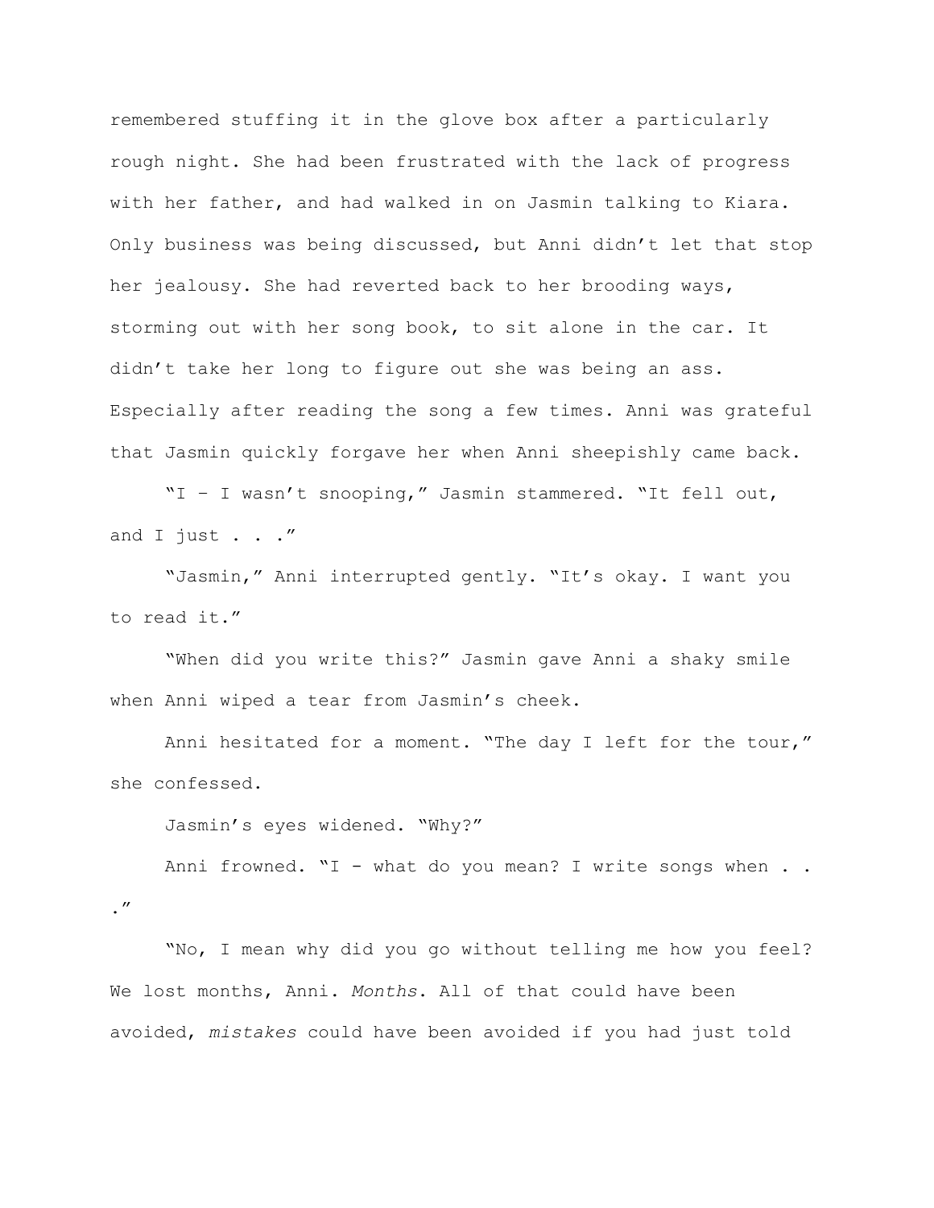remembered stuffing it in the glove box after a particularly rough night. She had been frustrated with the lack of progress with her father, and had walked in on Jasmin talking to Kiara. Only business was being discussed, but Anni didn't let that stop her jealousy. She had reverted back to her brooding ways, storming out with her song book, to sit alone in the car. It didn't take her long to figure out she was being an ass. Especially after reading the song a few times. Anni was grateful that Jasmin quickly forgave her when Anni sheepishly came back.

"I – I wasn't snooping," Jasmin stammered. "It fell out, and I just . . ."

"Jasmin," Anni interrupted gently. "It's okay. I want you to read it."

"When did you write this?" Jasmin gave Anni a shaky smile when Anni wiped a tear from Jasmin's cheek.

Anni hesitated for a moment. "The day I left for the tour," she confessed.

Jasmin's eyes widened. "Why?"

Anni frowned. "I - what do you mean? I write songs when . . ."

"No, I mean why did you go without telling me how you feel? We lost months, Anni. *Months*. All of that could have been avoided, *mistakes* could have been avoided if you had just told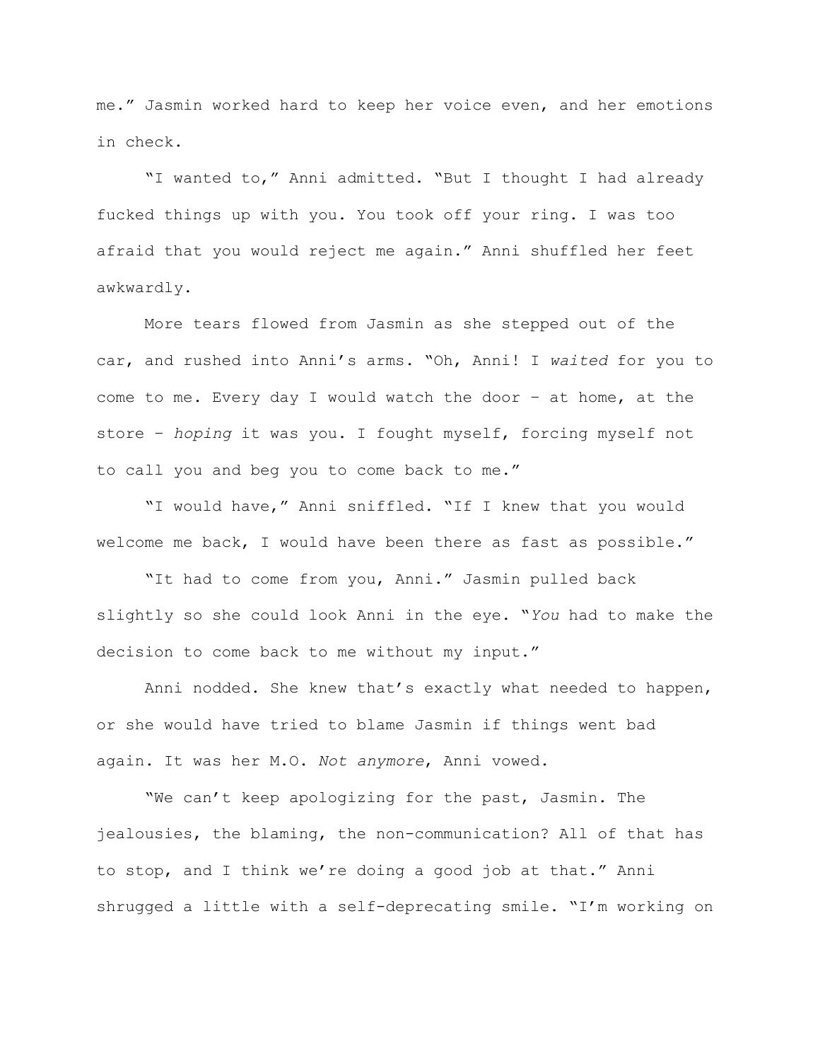me." Jasmin worked hard to keep her voice even, and her emotions in check.

"I wanted to," Anni admitted. "But I thought I had already fucked things up with you. You took off your ring. I was too afraid that you would reject me again." Anni shuffled her feet awkwardly.

More tears flowed from Jasmin as she stepped out of the car, and rushed into Anni's arms. "Oh, Anni! I *waited* for you to come to me. Every day I would watch the door – at home, at the store – *hoping* it was you. I fought myself, forcing myself not to call you and beg you to come back to me."

"I would have," Anni sniffled. "If I knew that you would welcome me back, I would have been there as fast as possible."

"It had to come from you, Anni." Jasmin pulled back slightly so she could look Anni in the eye. "*You* had to make the decision to come back to me without my input."

Anni nodded. She knew that's exactly what needed to happen, or she would have tried to blame Jasmin if things went bad again. It was her M.O. *Not anymore*, Anni vowed.

"We can't keep apologizing for the past, Jasmin. The jealousies, the blaming, the non-communication? All of that has to stop, and I think we're doing a good job at that." Anni shrugged a little with a self-deprecating smile. "I'm working on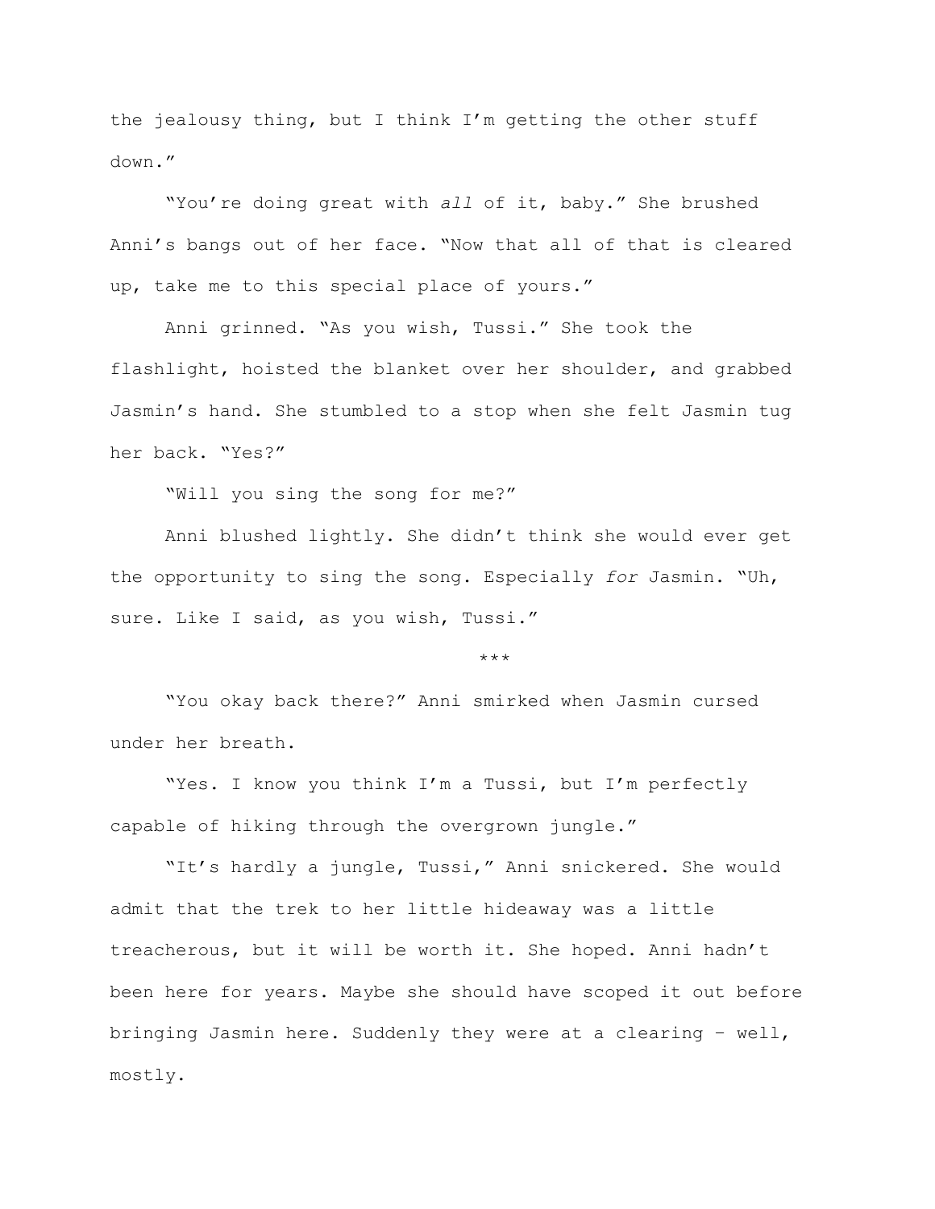the jealousy thing, but I think I'm getting the other stuff down."

"You're doing great with *all* of it, baby." She brushed Anni's bangs out of her face. "Now that all of that is cleared up, take me to this special place of yours."

Anni grinned. "As you wish, Tussi." She took the flashlight, hoisted the blanket over her shoulder, and grabbed Jasmin's hand. She stumbled to a stop when she felt Jasmin tug her back. "Yes?"

"Will you sing the song for me?"

Anni blushed lightly. She didn't think she would ever get the opportunity to sing the song. Especially *for* Jasmin. "Uh, sure. Like I said, as you wish, Tussi."

***

"You okay back there?" Anni smirked when Jasmin cursed under her breath.

"Yes. I know you think I'm a Tussi, but I'm perfectly capable of hiking through the overgrown jungle."

"It's hardly a jungle, Tussi," Anni snickered. She would admit that the trek to her little hideaway was a little treacherous, but it will be worth it. She hoped. Anni hadn't been here for years. Maybe she should have scoped it out before bringing Jasmin here. Suddenly they were at a clearing – well, mostly.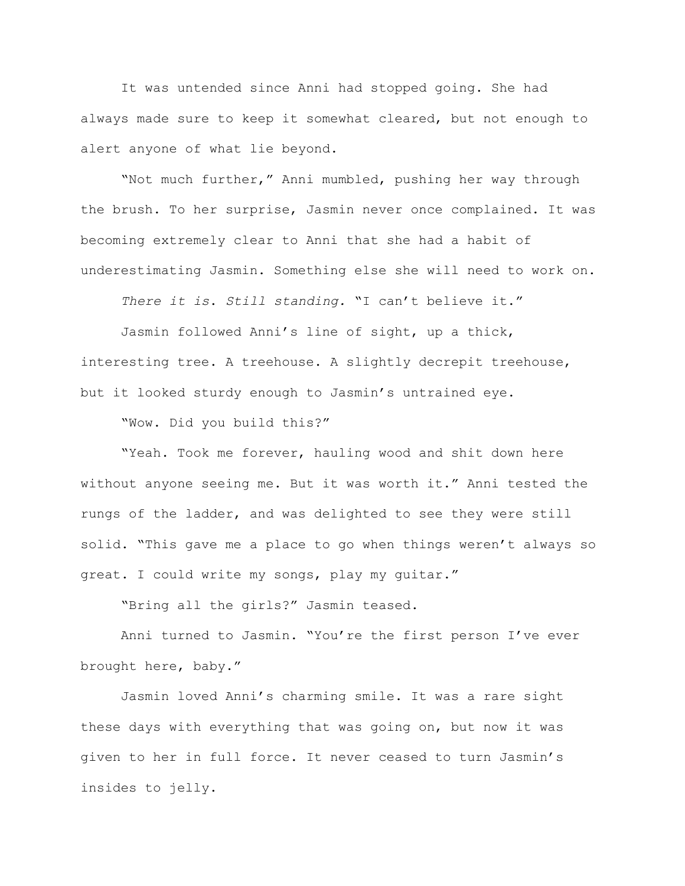It was untended since Anni had stopped going. She had always made sure to keep it somewhat cleared, but not enough to alert anyone of what lie beyond.

"Not much further," Anni mumbled, pushing her way through the brush. To her surprise, Jasmin never once complained. It was becoming extremely clear to Anni that she had a habit of underestimating Jasmin. Something else she will need to work on.

*There it is. Still standing.* "I can't believe it."

Jasmin followed Anni's line of sight, up a thick, interesting tree. A treehouse. A slightly decrepit treehouse, but it looked sturdy enough to Jasmin's untrained eye.

"Wow. Did you build this?"

"Yeah. Took me forever, hauling wood and shit down here without anyone seeing me. But it was worth it." Anni tested the rungs of the ladder, and was delighted to see they were still solid. "This gave me a place to go when things weren't always so great. I could write my songs, play my guitar."

"Bring all the girls?" Jasmin teased.

Anni turned to Jasmin. "You're the first person I've ever brought here, baby."

Jasmin loved Anni's charming smile. It was a rare sight these days with everything that was going on, but now it was given to her in full force. It never ceased to turn Jasmin's insides to jelly.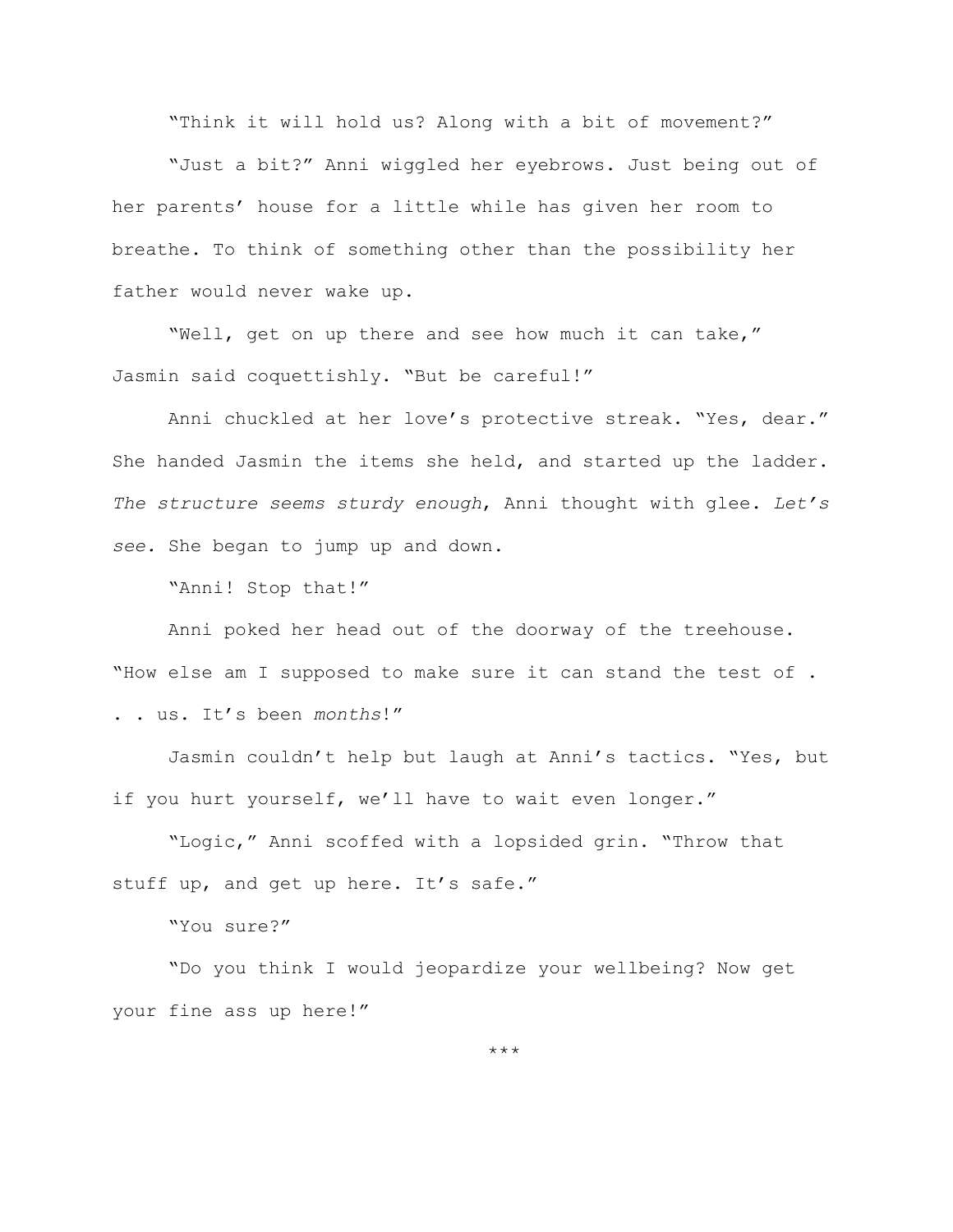"Think it will hold us? Along with a bit of movement?"

"Just a bit?" Anni wiggled her eyebrows. Just being out of her parents' house for a little while has given her room to breathe. To think of something other than the possibility her father would never wake up.

"Well, get on up there and see how much it can take," Jasmin said coquettishly. "But be careful!"

Anni chuckled at her love's protective streak. "Yes, dear." She handed Jasmin the items she held, and started up the ladder. *The structure seems sturdy enough*, Anni thought with glee. *Let's see.* She began to jump up and down.

"Anni! Stop that!"

Anni poked her head out of the doorway of the treehouse. "How else am I supposed to make sure it can stand the test of . . . us. It's been *months*!"

Jasmin couldn't help but laugh at Anni's tactics. "Yes, but if you hurt yourself, we'll have to wait even longer."

"Logic," Anni scoffed with a lopsided grin. "Throw that stuff up, and get up here. It's safe."

"You sure?"

"Do you think I would jeopardize your wellbeing? Now get your fine ass up here!"

***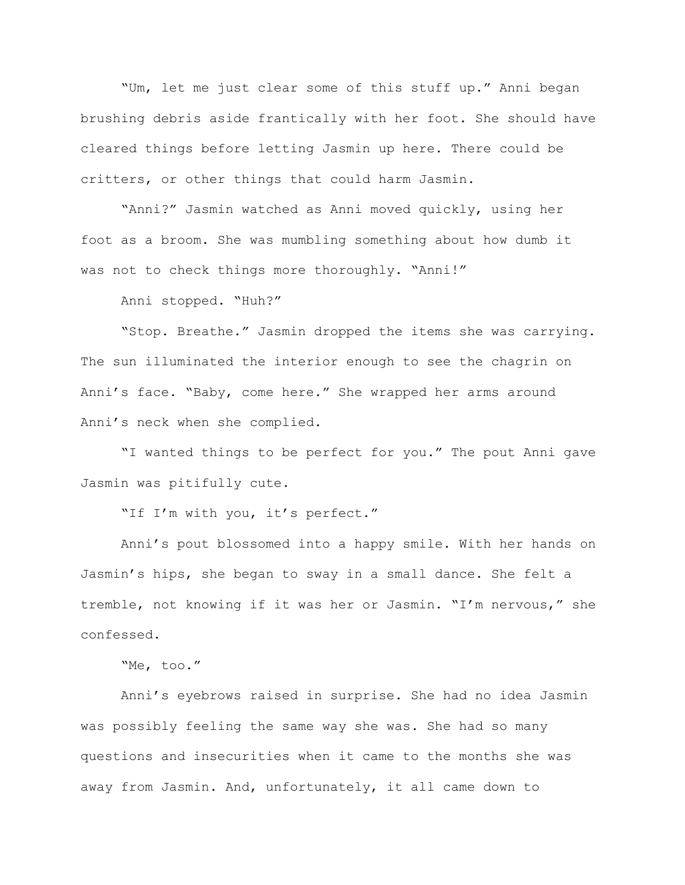“Um, let me just clear some of this stuff up.” Anni began brushing debris aside frantically with her foot. She should have cleared things before letting Jasmin up here. There could be critters, or other things that could harm Jasmin.

“Anni?” Jasmin watched as Anni moved quickly, using her foot as a broom. She was mumbling something about how dumb it was not to check things more thoroughly. “Anni!”

Anni stopped. “Huh?”

“Stop. Breathe.” Jasmin dropped the items she was carrying. The sun illuminated the interior enough to see the chagrin on Anni’s face. “Baby, come here.” She wrapped her arms around Anni’s neck when she complied.

“I wanted things to be perfect for you.” The pout Anni gave Jasmin was pitifully cute.

“If I’m with you, it’s perfect.”

Anni’s pout blossomed into a happy smile. With her hands on Jasmin’s hips, she began to sway in a small dance. She felt a tremble, not knowing if it was her or Jasmin. “I’m nervous,” she confessed.

“Me, too.”

Anni’s eyebrows raised in surprise. She had no idea Jasmin was possibly feeling the same way she was. She had so many questions and insecurities when it came to the months she was away from Jasmin. And, unfortunately, it all came down to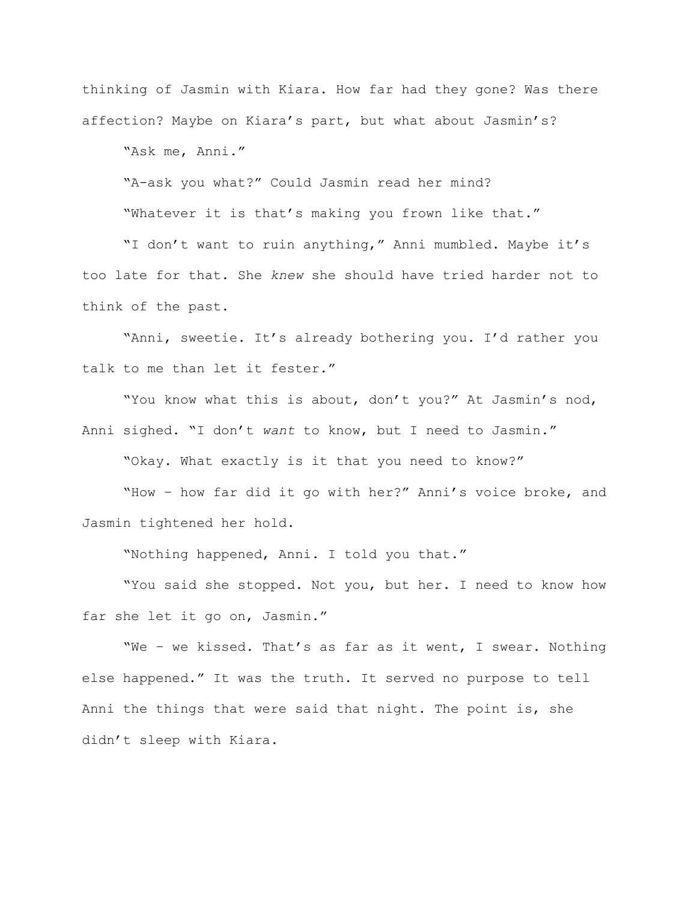thinking of Jasmin with Kiara. How far had they gone? Was there affection? Maybe on Kiara's part, but what about Jasmin's?

"Ask me, Anni."

"A-ask you what?" Could Jasmin read her mind?

"Whatever it is that's making you frown like that."

"I don't want to ruin anything," Anni mumbled. Maybe it's too late for that. She *knew* she should have tried harder not to think of the past.

"Anni, sweetie. It's already bothering you. I'd rather you talk to me than let it fester."

"You know what this is about, don't you?" At Jasmin's nod, Anni sighed. "I don't *want* to know, but I need to Jasmin."

"Okay. What exactly is it that you need to know?"

"How – how far did it go with her?" Anni's voice broke, and Jasmin tightened her hold.

"Nothing happened, Anni. I told you that."

"You said she stopped. Not you, but her. I need to know how far she let it go on, Jasmin."

"We – we kissed. That's as far as it went, I swear. Nothing else happened." It was the truth. It served no purpose to tell Anni the things that were said that night. The point is, she didn't sleep with Kiara.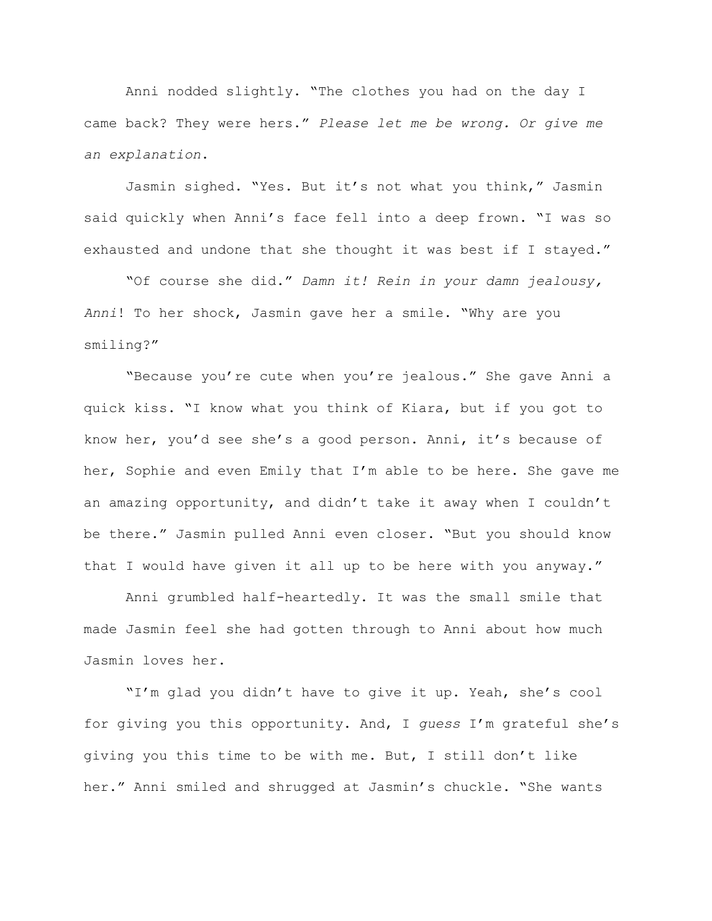Anni nodded slightly. "The clothes you had on the day I came back? They were hers." *Please let me be wrong. Or give me an explanation.*

Jasmin sighed. "Yes. But it's not what you think," Jasmin said quickly when Anni's face fell into a deep frown. "I was so exhausted and undone that she thought it was best if I stayed."

"Of course she did." *Damn it! Rein in your damn jealousy, Anni*! To her shock, Jasmin gave her a smile. "Why are you smiling?"

"Because you're cute when you're jealous." She gave Anni a quick kiss. "I know what you think of Kiara, but if you got to know her, you'd see she's a good person. Anni, it's because of her, Sophie and even Emily that I'm able to be here. She gave me an amazing opportunity, and didn't take it away when I couldn't be there." Jasmin pulled Anni even closer. "But you should know that I would have given it all up to be here with you anyway."

Anni grumbled half-heartedly. It was the small smile that made Jasmin feel she had gotten through to Anni about how much Jasmin loves her.

"I'm glad you didn't have to give it up. Yeah, she's cool for giving you this opportunity. And, I *guess* I'm grateful she's giving you this time to be with me. But, I still don't like her." Anni smiled and shrugged at Jasmin's chuckle. "She wants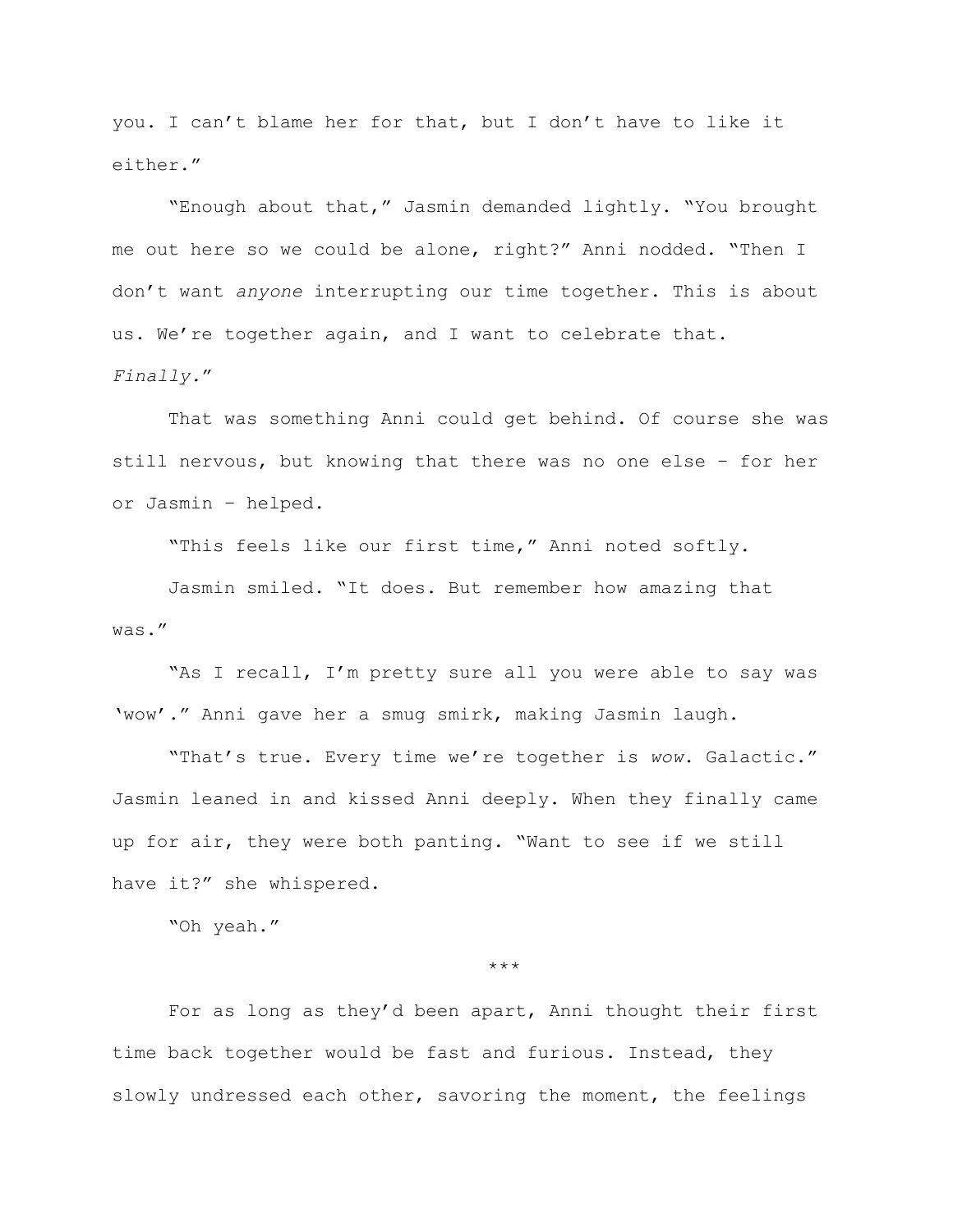you. I can't blame her for that, but I don't have to like it either."

"Enough about that," Jasmin demanded lightly. "You brought me out here so we could be alone, right?" Anni nodded. "Then I don't want *anyone* interrupting our time together. This is about us. We're together again, and I want to celebrate that. *Finally*."

That was something Anni could get behind. Of course she was still nervous, but knowing that there was no one else – for her or Jasmin – helped.

"This feels like our first time," Anni noted softly.

Jasmin smiled. "It does. But remember how amazing that was."

"As I recall, I'm pretty sure all you were able to say was 'wow'." Anni gave her a smug smirk, making Jasmin laugh.

"That's true. Every time we're together is *wow*. Galactic." Jasmin leaned in and kissed Anni deeply. When they finally came up for air, they were both panting. "Want to see if we still have it?" she whispered.

"Oh yeah."

***

For as long as they'd been apart, Anni thought their first time back together would be fast and furious. Instead, they slowly undressed each other, savoring the moment, the feelings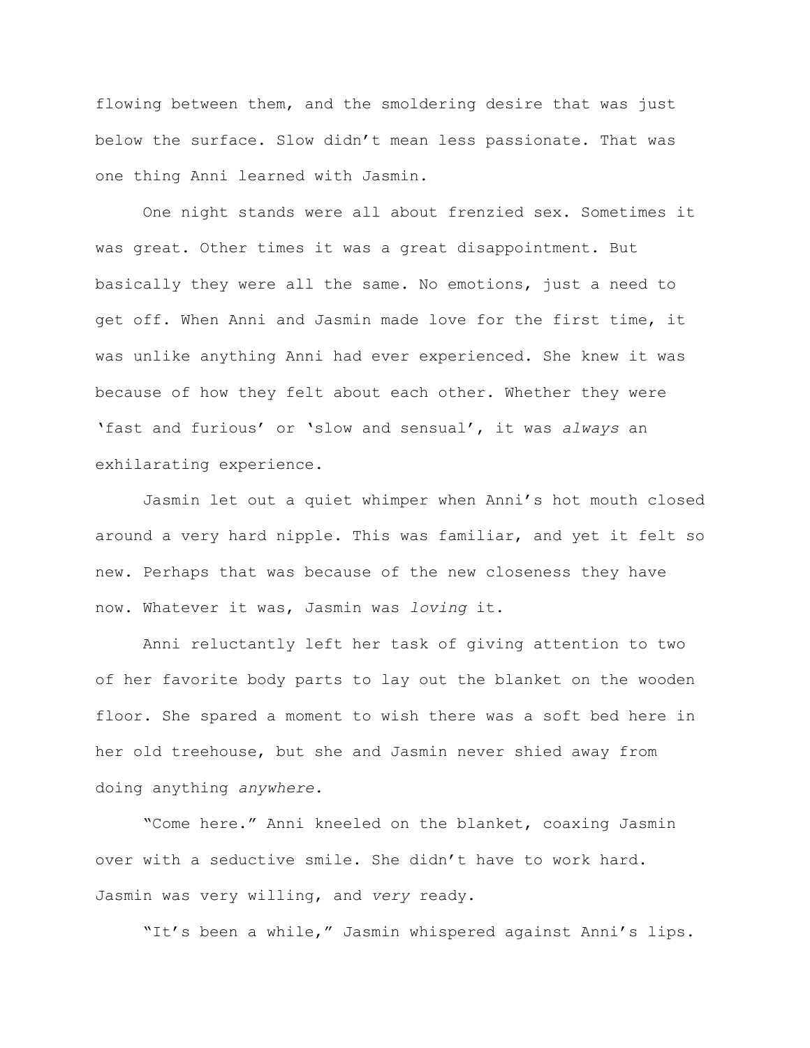flowing between them, and the smoldering desire that was just below the surface. Slow didn't mean less passionate. That was one thing Anni learned with Jasmin.

One night stands were all about frenzied sex. Sometimes it was great. Other times it was a great disappointment. But basically they were all the same. No emotions, just a need to get off. When Anni and Jasmin made love for the first time, it was unlike anything Anni had ever experienced. She knew it was because of how they felt about each other. Whether they were 'fast and furious' or 'slow and sensual', it was *always* an exhilarating experience.

Jasmin let out a quiet whimper when Anni's hot mouth closed around a very hard nipple. This was familiar, and yet it felt so new. Perhaps that was because of the new closeness they have now. Whatever it was, Jasmin was *loving* it.

Anni reluctantly left her task of giving attention to two of her favorite body parts to lay out the blanket on the wooden floor. She spared a moment to wish there was a soft bed here in her old treehouse, but she and Jasmin never shied away from doing anything *anywhere*.

"Come here." Anni kneeled on the blanket, coaxing Jasmin over with a seductive smile. She didn't have to work hard. Jasmin was very willing, and *very* ready.

"It's been a while," Jasmin whispered against Anni's lips.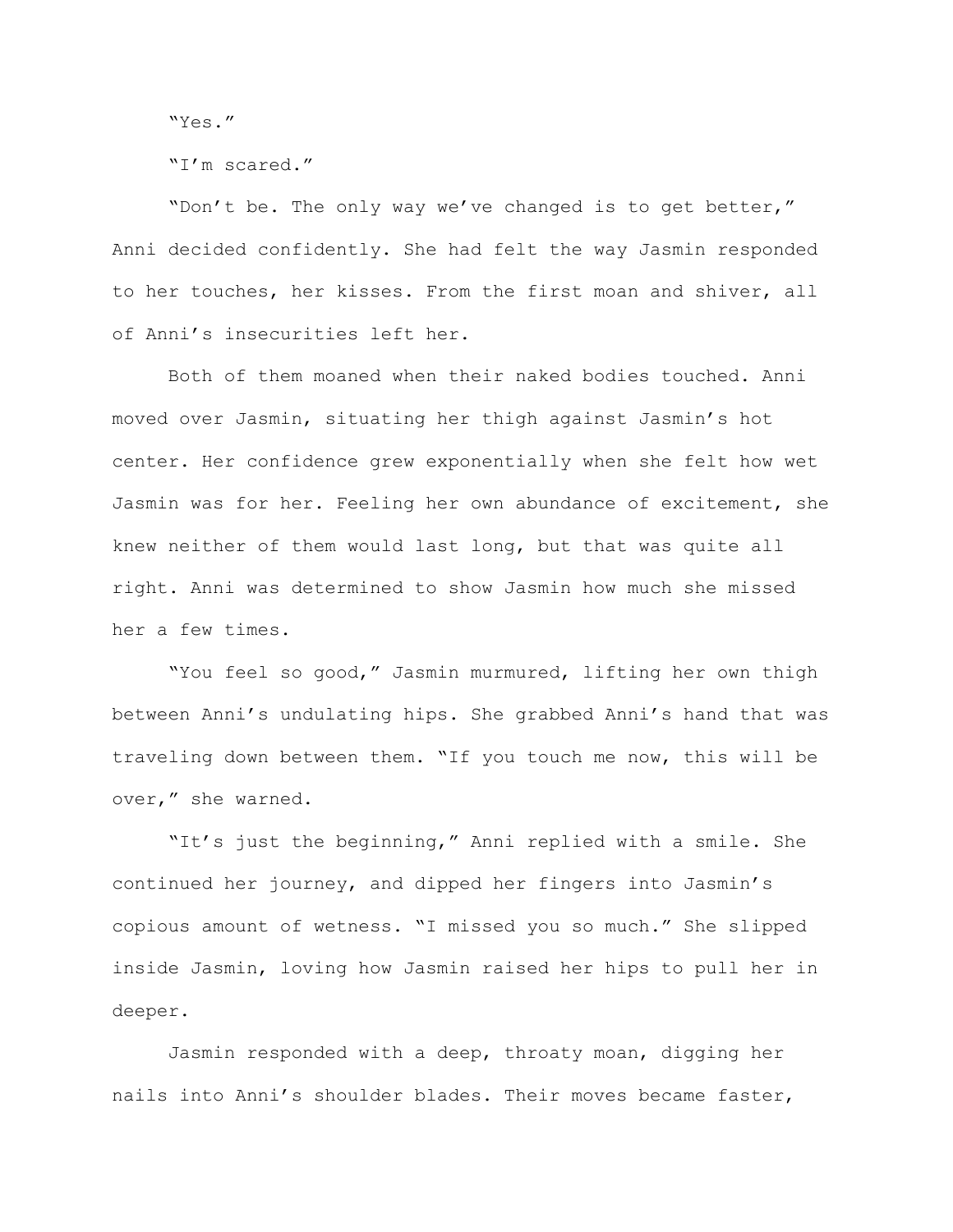"Yes."

"I'm scared."

"Don't be. The only way we've changed is to get better," Anni decided confidently. She had felt the way Jasmin responded to her touches, her kisses. From the first moan and shiver, all of Anni's insecurities left her.

Both of them moaned when their naked bodies touched. Anni moved over Jasmin, situating her thigh against Jasmin's hot center. Her confidence grew exponentially when she felt how wet Jasmin was for her. Feeling her own abundance of excitement, she knew neither of them would last long, but that was quite all right. Anni was determined to show Jasmin how much she missed her a few times.

"You feel so good," Jasmin murmured, lifting her own thigh between Anni's undulating hips. She grabbed Anni's hand that was traveling down between them. "If you touch me now, this will be over," she warned.

"It's just the beginning," Anni replied with a smile. She continued her journey, and dipped her fingers into Jasmin's copious amount of wetness. "I missed you so much." She slipped inside Jasmin, loving how Jasmin raised her hips to pull her in deeper.

Jasmin responded with a deep, throaty moan, digging her nails into Anni's shoulder blades. Their moves became faster,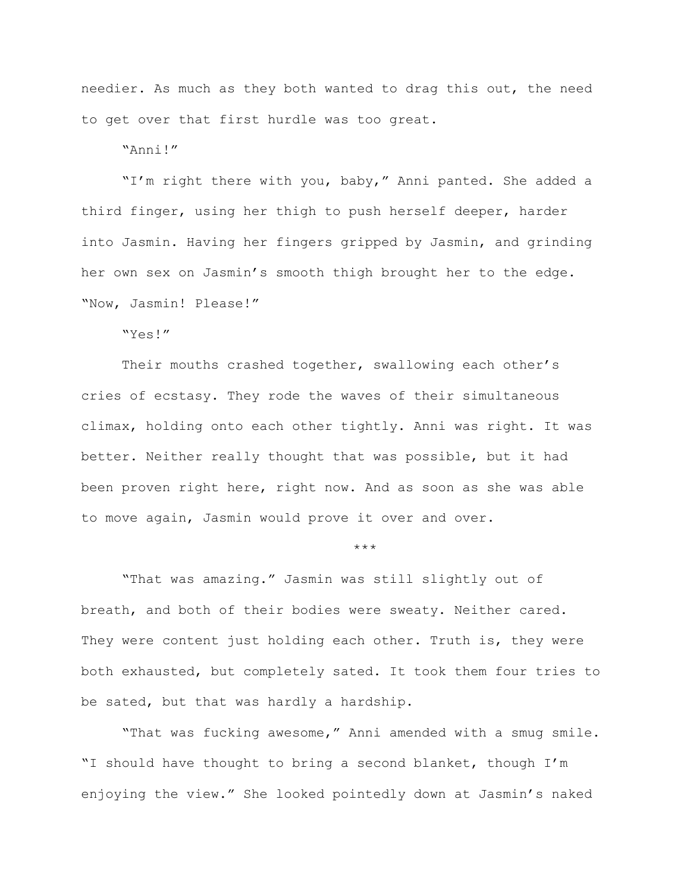needier. As much as they both wanted to drag this out, the need to get over that first hurdle was too great.

"Anni!"

"I'm right there with you, baby," Anni panted. She added a third finger, using her thigh to push herself deeper, harder into Jasmin. Having her fingers gripped by Jasmin, and grinding her own sex on Jasmin's smooth thigh brought her to the edge. "Now, Jasmin! Please!"

"Yes!"

Their mouths crashed together, swallowing each other's cries of ecstasy. They rode the waves of their simultaneous climax, holding onto each other tightly. Anni was right. It was better. Neither really thought that was possible, but it had been proven right here, right now. And as soon as she was able to move again, Jasmin would prove it over and over.

\*\*\*

"That was amazing." Jasmin was still slightly out of breath, and both of their bodies were sweaty. Neither cared. They were content just holding each other. Truth is, they were both exhausted, but completely sated. It took them four tries to be sated, but that was hardly a hardship.

"That was fucking awesome," Anni amended with a smug smile. "I should have thought to bring a second blanket, though I'm enjoying the view." She looked pointedly down at Jasmin's naked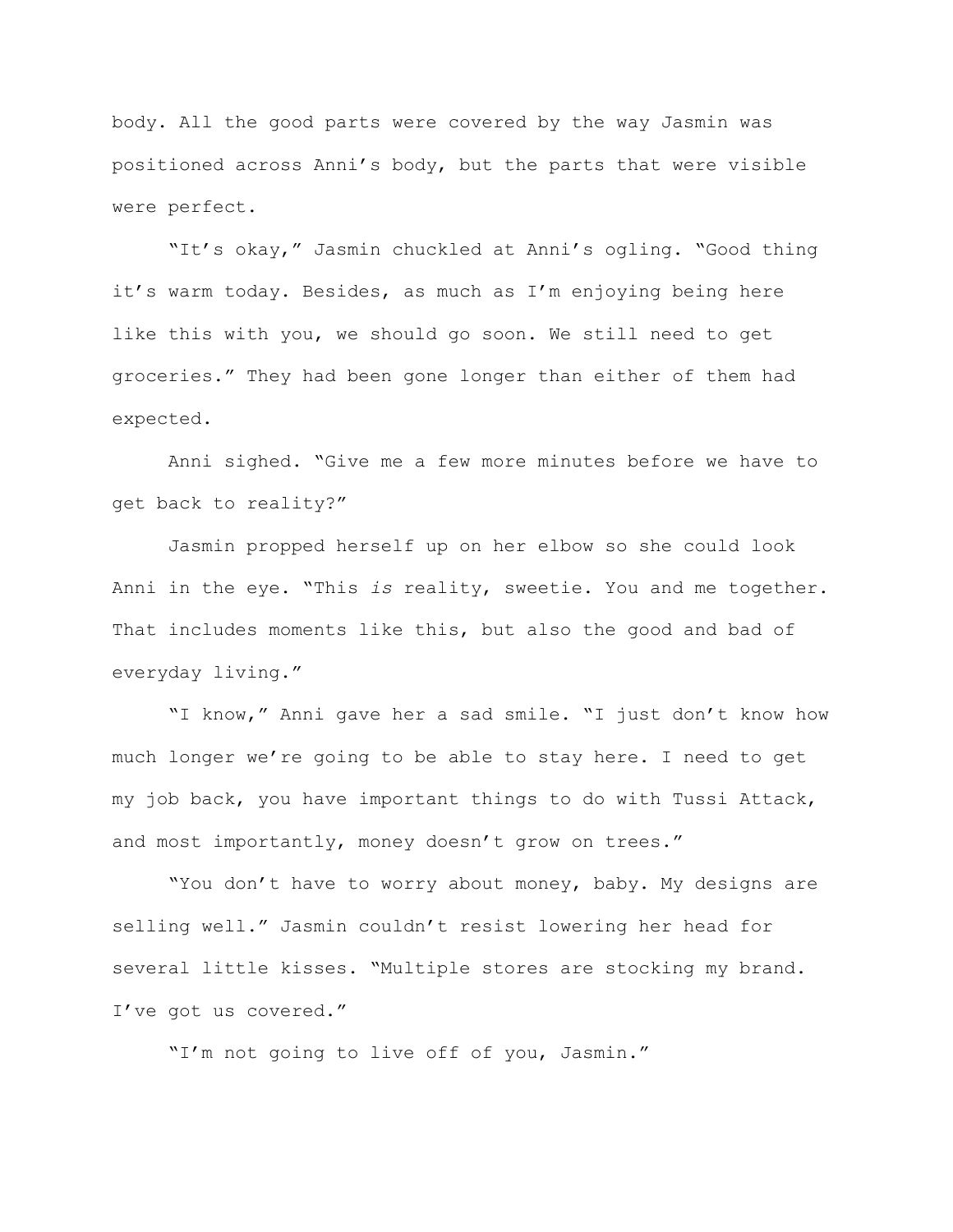body. All the good parts were covered by the way Jasmin was positioned across Anni's body, but the parts that were visible were perfect.

"It's okay," Jasmin chuckled at Anni's ogling. "Good thing it's warm today. Besides, as much as I'm enjoying being here like this with you, we should go soon. We still need to get groceries." They had been gone longer than either of them had expected.

Anni sighed. "Give me a few more minutes before we have to get back to reality?"

Jasmin propped herself up on her elbow so she could look Anni in the eye. "This *is* reality, sweetie. You and me together. That includes moments like this, but also the good and bad of everyday living."

"I know," Anni gave her a sad smile. "I just don't know how much longer we're going to be able to stay here. I need to get my job back, you have important things to do with Tussi Attack, and most importantly, money doesn't grow on trees."

"You don't have to worry about money, baby. My designs are selling well." Jasmin couldn't resist lowering her head for several little kisses. "Multiple stores are stocking my brand. I've got us covered."

"I'm not going to live off of you, Jasmin."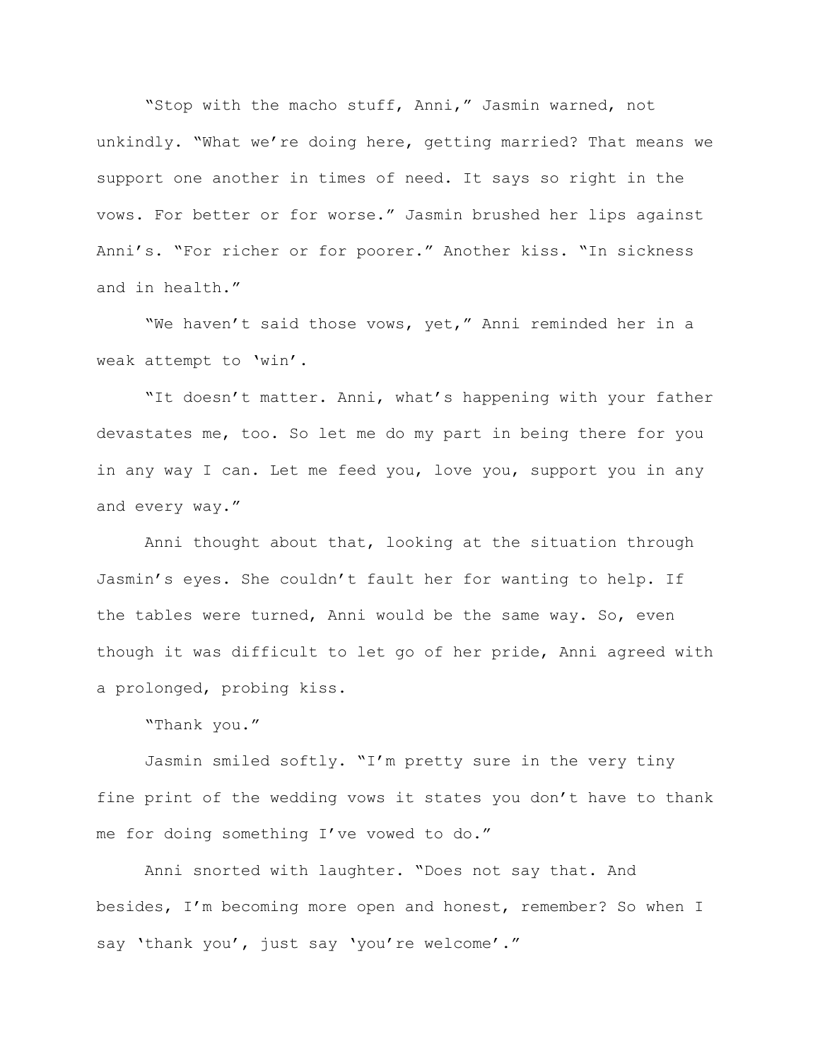“Stop with the macho stuff, Anni,” Jasmin warned, not unkindly. “What we’re doing here, getting married? That means we support one another in times of need. It says so right in the vows. For better or for worse.” Jasmin brushed her lips against Anni’s. “For richer or for poorer.” Another kiss. “In sickness and in health.”

“We haven’t said those vows, yet,” Anni reminded her in a weak attempt to ‘win’.

“It doesn’t matter. Anni, what’s happening with your father devastates me, too. So let me do my part in being there for you in any way I can. Let me feed you, love you, support you in any and every way.”

Anni thought about that, looking at the situation through Jasmin’s eyes. She couldn’t fault her for wanting to help. If the tables were turned, Anni would be the same way. So, even though it was difficult to let go of her pride, Anni agreed with a prolonged, probing kiss.

“Thank you.”

Jasmin smiled softly. “I’m pretty sure in the very tiny fine print of the wedding vows it states you don’t have to thank me for doing something I’ve vowed to do.”

Anni snorted with laughter. “Does not say that. And besides, I’m becoming more open and honest, remember? So when I say ‘thank you’, just say ‘you’re welcome’.”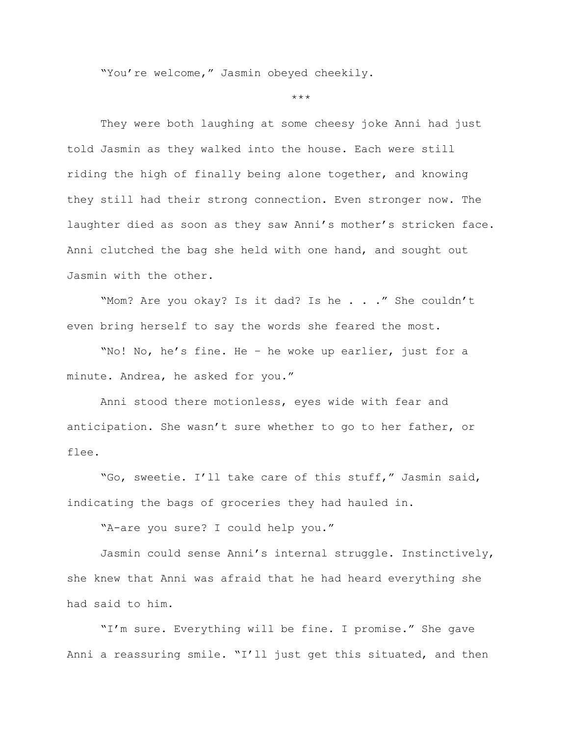"You're welcome," Jasmin obeyed cheekily.

\*\*\*

They were both laughing at some cheesy joke Anni had just told Jasmin as they walked into the house. Each were still riding the high of finally being alone together, and knowing they still had their strong connection. Even stronger now. The laughter died as soon as they saw Anni's mother's stricken face. Anni clutched the bag she held with one hand, and sought out Jasmin with the other.

"Mom? Are you okay? Is it dad? Is he . . ." She couldn't even bring herself to say the words she feared the most.

"No! No, he's fine. He – he woke up earlier, just for a minute. Andrea, he asked for you."

Anni stood there motionless, eyes wide with fear and anticipation. She wasn't sure whether to go to her father, or flee.

"Go, sweetie. I'll take care of this stuff," Jasmin said, indicating the bags of groceries they had hauled in.

"A-are you sure? I could help you."

Jasmin could sense Anni's internal struggle. Instinctively, she knew that Anni was afraid that he had heard everything she had said to him.

"I'm sure. Everything will be fine. I promise." She gave Anni a reassuring smile. "I'll just get this situated, and then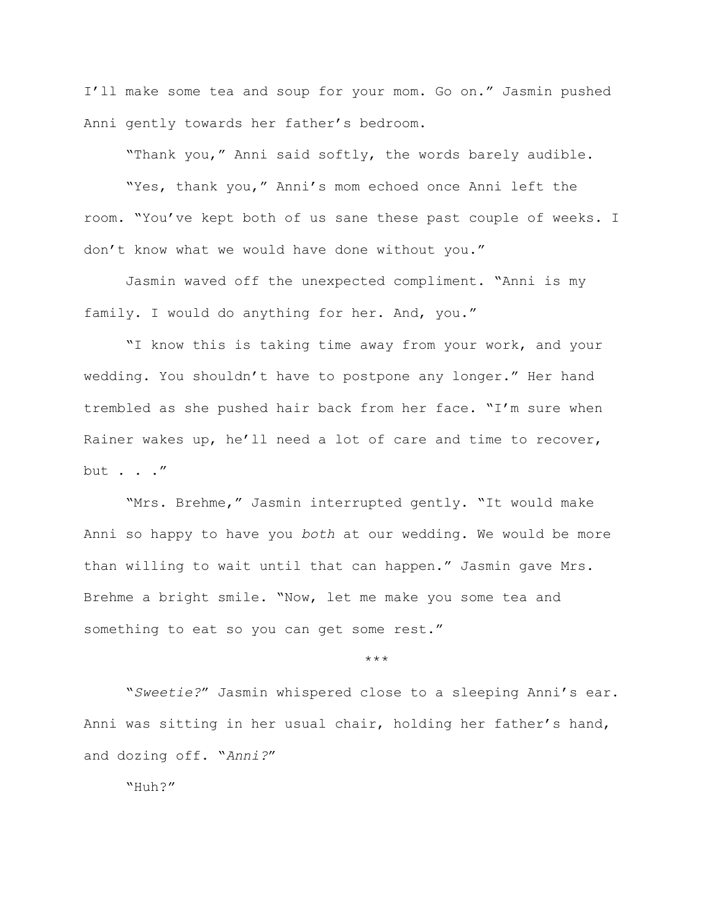I'll make some tea and soup for your mom. Go on." Jasmin pushed Anni gently towards her father's bedroom.

"Thank you," Anni said softly, the words barely audible.

"Yes, thank you," Anni's mom echoed once Anni left the room. "You've kept both of us sane these past couple of weeks. I don't know what we would have done without you."

Jasmin waved off the unexpected compliment. "Anni is my family. I would do anything for her. And, you."

"I know this is taking time away from your work, and your wedding. You shouldn't have to postpone any longer." Her hand trembled as she pushed hair back from her face. "I'm sure when Rainer wakes up, he'll need a lot of care and time to recover, but . . ."

"Mrs. Brehme," Jasmin interrupted gently. "It would make Anni so happy to have you *both* at our wedding. We would be more than willing to wait until that can happen." Jasmin gave Mrs. Brehme a bright smile. "Now, let me make you some tea and something to eat so you can get some rest."

***

"*Sweetie?*" Jasmin whispered close to a sleeping Anni's ear. Anni was sitting in her usual chair, holding her father's hand, and dozing off. "*Anni?*"

"Huh?"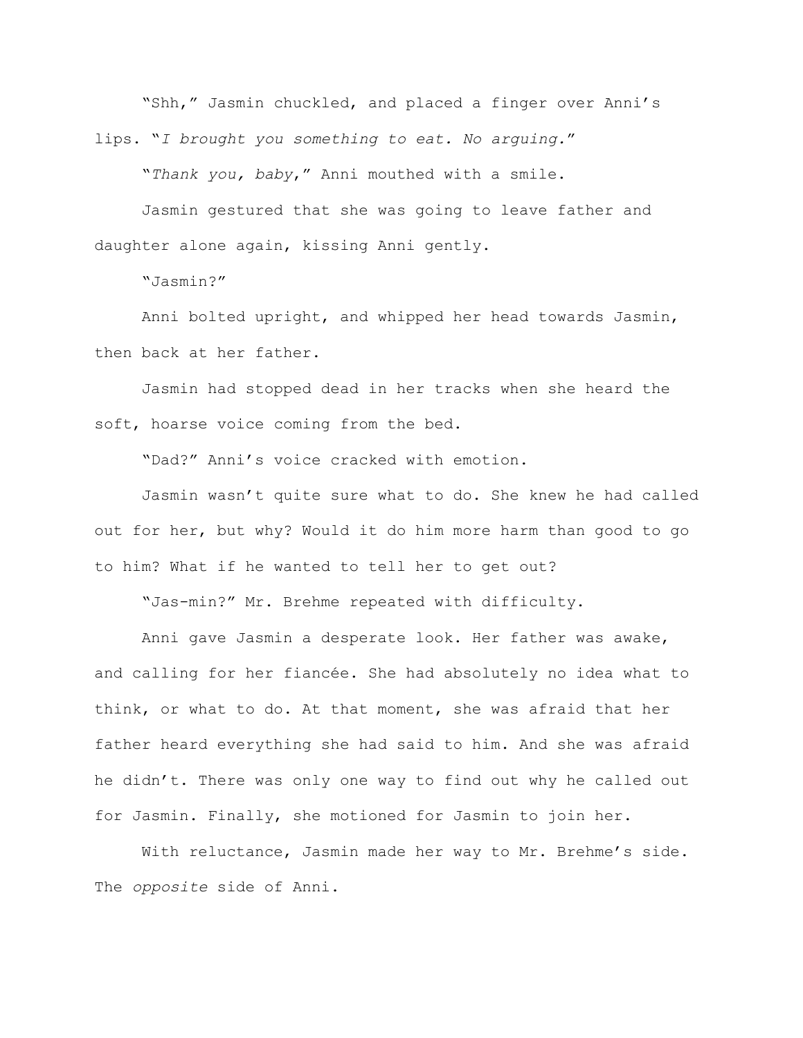"Shh," Jasmin chuckled, and placed a finger over Anni's lips. "*I brought you something to eat. No arguing.*"

"*Thank you, baby*," Anni mouthed with a smile.

Jasmin gestured that she was going to leave father and daughter alone again, kissing Anni gently.

"Jasmin?"

Anni bolted upright, and whipped her head towards Jasmin, then back at her father.

Jasmin had stopped dead in her tracks when she heard the soft, hoarse voice coming from the bed.

"Dad?" Anni's voice cracked with emotion.

Jasmin wasn't quite sure what to do. She knew he had called out for her, but why? Would it do him more harm than good to go to him? What if he wanted to tell her to get out?

"Jas-min?" Mr. Brehme repeated with difficulty.

Anni gave Jasmin a desperate look. Her father was awake, and calling for her fiancée. She had absolutely no idea what to think, or what to do. At that moment, she was afraid that her father heard everything she had said to him. And she was afraid he didn't. There was only one way to find out why he called out for Jasmin. Finally, she motioned for Jasmin to join her.

With reluctance, Jasmin made her way to Mr. Brehme's side. The *opposite* side of Anni.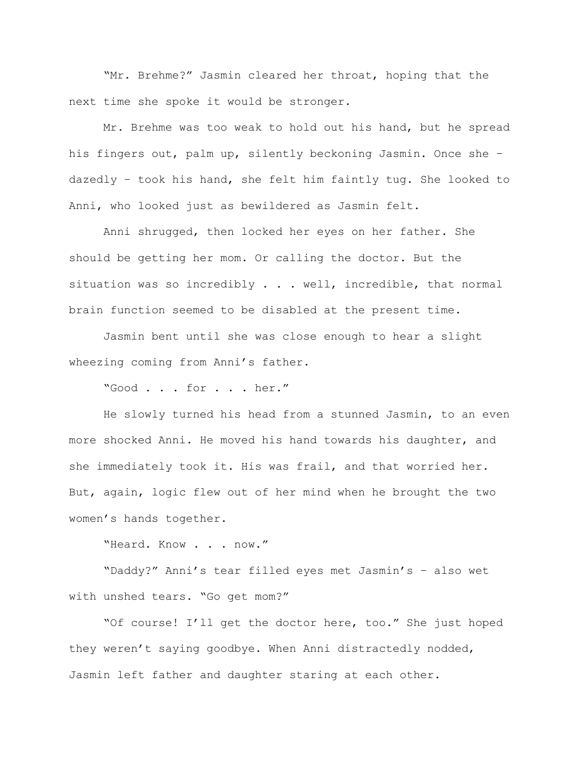"Mr. Brehme?" Jasmin cleared her throat, hoping that the next time she spoke it would be stronger.

Mr. Brehme was too weak to hold out his hand, but he spread his fingers out, palm up, silently beckoning Jasmin. Once she – dazedly – took his hand, she felt him faintly tug. She looked to Anni, who looked just as bewildered as Jasmin felt.

Anni shrugged, then locked her eyes on her father. She should be getting her mom. Or calling the doctor. But the situation was so incredibly . . . well, incredible, that normal brain function seemed to be disabled at the present time.

Jasmin bent until she was close enough to hear a slight wheezing coming from Anni's father.

"Good . . . for . . . her."

He slowly turned his head from a stunned Jasmin, to an even more shocked Anni. He moved his hand towards his daughter, and she immediately took it. His was frail, and that worried her. But, again, logic flew out of her mind when he brought the two women's hands together.

"Heard. Know . . . now."

"Daddy?" Anni's tear filled eyes met Jasmin's – also wet with unshed tears. "Go get mom?"

"Of course! I'll get the doctor here, too." She just hoped they weren't saying goodbye. When Anni distractedly nodded, Jasmin left father and daughter staring at each other.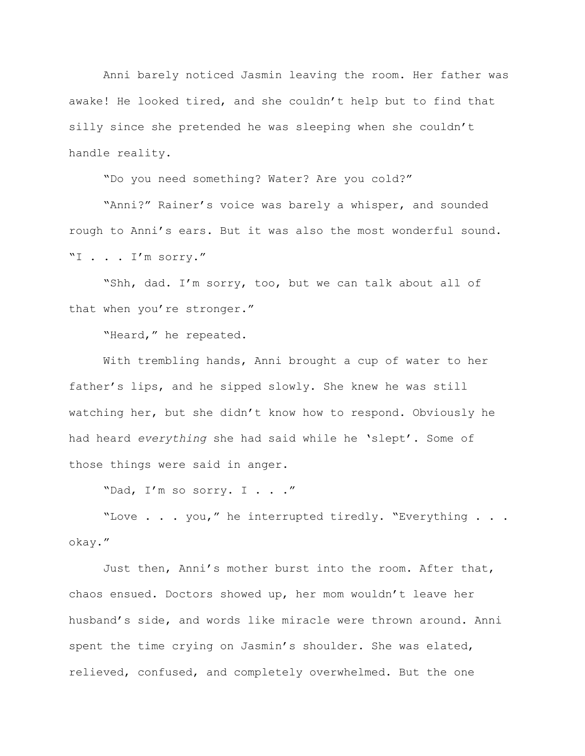Anni barely noticed Jasmin leaving the room. Her father was awake! He looked tired, and she couldn't help but to find that silly since she pretended he was sleeping when she couldn't handle reality.

"Do you need something? Water? Are you cold?"

"Anni?" Rainer's voice was barely a whisper, and sounded rough to Anni's ears. But it was also the most wonderful sound. "I . . . I'm sorry."

"Shh, dad. I'm sorry, too, but we can talk about all of that when you're stronger."

"Heard," he repeated.

With trembling hands, Anni brought a cup of water to her father's lips, and he sipped slowly. She knew he was still watching her, but she didn't know how to respond. Obviously he had heard *everything* she had said while he 'slept'. Some of those things were said in anger.

"Dad, I'm so sorry. I . . . ."

"Love . . . you," he interrupted tiredly. "Everything . . . okay."

Just then, Anni's mother burst into the room. After that, chaos ensued. Doctors showed up, her mom wouldn't leave her husband's side, and words like miracle were thrown around. Anni spent the time crying on Jasmin's shoulder. She was elated, relieved, confused, and completely overwhelmed. But the one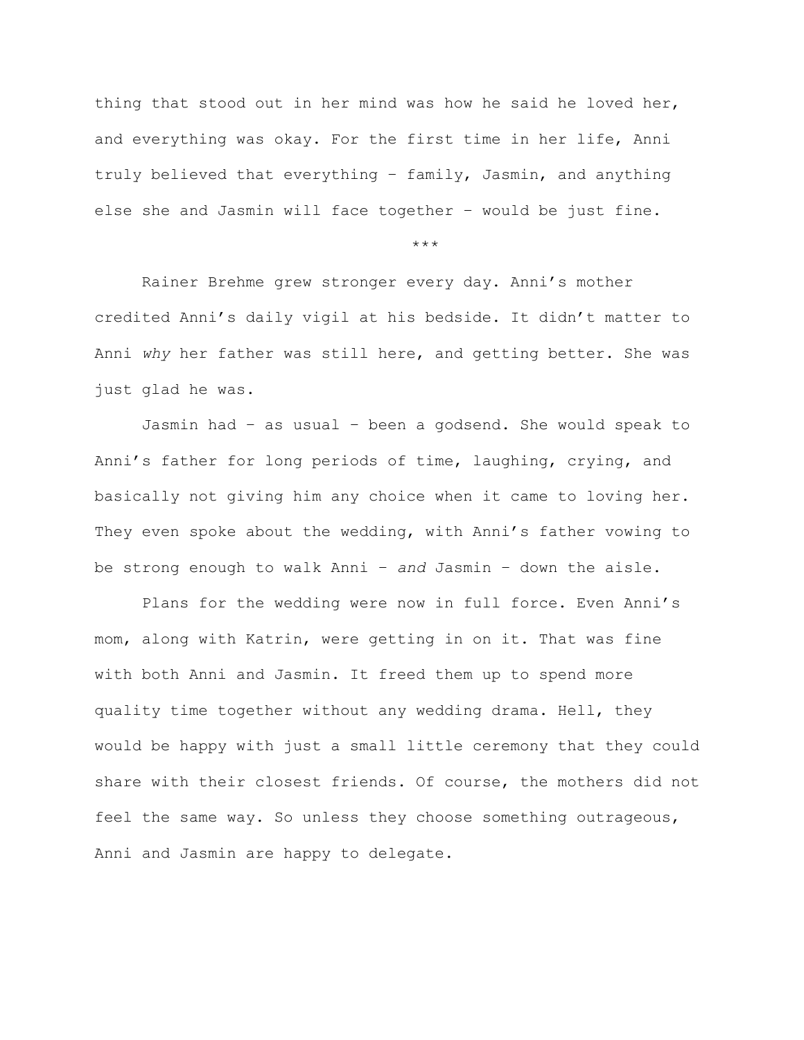thing that stood out in her mind was how he said he loved her, and everything was okay. For the first time in her life, Anni truly believed that everything – family, Jasmin, and anything else she and Jasmin will face together – would be just fine.

\*\*\*

Rainer Brehme grew stronger every day. Anni's mother credited Anni's daily vigil at his bedside. It didn't matter to Anni *why* her father was still here, and getting better. She was just glad he was.

Jasmin had – as usual – been a godsend. She would speak to Anni's father for long periods of time, laughing, crying, and basically not giving him any choice when it came to loving her. They even spoke about the wedding, with Anni's father vowing to be strong enough to walk Anni – *and* Jasmin – down the aisle.

Plans for the wedding were now in full force. Even Anni's mom, along with Katrin, were getting in on it. That was fine with both Anni and Jasmin. It freed them up to spend more quality time together without any wedding drama. Hell, they would be happy with just a small little ceremony that they could share with their closest friends. Of course, the mothers did not feel the same way. So unless they choose something outrageous, Anni and Jasmin are happy to delegate.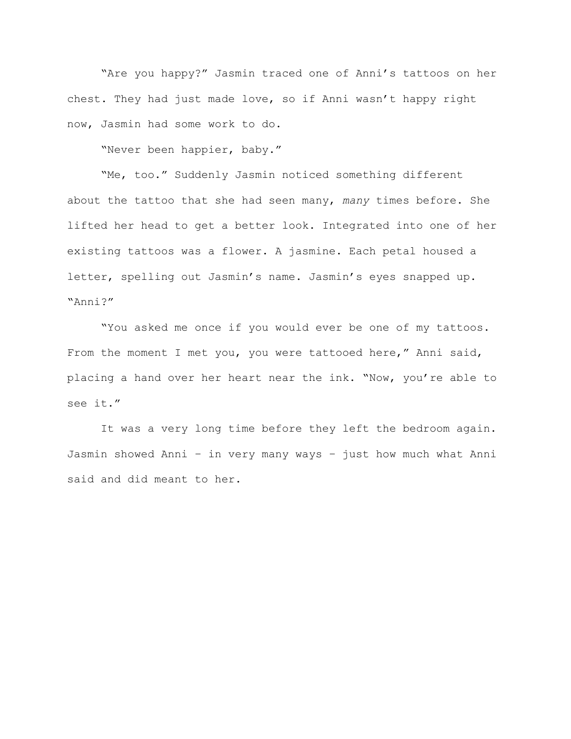"Are you happy?" Jasmin traced one of Anni's tattoos on her chest. They had just made love, so if Anni wasn't happy right now, Jasmin had some work to do.

"Never been happier, baby."

"Me, too." Suddenly Jasmin noticed something different about the tattoo that she had seen many, *many* times before. She lifted her head to get a better look. Integrated into one of her existing tattoos was a flower. A jasmine. Each petal housed a letter, spelling out Jasmin's name. Jasmin's eyes snapped up. "Anni?"

"You asked me once if you would ever be one of my tattoos. From the moment I met you, you were tattooed here," Anni said, placing a hand over her heart near the ink. "Now, you're able to see it."

It was a very long time before they left the bedroom again. Jasmin showed Anni – in very many ways – just how much what Anni said and did meant to her.